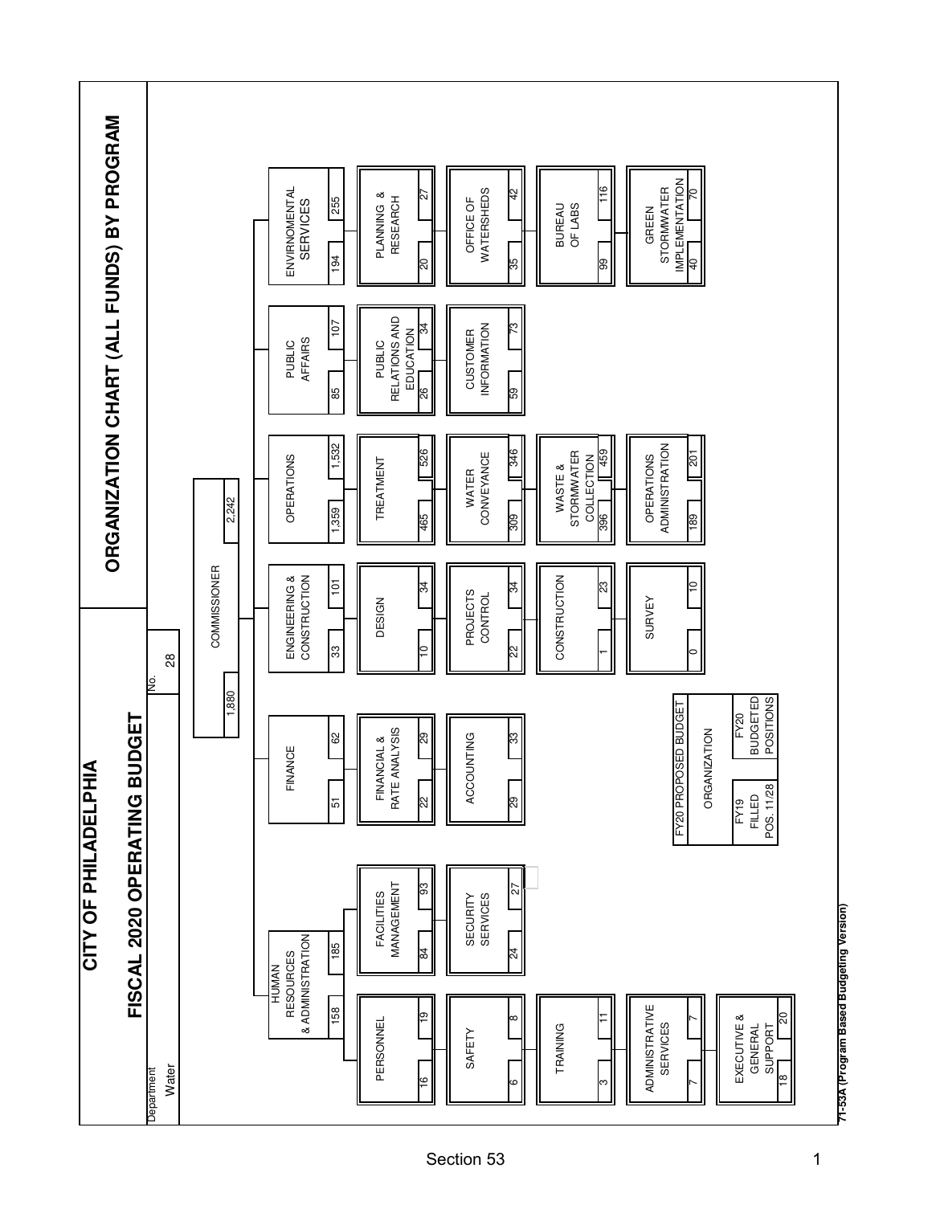# CITY OF PHILADELPHIA

## FISCAL 2020 OPERATING BUDGET

## ORGANIZATION CHART (ALL FUNDS) BY PROGRAM

Department: Water — No. 28

**FY20 PROPOSED BUDGET — ORGANIZATION**
(Left number: FY19 FILLED POS. 11/28; Right number: FY20 BUDGETED POSITIONS)

| Unit | Sub-unit | FY19 Filled Pos. 11/28 | FY20 Budgeted Positions |
|---|---|---|---|
| COMMISSIONER | | 1,880 | 2,242 |
| HUMAN RESOURCES & ADMINISTRATION | | 158 | 185 |
| | PERSONNEL | 16 | 19 |
| | SAFETY | 6 | 8 |
| | TRAINING | 3 | 11 |
| | ADMINISTRATIVE SERVICES | 7 | 7 |
| | EXECUTIVE & GENERAL SUPPORT | 18 | 20 |
| | FACILITIES MANAGEMENT | 84 | 93 |
| | SECURITY SERVICES | 24 | 27 |
| FINANCE | | 51 | 62 |
| | FINANCIAL & RATE ANALYSIS | 22 | 29 |
| | ACCOUNTING | 29 | 33 |
| ENGINEERING & CONSTRUCTION | | 33 | 101 |
| | DESIGN | 10 | 34 |
| | PROJECTS CONTROL | 22 | 34 |
| | CONSTRUCTION | 1 | 23 |
| | SURVEY | 0 | 10 |
| OPERATIONS | | 1,359 | 1,532 |
| | TREATMENT | 465 | 526 |
| | WATER CONVEYANCE | 309 | 346 |
| | WASTE & STORMWATER COLLECTION | 396 | 459 |
| | OPERATIONS ADMINISTRATION | 189 | 201 |
| PUBLIC AFFAIRS | | 85 | 107 |
| | PUBLIC RELATIONS AND EDUCATION | 26 | 34 |
| | CUSTOMER INFORMATION | 59 | 73 |
| ENVIRONMENTAL SERVICES | | 194 | 255 |
| | PLANNING & RESEARCH | 20 | 27 |
| | OFFICE OF WATERSHEDS | 35 | 42 |
| | BUREAU OF LABS | 99 | 116 |
| | GREEN STORMWATER IMPLEMENTATION | 40 | 70 |

71-53A (Program Based Budgeting Version)

Section 53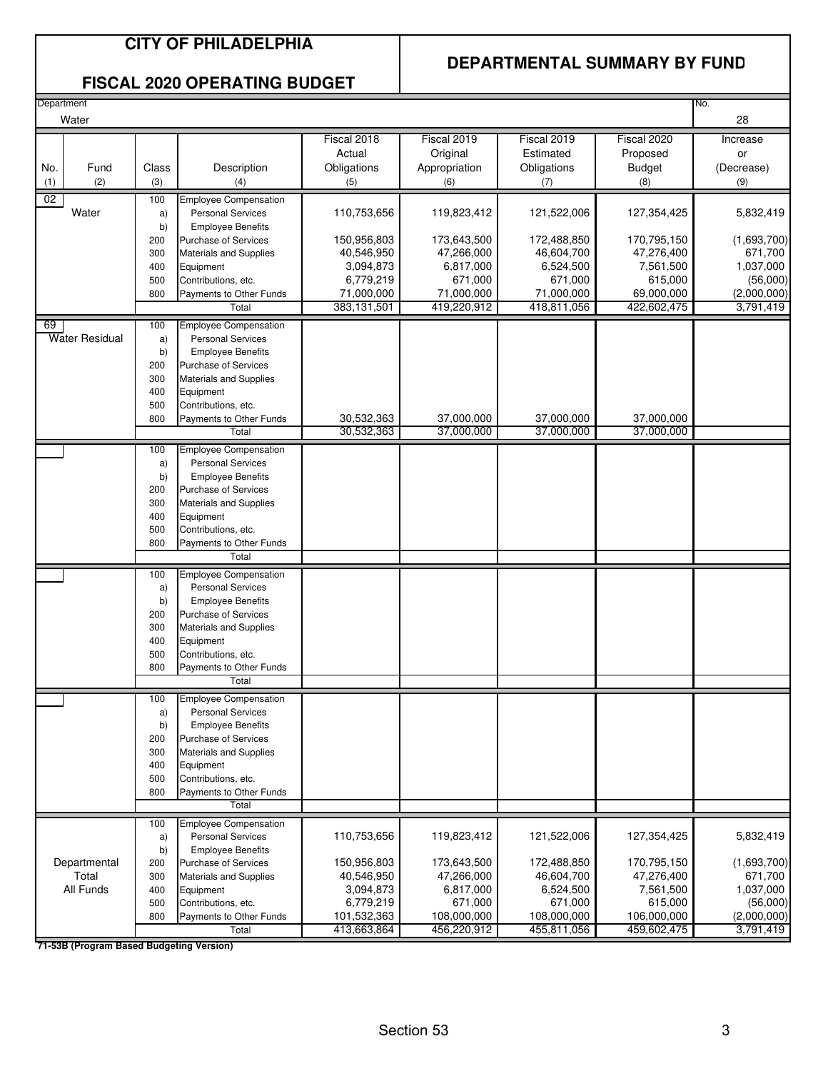# CITY OF PHILADELPHIA

## FISCAL 2020 OPERATING BUDGET

## DEPARTMENTAL SUMMARY BY FUND

Department: Water — No. 28

| No. (1) | Fund (2) | Class (3) | Description (4) | Fiscal 2018 Actual Obligations (5) | Fiscal 2019 Original Appropriation (6) | Fiscal 2019 Estimated Obligations (7) | Fiscal 2020 Proposed Budget (8) | Increase or (Decrease) (9) |
|---|---|---|---|---|---|---|---|---|
| 02 | Water | 100 | Employee Compensation | | | | | |
| | | a) | Personal Services | 110,753,656 | 119,823,412 | 121,522,006 | 127,354,425 | 5,832,419 |
| | | b) | Employee Benefits | | | | | |
| | | 200 | Purchase of Services | 150,956,803 | 173,643,500 | 172,488,850 | 170,795,150 | (1,693,700) |
| | | 300 | Materials and Supplies | 40,546,950 | 47,266,000 | 46,604,700 | 47,276,400 | 671,700 |
| | | 400 | Equipment | 3,094,873 | 6,817,000 | 6,524,500 | 7,561,500 | 1,037,000 |
| | | 500 | Contributions, etc. | 6,779,219 | 671,000 | 671,000 | 615,000 | (56,000) |
| | | 800 | Payments to Other Funds | 71,000,000 | 71,000,000 | 71,000,000 | 69,000,000 | (2,000,000) |
| | | | Total | 383,131,501 | 419,220,912 | 418,811,056 | 422,602,475 | 3,791,419 |
| 69 | Water Residual | 100 | Employee Compensation | | | | | |
| | | a) | Personal Services | | | | | |
| | | b) | Employee Benefits | | | | | |
| | | 200 | Purchase of Services | | | | | |
| | | 300 | Materials and Supplies | | | | | |
| | | 400 | Equipment | | | | | |
| | | 500 | Contributions, etc. | | | | | |
| | | 800 | Payments to Other Funds | 30,532,363 | 37,000,000 | 37,000,000 | 37,000,000 | |
| | | | Total | 30,532,363 | 37,000,000 | 37,000,000 | 37,000,000 | |
| | Departmental Total All Funds | 100 | Employee Compensation | | | | | |
| | | a) | Personal Services | 110,753,656 | 119,823,412 | 121,522,006 | 127,354,425 | 5,832,419 |
| | | b) | Employee Benefits | | | | | |
| | | 200 | Purchase of Services | 150,956,803 | 173,643,500 | 172,488,850 | 170,795,150 | (1,693,700) |
| | | 300 | Materials and Supplies | 40,546,950 | 47,266,000 | 46,604,700 | 47,276,400 | 671,700 |
| | | 400 | Equipment | 3,094,873 | 6,817,000 | 6,524,500 | 7,561,500 | 1,037,000 |
| | | 500 | Contributions, etc. | 6,779,219 | 671,000 | 671,000 | 615,000 | (56,000) |
| | | 800 | Payments to Other Funds | 101,532,363 | 108,000,000 | 108,000,000 | 106,000,000 | (2,000,000) |
| | | | Total | 413,663,864 | 456,220,912 | 455,811,056 | 459,602,475 | 3,791,419 |

**71-53B (Program Based Budgeting Version)**

Section 53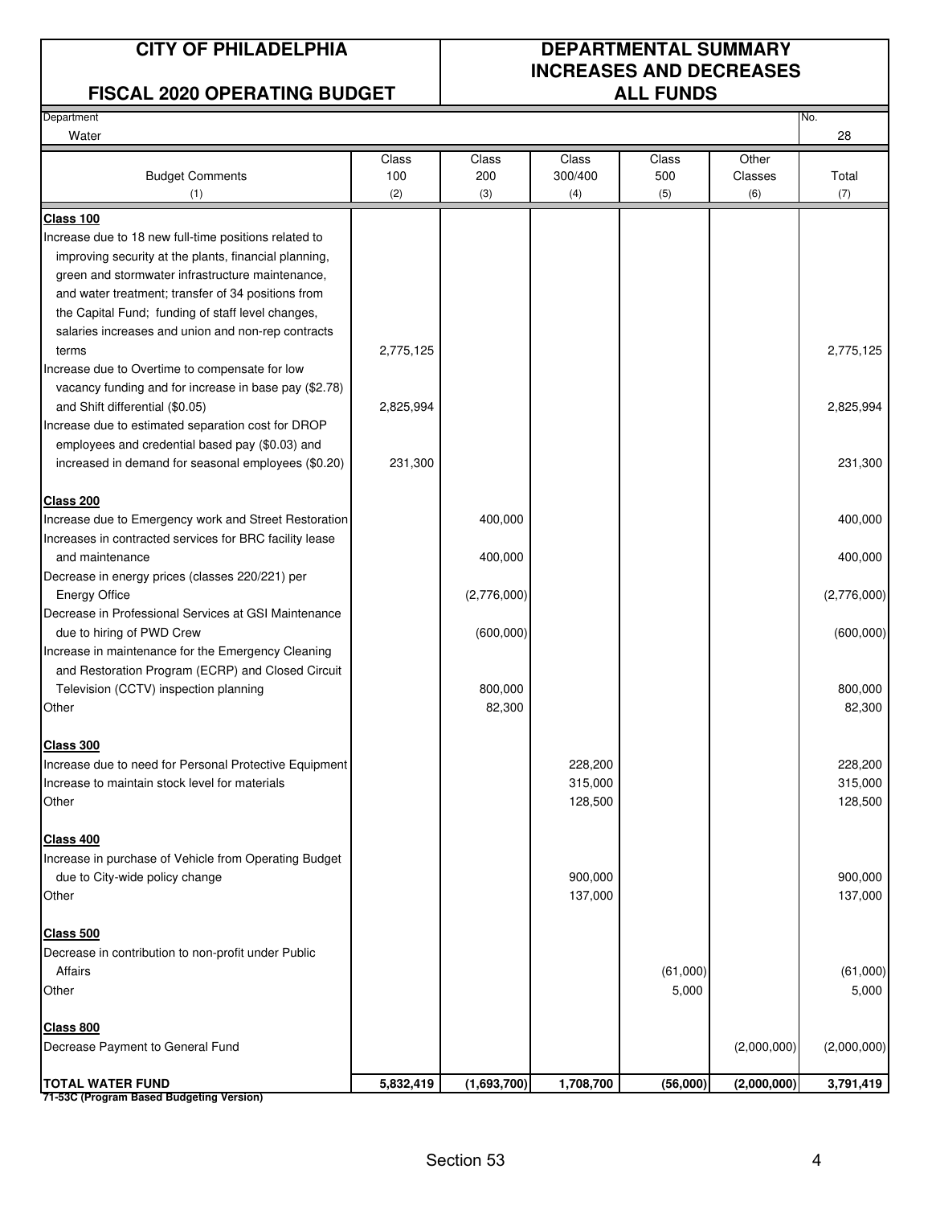**CITY OF PHILADELPHIA**

**FISCAL 2020 OPERATING BUDGET**

**DEPARTMENTAL SUMMARY INCREASES AND DECREASES ALL FUNDS**

| Department | No. |
|---|---|
| Water | 28 |

| Budget Comments (1) | Class 100 (2) | Class 200 (3) | Class 300/400 (4) | Class 500 (5) | Other Classes (6) | Total (7) |
|---|---|---|---|---|---|---|
| **Class 100** | | | | | | |
| Increase due to 18 new full-time positions related to improving security at the plants, financial planning, green and stormwater infrastructure maintenance, and water treatment; transfer of 34 positions from the Capital Fund; funding of staff level changes, salaries increases and union and non-rep contracts terms | 2,775,125 | | | | | 2,775,125 |
| Increase due to Overtime to compensate for low vacancy funding and for increase in base pay ($2.78) and Shift differential ($0.05) | 2,825,994 | | | | | 2,825,994 |
| Increase due to estimated separation cost for DROP employees and credential based pay ($0.03) and increased in demand for seasonal employees ($0.20) | 231,300 | | | | | 231,300 |
| **Class 200** | | | | | | |
| Increase due to Emergency work and Street Restoration | | 400,000 | | | | 400,000 |
| Increases in contracted services for BRC facility lease and maintenance | | 400,000 | | | | 400,000 |
| Decrease in energy prices (classes 220/221) per Energy Office | | (2,776,000) | | | | (2,776,000) |
| Decrease in Professional Services at GSI Maintenance due to hiring of PWD Crew | | (600,000) | | | | (600,000) |
| Increase in maintenance for the Emergency Cleaning and Restoration Program (ECRP) and Closed Circuit Television (CCTV) inspection planning | | 800,000 | | | | 800,000 |
| Other | | 82,300 | | | | 82,300 |
| **Class 300** | | | | | | |
| Increase due to need for Personal Protective Equipment | | | 228,200 | | | 228,200 |
| Increase to maintain stock level for materials | | | 315,000 | | | 315,000 |
| Other | | | 128,500 | | | 128,500 |
| **Class 400** | | | | | | |
| Increase in purchase of Vehicle from Operating Budget due to City-wide policy change | | | 900,000 | | | 900,000 |
| Other | | | 137,000 | | | 137,000 |
| **Class 500** | | | | | | |
| Decrease in contribution to non-profit under Public Affairs | | | | (61,000) | | (61,000) |
| Other | | | | 5,000 | | 5,000 |
| **Class 800** | | | | | | |
| Decrease Payment to General Fund | | | | | (2,000,000) | (2,000,000) |
| **TOTAL WATER FUND** | **5,832,419** | **(1,693,700)** | **1,708,700** | **(56,000)** | **(2,000,000)** | **3,791,419** |

**71-53C (Program Based Budgeting Version)**

Section 53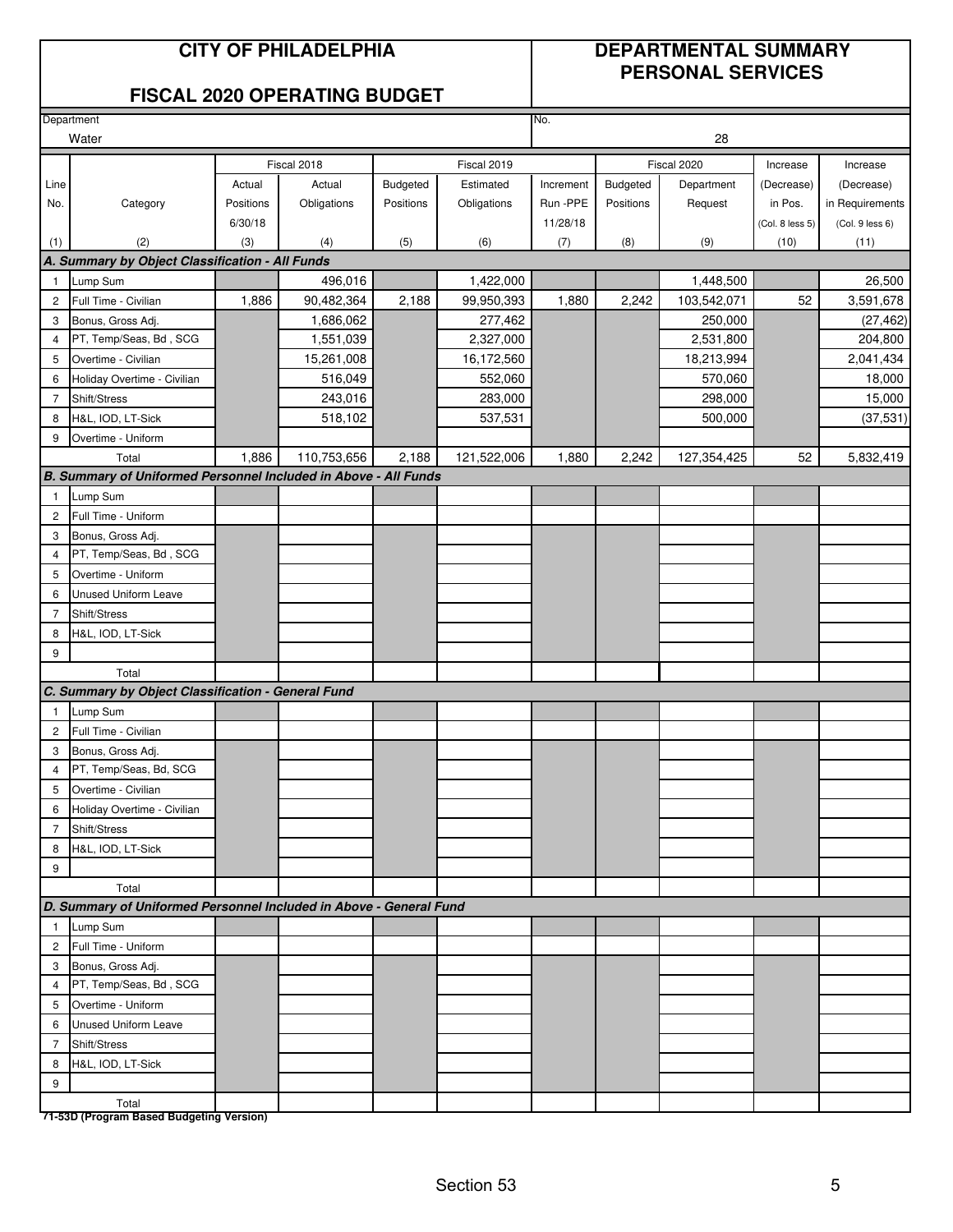# CITY OF PHILADELPHIA

## FISCAL 2020 OPERATING BUDGET

## DEPARTMENTAL SUMMARY PERSONAL SERVICES

Department: Water

No.: 28

| Line No. | Category | Fiscal 2018 Actual Positions 6/30/18 | Fiscal 2018 Actual Obligations | Fiscal 2019 Budgeted Positions | Fiscal 2019 Estimated Obligations | Increment Run -PPE 11/28/18 | Fiscal 2020 Budgeted Positions | Fiscal 2020 Department Request | Increase (Decrease) in Pos. (Col. 8 less 5) | Increase (Decrease) in Requirements (Col. 9 less 6) |
|---|---|---|---|---|---|---|---|---|---|---|
| (1) | (2) | (3) | (4) | (5) | (6) | (7) | (8) | (9) | (10) | (11) |
| ***A. Summary by Object Classification - All Funds*** | | | | | | | | | | |
| 1 | Lump Sum | | 496,016 | | 1,422,000 | | | 1,448,500 | | 26,500 |
| 2 | Full Time - Civilian | 1,886 | 90,482,364 | 2,188 | 99,950,393 | 1,880 | 2,242 | 103,542,071 | 52 | 3,591,678 |
| 3 | Bonus, Gross Adj. | | 1,686,062 | | 277,462 | | | 250,000 | | (27,462) |
| 4 | PT, Temp/Seas, Bd , SCG | | 1,551,039 | | 2,327,000 | | | 2,531,800 | | 204,800 |
| 5 | Overtime - Civilian | | 15,261,008 | | 16,172,560 | | | 18,213,994 | | 2,041,434 |
| 6 | Holiday Overtime - Civilian | | 516,049 | | 552,060 | | | 570,060 | | 18,000 |
| 7 | Shift/Stress | | 243,016 | | 283,000 | | | 298,000 | | 15,000 |
| 8 | H&L, IOD, LT-Sick | | 518,102 | | 537,531 | | | 500,000 | | (37,531) |
| 9 | Overtime - Uniform | | | | | | | | | |
| | Total | 1,886 | 110,753,656 | 2,188 | 121,522,006 | 1,880 | 2,242 | 127,354,425 | 52 | 5,832,419 |
| ***B. Summary of Uniformed Personnel Included in Above - All Funds*** | | | | | | | | | | |
| 1 | Lump Sum | | | | | | | | | |
| 2 | Full Time - Uniform | | | | | | | | | |
| 3 | Bonus, Gross Adj. | | | | | | | | | |
| 4 | PT, Temp/Seas, Bd , SCG | | | | | | | | | |
| 5 | Overtime - Uniform | | | | | | | | | |
| 6 | Unused Uniform Leave | | | | | | | | | |
| 7 | Shift/Stress | | | | | | | | | |
| 8 | H&L, IOD, LT-Sick | | | | | | | | | |
| 9 | | | | | | | | | | |
| | Total | | | | | | | | | |
| ***C. Summary by Object Classification - General Fund*** | | | | | | | | | | |
| 1 | Lump Sum | | | | | | | | | |
| 2 | Full Time - Civilian | | | | | | | | | |
| 3 | Bonus, Gross Adj. | | | | | | | | | |
| 4 | PT, Temp/Seas, Bd, SCG | | | | | | | | | |
| 5 | Overtime - Civilian | | | | | | | | | |
| 6 | Holiday Overtime - Civilian | | | | | | | | | |
| 7 | Shift/Stress | | | | | | | | | |
| 8 | H&L, IOD, LT-Sick | | | | | | | | | |
| 9 | | | | | | | | | | |
| | Total | | | | | | | | | |
| ***D. Summary of Uniformed Personnel Included in Above - General Fund*** | | | | | | | | | | |
| 1 | Lump Sum | | | | | | | | | |
| 2 | Full Time - Uniform | | | | | | | | | |
| 3 | Bonus, Gross Adj. | | | | | | | | | |
| 4 | PT, Temp/Seas, Bd , SCG | | | | | | | | | |
| 5 | Overtime - Uniform | | | | | | | | | |
| 6 | Unused Uniform Leave | | | | | | | | | |
| 7 | Shift/Stress | | | | | | | | | |
| 8 | H&L, IOD, LT-Sick | | | | | | | | | |
| 9 | | | | | | | | | | |
| | Total | | | | | | | | | |

**71-53D (Program Based Budgeting Version)**

Section 53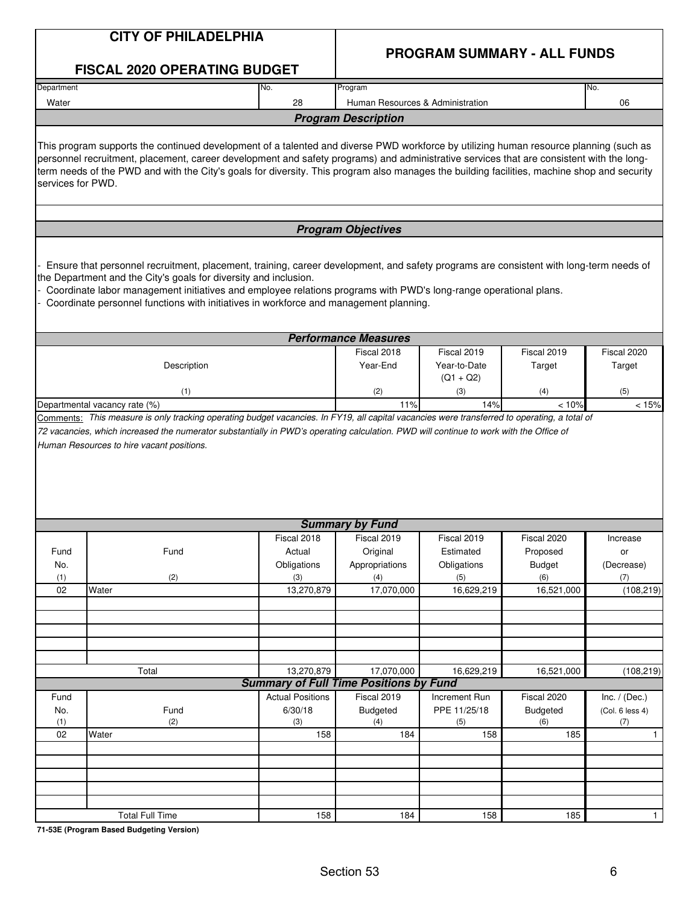# CITY OF PHILADELPHIA

## FISCAL 2020 OPERATING BUDGET

## PROGRAM SUMMARY - ALL FUNDS

| Department | No. | Program | No. |
|---|---|---|---|
| Water | 28 | Human Resources & Administration | 06 |

### Program Description

This program supports the continued development of a talented and diverse PWD workforce by utilizing human resource planning (such as personnel recruitment, placement, career development and safety programs) and administrative services that are consistent with the long-term needs of the PWD and with the City's goals for diversity. This program also manages the building facilities, machine shop and security services for PWD.

### Program Objectives

- Ensure that personnel recruitment, placement, training, career development, and safety programs are consistent with long-term needs of the Department and the City's goals for diversity and inclusion.
- Coordinate labor management initiatives and employee relations programs with PWD's long-range operational plans.
- Coordinate personnel functions with initiatives in workforce and management planning.

### Performance Measures

| Description | Fiscal 2018 Year-End | Fiscal 2019 Year-to-Date (Q1 + Q2) | Fiscal 2019 Target | Fiscal 2020 Target |
|---|---|---|---|---|
| (1) | (2) | (3) | (4) | (5) |
| Departmental vacancy rate (%) | 11% | 14% | < 10% | < 15% |

Comments: *This measure is only tracking operating budget vacancies. In FY19, all capital vacancies were transferred to operating, a total of 72 vacancies, which increased the numerator substantially in PWD's operating calculation. PWD will continue to work with the Office of Human Resources to hire vacant positions.*

### Summary by Fund

| Fund No. | Fund | Fiscal 2018 Actual Obligations | Fiscal 2019 Original Appropriations | Fiscal 2019 Estimated Obligations | Fiscal 2020 Proposed Budget | Increase or (Decrease) |
|---|---|---|---|---|---|---|
| (1) | (2) | (3) | (4) | (5) | (6) | (7) |
| 02 | Water | 13,270,879 | 17,070,000 | 16,629,219 | 16,521,000 | (108,219) |
| | Total | 13,270,879 | 17,070,000 | 16,629,219 | 16,521,000 | (108,219) |

### Summary of Full Time Positions by Fund

| Fund No. | Fund | Actual Positions 6/30/18 | Fiscal 2019 Budgeted | Increment Run PPE 11/25/18 | Fiscal 2020 Budgeted | Inc. / (Dec.) (Col. 6 less 4) |
|---|---|---|---|---|---|---|
| (1) | (2) | (3) | (4) | (5) | (6) | (7) |
| 02 | Water | 158 | 184 | 158 | 185 | 1 |
| | Total Full Time | 158 | 184 | 158 | 185 | 1 |

**71-53E (Program Based Budgeting Version)**

Section 53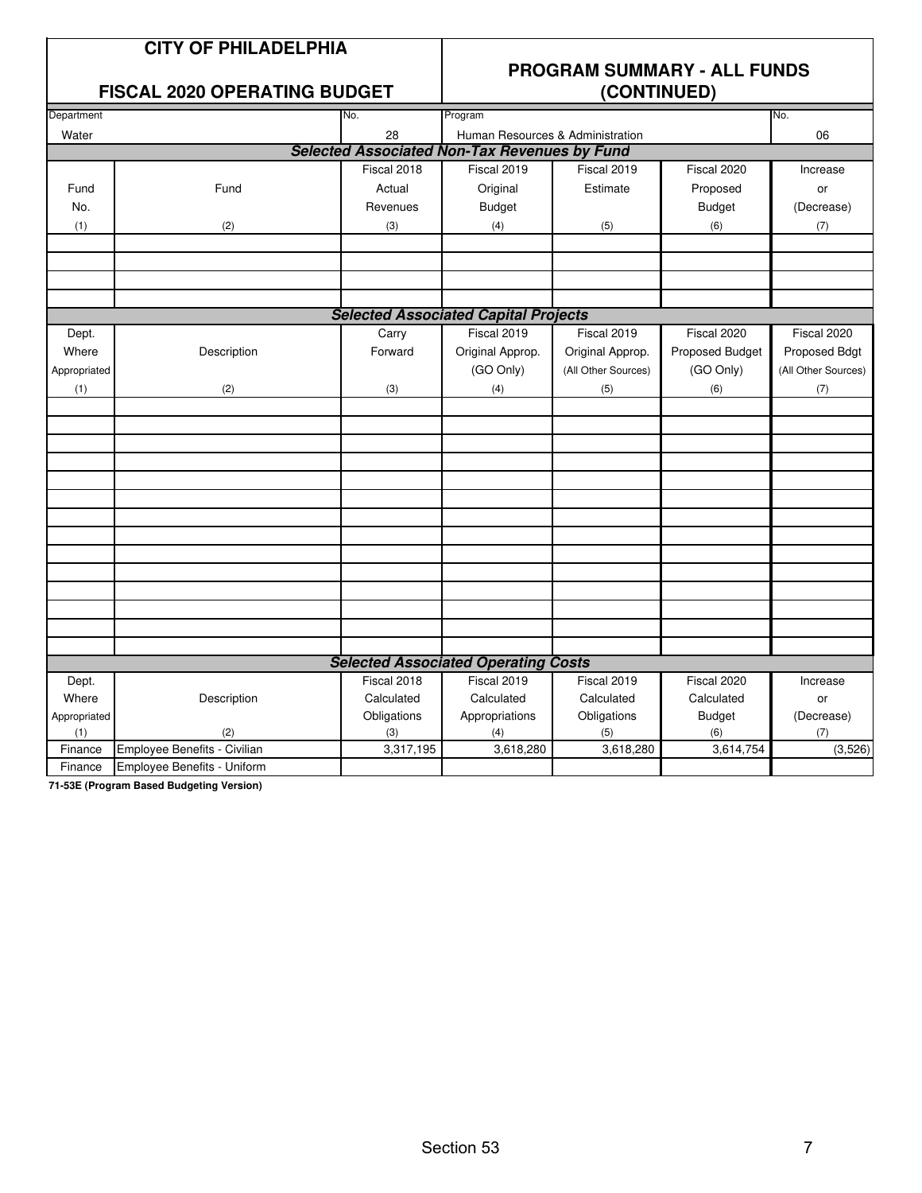**CITY OF PHILADELPHIA**

**FISCAL 2020 OPERATING BUDGET**

**PROGRAM SUMMARY - ALL FUNDS (CONTINUED)**

| Department | No. | Program | No. |
|---|---|---|---|
| Water | 28 | Human Resources & Administration | 06 |

***Selected Associated Non-Tax Revenues by Fund***

| Fund No. (1) | Fund (2) | Fiscal 2018 Actual Revenues (3) | Fiscal 2019 Original Budget (4) | Fiscal 2019 Estimate (5) | Fiscal 2020 Proposed Budget (6) | Increase or (Decrease) (7) |
|---|---|---|---|---|---|---|
| | | | | | | |
| | | | | | | |
| | | | | | | |
| | | | | | | |

***Selected Associated Capital Projects***

| Dept. Where Appropriated (1) | Description (2) | Carry Forward (3) | Fiscal 2019 Original Approp. (GO Only) (4) | Fiscal 2019 Original Approp. (All Other Sources) (5) | Fiscal 2020 Proposed Budget (GO Only) (6) | Fiscal 2020 Proposed Bdgt (All Other Sources) (7) |
|---|---|---|---|---|---|---|
| | | | | | | |
| | | | | | | |
| | | | | | | |
| | | | | | | |
| | | | | | | |
| | | | | | | |
| | | | | | | |
| | | | | | | |
| | | | | | | |
| | | | | | | |
| | | | | | | |
| | | | | | | |
| | | | | | | |
| | | | | | | |

***Selected Associated Operating Costs***

| Dept. Where Appropriated (1) | Description (2) | Fiscal 2018 Calculated Obligations (3) | Fiscal 2019 Calculated Appropriations (4) | Fiscal 2019 Calculated Obligations (5) | Fiscal 2020 Calculated Budget (6) | Increase or (Decrease) (7) |
|---|---|---|---|---|---|---|
| Finance | Employee Benefits - Civilian | 3,317,195 | 3,618,280 | 3,618,280 | 3,614,754 | (3,526) |
| Finance | Employee Benefits - Uniform | | | | | |

**71-53E (Program Based Budgeting Version)**

Section 53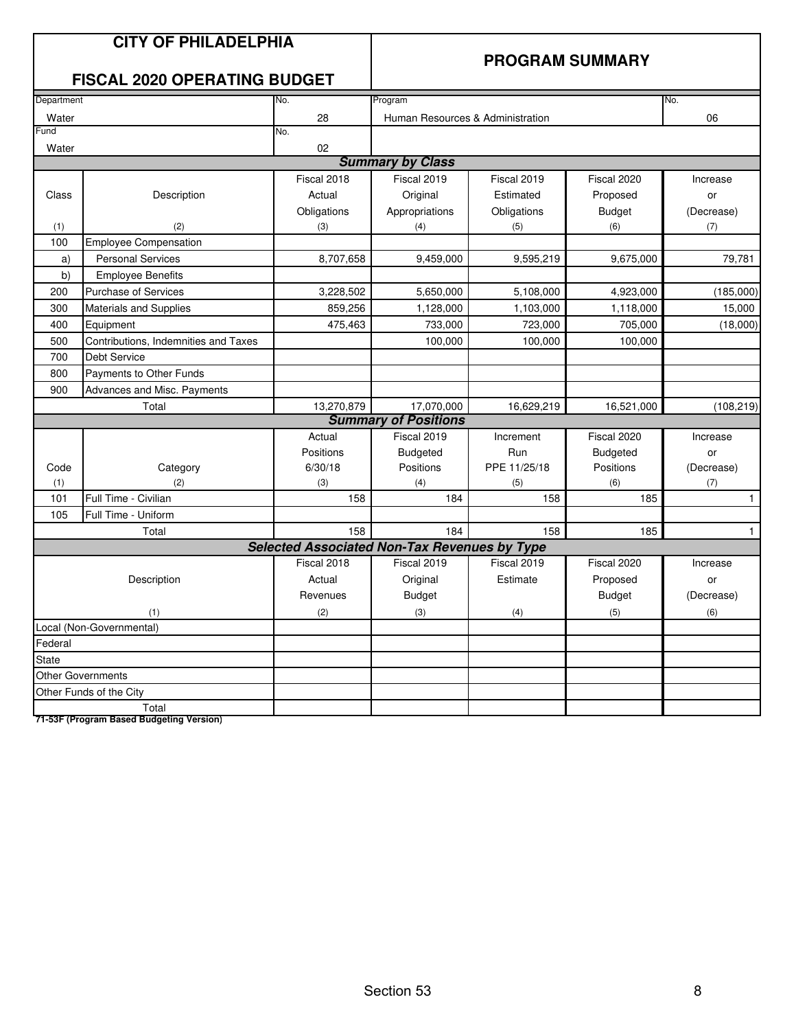# CITY OF PHILADELPHIA

## FISCAL 2020 OPERATING BUDGET

## PROGRAM SUMMARY

| Department | No. | Program | No. |
|---|---|---|---|
| Water | 28 | Human Resources & Administration | 06 |
| Fund | No. | | |
| Water | 02 | | |

### Summary by Class

| Class (1) | Description (2) | Fiscal 2018 Actual Obligations (3) | Fiscal 2019 Original Appropriations (4) | Fiscal 2019 Estimated Obligations (5) | Fiscal 2020 Proposed Budget (6) | Increase or (Decrease) (7) |
|---|---|---|---|---|---|---|
| 100 | Employee Compensation | | | | | |
| a) | Personal Services | 8,707,658 | 9,459,000 | 9,595,219 | 9,675,000 | 79,781 |
| b) | Employee Benefits | | | | | |
| 200 | Purchase of Services | 3,228,502 | 5,650,000 | 5,108,000 | 4,923,000 | (185,000) |
| 300 | Materials and Supplies | 859,256 | 1,128,000 | 1,103,000 | 1,118,000 | 15,000 |
| 400 | Equipment | 475,463 | 733,000 | 723,000 | 705,000 | (18,000) |
| 500 | Contributions, Indemnities and Taxes | | 100,000 | 100,000 | 100,000 | |
| 700 | Debt Service | | | | | |
| 800 | Payments to Other Funds | | | | | |
| 900 | Advances and Misc. Payments | | | | | |
| | Total | 13,270,879 | 17,070,000 | 16,629,219 | 16,521,000 | (108,219) |

### Summary of Positions

| Code (1) | Category (2) | Actual Positions 6/30/18 (3) | Fiscal 2019 Budgeted Positions (4) | Increment Run PPE 11/25/18 (5) | Fiscal 2020 Budgeted Positions (6) | Increase or (Decrease) (7) |
|---|---|---|---|---|---|---|
| 101 | Full Time - Civilian | 158 | 184 | 158 | 185 | 1 |
| 105 | Full Time - Uniform | | | | | |
| | Total | 158 | 184 | 158 | 185 | 1 |

### Selected Associated Non-Tax Revenues by Type

| Description (1) | Fiscal 2018 Actual Revenues (2) | Fiscal 2019 Original Budget (3) | Fiscal 2019 Estimate (4) | Fiscal 2020 Proposed Budget (5) | Increase or (Decrease) (6) |
|---|---|---|---|---|---|
| Local (Non-Governmental) | | | | | |
| Federal | | | | | |
| State | | | | | |
| Other Governments | | | | | |
| Other Funds of the City | | | | | |
| Total | | | | | |

**71-53F (Program Based Budgeting Version)**

Section 53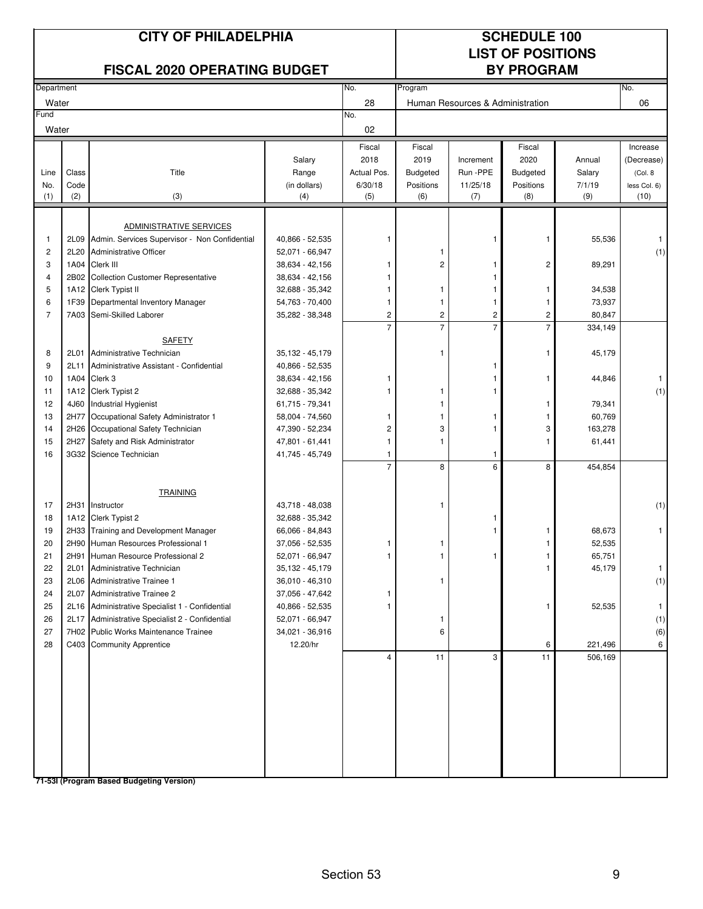# CITY OF PHILADELPHIA

## FISCAL 2020 OPERATING BUDGET

## SCHEDULE 100 LIST OF POSITIONS BY PROGRAM

| Department | No. | Program | No. |
|---|---|---|---|
| Water | 28 | Human Resources & Administration | 06 |
| Fund | No. | | |
| Water | 02 | | |

| Line No. (1) | Class Code (2) | Title (3) | Salary Range (in dollars) (4) | Fiscal 2018 Actual Pos. 6/30/18 (5) | Fiscal 2019 Budgeted Positions (6) | Increment Run -PPE 11/25/18 (7) | Fiscal 2020 Budgeted Positions (8) | Annual Salary 7/1/19 (9) | Increase (Decrease) (Col. 8 less Col. 6) (10) |
|---|---|---|---|---|---|---|---|---|---|
| | | ADMINISTRATIVE SERVICES | | | | | | | |
| 1 | 2L09 | Admin. Services Supervisor - Non Confidential | 40,866 - 52,535 | 1 | | 1 | 1 | 55,536 | 1 |
| 2 | 2L20 | Administrative Officer | 52,071 - 66,947 | | 1 | | | | (1) |
| 3 | 1A04 | Clerk III | 38,634 - 42,156 | 1 | 2 | 1 | 2 | 89,291 | |
| 4 | 2B02 | Collection Customer Representative | 38,634 - 42,156 | 1 | | 1 | | | |
| 5 | 1A12 | Clerk Typist II | 32,688 - 35,342 | 1 | 1 | 1 | 1 | 34,538 | |
| 6 | 1F39 | Departmental Inventory Manager | 54,763 - 70,400 | 1 | 1 | 1 | 1 | 73,937 | |
| 7 | 7A03 | Semi-Skilled Laborer | 35,282 - 38,348 | 2 | 2 | 2 | 2 | 80,847 | |
| | | | | 7 | 7 | 7 | 7 | 334,149 | |
| | | SAFETY | | | | | | | |
| 8 | 2L01 | Administrative Technician | 35,132 - 45,179 | | 1 | | 1 | 45,179 | |
| 9 | 2L11 | Administrative Assistant - Confidential | 40,866 - 52,535 | | | 1 | | | |
| 10 | 1A04 | Clerk 3 | 38,634 - 42,156 | 1 | | 1 | 1 | 44,846 | 1 |
| 11 | 1A12 | Clerk Typist 2 | 32,688 - 35,342 | 1 | 1 | 1 | | | (1) |
| 12 | 4J60 | Industrial Hygienist | 61,715 - 79,341 | | 1 | | 1 | 79,341 | |
| 13 | 2H77 | Occupational Safety Administrator 1 | 58,004 - 74,560 | 1 | 1 | 1 | 1 | 60,769 | |
| 14 | 2H26 | Occupational Safety Technician | 47,390 - 52,234 | 2 | 3 | 1 | 3 | 163,278 | |
| 15 | 2H27 | Safety and Risk Administrator | 47,801 - 61,441 | 1 | 1 | | 1 | 61,441 | |
| 16 | 3G32 | Science Technician | 41,745 - 45,749 | 1 | | 1 | | | |
| | | | | 7 | 8 | 6 | 8 | 454,854 | |
| | | TRAINING | | | | | | | |
| 17 | 2H31 | Instructor | 43,718 - 48,038 | | 1 | | | | (1) |
| 18 | 1A12 | Clerk Typist 2 | 32,688 - 35,342 | | | 1 | | | |
| 19 | 2H33 | Training and Development Manager | 66,066 - 84,843 | | | 1 | 1 | 68,673 | 1 |
| 20 | 2H90 | Human Resources Professional 1 | 37,056 - 52,535 | 1 | 1 | | 1 | 52,535 | |
| 21 | 2H91 | Human Resource Professional 2 | 52,071 - 66,947 | 1 | 1 | 1 | 1 | 65,751 | |
| 22 | 2L01 | Administrative Technician | 35,132 - 45,179 | | | | 1 | 45,179 | 1 |
| 23 | 2L06 | Administrative Trainee 1 | 36,010 - 46,310 | | 1 | | | | (1) |
| 24 | 2L07 | Administrative Trainee 2 | 37,056 - 47,642 | 1 | | | | | |
| 25 | 2L16 | Administrative Specialist 1 - Confidential | 40,866 - 52,535 | 1 | | | 1 | 52,535 | 1 |
| 26 | 2L17 | Administrative Specialist 2 - Confidential | 52,071 - 66,947 | | 1 | | | | (1) |
| 27 | 7H02 | Public Works Maintenance Trainee | 34,021 - 36,916 | | 6 | | | | (6) |
| 28 | C403 | Community Apprentice | 12.20/hr | | | | 6 | 221,496 | 6 |
| | | | | 4 | 11 | 3 | 11 | 506,169 | |

**71-53I (Program Based Budgeting Version)**

Section 53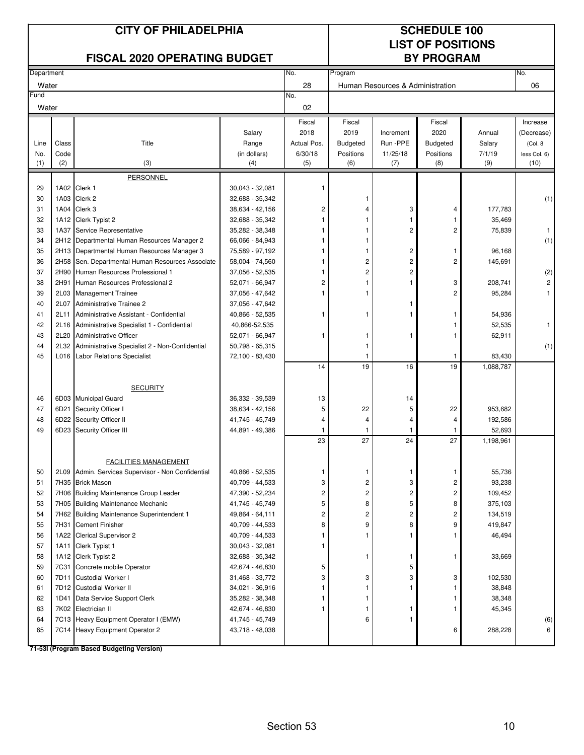# CITY OF PHILADELPHIA

## FISCAL 2020 OPERATING BUDGET

## SCHEDULE 100 LIST OF POSITIONS BY PROGRAM

| Department | No. | Program | No. |
|---|---|---|---|
| Water | 28 | Human Resources & Administration | 06 |
| **Fund** | **No.** | | |
| Water | 02 | | |

| Line No. (1) | Class Code (2) | Title (3) | Salary Range (in dollars) (4) | Fiscal 2018 Actual Pos. 6/30/18 (5) | Fiscal 2019 Budgeted Positions (6) | Increment Run -PPE 11/25/18 (7) | Fiscal 2020 Budgeted Positions (8) | Annual Salary 7/1/19 (9) | Increase (Decrease) (Col. 8 less Col. 6) (10) |
|---|---|---|---|---|---|---|---|---|---|
| | | PERSONNEL | | | | | | | |
| 29 | 1A02 | Clerk 1 | 30,043 - 32,081 | 1 | | | | | |
| 30 | 1A03 | Clerk 2 | 32,688 - 35,342 | | 1 | | | | (1) |
| 31 | 1A04 | Clerk 3 | 38,634 - 42,156 | 2 | 4 | 3 | 4 | 177,783 | |
| 32 | 1A12 | Clerk Typist 2 | 32,688 - 35,342 | 1 | 1 | 1 | 1 | 35,469 | |
| 33 | 1A37 | Service Representative | 35,282 - 38,348 | 1 | 1 | 2 | 2 | 75,839 | 1 |
| 34 | 2H12 | Departmental Human Resources Manager 2 | 66,066 - 84,943 | 1 | 1 | | | | (1) |
| 35 | 2H13 | Departmental Human Resources Manager 3 | 75,589 - 97,192 | 1 | 1 | 2 | 1 | 96,168 | |
| 36 | 2H58 | Sen. Departmental Human Resources Associate | 58,004 - 74,560 | 1 | 2 | 2 | 2 | 145,691 | |
| 37 | 2H90 | Human Resources Professional 1 | 37,056 - 52,535 | 1 | 2 | 2 | | | (2) |
| 38 | 2H91 | Human Resources Professional 2 | 52,071 - 66,947 | 2 | 1 | 1 | 3 | 208,741 | 2 |
| 39 | 2L03 | Management Trainee | 37,056 - 47,642 | 1 | 1 | | 2 | 95,284 | 1 |
| 40 | 2L07 | Administrative Trainee 2 | 37,056 - 47,642 | | | 1 | | | |
| 41 | 2L11 | Administrative Assistant - Confidential | 40,866 - 52,535 | 1 | 1 | 1 | 1 | 54,936 | |
| 42 | 2L16 | Administrative Specialist 1 - Confidential | 40,866-52,535 | | | | 1 | 52,535 | 1 |
| 43 | 2L20 | Administrative Officer | 52,071 - 66,947 | 1 | 1 | 1 | 1 | 62,911 | |
| 44 | 2L32 | Administrative Specialist 2 - Non-Confidential | 50,798 - 65,315 | | 1 | | | | (1) |
| 45 | L016 | Labor Relations Specialist | 72,100 - 83,430 | | 1 | | 1 | 83,430 | |
| | | | | 14 | 19 | 16 | 19 | 1,088,787 | |
| | | SECURITY | | | | | | | |
| 46 | 6D03 | Municipal Guard | 36,332 - 39,539 | 13 | | 14 | | | |
| 47 | 6D21 | Security Officer I | 38,634 - 42,156 | 5 | 22 | 5 | 22 | 953,682 | |
| 48 | 6D22 | Security Officer II | 41,745 - 45,749 | 4 | 4 | 4 | 4 | 192,586 | |
| 49 | 6D23 | Security Officer III | 44,891 - 49,386 | 1 | 1 | 1 | 1 | 52,693 | |
| | | | | 23 | 27 | 24 | 27 | 1,198,961 | |
| | | FACILITIES MANAGEMENT | | | | | | | |
| 50 | 2L09 | Admin. Services Supervisor - Non Confidential | 40,866 - 52,535 | 1 | 1 | 1 | 1 | 55,736 | |
| 51 | 7H35 | Brick Mason | 40,709 - 44,533 | 3 | 2 | 3 | 2 | 93,238 | |
| 52 | 7H06 | Building Maintenance Group Leader | 47,390 - 52,234 | 2 | 2 | 2 | 2 | 109,452 | |
| 53 | 7H05 | Building Maintenance Mechanic | 41,745 - 45,749 | 5 | 8 | 5 | 8 | 375,103 | |
| 54 | 7H62 | Building Maintenance Superintendent 1 | 49,864 - 64,111 | 2 | 2 | 2 | 2 | 134,519 | |
| 55 | 7H31 | Cement Finisher | 40,709 - 44,533 | 8 | 9 | 8 | 9 | 419,847 | |
| 56 | 1A22 | Clerical Supervisor 2 | 40,709 - 44,533 | 1 | 1 | 1 | 1 | 46,494 | |
| 57 | 1A11 | Clerk Typist 1 | 30,043 - 32,081 | 1 | | | | | |
| 58 | 1A12 | Clerk Typist 2 | 32,688 - 35,342 | | 1 | 1 | 1 | 33,669 | |
| 59 | 7C31 | Concrete mobile Operator | 42,674 - 46,830 | 5 | | 5 | | | |
| 60 | 7D11 | Custodial Worker I | 31,468 - 33,772 | 3 | 3 | 3 | 3 | 102,530 | |
| 61 | 7D12 | Custodial Worker II | 34,021 - 36,916 | 1 | 1 | 1 | 1 | 38,848 | |
| 62 | 1D41 | Data Service Support Clerk | 35,282 - 38,348 | 1 | 1 | | 1 | 38,348 | |
| 63 | 7K02 | Electrician II | 42,674 - 46,830 | 1 | 1 | 1 | 1 | 45,345 | |
| 64 | 7C13 | Heavy Equipment Operator I (EMW) | 41,745 - 45,749 | | 6 | 1 | | | (6) |
| 65 | 7C14 | Heavy Equipment Operator 2 | 43,718 - 48,038 | | | | 6 | 288,228 | 6 |

**71-53I (Program Based Budgeting Version)**

Section 53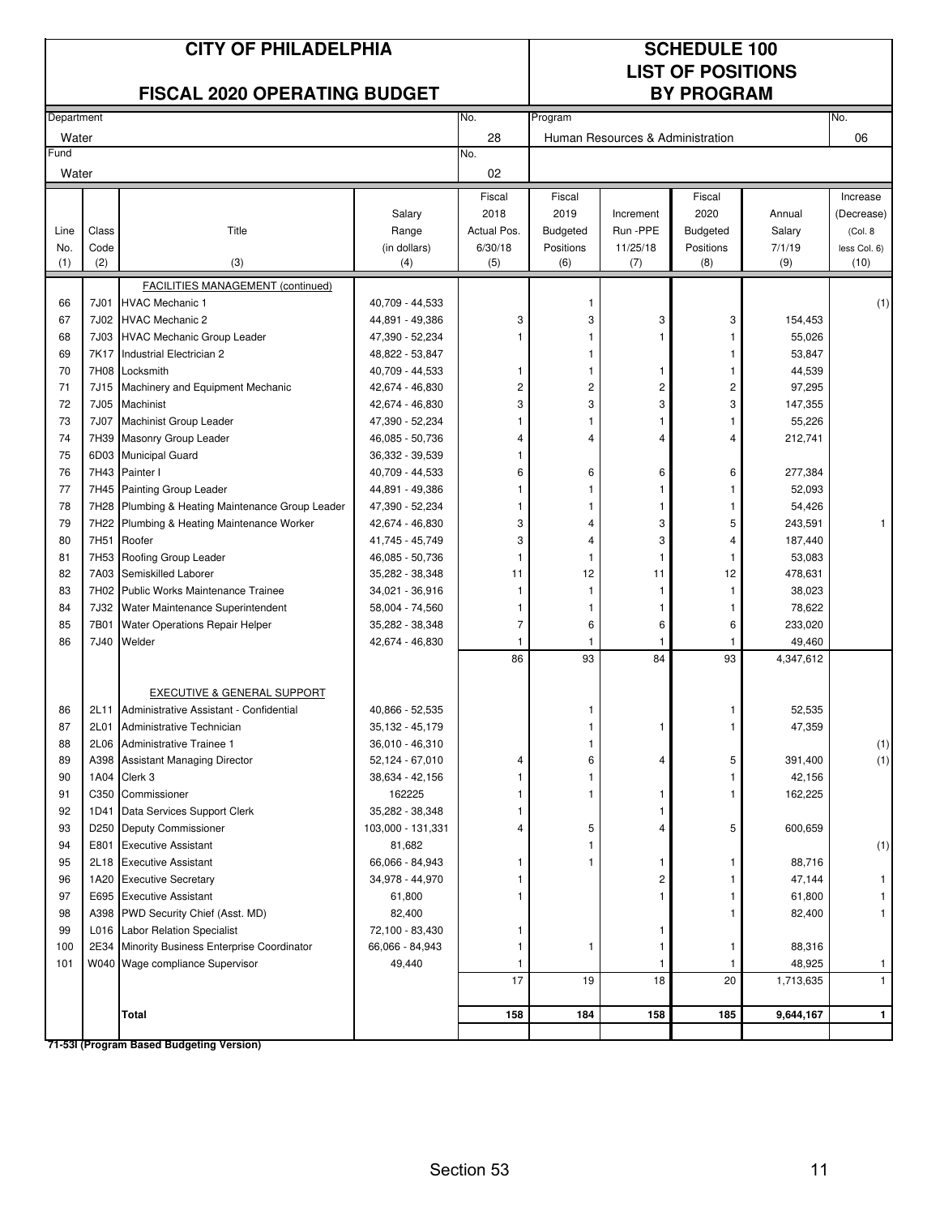# CITY OF PHILADELPHIA

## FISCAL 2020 OPERATING BUDGET

## SCHEDULE 100 LIST OF POSITIONS BY PROGRAM

| Department | | | | No. | Program | | | | No. |
|---|---|---|---|---|---|---|---|---|---|
| Water | | | | 28 | Human Resources & Administration | | | | 06 |
| Fund | | | | No. | | | | | |
| Water | | | | 02 | | | | | |

| Line No. (1) | Class Code (2) | Title (3) | Salary Range (in dollars) (4) | Fiscal 2018 Actual Pos. 6/30/18 (5) | Fiscal 2019 Budgeted Positions (6) | Increment Run -PPE 11/25/18 (7) | Fiscal 2020 Budgeted Positions (8) | Annual Salary 7/1/19 (9) | Increase (Decrease) (Col. 8 less Col. 6) (10) |
|---|---|---|---|---|---|---|---|---|---|
| | | FACILITIES MANAGEMENT (continued) | | | | | | | |
| 66 | 7J01 | HVAC Mechanic 1 | 40,709 - 44,533 | | 1 | | | | (1) |
| 67 | 7J02 | HVAC Mechanic 2 | 44,891 - 49,386 | 3 | 3 | 3 | 3 | 154,453 | |
| 68 | 7J03 | HVAC Mechanic Group Leader | 47,390 - 52,234 | 1 | 1 | 1 | 1 | 55,026 | |
| 69 | 7K17 | Industrial Electrician 2 | 48,822 - 53,847 | | 1 | | 1 | 53,847 | |
| 70 | 7H08 | Locksmith | 40,709 - 44,533 | 1 | 1 | 1 | 1 | 44,539 | |
| 71 | 7J15 | Machinery and Equipment Mechanic | 42,674 - 46,830 | 2 | 2 | 2 | 2 | 97,295 | |
| 72 | 7J05 | Machinist | 42,674 - 46,830 | 3 | 3 | 3 | 3 | 147,355 | |
| 73 | 7J07 | Machinist Group Leader | 47,390 - 52,234 | 1 | 1 | 1 | 1 | 55,226 | |
| 74 | 7H39 | Masonry Group Leader | 46,085 - 50,736 | 4 | 4 | 4 | 4 | 212,741 | |
| 75 | 6D03 | Municipal Guard | 36,332 - 39,539 | 1 | | | | | |
| 76 | 7H43 | Painter I | 40,709 - 44,533 | 6 | 6 | 6 | 6 | 277,384 | |
| 77 | 7H45 | Painting Group Leader | 44,891 - 49,386 | 1 | 1 | 1 | 1 | 52,093 | |
| 78 | 7H28 | Plumbing & Heating Maintenance Group Leader | 47,390 - 52,234 | 1 | 1 | 1 | 1 | 54,426 | |
| 79 | 7H22 | Plumbing & Heating Maintenance Worker | 42,674 - 46,830 | 3 | 4 | 3 | 5 | 243,591 | 1 |
| 80 | 7H51 | Roofer | 41,745 - 45,749 | 3 | 4 | 3 | 4 | 187,440 | |
| 81 | 7H53 | Roofing Group Leader | 46,085 - 50,736 | 1 | 1 | 1 | 1 | 53,083 | |
| 82 | 7A03 | Semiskilled Laborer | 35,282 - 38,348 | 11 | 12 | 11 | 12 | 478,631 | |
| 83 | 7H02 | Public Works Maintenance Trainee | 34,021 - 36,916 | 1 | 1 | 1 | 1 | 38,023 | |
| 84 | 7J32 | Water Maintenance Superintendent | 58,004 - 74,560 | 1 | 1 | 1 | 1 | 78,622 | |
| 85 | 7B01 | Water Operations Repair Helper | 35,282 - 38,348 | 7 | 6 | 6 | 6 | 233,020 | |
| 86 | 7J40 | Welder | 42,674 - 46,830 | 1 | 1 | 1 | 1 | 49,460 | |
| | | | | 86 | 93 | 84 | 93 | 4,347,612 | |
| | | EXECUTIVE & GENERAL SUPPORT | | | | | | | |
| 86 | 2L11 | Administrative Assistant - Confidential | 40,866 - 52,535 | | 1 | | 1 | 52,535 | |
| 87 | 2L01 | Administrative Technician | 35,132 - 45,179 | | 1 | 1 | 1 | 47,359 | |
| 88 | 2L06 | Administrative Trainee 1 | 36,010 - 46,310 | | 1 | | | | (1) |
| 89 | A398 | Assistant Managing Director | 52,124 - 67,010 | 4 | 6 | 4 | 5 | 391,400 | (1) |
| 90 | 1A04 | Clerk 3 | 38,634 - 42,156 | 1 | 1 | | 1 | 42,156 | |
| 91 | C350 | Commissioner | 162225 | 1 | 1 | 1 | 1 | 162,225 | |
| 92 | 1D41 | Data Services Support Clerk | 35,282 - 38,348 | 1 | | 1 | | | |
| 93 | D250 | Deputy Commissioner | 103,000 - 131,331 | 4 | 5 | 4 | 5 | 600,659 | |
| 94 | E801 | Executive Assistant | 81,682 | | 1 | | | | (1) |
| 95 | 2L18 | Executive Assistant | 66,066 - 84,943 | 1 | 1 | 1 | 1 | 88,716 | |
| 96 | 1A20 | Executive Secretary | 34,978 - 44,970 | 1 | | 2 | 1 | 47,144 | 1 |
| 97 | E695 | Executive Assistant | 61,800 | 1 | | 1 | 1 | 61,800 | 1 |
| 98 | A398 | PWD Security Chief (Asst. MD) | 82,400 | | | | 1 | 82,400 | 1 |
| 99 | L016 | Labor Relation Specialist | 72,100 - 83,430 | 1 | | 1 | | | |
| 100 | 2E34 | Minority Business Enterprise Coordinator | 66,066 - 84,943 | 1 | 1 | 1 | 1 | 88,316 | |
| 101 | W040 | Wage compliance Supervisor | 49,440 | 1 | | 1 | 1 | 48,925 | 1 |
| | | | | 17 | 19 | 18 | 20 | 1,713,635 | 1 |
| | | **Total** | | **158** | **184** | **158** | **185** | **9,644,167** | **1** |

**71-53I (Program Based Budgeting Version)**

Section 53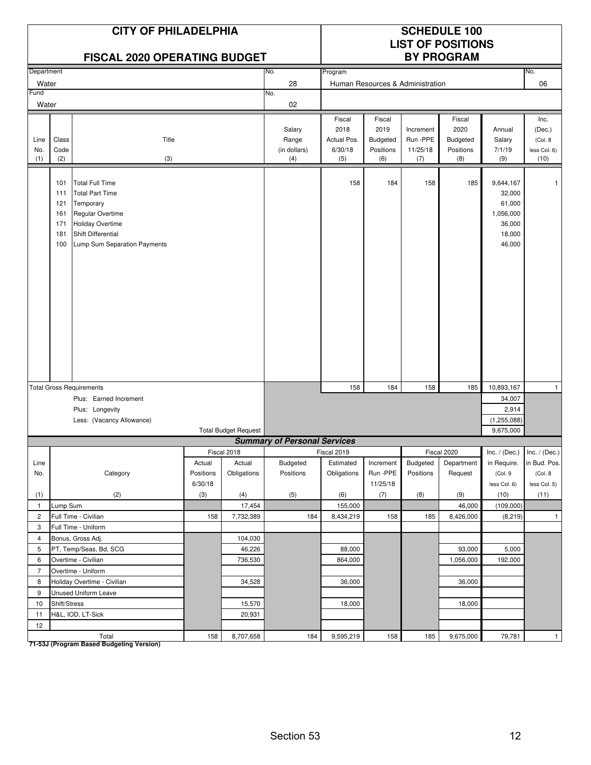# CITY OF PHILADELPHIA

## FISCAL 2020 OPERATING BUDGET

## SCHEDULE 100
## LIST OF POSITIONS
## BY PROGRAM

| Department | No. | Program | No. |
|---|---|---|---|
| Water | 28 | Human Resources & Administration | 06 |
| **Fund** | **No.** | | |
| Water | 02 | | |

| Line No. (1) | Class Code (2) | Title (3) | Salary Range (in dollars) (4) | Fiscal 2018 Actual Pos. 6/30/18 (5) | Fiscal 2019 Budgeted Positions (6) | Increment Run -PPE 11/25/18 (7) | Fiscal 2020 Budgeted Positions (8) | Annual Salary 7/1/19 (9) | Inc. (Dec.) (Col. 8 less Col. 6) (10) |
|---|---|---|---|---|---|---|---|---|---|
| | 101 | Total Full Time | | 158 | 184 | 158 | 185 | 9,644,167 | 1 |
| | 111 | Total Part Time | | | | | | 32,000 | |
| | 121 | Temporary | | | | | | 61,000 | |
| | 161 | Regular Overtime | | | | | | 1,056,000 | |
| | 171 | Holiday Overtime | | | | | | 36,000 | |
| | 181 | Shift Differential | | | | | | 18,000 | |
| | 100 | Lump Sum Separation Payments | | | | | | 46,000 | |
| Total Gross Requirements | | | | 158 | 184 | 158 | 185 | 10,893,167 | 1 |
| | | Plus: Earned Increment | | | | | | 34,007 | |
| | | Plus: Longevity | | | | | | 2,914 | |
| | | Less: (Vacancy Allowance) | | | | | | (1,255,088) | |
| | | Total Budget Request | | | | | | 9,675,000 | |

### *Summary of Personal Services*

| Line No. (1) | Category (2) | Fiscal 2018 Actual Positions 6/30/18 (3) | Fiscal 2018 Actual Obligations (4) | Fiscal 2019 Budgeted Positions (5) | Fiscal 2019 Estimated Obligations (6) | Fiscal 2019 Increment Run -PPE 11/25/18 (7) | Fiscal 2020 Budgeted Positions (8) | Fiscal 2020 Department Request (9) | Inc. / (Dec.) in Require. (Col. 9 less Col. 6) (10) | Inc. / (Dec.) in Bud. Pos. (Col. 8 less Col. 5) (11) |
|---|---|---|---|---|---|---|---|---|---|---|
| 1 | Lump Sum | | 17,454 | | 155,000 | | | 46,000 | (109,000) | |
| 2 | Full Time - Civilian | 158 | 7,732,389 | 184 | 8,434,219 | 158 | 185 | 8,426,000 | (8,219) | 1 |
| 3 | Full Time - Uniform | | | | | | | | | |
| 4 | Bonus, Gross Adj. | | 104,030 | | | | | | | |
| 5 | PT, Temp/Seas, Bd, SCG | | 46,226 | | 88,000 | | | 93,000 | 5,000 | |
| 6 | Overtime - Civilian | | 736,530 | | 864,000 | | | 1,056,000 | 192,000 | |
| 7 | Overtime - Uniform | | | | | | | | | |
| 8 | Holiday Overtime - Civilian | | 34,528 | | 36,000 | | | 36,000 | | |
| 9 | Unused Uniform Leave | | | | | | | | | |
| 10 | Shift/Stress | | 15,570 | | 18,000 | | | 18,000 | | |
| 11 | H&L, IOD, LT-Sick | | 20,931 | | | | | | | |
| 12 | | | | | | | | | | |
| | Total | 158 | 8,707,658 | 184 | 9,595,219 | 158 | 185 | 9,675,000 | 79,781 | 1 |

**71-53J (Program Based Budgeting Version)**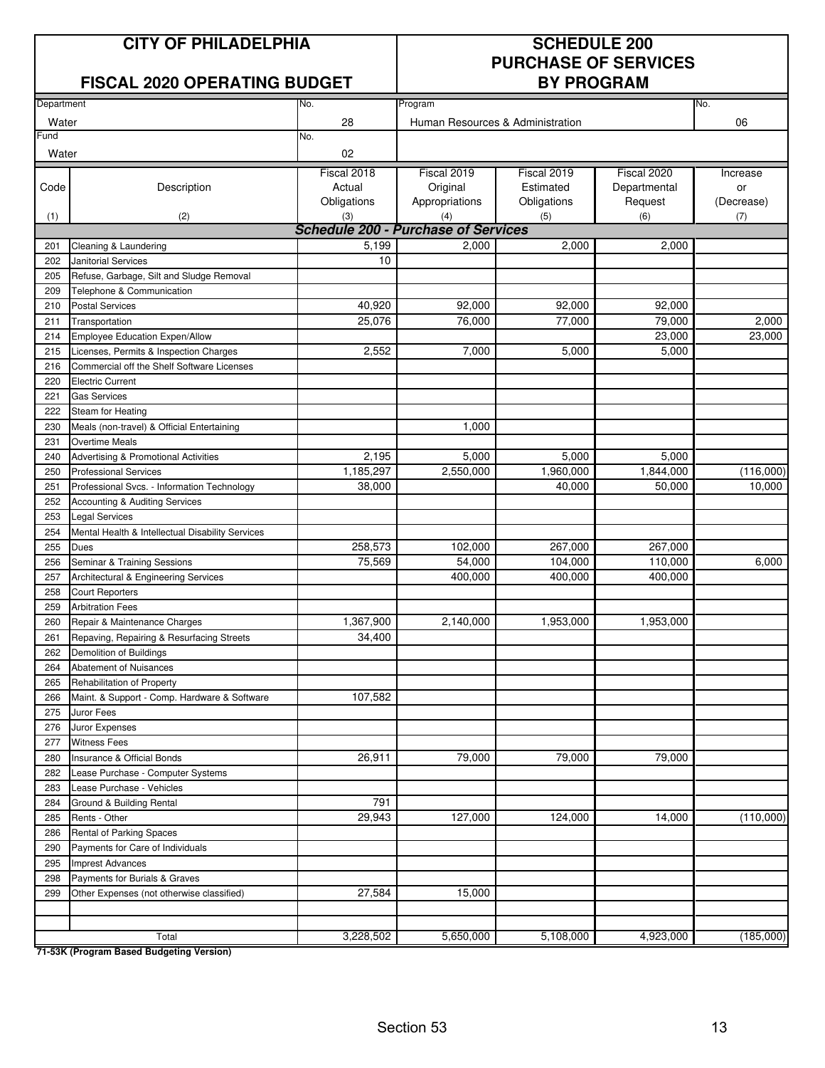# CITY OF PHILADELPHIA

## FISCAL 2020 OPERATING BUDGET

## SCHEDULE 200 PURCHASE OF SERVICES BY PROGRAM

| Department | No. | Program | No. |
|---|---|---|---|
| Water | 28 | Human Resources & Administration | 06 |
| **Fund** | **No.** | | |
| Water | 02 | | |

| Code | Description | Fiscal 2018 Actual Obligations | Fiscal 2019 Original Appropriations | Fiscal 2019 Estimated Obligations | Fiscal 2020 Departmental Request | Increase or (Decrease) |
|---|---|---|---|---|---|---|
| (1) | (2) | (3) | (4) | (5) | (6) | (7) |
| | ***Schedule 200 - Purchase of Services*** | | | | | |
| 201 | Cleaning & Laundering | 5,199 | 2,000 | 2,000 | 2,000 | |
| 202 | Janitorial Services | 10 | | | | |
| 205 | Refuse, Garbage, Silt and Sludge Removal | | | | | |
| 209 | Telephone & Communication | | | | | |
| 210 | Postal Services | 40,920 | 92,000 | 92,000 | 92,000 | |
| 211 | Transportation | 25,076 | 76,000 | 77,000 | 79,000 | 2,000 |
| 214 | Employee Education Expen/Allow | | | | 23,000 | 23,000 |
| 215 | Licenses, Permits & Inspection Charges | 2,552 | 7,000 | 5,000 | 5,000 | |
| 216 | Commercial off the Shelf Software Licenses | | | | | |
| 220 | Electric Current | | | | | |
| 221 | Gas Services | | | | | |
| 222 | Steam for Heating | | | | | |
| 230 | Meals (non-travel) & Official Entertaining | | 1,000 | | | |
| 231 | Overtime Meals | | | | | |
| 240 | Advertising & Promotional Activities | 2,195 | 5,000 | 5,000 | 5,000 | |
| 250 | Professional Services | 1,185,297 | 2,550,000 | 1,960,000 | 1,844,000 | (116,000) |
| 251 | Professional Svcs. - Information Technology | 38,000 | | 40,000 | 50,000 | 10,000 |
| 252 | Accounting & Auditing Services | | | | | |
| 253 | Legal Services | | | | | |
| 254 | Mental Health & Intellectual Disability Services | | | | | |
| 255 | Dues | 258,573 | 102,000 | 267,000 | 267,000 | |
| 256 | Seminar & Training Sessions | 75,569 | 54,000 | 104,000 | 110,000 | 6,000 |
| 257 | Architectural & Engineering Services | | 400,000 | 400,000 | 400,000 | |
| 258 | Court Reporters | | | | | |
| 259 | Arbitration Fees | | | | | |
| 260 | Repair & Maintenance Charges | 1,367,900 | 2,140,000 | 1,953,000 | 1,953,000 | |
| 261 | Repaving, Repairing & Resurfacing Streets | 34,400 | | | | |
| 262 | Demolition of Buildings | | | | | |
| 264 | Abatement of Nuisances | | | | | |
| 265 | Rehabilitation of Property | | | | | |
| 266 | Maint. & Support - Comp. Hardware & Software | 107,582 | | | | |
| 275 | Juror Fees | | | | | |
| 276 | Juror Expenses | | | | | |
| 277 | Witness Fees | | | | | |
| 280 | Insurance & Official Bonds | 26,911 | 79,000 | 79,000 | 79,000 | |
| 282 | Lease Purchase - Computer Systems | | | | | |
| 283 | Lease Purchase - Vehicles | | | | | |
| 284 | Ground & Building Rental | 791 | | | | |
| 285 | Rents - Other | 29,943 | 127,000 | 124,000 | 14,000 | (110,000) |
| 286 | Rental of Parking Spaces | | | | | |
| 290 | Payments for Care of Individuals | | | | | |
| 295 | Imprest Advances | | | | | |
| 298 | Payments for Burials & Graves | | | | | |
| 299 | Other Expenses (not otherwise classified) | 27,584 | 15,000 | | | |
| | | | | | | |
| | | | | | | |
| | Total | 3,228,502 | 5,650,000 | 5,108,000 | 4,923,000 | (185,000) |

**71-53K (Program Based Budgeting Version)**

Section 53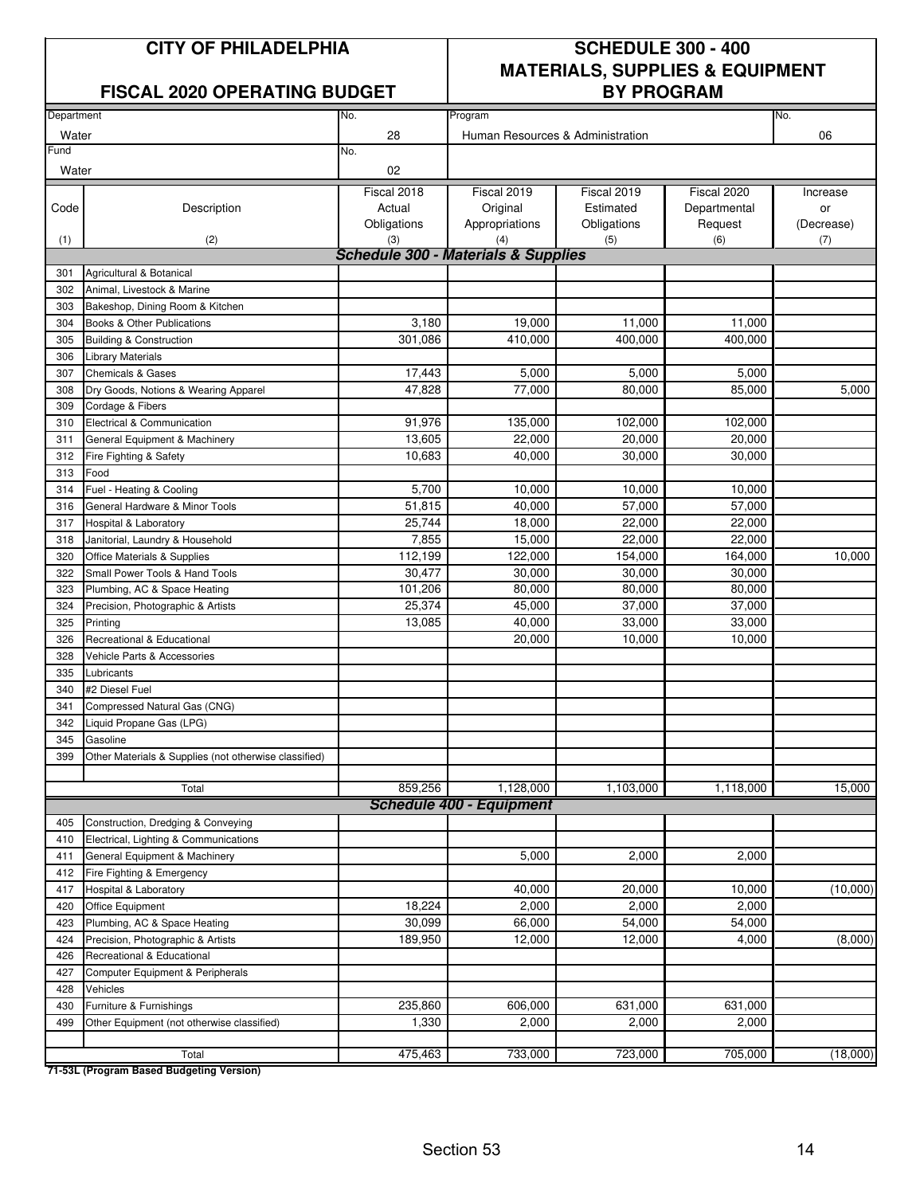# CITY OF PHILADELPHIA

## FISCAL 2020 OPERATING BUDGET

## SCHEDULE 300 - 400 MATERIALS, SUPPLIES & EQUIPMENT BY PROGRAM

| Department | No. | Program | No. |
|---|---|---|---|
| Water | 28 | Human Resources & Administration | 06 |
| Fund | No. | | |
| Water | 02 | | |

| Code (1) | Description (2) | Fiscal 2018 Actual Obligations (3) | Fiscal 2019 Original Appropriations (4) | Fiscal 2019 Estimated Obligations (5) | Fiscal 2020 Departmental Request (6) | Increase or (Decrease) (7) |
|---|---|---|---|---|---|---|
| | ***Schedule 300 - Materials & Supplies*** | | | | | |
| 301 | Agricultural & Botanical | | | | | |
| 302 | Animal, Livestock & Marine | | | | | |
| 303 | Bakeshop, Dining Room & Kitchen | | | | | |
| 304 | Books & Other Publications | 3,180 | 19,000 | 11,000 | 11,000 | |
| 305 | Building & Construction | 301,086 | 410,000 | 400,000 | 400,000 | |
| 306 | Library Materials | | | | | |
| 307 | Chemicals & Gases | 17,443 | 5,000 | 5,000 | 5,000 | |
| 308 | Dry Goods, Notions & Wearing Apparel | 47,828 | 77,000 | 80,000 | 85,000 | 5,000 |
| 309 | Cordage & Fibers | | | | | |
| 310 | Electrical & Communication | 91,976 | 135,000 | 102,000 | 102,000 | |
| 311 | General Equipment & Machinery | 13,605 | 22,000 | 20,000 | 20,000 | |
| 312 | Fire Fighting & Safety | 10,683 | 40,000 | 30,000 | 30,000 | |
| 313 | Food | | | | | |
| 314 | Fuel - Heating & Cooling | 5,700 | 10,000 | 10,000 | 10,000 | |
| 316 | General Hardware & Minor Tools | 51,815 | 40,000 | 57,000 | 57,000 | |
| 317 | Hospital & Laboratory | 25,744 | 18,000 | 22,000 | 22,000 | |
| 318 | Janitorial, Laundry & Household | 7,855 | 15,000 | 22,000 | 22,000 | |
| 320 | Office Materials & Supplies | 112,199 | 122,000 | 154,000 | 164,000 | 10,000 |
| 322 | Small Power Tools & Hand Tools | 30,477 | 30,000 | 30,000 | 30,000 | |
| 323 | Plumbing, AC & Space Heating | 101,206 | 80,000 | 80,000 | 80,000 | |
| 324 | Precision, Photographic & Artists | 25,374 | 45,000 | 37,000 | 37,000 | |
| 325 | Printing | 13,085 | 40,000 | 33,000 | 33,000 | |
| 326 | Recreational & Educational | | 20,000 | 10,000 | 10,000 | |
| 328 | Vehicle Parts & Accessories | | | | | |
| 335 | Lubricants | | | | | |
| 340 | #2 Diesel Fuel | | | | | |
| 341 | Compressed Natural Gas (CNG) | | | | | |
| 342 | Liquid Propane Gas (LPG) | | | | | |
| 345 | Gasoline | | | | | |
| 399 | Other Materials & Supplies (not otherwise classified) | | | | | |
| | Total | 859,256 | 1,128,000 | 1,103,000 | 1,118,000 | 15,000 |
| | ***Schedule 400 - Equipment*** | | | | | |
| 405 | Construction, Dredging & Conveying | | | | | |
| 410 | Electrical, Lighting & Communications | | | | | |
| 411 | General Equipment & Machinery | | 5,000 | 2,000 | 2,000 | |
| 412 | Fire Fighting & Emergency | | | | | |
| 417 | Hospital & Laboratory | | 40,000 | 20,000 | 10,000 | (10,000) |
| 420 | Office Equipment | 18,224 | 2,000 | 2,000 | 2,000 | |
| 423 | Plumbing, AC & Space Heating | 30,099 | 66,000 | 54,000 | 54,000 | |
| 424 | Precision, Photographic & Artists | 189,950 | 12,000 | 12,000 | 4,000 | (8,000) |
| 426 | Recreational & Educational | | | | | |
| 427 | Computer Equipment & Peripherals | | | | | |
| 428 | Vehicles | | | | | |
| 430 | Furniture & Furnishings | 235,860 | 606,000 | 631,000 | 631,000 | |
| 499 | Other Equipment (not otherwise classified) | 1,330 | 2,000 | 2,000 | 2,000 | |
| | Total | 475,463 | 733,000 | 723,000 | 705,000 | (18,000) |

**71-53L (Program Based Budgeting Version)**

Section 53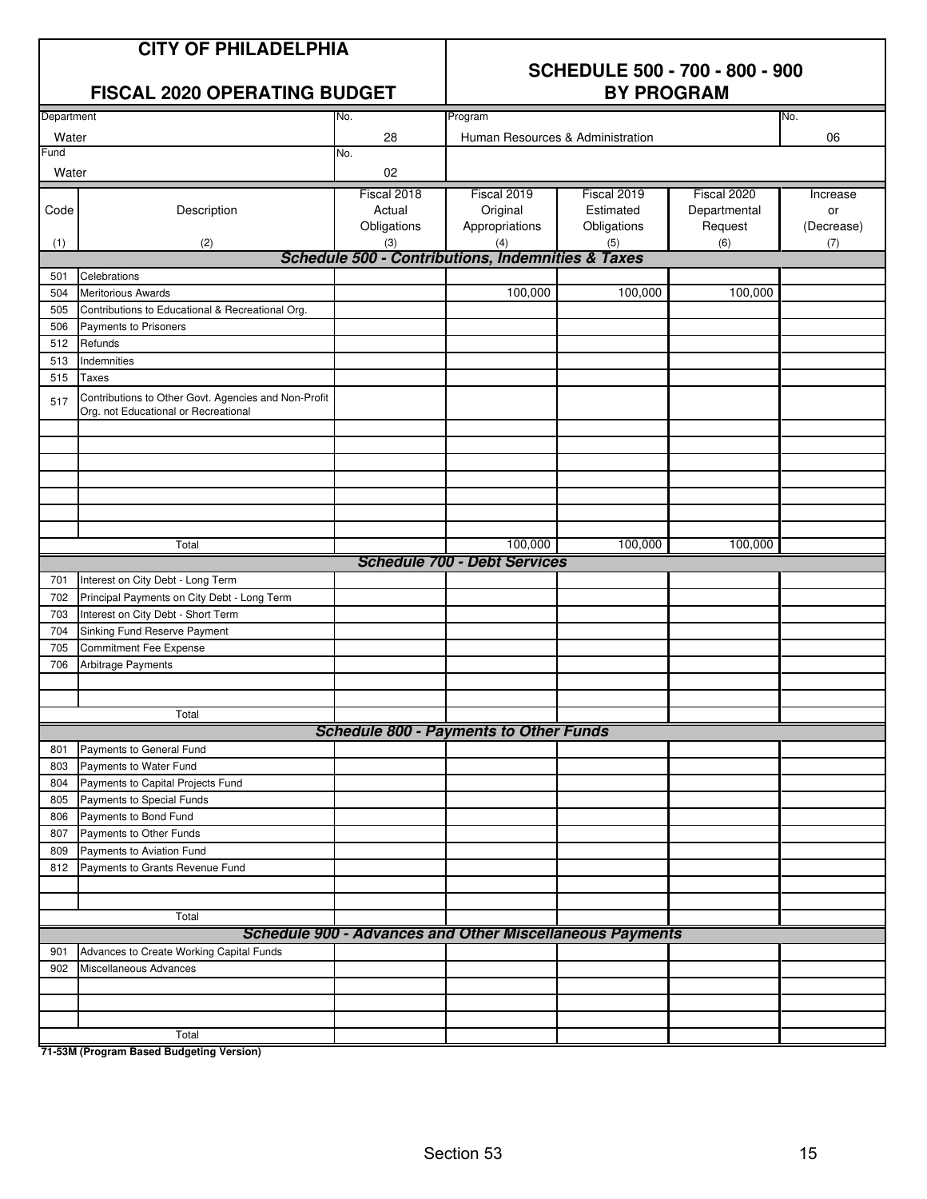# CITY OF PHILADELPHIA

## FISCAL 2020 OPERATING BUDGET

## SCHEDULE 500 - 700 - 800 - 900 BY PROGRAM

| Department | No. | Program | No. |
|---|---|---|---|
| Water | 28 | Human Resources & Administration | 06 |
| **Fund** | **No.** | | |
| Water | 02 | | |

| Code (1) | Description (2) | Fiscal 2018 Actual Obligations (3) | Fiscal 2019 Original Appropriations (4) | Fiscal 2019 Estimated Obligations (5) | Fiscal 2020 Departmental Request (6) | Increase or (Decrease) (7) |
|---|---|---|---|---|---|---|
| | ***Schedule 500 - Contributions, Indemnities & Taxes*** | | | | | |
| 501 | Celebrations | | | | | |
| 504 | Meritorious Awards | | 100,000 | 100,000 | 100,000 | |
| 505 | Contributions to Educational & Recreational Org. | | | | | |
| 506 | Payments to Prisoners | | | | | |
| 512 | Refunds | | | | | |
| 513 | Indemnities | | | | | |
| 515 | Taxes | | | | | |
| 517 | Contributions to Other Govt. Agencies and Non-Profit Org. not Educational or Recreational | | | | | |
| | Total | | 100,000 | 100,000 | 100,000 | |
| | ***Schedule 700 - Debt Services*** | | | | | |
| 701 | Interest on City Debt - Long Term | | | | | |
| 702 | Principal Payments on City Debt - Long Term | | | | | |
| 703 | Interest on City Debt - Short Term | | | | | |
| 704 | Sinking Fund Reserve Payment | | | | | |
| 705 | Commitment Fee Expense | | | | | |
| 706 | Arbitrage Payments | | | | | |
| | Total | | | | | |
| | ***Schedule 800 - Payments to Other Funds*** | | | | | |
| 801 | Payments to General Fund | | | | | |
| 803 | Payments to Water Fund | | | | | |
| 804 | Payments to Capital Projects Fund | | | | | |
| 805 | Payments to Special Funds | | | | | |
| 806 | Payments to Bond Fund | | | | | |
| 807 | Payments to Other Funds | | | | | |
| 809 | Payments to Aviation Fund | | | | | |
| 812 | Payments to Grants Revenue Fund | | | | | |
| | Total | | | | | |
| | ***Schedule 900 - Advances and Other Miscellaneous Payments*** | | | | | |
| 901 | Advances to Create Working Capital Funds | | | | | |
| 902 | Miscellaneous Advances | | | | | |
| | Total | | | | | |

**71-53M (Program Based Budgeting Version)**

Section 53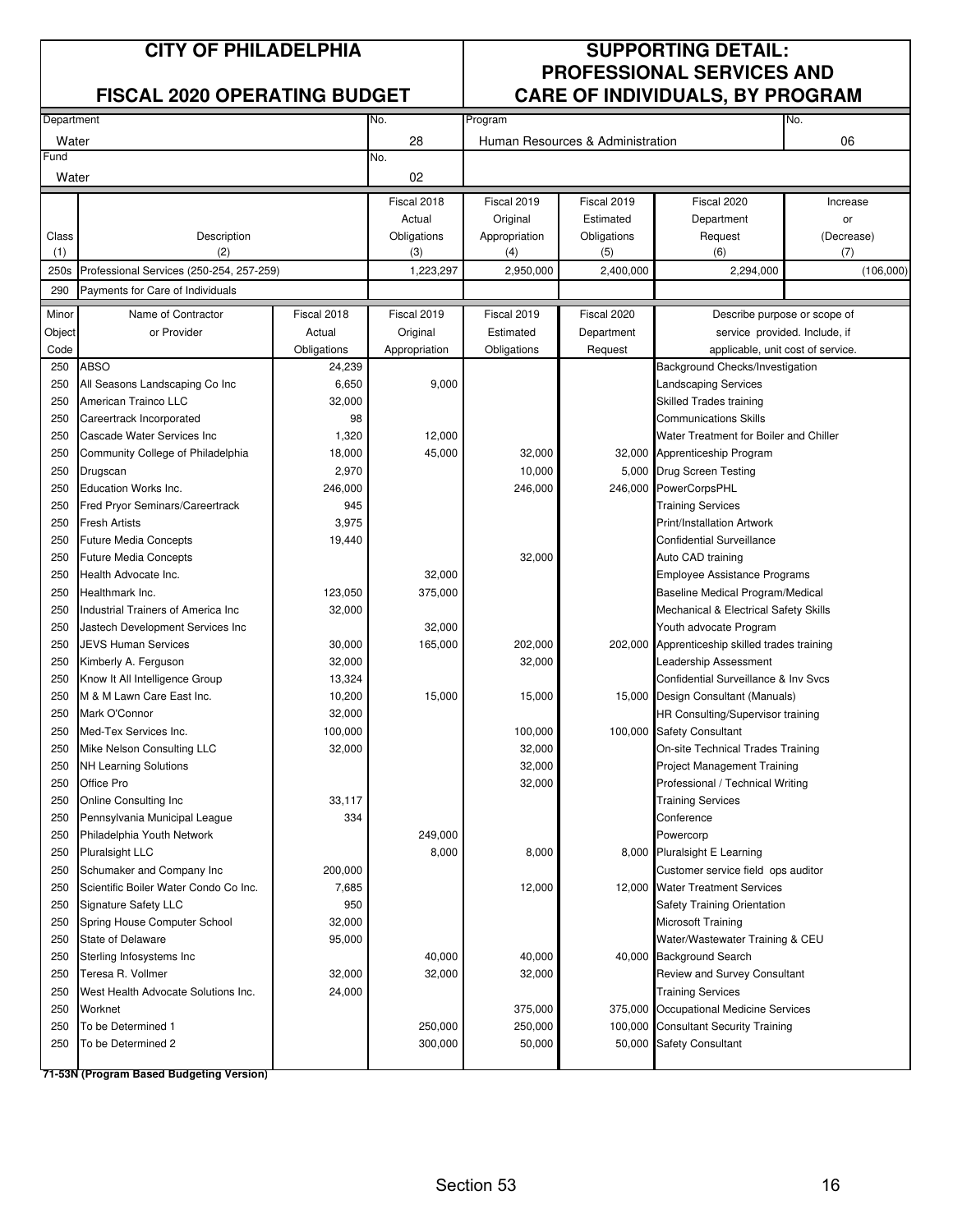# CITY OF PHILADELPHIA

## FISCAL 2020 OPERATING BUDGET

## SUPPORTING DETAIL: PROFESSIONAL SERVICES AND CARE OF INDIVIDUALS, BY PROGRAM

| Department | No. | Program | No. |
|---|---|---|---|
| Water | 28 | Human Resources & Administration | 06 |
| Fund | No. | | |
| Water | 02 | | |

| Class (1) | Description (2) | Fiscal 2018 Actual Obligations (3) | Fiscal 2019 Original Appropriation (4) | Fiscal 2019 Estimated Obligations (5) | Fiscal 2020 Department Request (6) | Increase or (Decrease) (7) |
|---|---|---|---|---|---|---|
| 250s | Professional Services (250-254, 257-259) | 1,223,297 | 2,950,000 | 2,400,000 | 2,294,000 | (106,000) |
| 290 | Payments for Care of Individuals | | | | | |

| Minor Object Code | Name of Contractor or Provider | Fiscal 2018 Actual Obligations | Fiscal 2019 Original Appropriation | Fiscal 2019 Estimated Obligations | Fiscal 2020 Department Request | Describe purpose or scope of service provided. Include, if applicable, unit cost of service. |
|---|---|---|---|---|---|---|
| 250 | ABSO | 24,239 | | | | Background Checks/Investigation |
| 250 | All Seasons Landscaping Co Inc | 6,650 | 9,000 | | | Landscaping Services |
| 250 | American Trainco LLC | 32,000 | | | | Skilled Trades training |
| 250 | Careertrack Incorporated | 98 | | | | Communications Skills |
| 250 | Cascade Water Services Inc | 1,320 | 12,000 | | | Water Treatment for Boiler and Chiller |
| 250 | Community College of Philadelphia | 18,000 | 45,000 | 32,000 | 32,000 | Apprenticeship Program |
| 250 | Drugscan | 2,970 | | 10,000 | 5,000 | Drug Screen Testing |
| 250 | Education Works Inc. | 246,000 | | 246,000 | 246,000 | PowerCorpsPHL |
| 250 | Fred Pryor Seminars/Careertrack | 945 | | | | Training Services |
| 250 | Fresh Artists | 3,975 | | | | Print/Installation Artwork |
| 250 | Future Media Concepts | 19,440 | | | | Confidential Surveillance |
| 250 | Future Media Concepts | | | 32,000 | | Auto CAD training |
| 250 | Health Advocate Inc. | | 32,000 | | | Employee Assistance Programs |
| 250 | Healthmark Inc. | 123,050 | 375,000 | | | Baseline Medical Program/Medical |
| 250 | Industrial Trainers of America Inc | 32,000 | | | | Mechanical & Electrical Safety Skills |
| 250 | Jastech Development Services Inc | | 32,000 | | | Youth advocate Program |
| 250 | JEVS Human Services | 30,000 | 165,000 | 202,000 | 202,000 | Apprenticeship skilled trades training |
| 250 | Kimberly A. Ferguson | 32,000 | | 32,000 | | Leadership Assessment |
| 250 | Know It All Intelligence Group | 13,324 | | | | Confidential Surveillance & Inv Svcs |
| 250 | M & M Lawn Care East Inc. | 10,200 | 15,000 | 15,000 | 15,000 | Design Consultant (Manuals) |
| 250 | Mark O'Connor | 32,000 | | | | HR Consulting/Supervisor training |
| 250 | Med-Tex Services Inc. | 100,000 | | 100,000 | 100,000 | Safety Consultant |
| 250 | Mike Nelson Consulting LLC | 32,000 | | 32,000 | | On-site Technical Trades Training |
| 250 | NH Learning Solutions | | | 32,000 | | Project Management Training |
| 250 | Office Pro | | | 32,000 | | Professional / Technical Writing |
| 250 | Online Consulting Inc | 33,117 | | | | Training Services |
| 250 | Pennsylvania Municipal League | 334 | | | | Conference |
| 250 | Philadelphia Youth Network | | 249,000 | | | Powercorp |
| 250 | Pluralsight LLC | | 8,000 | 8,000 | 8,000 | Pluralsight E Learning |
| 250 | Schumaker and Company Inc | 200,000 | | | | Customer service field ops auditor |
| 250 | Scientific Boiler Water Condo Co Inc. | 7,685 | | 12,000 | 12,000 | Water Treatment Services |
| 250 | Signature Safety LLC | 950 | | | | Safety Training Orientation |
| 250 | Spring House Computer School | 32,000 | | | | Microsoft Training |
| 250 | State of Delaware | 95,000 | | | | Water/Wastewater Training & CEU |
| 250 | Sterling Infosystems Inc | | 40,000 | 40,000 | 40,000 | Background Search |
| 250 | Teresa R. Vollmer | 32,000 | 32,000 | 32,000 | | Review and Survey Consultant |
| 250 | West Health Advocate Solutions Inc. | 24,000 | | | | Training Services |
| 250 | Worknet | | | 375,000 | 375,000 | Occupational Medicine Services |
| 250 | To be Determined 1 | | 250,000 | 250,000 | 100,000 | Consultant Security Training |
| 250 | To be Determined 2 | | 300,000 | 50,000 | 50,000 | Safety Consultant |

**71-53N (Program Based Budgeting Version)**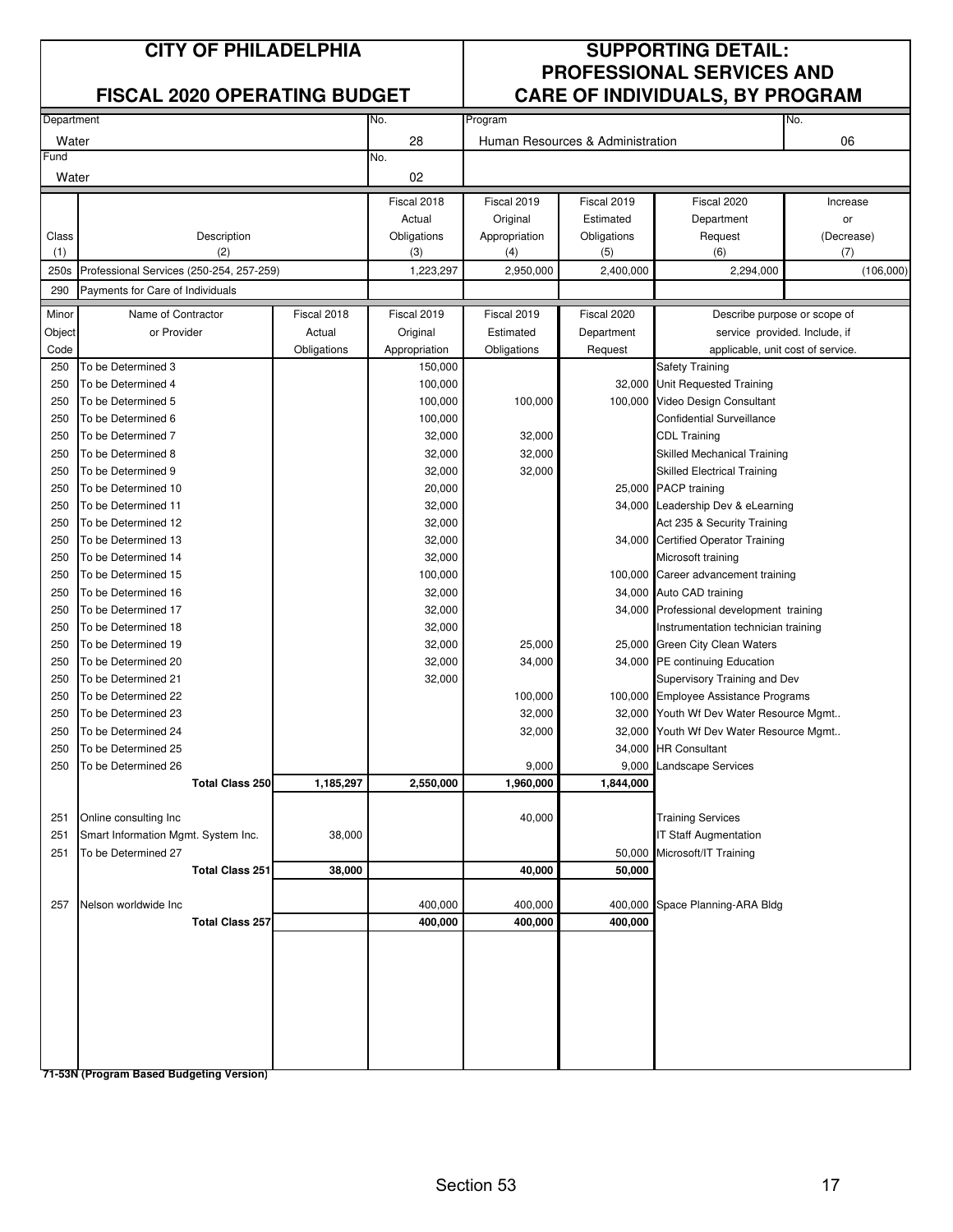# CITY OF PHILADELPHIA

## FISCAL 2020 OPERATING BUDGET

## SUPPORTING DETAIL: PROFESSIONAL SERVICES AND CARE OF INDIVIDUALS, BY PROGRAM

| Department | No. | Program | No. |
|---|---|---|---|
| Water | 28 | Human Resources & Administration | 06 |
| **Fund** | **No.** | | |
| Water | 02 | | |

| Class (1) | Description (2) | Fiscal 2018 Actual Obligations (3) | Fiscal 2019 Original Appropriation (4) | Fiscal 2019 Estimated Obligations (5) | Fiscal 2020 Department Request (6) | Increase or (Decrease) (7) |
|---|---|---|---|---|---|---|
| 250s | Professional Services (250-254, 257-259) | 1,223,297 | 2,950,000 | 2,400,000 | 2,294,000 | (106,000) |
| 290 | Payments for Care of Individuals | | | | | |

| Minor Object Code | Name of Contractor or Provider | Fiscal 2018 Actual Obligations | Fiscal 2019 Original Appropriation | Fiscal 2019 Estimated Obligations | Fiscal 2020 Department Request | Describe purpose or scope of service provided. Include, if applicable, unit cost of service. |
|---|---|---|---|---|---|---|
| 250 | To be Determined 3 | | 150,000 | | | Safety Training |
| 250 | To be Determined 4 | | 100,000 | | 32,000 | Unit Requested Training |
| 250 | To be Determined 5 | | 100,000 | 100,000 | 100,000 | Video Design Consultant |
| 250 | To be Determined 6 | | 100,000 | | | Confidential Surveillance |
| 250 | To be Determined 7 | | 32,000 | 32,000 | | CDL Training |
| 250 | To be Determined 8 | | 32,000 | 32,000 | | Skilled Mechanical Training |
| 250 | To be Determined 9 | | 32,000 | 32,000 | | Skilled Electrical Training |
| 250 | To be Determined 10 | | 20,000 | | 25,000 | PACP training |
| 250 | To be Determined 11 | | 32,000 | | 34,000 | Leadership Dev & eLearning |
| 250 | To be Determined 12 | | 32,000 | | | Act 235 & Security Training |
| 250 | To be Determined 13 | | 32,000 | | 34,000 | Certified Operator Training |
| 250 | To be Determined 14 | | 32,000 | | | Microsoft training |
| 250 | To be Determined 15 | | 100,000 | | 100,000 | Career advancement training |
| 250 | To be Determined 16 | | 32,000 | | 34,000 | Auto CAD training |
| 250 | To be Determined 17 | | 32,000 | | 34,000 | Professional development training |
| 250 | To be Determined 18 | | 32,000 | | | Instrumentation technician training |
| 250 | To be Determined 19 | | 32,000 | 25,000 | 25,000 | Green City Clean Waters |
| 250 | To be Determined 20 | | 32,000 | 34,000 | 34,000 | PE continuing Education |
| 250 | To be Determined 21 | | 32,000 | | | Supervisory Training and Dev |
| 250 | To be Determined 22 | | | 100,000 | 100,000 | Employee Assistance Programs |
| 250 | To be Determined 23 | | | 32,000 | 32,000 | Youth Wf Dev Water Resource Mgmt.. |
| 250 | To be Determined 24 | | | 32,000 | 32,000 | Youth Wf Dev Water Resource Mgmt.. |
| 250 | To be Determined 25 | | | | 34,000 | HR Consultant |
| 250 | To be Determined 26 | | | 9,000 | 9,000 | Landscape Services |
| | **Total Class 250** | **1,185,297** | **2,550,000** | **1,960,000** | **1,844,000** | |
| | | | | | | |
| 251 | Online consulting Inc | | | 40,000 | | Training Services |
| 251 | Smart Information Mgmt. System Inc. | 38,000 | | | | IT Staff Augmentation |
| 251 | To be Determined 27 | | | | 50,000 | Microsoft/IT Training |
| | **Total Class 251** | **38,000** | | **40,000** | **50,000** | |
| | | | | | | |
| 257 | Nelson worldwide Inc | | 400,000 | 400,000 | 400,000 | Space Planning-ARA Bldg |
| | **Total Class 257** | | **400,000** | **400,000** | **400,000** | |

**71-53N (Program Based Budgeting Version)**

Section 53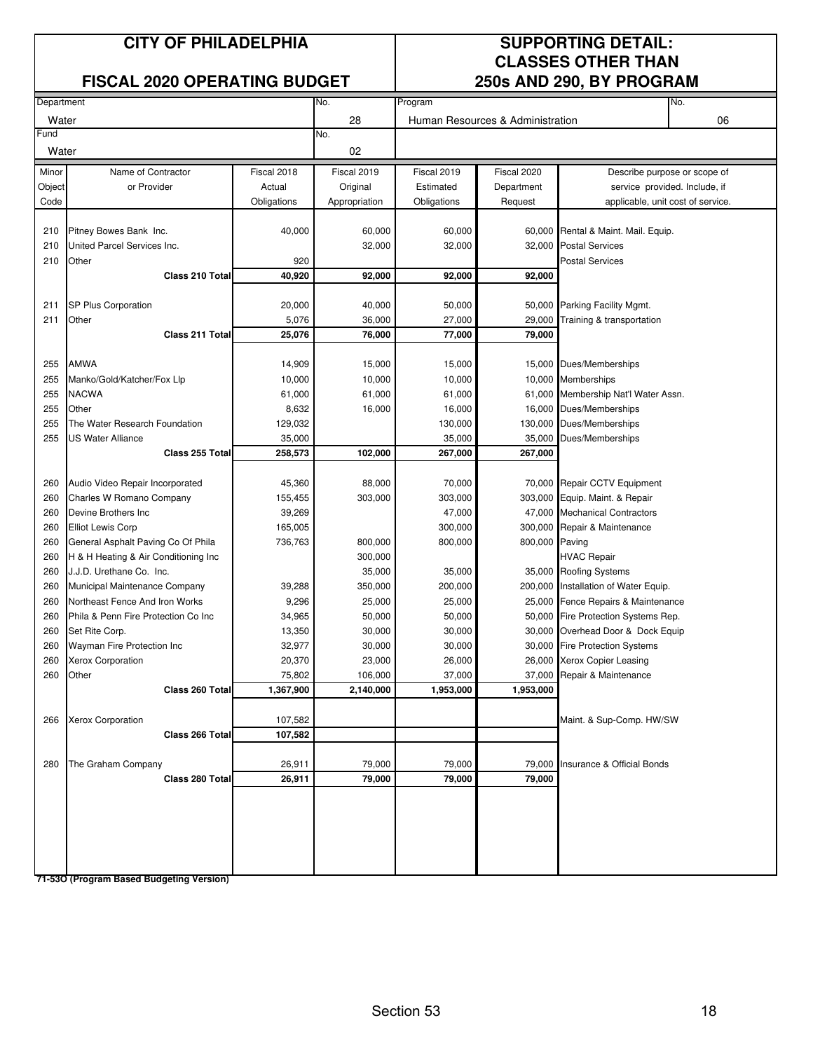# CITY OF PHILADELPHIA

## FISCAL 2020 OPERATING BUDGET

## SUPPORTING DETAIL: CLASSES OTHER THAN 250s AND 290, BY PROGRAM

| Department | No. | Program | No. |
|---|---|---|---|
| Water | 28 | Human Resources & Administration | 06 |
| **Fund** | **No.** | | |
| Water | 02 | | |

| Minor Object Code | Name of Contractor or Provider | Fiscal 2018 Actual Obligations | Fiscal 2019 Original Appropriation | Fiscal 2019 Estimated Obligations | Fiscal 2020 Department Request | Describe purpose or scope of service provided. Include, if applicable, unit cost of service. |
|---|---|---|---|---|---|---|
| 210 | Pitney Bowes Bank Inc. | 40,000 | 60,000 | 60,000 | 60,000 | Rental & Maint. Mail. Equip. |
| 210 | United Parcel Services Inc. | | 32,000 | 32,000 | 32,000 | Postal Services |
| 210 | Other | 920 | | | | Postal Services |
| | **Class 210 Total** | **40,920** | **92,000** | **92,000** | **92,000** | |
| 211 | SP Plus Corporation | 20,000 | 40,000 | 50,000 | 50,000 | Parking Facility Mgmt. |
| 211 | Other | 5,076 | 36,000 | 27,000 | 29,000 | Training & transportation |
| | **Class 211 Total** | **25,076** | **76,000** | **77,000** | **79,000** | |
| 255 | AMWA | 14,909 | 15,000 | 15,000 | 15,000 | Dues/Memberships |
| 255 | Manko/Gold/Katcher/Fox Llp | 10,000 | 10,000 | 10,000 | 10,000 | Memberships |
| 255 | NACWA | 61,000 | 61,000 | 61,000 | 61,000 | Membership Nat'l Water Assn. |
| 255 | Other | 8,632 | 16,000 | 16,000 | 16,000 | Dues/Memberships |
| 255 | The Water Research Foundation | 129,032 | | 130,000 | 130,000 | Dues/Memberships |
| 255 | US Water Alliance | 35,000 | | 35,000 | 35,000 | Dues/Memberships |
| | **Class 255 Total** | **258,573** | **102,000** | **267,000** | **267,000** | |
| 260 | Audio Video Repair Incorporated | 45,360 | 88,000 | 70,000 | 70,000 | Repair CCTV Equipment |
| 260 | Charles W Romano Company | 155,455 | 303,000 | 303,000 | 303,000 | Equip. Maint. & Repair |
| 260 | Devine Brothers Inc | 39,269 | | 47,000 | 47,000 | Mechanical Contractors |
| 260 | Elliot Lewis Corp | 165,005 | | 300,000 | 300,000 | Repair & Maintenance |
| 260 | General Asphalt Paving Co Of Phila | 736,763 | 800,000 | 800,000 | 800,000 | Paving |
| 260 | H & H Heating & Air Conditioning Inc | | 300,000 | | | HVAC Repair |
| 260 | J.J.D. Urethane Co. Inc. | | 35,000 | 35,000 | 35,000 | Roofing Systems |
| 260 | Municipal Maintenance Company | 39,288 | 350,000 | 200,000 | 200,000 | Installation of Water Equip. |
| 260 | Northeast Fence And Iron Works | 9,296 | 25,000 | 25,000 | 25,000 | Fence Repairs & Maintenance |
| 260 | Phila & Penn Fire Protection Co Inc | 34,965 | 50,000 | 50,000 | 50,000 | Fire Protection Systems Rep. |
| 260 | Set Rite Corp. | 13,350 | 30,000 | 30,000 | 30,000 | Overhead Door & Dock Equip |
| 260 | Wayman Fire Protection Inc | 32,977 | 30,000 | 30,000 | 30,000 | Fire Protection Systems |
| 260 | Xerox Corporation | 20,370 | 23,000 | 26,000 | 26,000 | Xerox Copier Leasing |
| 260 | Other | 75,802 | 106,000 | 37,000 | 37,000 | Repair & Maintenance |
| | **Class 260 Total** | **1,367,900** | **2,140,000** | **1,953,000** | **1,953,000** | |
| 266 | Xerox Corporation | 107,582 | | | | Maint. & Sup-Comp. HW/SW |
| | **Class 266 Total** | **107,582** | | | | |
| 280 | The Graham Company | 26,911 | 79,000 | 79,000 | 79,000 | Insurance & Official Bonds |
| | **Class 280 Total** | **26,911** | **79,000** | **79,000** | **79,000** | |

**71-53O (Program Based Budgeting Version)**

Section 53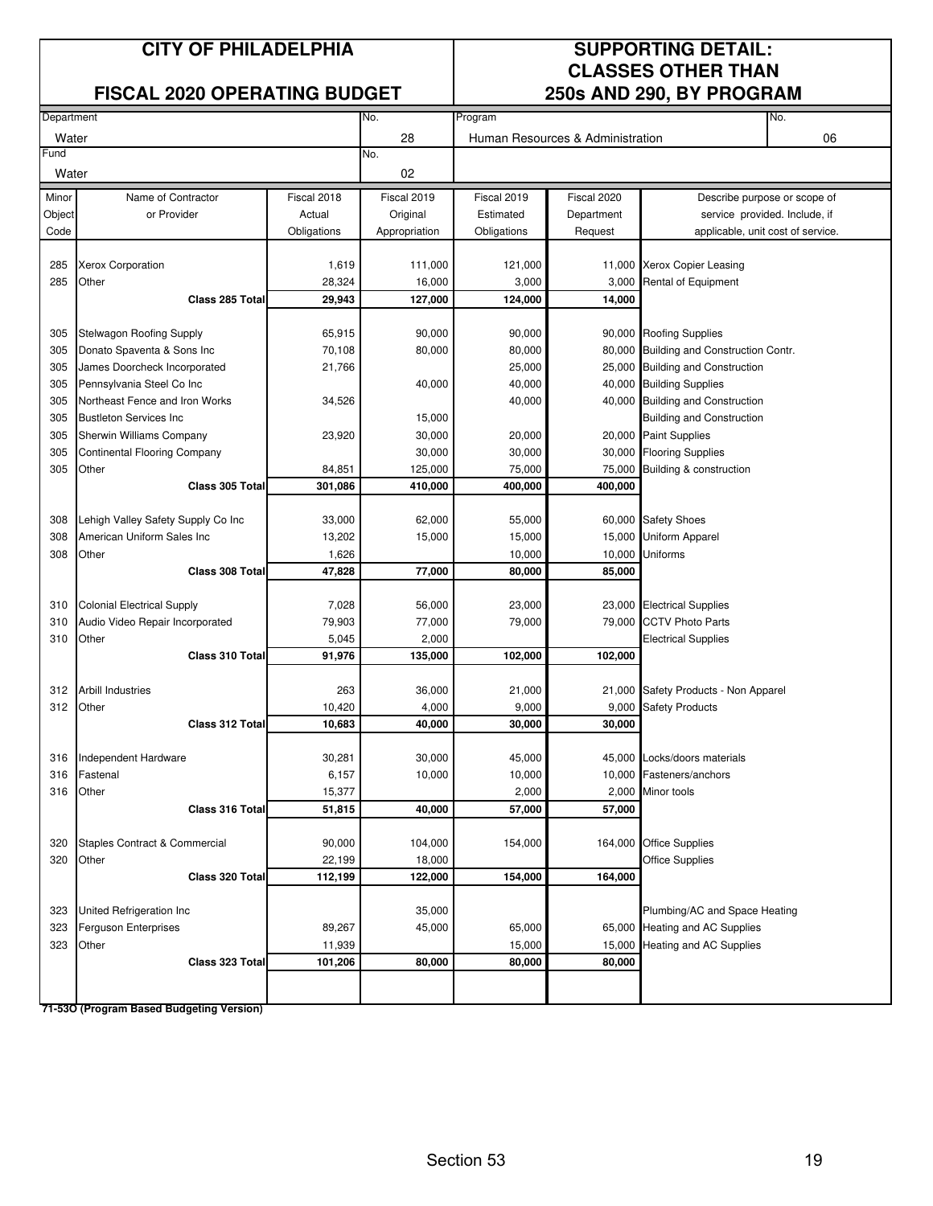# CITY OF PHILADELPHIA

## FISCAL 2020 OPERATING BUDGET

# SUPPORTING DETAIL: CLASSES OTHER THAN 250s AND 290, BY PROGRAM

| Department | No. | Program | No. |
|---|---|---|---|
| Water | 28 | Human Resources & Administration | 06 |
| Fund | No. | | |
| Water | 02 | | |

| Minor Object Code | Name of Contractor or Provider | Fiscal 2018 Actual Obligations | Fiscal 2019 Original Appropriation | Fiscal 2019 Estimated Obligations | Fiscal 2020 Department Request | Describe purpose or scope of service provided. Include, if applicable, unit cost of service. |
|---|---|---|---|---|---|---|
| 285 | Xerox Corporation | 1,619 | 111,000 | 121,000 | 11,000 | Xerox Copier Leasing |
| 285 | Other | 28,324 | 16,000 | 3,000 | 3,000 | Rental of Equipment |
| | **Class 285 Total** | **29,943** | **127,000** | **124,000** | **14,000** | |
| 305 | Stelwagon Roofing Supply | 65,915 | 90,000 | 90,000 | 90,000 | Roofing Supplies |
| 305 | Donato Spaventa & Sons Inc | 70,108 | 80,000 | 80,000 | 80,000 | Building and Construction Contr. |
| 305 | James Doorcheck Incorporated | 21,766 | | 25,000 | 25,000 | Building and Construction |
| 305 | Pennsylvania Steel Co Inc | | 40,000 | 40,000 | 40,000 | Building Supplies |
| 305 | Northeast Fence and Iron Works | 34,526 | | 40,000 | 40,000 | Building and Construction |
| 305 | Bustleton Services Inc | | 15,000 | | | Building and Construction |
| 305 | Sherwin Williams Company | 23,920 | 30,000 | 20,000 | 20,000 | Paint Supplies |
| 305 | Continental Flooring Company | | 30,000 | 30,000 | 30,000 | Flooring Supplies |
| 305 | Other | 84,851 | 125,000 | 75,000 | 75,000 | Building & construction |
| | **Class 305 Total** | **301,086** | **410,000** | **400,000** | **400,000** | |
| 308 | Lehigh Valley Safety Supply Co Inc | 33,000 | 62,000 | 55,000 | 60,000 | Safety Shoes |
| 308 | American Uniform Sales Inc | 13,202 | 15,000 | 15,000 | 15,000 | Uniform Apparel |
| 308 | Other | 1,626 | | 10,000 | 10,000 | Uniforms |
| | **Class 308 Total** | **47,828** | **77,000** | **80,000** | **85,000** | |
| 310 | Colonial Electrical Supply | 7,028 | 56,000 | 23,000 | 23,000 | Electrical Supplies |
| 310 | Audio Video Repair Incorporated | 79,903 | 77,000 | 79,000 | 79,000 | CCTV Photo Parts |
| 310 | Other | 5,045 | 2,000 | | | Electrical Supplies |
| | **Class 310 Total** | **91,976** | **135,000** | **102,000** | **102,000** | |
| 312 | Arbill Industries | 263 | 36,000 | 21,000 | 21,000 | Safety Products - Non Apparel |
| 312 | Other | 10,420 | 4,000 | 9,000 | 9,000 | Safety Products |
| | **Class 312 Total** | **10,683** | **40,000** | **30,000** | **30,000** | |
| 316 | Independent Hardware | 30,281 | 30,000 | 45,000 | 45,000 | Locks/doors materials |
| 316 | Fastenal | 6,157 | 10,000 | 10,000 | 10,000 | Fasteners/anchors |
| 316 | Other | 15,377 | | 2,000 | 2,000 | Minor tools |
| | **Class 316 Total** | **51,815** | **40,000** | **57,000** | **57,000** | |
| 320 | Staples Contract & Commercial | 90,000 | 104,000 | 154,000 | 164,000 | Office Supplies |
| 320 | Other | 22,199 | 18,000 | | | Office Supplies |
| | **Class 320 Total** | **112,199** | **122,000** | **154,000** | **164,000** | |
| 323 | United Refrigeration Inc | | 35,000 | | | Plumbing/AC and Space Heating |
| 323 | Ferguson Enterprises | 89,267 | 45,000 | 65,000 | 65,000 | Heating and AC Supplies |
| 323 | Other | 11,939 | | 15,000 | 15,000 | Heating and AC Supplies |
| | **Class 323 Total** | **101,206** | **80,000** | **80,000** | **80,000** | |

**71-53O (Program Based Budgeting Version)**

Section 53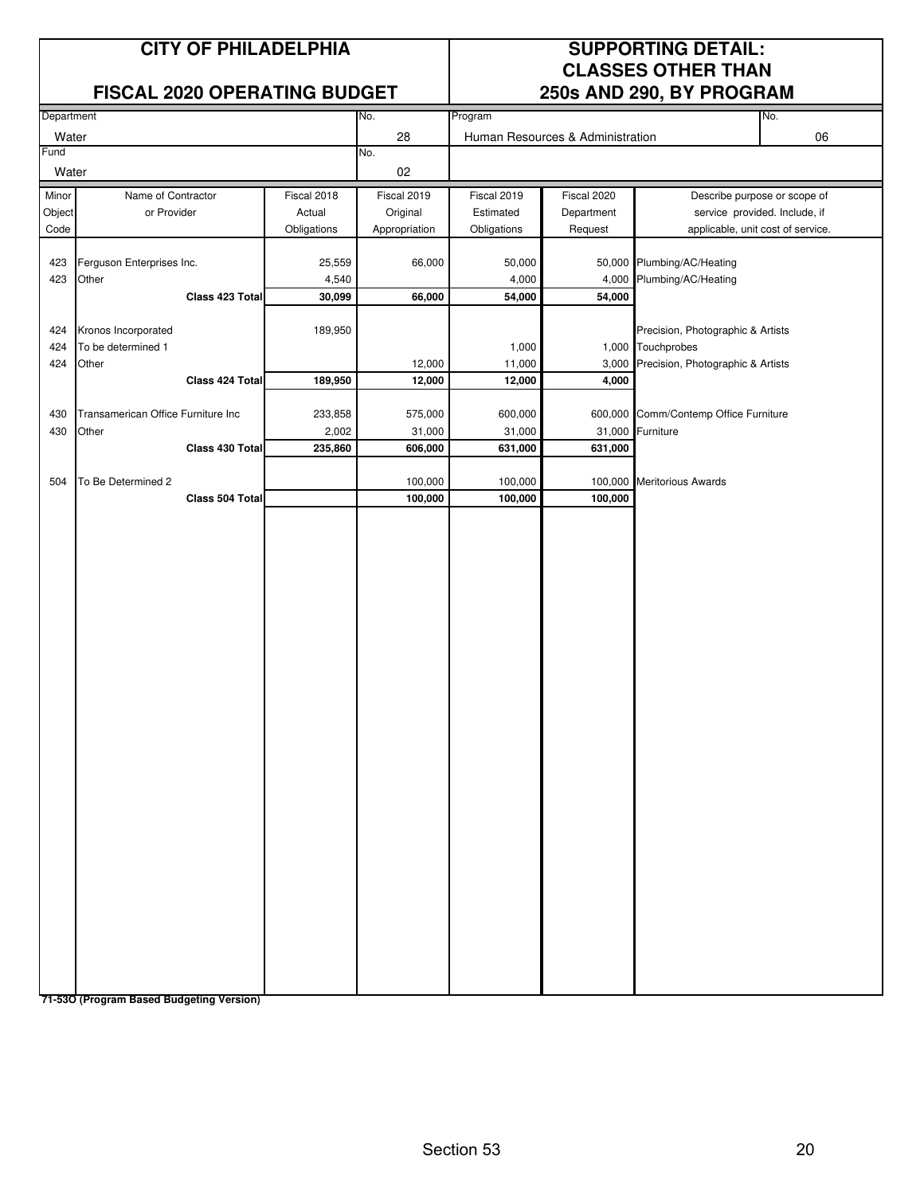# CITY OF PHILADELPHIA

## FISCAL 2020 OPERATING BUDGET

## SUPPORTING DETAIL: CLASSES OTHER THAN 250s AND 290, BY PROGRAM

| Department | No. | Program | No. |
|---|---|---|---|
| Water | 28 | Human Resources & Administration | 06 |
| **Fund** | **No.** | | |
| Water | 02 | | |

| Minor Object Code | Name of Contractor or Provider | Fiscal 2018 Actual Obligations | Fiscal 2019 Original Appropriation | Fiscal 2019 Estimated Obligations | Fiscal 2020 Department Request | Describe purpose or scope of service provided. Include, if applicable, unit cost of service. |
|---|---|---|---|---|---|---|
| 423 | Ferguson Enterprises Inc. | 25,559 | 66,000 | 50,000 | 50,000 | Plumbing/AC/Heating |
| 423 | Other | 4,540 | | 4,000 | 4,000 | Plumbing/AC/Heating |
| | **Class 423 Total** | **30,099** | **66,000** | **54,000** | **54,000** | |
| 424 | Kronos Incorporated | 189,950 | | | | Precision, Photographic & Artists |
| 424 | To be determined 1 | | | 1,000 | 1,000 | Touchprobes |
| 424 | Other | | 12,000 | 11,000 | 3,000 | Precision, Photographic & Artists |
| | **Class 424 Total** | **189,950** | **12,000** | **12,000** | **4,000** | |
| 430 | Transamerican Office Furniture Inc | 233,858 | 575,000 | 600,000 | 600,000 | Comm/Contemp Office Furniture |
| 430 | Other | 2,002 | 31,000 | 31,000 | 31,000 | Furniture |
| | **Class 430 Total** | **235,860** | **606,000** | **631,000** | **631,000** | |
| 504 | To Be Determined 2 | | 100,000 | 100,000 | 100,000 | Meritorious Awards |
| | **Class 504 Total** | | **100,000** | **100,000** | **100,000** | |

**71-53O (Program Based Budgeting Version)**

Section 53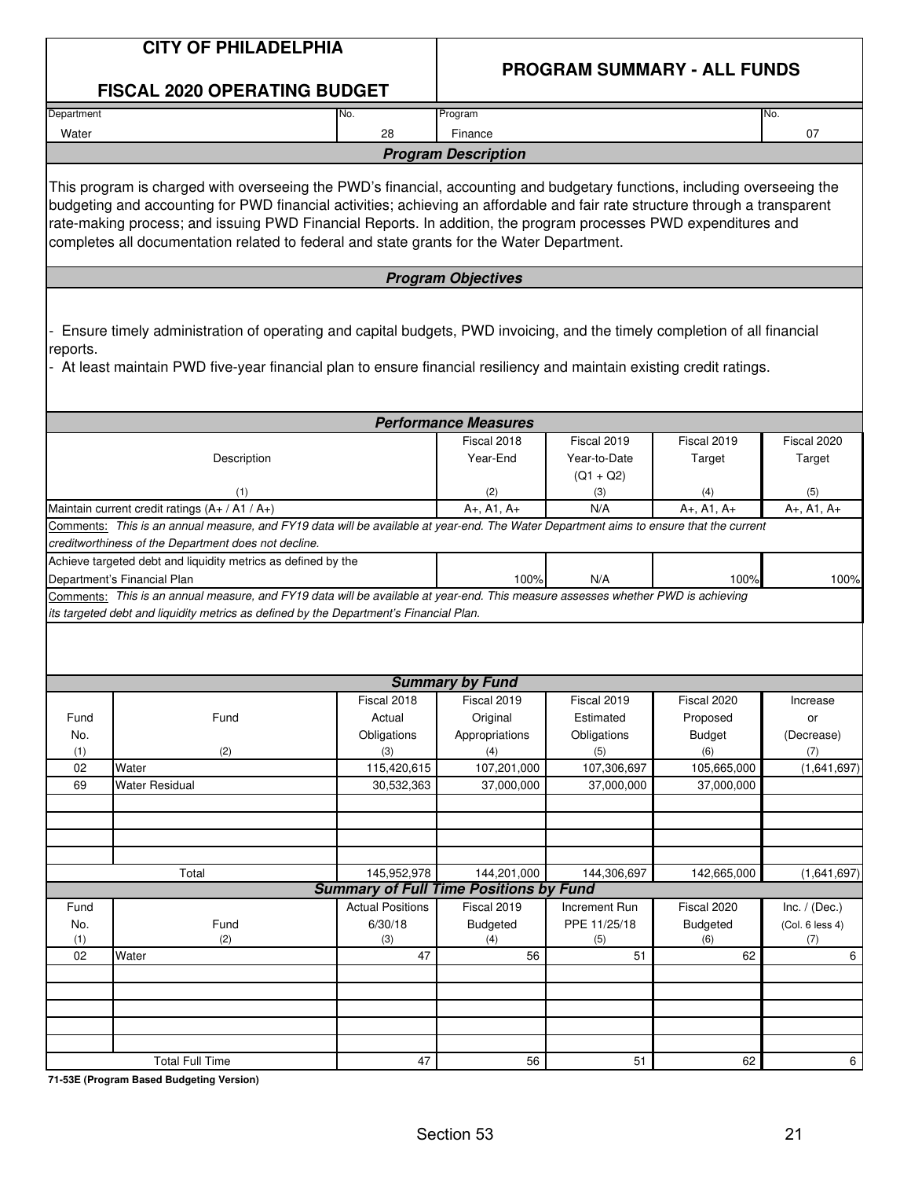# CITY OF PHILADELPHIA

## FISCAL 2020 OPERATING BUDGET

## PROGRAM SUMMARY - ALL FUNDS

| Department | No. | Program | No. |
|---|---|---|---|
| Water | 28 | Finance | 07 |

### Program Description

This program is charged with overseeing the PWD's financial, accounting and budgetary functions, including overseeing the budgeting and accounting for PWD financial activities; achieving an affordable and fair rate structure through a transparent rate-making process; and issuing PWD Financial Reports. In addition, the program processes PWD expenditures and completes all documentation related to federal and state grants for the Water Department.

### Program Objectives

- Ensure timely administration of operating and capital budgets, PWD invoicing, and the timely completion of all financial reports.
- At least maintain PWD five-year financial plan to ensure financial resiliency and maintain existing credit ratings.

### Performance Measures

| Description (1) | Fiscal 2018 Year-End (2) | Fiscal 2019 Year-to-Date (Q1 + Q2) (3) | Fiscal 2019 Target (4) | Fiscal 2020 Target (5) |
|---|---|---|---|---|
| Maintain current credit ratings (A+ / A1 / A+) | A+, A1, A+ | N/A | A+, A1, A+ | A+, A1, A+ |
| Comments: *This is an annual measure, and FY19 data will be available at year-end. The Water Department aims to ensure that the current creditworthiness of the Department does not decline.* | | | | |
| Achieve targeted debt and liquidity metrics as defined by the Department's Financial Plan | 100% | N/A | 100% | 100% |
| Comments: *This is an annual measure, and FY19 data will be available at year-end. This measure assesses whether PWD is achieving its targeted debt and liquidity metrics as defined by the Department's Financial Plan.* | | | | |

### Summary by Fund

| Fund No. (1) | Fund (2) | Fiscal 2018 Actual Obligations (3) | Fiscal 2019 Original Appropriations (4) | Fiscal 2019 Estimated Obligations (5) | Fiscal 2020 Proposed Budget (6) | Increase or (Decrease) (7) |
|---|---|---|---|---|---|---|
| 02 | Water | 115,420,615 | 107,201,000 | 107,306,697 | 105,665,000 | (1,641,697) |
| 69 | Water Residual | 30,532,363 | 37,000,000 | 37,000,000 | 37,000,000 | |
| | Total | 145,952,978 | 144,201,000 | 144,306,697 | 142,665,000 | (1,641,697) |

### Summary of Full Time Positions by Fund

| Fund No. (1) | Fund (2) | Actual Positions 6/30/18 (3) | Fiscal 2019 Budgeted (4) | Increment Run PPE 11/25/18 (5) | Fiscal 2020 Budgeted (6) | Inc. / (Dec.) (Col. 6 less 4) (7) |
|---|---|---|---|---|---|---|
| 02 | Water | 47 | 56 | 51 | 62 | 6 |
| | Total Full Time | 47 | 56 | 51 | 62 | 6 |

**71-53E (Program Based Budgeting Version)**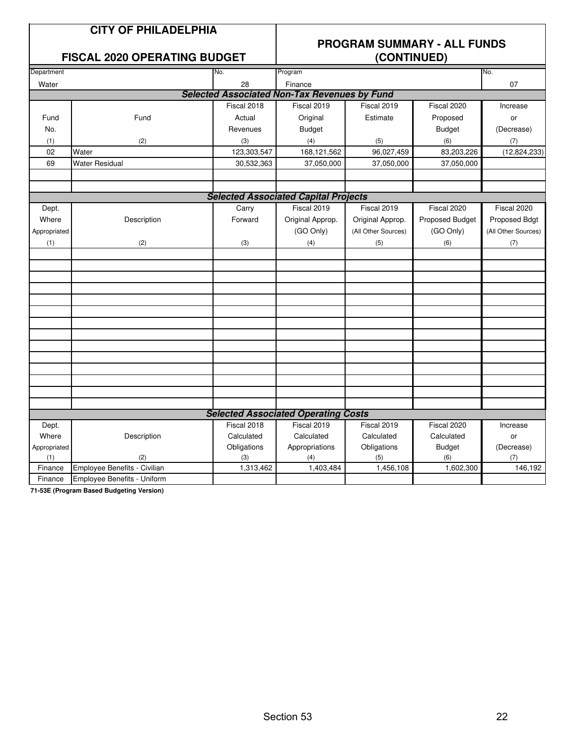# CITY OF PHILADELPHIA

## FISCAL 2020 OPERATING BUDGET

## PROGRAM SUMMARY - ALL FUNDS (CONTINUED)

| Department | No. | Program | No. |
|---|---|---|---|
| Water | 28 | Finance | 07 |

### Selected Associated Non-Tax Revenues by Fund

| Fund No. | Fund | Fiscal 2018 Actual Revenues | Fiscal 2019 Original Budget | Fiscal 2019 Estimate | Fiscal 2020 Proposed Budget | Increase or (Decrease) |
|---|---|---|---|---|---|---|
| (1) | (2) | (3) | (4) | (5) | (6) | (7) |
| 02 | Water | 123,303,547 | 168,121,562 | 96,027,459 | 83,203,226 | (12,824,233) |
| 69 | Water Residual | 30,532,363 | 37,050,000 | 37,050,000 | 37,050,000 | |

### Selected Associated Capital Projects

| Dept. Where Appropriated | Description | Carry Forward | Fiscal 2019 Original Approp. (GO Only) | Fiscal 2019 Original Approp. (All Other Sources) | Fiscal 2020 Proposed Budget (GO Only) | Fiscal 2020 Proposed Bdgt (All Other Sources) |
|---|---|---|---|---|---|---|
| (1) | (2) | (3) | (4) | (5) | (6) | (7) |

### Selected Associated Operating Costs

| Dept. Where Appropriated | Description | Fiscal 2018 Calculated Obligations | Fiscal 2019 Calculated Appropriations | Fiscal 2019 Calculated Obligations | Fiscal 2020 Calculated Budget | Increase or (Decrease) |
|---|---|---|---|---|---|---|
| (1) | (2) | (3) | (4) | (5) | (6) | (7) |
| Finance | Employee Benefits - Civilian | 1,313,462 | 1,403,484 | 1,456,108 | 1,602,300 | 146,192 |
| Finance | Employee Benefits - Uniform | | | | | |

**71-53E (Program Based Budgeting Version)**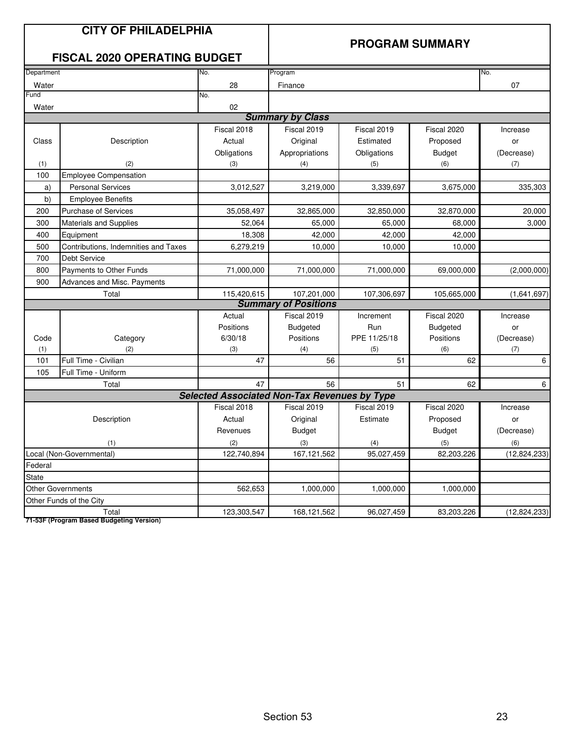# CITY OF PHILADELPHIA

## FISCAL 2020 OPERATING BUDGET

## PROGRAM SUMMARY

| Department | No. | Program | No. |
|---|---|---|---|
| Water | 28 | Finance | 07 |
| Fund | No. | | |
| Water | 02 | | |

### Summary by Class

| Class<br>(1) | Description<br>(2) | Fiscal 2018 Actual Obligations<br>(3) | Fiscal 2019 Original Appropriations<br>(4) | Fiscal 2019 Estimated Obligations<br>(5) | Fiscal 2020 Proposed Budget<br>(6) | Increase or (Decrease)<br>(7) |
|---|---|---|---|---|---|---|
| 100 | Employee Compensation | | | | | |
| a) | Personal Services | 3,012,527 | 3,219,000 | 3,339,697 | 3,675,000 | 335,303 |
| b) | Employee Benefits | | | | | |
| 200 | Purchase of Services | 35,058,497 | 32,865,000 | 32,850,000 | 32,870,000 | 20,000 |
| 300 | Materials and Supplies | 52,064 | 65,000 | 65,000 | 68,000 | 3,000 |
| 400 | Equipment | 18,308 | 42,000 | 42,000 | 42,000 | |
| 500 | Contributions, Indemnities and Taxes | 6,279,219 | 10,000 | 10,000 | 10,000 | |
| 700 | Debt Service | | | | | |
| 800 | Payments to Other Funds | 71,000,000 | 71,000,000 | 71,000,000 | 69,000,000 | (2,000,000) |
| 900 | Advances and Misc. Payments | | | | | |
| | Total | 115,420,615 | 107,201,000 | 107,306,697 | 105,665,000 | (1,641,697) |

### Summary of Positions

| Code<br>(1) | Category<br>(2) | Actual Positions 6/30/18<br>(3) | Fiscal 2019 Budgeted Positions<br>(4) | Increment Run PPE 11/25/18<br>(5) | Fiscal 2020 Budgeted Positions<br>(6) | Increase or (Decrease)<br>(7) |
|---|---|---|---|---|---|---|
| 101 | Full Time - Civilian | 47 | 56 | 51 | 62 | 6 |
| 105 | Full Time - Uniform | | | | | |
| | Total | 47 | 56 | 51 | 62 | 6 |

### Selected Associated Non-Tax Revenues by Type

| Description<br>(1) | Fiscal 2018 Actual Revenues<br>(2) | Fiscal 2019 Original Budget<br>(3) | Fiscal 2019 Estimate<br>(4) | Fiscal 2020 Proposed Budget<br>(5) | Increase or (Decrease)<br>(6) |
|---|---|---|---|---|---|
| Local (Non-Governmental) | 122,740,894 | 167,121,562 | 95,027,459 | 82,203,226 | (12,824,233) |
| Federal | | | | | |
| State | | | | | |
| Other Governments | 562,653 | 1,000,000 | 1,000,000 | 1,000,000 | |
| Other Funds of the City | | | | | |
| Total | 123,303,547 | 168,121,562 | 96,027,459 | 83,203,226 | (12,824,233) |

**71-53F (Program Based Budgeting Version)**

Section 53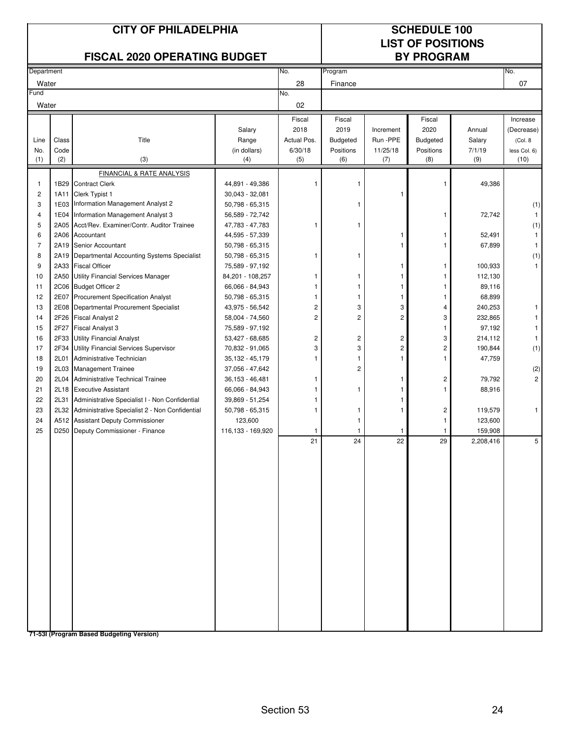# CITY OF PHILADELPHIA

## FISCAL 2020 OPERATING BUDGET

## SCHEDULE 100
## LIST OF POSITIONS
## BY PROGRAM

| Department | No. | Program | No. |
|---|---|---|---|
| Water | 28 | Finance | 07 |
| **Fund** | **No.** | | |
| Water | 02 | | |

| Line No. (1) | Class Code (2) | Title (3) | Salary Range (in dollars) (4) | Fiscal 2018 Actual Pos. 6/30/18 (5) | Fiscal 2019 Budgeted Positions (6) | Increment Run -PPE 11/25/18 (7) | Fiscal 2020 Budgeted Positions (8) | Annual Salary 7/1/19 (9) | Increase (Decrease) (Col. 8 less Col. 6) (10) |
|---|---|---|---|---|---|---|---|---|---|
| | | FINANCIAL & RATE ANALYSIS | | | | | | | |
| 1 | 1B29 | Contract Clerk | 44,891 - 49,386 | 1 | 1 | | 1 | 49,386 | |
| 2 | 1A11 | Clerk Typist 1 | 30,043 - 32,081 | | | 1 | | | |
| 3 | 1E03 | Information Management Analyst 2 | 50,798 - 65,315 | | 1 | | | | (1) |
| 4 | 1E04 | Information Management Analyst 3 | 56,589 - 72,742 | | | | 1 | 72,742 | 1 |
| 5 | 2A05 | Acct/Rev. Examiner/Contr. Auditor Trainee | 47,783 - 47,783 | 1 | 1 | | | | (1) |
| 6 | 2A06 | Accountant | 44,595 - 57,339 | | | 1 | 1 | 52,491 | 1 |
| 7 | 2A19 | Senior Accountant | 50,798 - 65,315 | | | 1 | 1 | 67,899 | 1 |
| 8 | 2A19 | Departmental Accounting Systems Specialist | 50,798 - 65,315 | 1 | 1 | | | | (1) |
| 9 | 2A33 | Fiscal Officer | 75,589 - 97,192 | | | 1 | 1 | 100,933 | 1 |
| 10 | 2A50 | Utility Financial Services Manager | 84,201 - 108,257 | 1 | 1 | 1 | 1 | 112,130 | |
| 11 | 2C06 | Budget Officer 2 | 66,066 - 84,943 | 1 | 1 | 1 | 1 | 89,116 | |
| 12 | 2E07 | Procurement Specification Analyst | 50,798 - 65,315 | 1 | 1 | 1 | 1 | 68,899 | |
| 13 | 2E08 | Departmental Procurement Specialist | 43,975 - 56,542 | 2 | 3 | 3 | 4 | 240,253 | 1 |
| 14 | 2F26 | Fiscal Analyst 2 | 58,004 - 74,560 | 2 | 2 | 2 | 3 | 232,865 | 1 |
| 15 | 2F27 | Fiscal Analyst 3 | 75,589 - 97,192 | | | | 1 | 97,192 | 1 |
| 16 | 2F33 | Utility Financial Analyst | 53,427 - 68,685 | 2 | 2 | 2 | 3 | 214,112 | 1 |
| 17 | 2F34 | Utility Financial Services Supervisor | 70,832 - 91,065 | 3 | 3 | 2 | 2 | 190,844 | (1) |
| 18 | 2L01 | Administrative Technician | 35,132 - 45,179 | 1 | 1 | 1 | 1 | 47,759 | |
| 19 | 2L03 | Management Trainee | 37,056 - 47,642 | | 2 | | | | (2) |
| 20 | 2L04 | Administrative Technical Trainee | 36,153 - 46,481 | 1 | | 1 | 2 | 79,792 | 2 |
| 21 | 2L18 | Executive Assistant | 66,066 - 84,943 | 1 | 1 | 1 | 1 | 88,916 | |
| 22 | 2L31 | Administrative Specialist I - Non Confidential | 39,869 - 51,254 | 1 | | 1 | | | |
| 23 | 2L32 | Administrative Specialist 2 - Non Confidential | 50,798 - 65,315 | 1 | 1 | 1 | 2 | 119,579 | 1 |
| 24 | A512 | Assistant Deputy Commissioner | 123,600 | | 1 | | 1 | 123,600 | |
| 25 | D250 | Deputy Commissioner - Finance | 116,133 - 169,920 | 1 | 1 | 1 | 1 | 159,908 | |
| | | | | 21 | 24 | 22 | 29 | 2,208,416 | 5 |

**71-53I (Program Based Budgeting Version)**

Section 53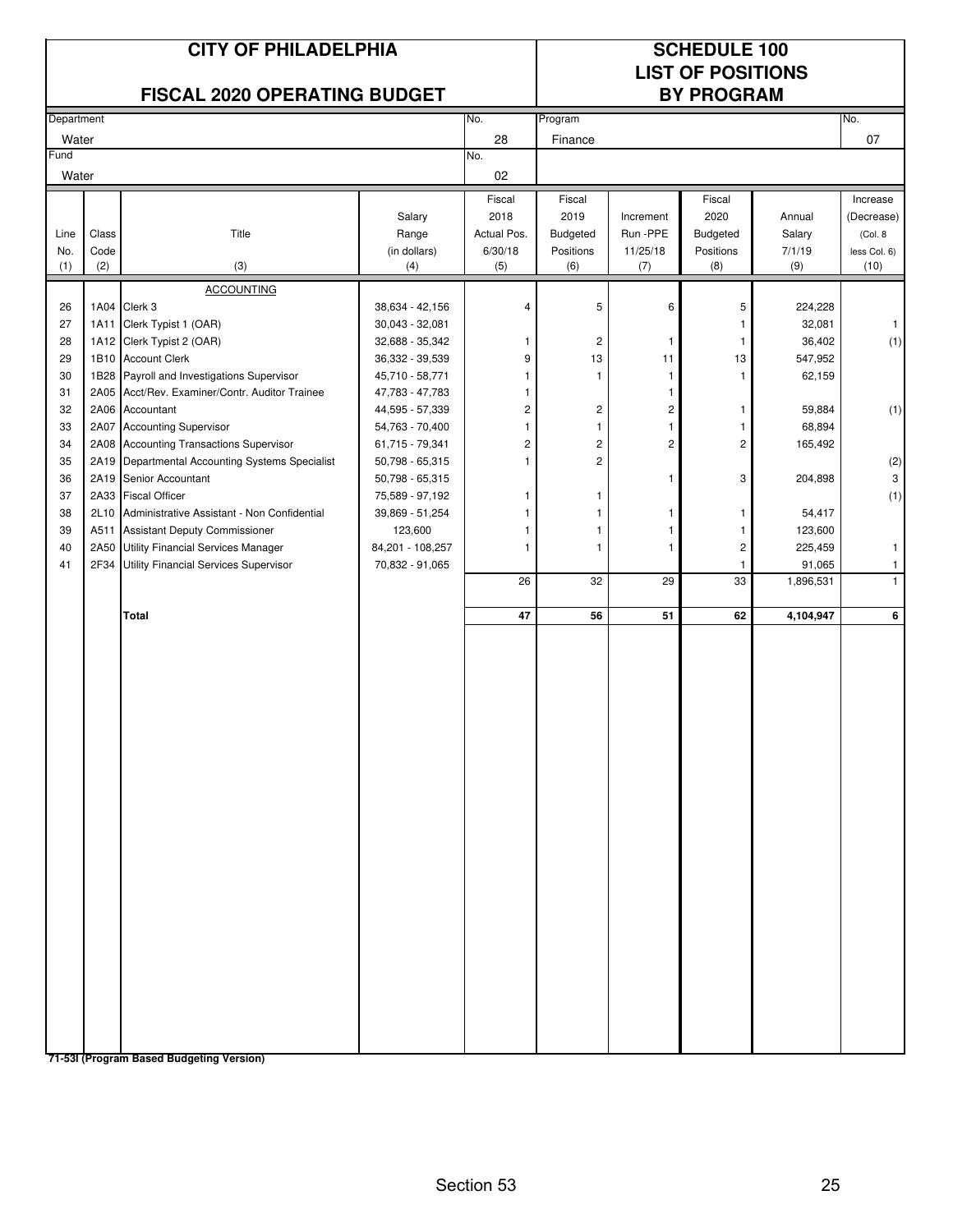# CITY OF PHILADELPHIA

## FISCAL 2020 OPERATING BUDGET

## SCHEDULE 100 LIST OF POSITIONS BY PROGRAM

| Department | No. | Program | No. |
|---|---|---|---|
| Water | 28 | Finance | 07 |
| **Fund** | **No.** | | |
| Water | 02 | | |

| Line No. (1) | Class Code (2) | Title (3) | Salary Range (in dollars) (4) | Fiscal 2018 Actual Pos. 6/30/18 (5) | Fiscal 2019 Budgeted Positions (6) | Increment Run -PPE 11/25/18 (7) | Fiscal 2020 Budgeted Positions (8) | Annual Salary 7/1/19 (9) | Increase (Decrease) (Col. 8 less Col. 6) (10) |
|---|---|---|---|---|---|---|---|---|---|
| | | ACCOUNTING | | | | | | | |
| 26 | 1A04 | Clerk 3 | 38,634 - 42,156 | 4 | 5 | 6 | 5 | 224,228 | |
| 27 | 1A11 | Clerk Typist 1 (OAR) | 30,043 - 32,081 | | | | 1 | 32,081 | 1 |
| 28 | 1A12 | Clerk Typist 2 (OAR) | 32,688 - 35,342 | 1 | 2 | 1 | 1 | 36,402 | (1) |
| 29 | 1B10 | Account Clerk | 36,332 - 39,539 | 9 | 13 | 11 | 13 | 547,952 | |
| 30 | 1B28 | Payroll and Investigations Supervisor | 45,710 - 58,771 | 1 | 1 | 1 | 1 | 62,159 | |
| 31 | 2A05 | Acct/Rev. Examiner/Contr. Auditor Trainee | 47,783 - 47,783 | 1 | | 1 | | | |
| 32 | 2A06 | Accountant | 44,595 - 57,339 | 2 | 2 | 2 | 1 | 59,884 | (1) |
| 33 | 2A07 | Accounting Supervisor | 54,763 - 70,400 | 1 | 1 | 1 | 1 | 68,894 | |
| 34 | 2A08 | Accounting Transactions Supervisor | 61,715 - 79,341 | 2 | 2 | 2 | 2 | 165,492 | |
| 35 | 2A19 | Departmental Accounting Systems Specialist | 50,798 - 65,315 | 1 | 2 | | | | (2) |
| 36 | 2A19 | Senior Accountant | 50,798 - 65,315 | | | 1 | 3 | 204,898 | 3 |
| 37 | 2A33 | Fiscal Officer | 75,589 - 97,192 | 1 | 1 | | | | (1) |
| 38 | 2L10 | Administrative Assistant - Non Confidential | 39,869 - 51,254 | 1 | 1 | 1 | 1 | 54,417 | |
| 39 | A511 | Assistant Deputy Commissioner | 123,600 | 1 | 1 | 1 | 1 | 123,600 | |
| 40 | 2A50 | Utility Financial Services Manager | 84,201 - 108,257 | 1 | 1 | 1 | 2 | 225,459 | 1 |
| 41 | 2F34 | Utility Financial Services Supervisor | 70,832 - 91,065 | | | | 1 | 91,065 | 1 |
| | | | | 26 | 32 | 29 | 33 | 1,896,531 | 1 |
| | | **Total** | | **47** | **56** | **51** | **62** | **4,104,947** | **6** |

**71-53I (Program Based Budgeting Version)**

Section 53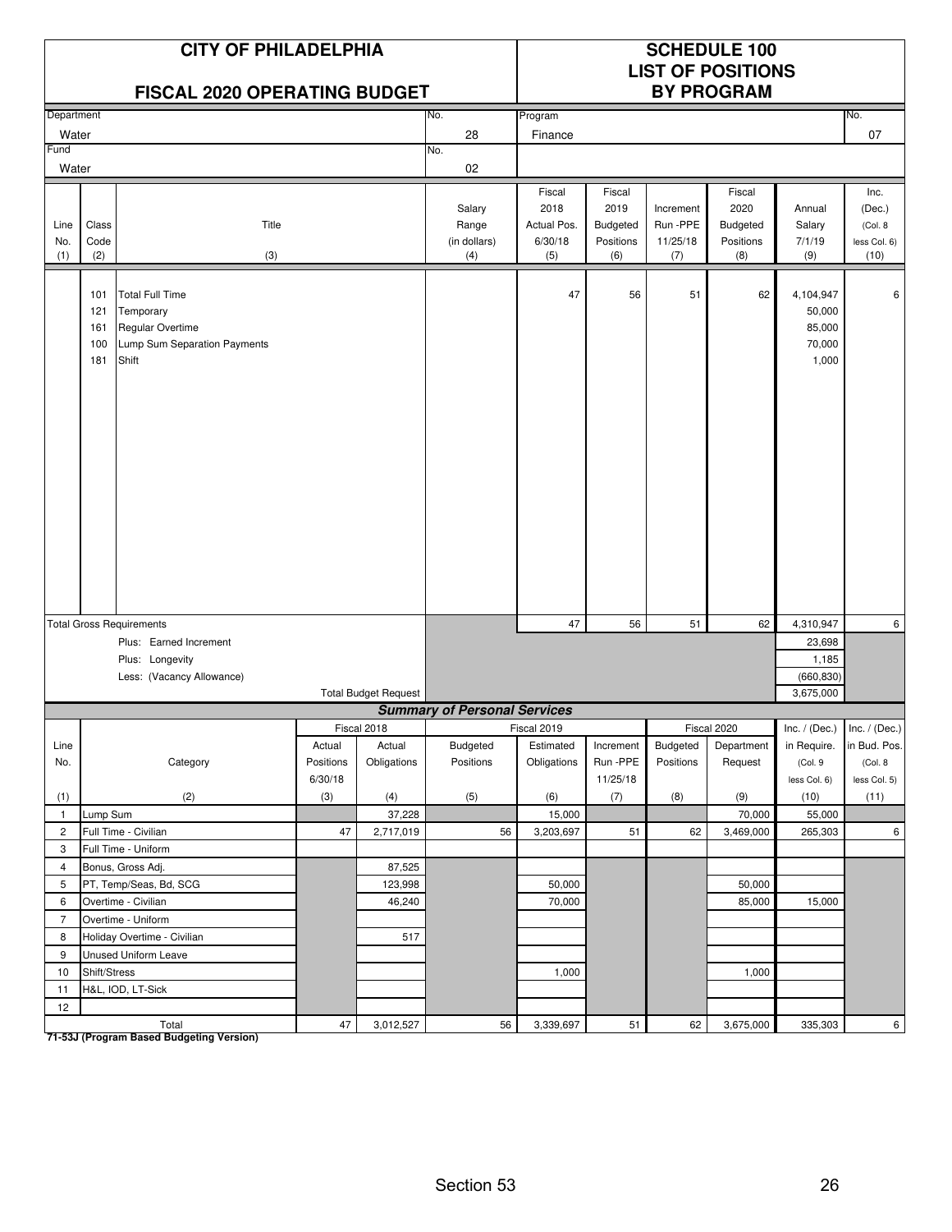# CITY OF PHILADELPHIA

## FISCAL 2020 OPERATING BUDGET

## SCHEDULE 100 LIST OF POSITIONS BY PROGRAM

| Department | No. | Program | No. |
|---|---|---|---|
| Water | 28 | Finance | 07 |
| **Fund** | **No.** | | |
| Water | 02 | | |

| Line No. (1) | Class Code (2) | Title (3) | Salary Range (in dollars) (4) | Fiscal 2018 Actual Pos. 6/30/18 (5) | Fiscal 2019 Budgeted Positions (6) | Increment Run -PPE 11/25/18 (7) | Fiscal 2020 Budgeted Positions (8) | Annual Salary 7/1/19 (9) | Inc. (Dec.) (Col. 8 less Col. 6) (10) |
|---|---|---|---|---|---|---|---|---|---|
| | 101 | Total Full Time | | 47 | 56 | 51 | 62 | 4,104,947 | 6 |
| | 121 | Temporary | | | | | | 50,000 | |
| | 161 | Regular Overtime | | | | | | 85,000 | |
| | 100 | Lump Sum Separation Payments | | | | | | 70,000 | |
| | 181 | Shift | | | | | | 1,000 | |
| Total Gross Requirements | | | | 47 | 56 | 51 | 62 | 4,310,947 | 6 |
| | | Plus: Earned Increment | | | | | | 23,698 | |
| | | Plus: Longevity | | | | | | 1,185 | |
| | | Less: (Vacancy Allowance) | | | | | | (660,830) | |
| | | Total Budget Request | | | | | | 3,675,000 | |

### Summary of Personal Services

| Line No. (1) | Category (2) | Fiscal 2018 Actual Positions 6/30/18 (3) | Fiscal 2018 Actual Obligations (4) | Fiscal 2019 Budgeted Positions (5) | Fiscal 2019 Estimated Obligations (6) | Increment Run -PPE 11/25/18 (7) | Fiscal 2020 Budgeted Positions (8) | Fiscal 2020 Department Request (9) | Inc. / (Dec.) in Require. (Col. 9 less Col. 6) (10) | Inc. / (Dec.) in Bud. Pos. (Col. 8 less Col. 5) (11) |
|---|---|---|---|---|---|---|---|---|---|---|
| 1 | Lump Sum | | 37,228 | | 15,000 | | | 70,000 | 55,000 | |
| 2 | Full Time - Civilian | 47 | 2,717,019 | 56 | 3,203,697 | 51 | 62 | 3,469,000 | 265,303 | 6 |
| 3 | Full Time - Uniform | | | | | | | | | |
| 4 | Bonus, Gross Adj. | | 87,525 | | | | | | | |
| 5 | PT, Temp/Seas, Bd, SCG | | 123,998 | | 50,000 | | | 50,000 | | |
| 6 | Overtime - Civilian | | 46,240 | | 70,000 | | | 85,000 | 15,000 | |
| 7 | Overtime - Uniform | | | | | | | | | |
| 8 | Holiday Overtime - Civilian | | 517 | | | | | | | |
| 9 | Unused Uniform Leave | | | | | | | | | |
| 10 | Shift/Stress | | | | 1,000 | | | 1,000 | | |
| 11 | H&L, IOD, LT-Sick | | | | | | | | | |
| 12 | | | | | | | | | | |
| | Total | 47 | 3,012,527 | 56 | 3,339,697 | 51 | 62 | 3,675,000 | 335,303 | 6 |

**71-53J (Program Based Budgeting Version)**

Section 53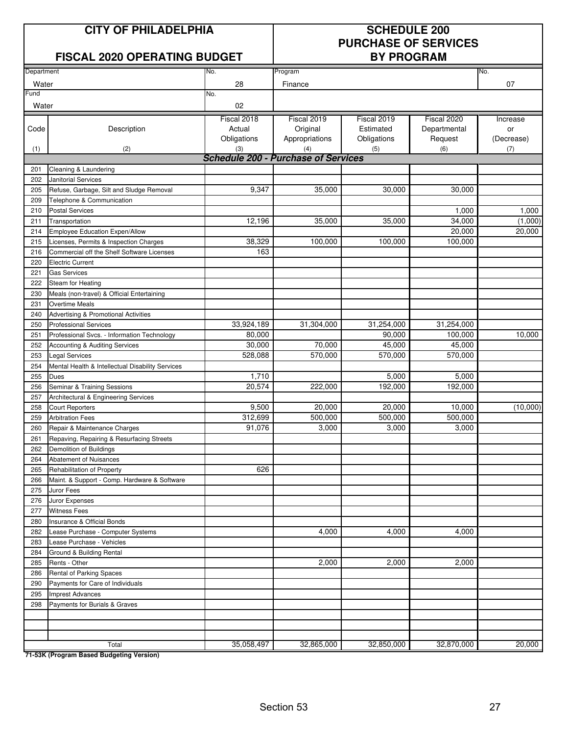# CITY OF PHILADELPHIA

## FISCAL 2020 OPERATING BUDGET

## SCHEDULE 200 PURCHASE OF SERVICES BY PROGRAM

| Department | No. | Program | No. |
|---|---|---|---|
| Water | 28 | Finance | 07 |
| **Fund** | **No.** | | |
| Water | 02 | | |

| Code (1) | Description (2) | Fiscal 2018 Actual Obligations (3) | Fiscal 2019 Original Appropriations (4) | Fiscal 2019 Estimated Obligations (5) | Fiscal 2020 Departmental Request (6) | Increase or (Decrease) (7) |
|---|---|---|---|---|---|---|
| | ***Schedule 200 - Purchase of Services*** | | | | | |
| 201 | Cleaning & Laundering | | | | | |
| 202 | Janitorial Services | | | | | |
| 205 | Refuse, Garbage, Silt and Sludge Removal | 9,347 | 35,000 | 30,000 | 30,000 | |
| 209 | Telephone & Communication | | | | | |
| 210 | Postal Services | | | | 1,000 | 1,000 |
| 211 | Transportation | 12,196 | 35,000 | 35,000 | 34,000 | (1,000) |
| 214 | Employee Education Expen/Allow | | | | 20,000 | 20,000 |
| 215 | Licenses, Permits & Inspection Charges | 38,329 | 100,000 | 100,000 | 100,000 | |
| 216 | Commercial off the Shelf Software Licenses | 163 | | | | |
| 220 | Electric Current | | | | | |
| 221 | Gas Services | | | | | |
| 222 | Steam for Heating | | | | | |
| 230 | Meals (non-travel) & Official Entertaining | | | | | |
| 231 | Overtime Meals | | | | | |
| 240 | Advertising & Promotional Activities | | | | | |
| 250 | Professional Services | 33,924,189 | 31,304,000 | 31,254,000 | 31,254,000 | |
| 251 | Professional Svcs. - Information Technology | 80,000 | | 90,000 | 100,000 | 10,000 |
| 252 | Accounting & Auditing Services | 30,000 | 70,000 | 45,000 | 45,000 | |
| 253 | Legal Services | 528,088 | 570,000 | 570,000 | 570,000 | |
| 254 | Mental Health & Intellectual Disability Services | | | | | |
| 255 | Dues | 1,710 | | 5,000 | 5,000 | |
| 256 | Seminar & Training Sessions | 20,574 | 222,000 | 192,000 | 192,000 | |
| 257 | Architectural & Engineering Services | | | | | |
| 258 | Court Reporters | 9,500 | 20,000 | 20,000 | 10,000 | (10,000) |
| 259 | Arbitration Fees | 312,699 | 500,000 | 500,000 | 500,000 | |
| 260 | Repair & Maintenance Charges | 91,076 | 3,000 | 3,000 | 3,000 | |
| 261 | Repaving, Repairing & Resurfacing Streets | | | | | |
| 262 | Demolition of Buildings | | | | | |
| 264 | Abatement of Nuisances | | | | | |
| 265 | Rehabilitation of Property | 626 | | | | |
| 266 | Maint. & Support - Comp. Hardware & Software | | | | | |
| 275 | Juror Fees | | | | | |
| 276 | Juror Expenses | | | | | |
| 277 | Witness Fees | | | | | |
| 280 | Insurance & Official Bonds | | | | | |
| 282 | Lease Purchase - Computer Systems | | 4,000 | 4,000 | 4,000 | |
| 283 | Lease Purchase - Vehicles | | | | | |
| 284 | Ground & Building Rental | | | | | |
| 285 | Rents - Other | | 2,000 | 2,000 | 2,000 | |
| 286 | Rental of Parking Spaces | | | | | |
| 290 | Payments for Care of Individuals | | | | | |
| 295 | Imprest Advances | | | | | |
| 298 | Payments for Burials & Graves | | | | | |
| | | | | | | |
| | | | | | | |
| | | | | | | |
| | Total | 35,058,497 | 32,865,000 | 32,850,000 | 32,870,000 | 20,000 |

**71-53K (Program Based Budgeting Version)**

Section 53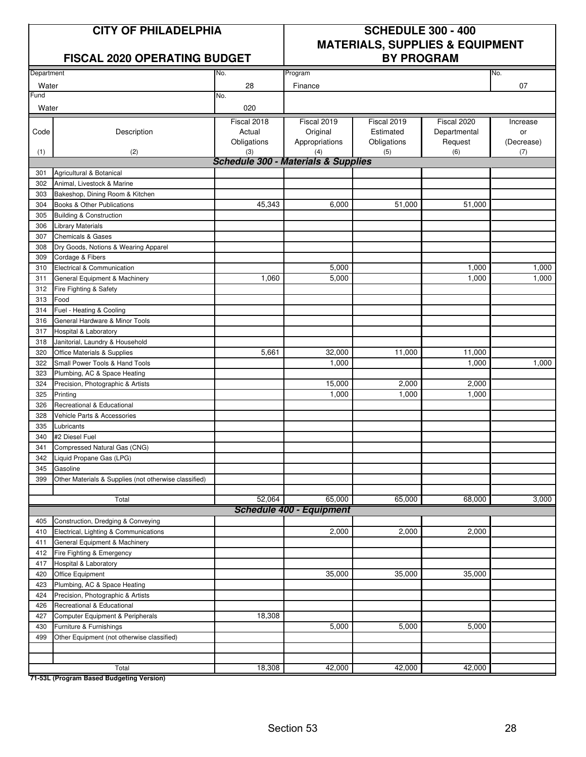# CITY OF PHILADELPHIA

## FISCAL 2020 OPERATING BUDGET

## SCHEDULE 300 - 400 MATERIALS, SUPPLIES & EQUIPMENT BY PROGRAM

| Department | No. | Program | No. |
|---|---|---|---|
| Water | 28 | Finance | 07 |
| **Fund** | **No.** | | |
| Water | 020 | | |

| Code (1) | Description (2) | Fiscal 2018 Actual Obligations (3) | Fiscal 2019 Original Appropriations (4) | Fiscal 2019 Estimated Obligations (5) | Fiscal 2020 Departmental Request (6) | Increase or (Decrease) (7) |
|---|---|---|---|---|---|---|
| | ***Schedule 300 - Materials & Supplies*** | | | | | |
| 301 | Agricultural & Botanical | | | | | |
| 302 | Animal, Livestock & Marine | | | | | |
| 303 | Bakeshop, Dining Room & Kitchen | | | | | |
| 304 | Books & Other Publications | 45,343 | 6,000 | 51,000 | 51,000 | |
| 305 | Building & Construction | | | | | |
| 306 | Library Materials | | | | | |
| 307 | Chemicals & Gases | | | | | |
| 308 | Dry Goods, Notions & Wearing Apparel | | | | | |
| 309 | Cordage & Fibers | | | | | |
| 310 | Electrical & Communication | | 5,000 | | 1,000 | 1,000 |
| 311 | General Equipment & Machinery | 1,060 | 5,000 | | 1,000 | 1,000 |
| 312 | Fire Fighting & Safety | | | | | |
| 313 | Food | | | | | |
| 314 | Fuel - Heating & Cooling | | | | | |
| 316 | General Hardware & Minor Tools | | | | | |
| 317 | Hospital & Laboratory | | | | | |
| 318 | Janitorial, Laundry & Household | | | | | |
| 320 | Office Materials & Supplies | 5,661 | 32,000 | 11,000 | 11,000 | |
| 322 | Small Power Tools & Hand Tools | | 1,000 | | 1,000 | 1,000 |
| 323 | Plumbing, AC & Space Heating | | | | | |
| 324 | Precision, Photographic & Artists | | 15,000 | 2,000 | 2,000 | |
| 325 | Printing | | 1,000 | 1,000 | 1,000 | |
| 326 | Recreational & Educational | | | | | |
| 328 | Vehicle Parts & Accessories | | | | | |
| 335 | Lubricants | | | | | |
| 340 | #2 Diesel Fuel | | | | | |
| 341 | Compressed Natural Gas (CNG) | | | | | |
| 342 | Liquid Propane Gas (LPG) | | | | | |
| 345 | Gasoline | | | | | |
| 399 | Other Materials & Supplies (not otherwise classified) | | | | | |
| | | | | | | |
| | Total | 52,064 | 65,000 | 65,000 | 68,000 | 3,000 |
| | ***Schedule 400 - Equipment*** | | | | | |
| 405 | Construction, Dredging & Conveying | | | | | |
| 410 | Electrical, Lighting & Communications | | 2,000 | 2,000 | 2,000 | |
| 411 | General Equipment & Machinery | | | | | |
| 412 | Fire Fighting & Emergency | | | | | |
| 417 | Hospital & Laboratory | | | | | |
| 420 | Office Equipment | | 35,000 | 35,000 | 35,000 | |
| 423 | Plumbing, AC & Space Heating | | | | | |
| 424 | Precision, Photographic & Artists | | | | | |
| 426 | Recreational & Educational | | | | | |
| 427 | Computer Equipment & Peripherals | 18,308 | | | | |
| 430 | Furniture & Furnishings | | 5,000 | 5,000 | 5,000 | |
| 499 | Other Equipment (not otherwise classified) | | | | | |
| | | | | | | |
| | | | | | | |
| | Total | 18,308 | 42,000 | 42,000 | 42,000 | |

**71-53L (Program Based Budgeting Version)**

Section 53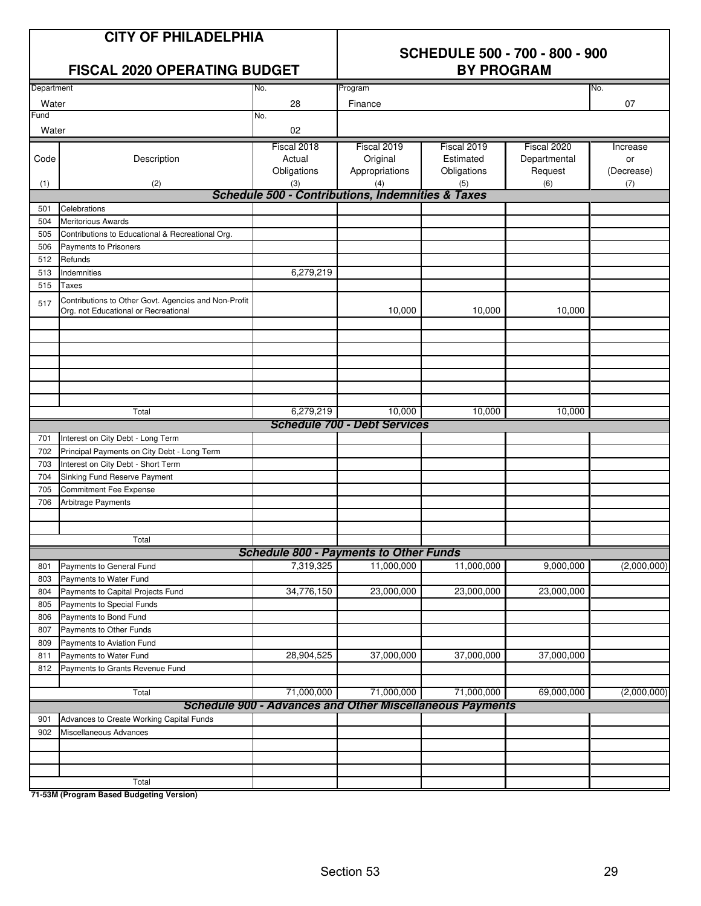# CITY OF PHILADELPHIA

## FISCAL 2020 OPERATING BUDGET

## SCHEDULE 500 - 700 - 800 - 900 BY PROGRAM

| Department | No. | Program | No. |
|---|---|---|---|
| Water | 28 | Finance | 07 |
| **Fund** | **No.** | | |
| Water | 02 | | |

| Code (1) | Description (2) | Fiscal 2018 Actual Obligations (3) | Fiscal 2019 Original Appropriations (4) | Fiscal 2019 Estimated Obligations (5) | Fiscal 2020 Departmental Request (6) | Increase or (Decrease) (7) |
|---|---|---|---|---|---|---|
| | ***Schedule 500 - Contributions, Indemnities & Taxes*** | | | | | |
| 501 | Celebrations | | | | | |
| 504 | Meritorious Awards | | | | | |
| 505 | Contributions to Educational & Recreational Org. | | | | | |
| 506 | Payments to Prisoners | | | | | |
| 512 | Refunds | | | | | |
| 513 | Indemnities | 6,279,219 | | | | |
| 515 | Taxes | | | | | |
| 517 | Contributions to Other Govt. Agencies and Non-Profit Org. not Educational or Recreational | | 10,000 | 10,000 | 10,000 | |
| | Total | 6,279,219 | 10,000 | 10,000 | 10,000 | |
| | ***Schedule 700 - Debt Services*** | | | | | |
| 701 | Interest on City Debt - Long Term | | | | | |
| 702 | Principal Payments on City Debt - Long Term | | | | | |
| 703 | Interest on City Debt - Short Term | | | | | |
| 704 | Sinking Fund Reserve Payment | | | | | |
| 705 | Commitment Fee Expense | | | | | |
| 706 | Arbitrage Payments | | | | | |
| | Total | | | | | |
| | ***Schedule 800 - Payments to Other Funds*** | | | | | |
| 801 | Payments to General Fund | 7,319,325 | 11,000,000 | 11,000,000 | 9,000,000 | (2,000,000) |
| 803 | Payments to Water Fund | | | | | |
| 804 | Payments to Capital Projects Fund | 34,776,150 | 23,000,000 | 23,000,000 | 23,000,000 | |
| 805 | Payments to Special Funds | | | | | |
| 806 | Payments to Bond Fund | | | | | |
| 807 | Payments to Other Funds | | | | | |
| 809 | Payments to Aviation Fund | | | | | |
| 811 | Payments to Water Fund | 28,904,525 | 37,000,000 | 37,000,000 | 37,000,000 | |
| 812 | Payments to Grants Revenue Fund | | | | | |
| | Total | 71,000,000 | 71,000,000 | 71,000,000 | 69,000,000 | (2,000,000) |
| | ***Schedule 900 - Advances and Other Miscellaneous Payments*** | | | | | |
| 901 | Advances to Create Working Capital Funds | | | | | |
| 902 | Miscellaneous Advances | | | | | |
| | Total | | | | | |

**71-53M (Program Based Budgeting Version)**

Section 53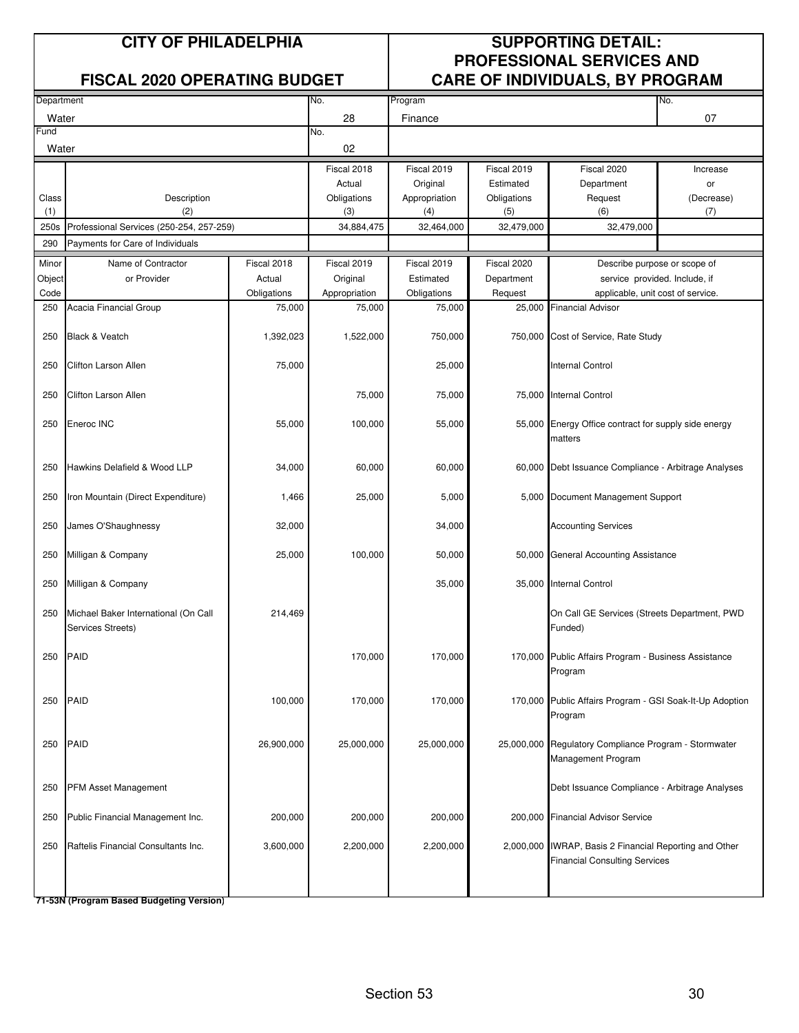# CITY OF PHILADELPHIA

## FISCAL 2020 OPERATING BUDGET

## SUPPORTING DETAIL: PROFESSIONAL SERVICES AND CARE OF INDIVIDUALS, BY PROGRAM

| Department | No. | Program | No. |
|---|---|---|---|
| Water | 28 | Finance | 07 |
| **Fund** | **No.** | | |
| Water | 02 | | |

| Class (1) | Description (2) | Fiscal 2018 Actual Obligations (3) | Fiscal 2019 Original Appropriation (4) | Fiscal 2019 Estimated Obligations (5) | Fiscal 2020 Department Request (6) | Increase or (Decrease) (7) |
|---|---|---|---|---|---|---|
| 250s | Professional Services (250-254, 257-259) | 34,884,475 | 32,464,000 | 32,479,000 | 32,479,000 | |
| 290 | Payments for Care of Individuals | | | | | |

| Minor Object Code | Name of Contractor or Provider | Fiscal 2018 Actual Obligations | Fiscal 2019 Original Appropriation | Fiscal 2019 Estimated Obligations | Fiscal 2020 Department Request | Describe purpose or scope of service provided. Include, if applicable, unit cost of service. |
|---|---|---|---|---|---|---|
| 250 | Acacia Financial Group | 75,000 | 75,000 | 75,000 | 25,000 | Financial Advisor |
| 250 | Black & Veatch | 1,392,023 | 1,522,000 | 750,000 | 750,000 | Cost of Service, Rate Study |
| 250 | Clifton Larson Allen | 75,000 | | 25,000 | | Internal Control |
| 250 | Clifton Larson Allen | | 75,000 | 75,000 | 75,000 | Internal Control |
| 250 | Eneroc INC | 55,000 | 100,000 | 55,000 | 55,000 | Energy Office contract for supply side energy matters |
| 250 | Hawkins Delafield & Wood LLP | 34,000 | 60,000 | 60,000 | 60,000 | Debt Issuance Compliance - Arbitrage Analyses |
| 250 | Iron Mountain (Direct Expenditure) | 1,466 | 25,000 | 5,000 | 5,000 | Document Management Support |
| 250 | James O'Shaughnessy | 32,000 | | 34,000 | | Accounting Services |
| 250 | Milligan & Company | 25,000 | 100,000 | 50,000 | 50,000 | General Accounting Assistance |
| 250 | Milligan & Company | | | 35,000 | 35,000 | Internal Control |
| 250 | Michael Baker International (On Call Services Streets) | 214,469 | | | | On Call GE Services (Streets Department, PWD Funded) |
| 250 | PAID | | 170,000 | 170,000 | 170,000 | Public Affairs Program - Business Assistance Program |
| 250 | PAID | 100,000 | 170,000 | 170,000 | 170,000 | Public Affairs Program - GSI Soak-It-Up Adoption Program |
| 250 | PAID | 26,900,000 | 25,000,000 | 25,000,000 | 25,000,000 | Regulatory Compliance Program - Stormwater Management Program |
| 250 | PFM Asset Management | | | | | Debt Issuance Compliance - Arbitrage Analyses |
| 250 | Public Financial Management Inc. | 200,000 | 200,000 | 200,000 | 200,000 | Financial Advisor Service |
| 250 | Raftelis Financial Consultants Inc. | 3,600,000 | 2,200,000 | 2,200,000 | 2,000,000 | IWRAP, Basis 2 Financial Reporting and Other Financial Consulting Services |

**71-53N (Program Based Budgeting Version)**

Section 53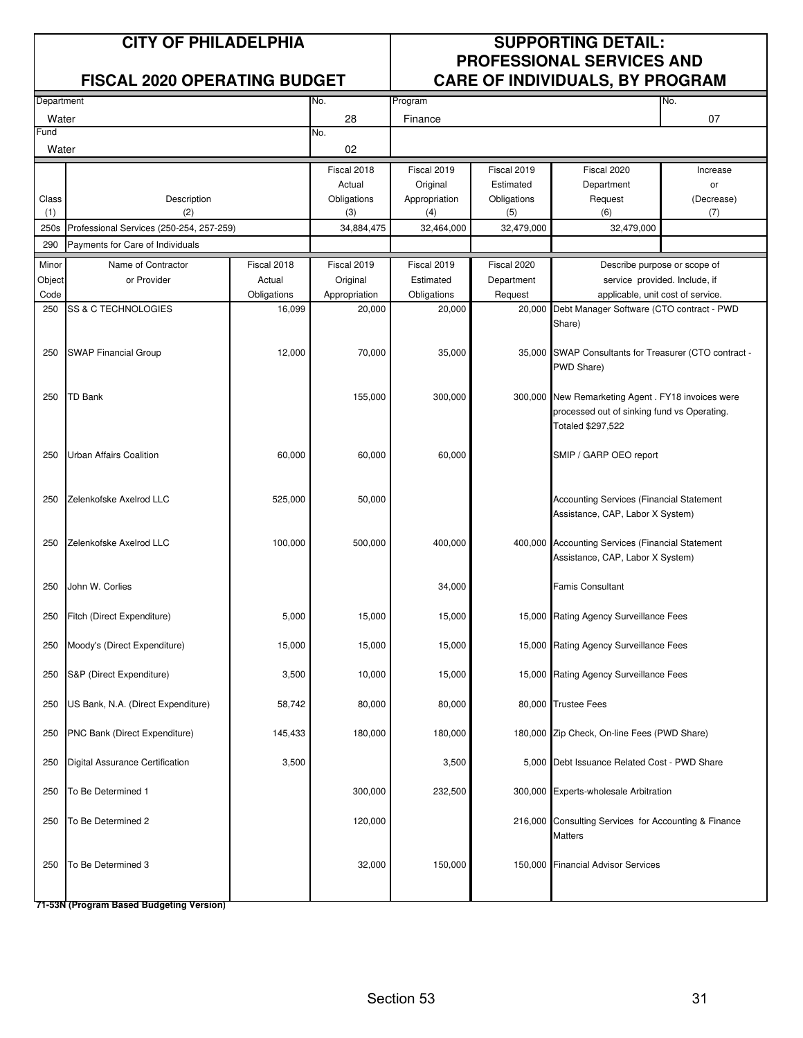# CITY OF PHILADELPHIA

## FISCAL 2020 OPERATING BUDGET

# SUPPORTING DETAIL: PROFESSIONAL SERVICES AND CARE OF INDIVIDUALS, BY PROGRAM

| Department | No. | Program | No. |
|---|---|---|---|
| Water | 28 | Finance | 07 |
| **Fund** | **No.** | | |
| Water | 02 | | |

| Class (1) | Description (2) | Fiscal 2018 Actual Obligations (3) | Fiscal 2019 Original Appropriation (4) | Fiscal 2019 Estimated Obligations (5) | Fiscal 2020 Department Request (6) | Increase or (Decrease) (7) |
|---|---|---|---|---|---|---|
| 250s | Professional Services (250-254, 257-259) | 34,884,475 | 32,464,000 | 32,479,000 | 32,479,000 | |
| 290 | Payments for Care of Individuals | | | | | |

| Minor Object Code | Name of Contractor or Provider | Fiscal 2018 Actual Obligations | Fiscal 2019 Original Appropriation | Fiscal 2019 Estimated Obligations | Fiscal 2020 Department Request | Describe purpose or scope of service provided. Include, if applicable, unit cost of service. |
|---|---|---|---|---|---|---|
| 250 | SS & C TECHNOLOGIES | 16,099 | 20,000 | 20,000 | 20,000 | Debt Manager Software (CTO contract - PWD Share) |
| 250 | SWAP Financial Group | 12,000 | 70,000 | 35,000 | 35,000 | SWAP Consultants for Treasurer (CTO contract - PWD Share) |
| 250 | TD Bank | | 155,000 | 300,000 | 300,000 | New Remarketing Agent . FY18 invoices were processed out of sinking fund vs Operating. Totaled $297,522 |
| 250 | Urban Affairs Coalition | 60,000 | 60,000 | 60,000 | | SMIP / GARP OEO report |
| 250 | Zelenkofske Axelrod LLC | 525,000 | 50,000 | | | Accounting Services (Financial Statement Assistance, CAP, Labor X System) |
| 250 | Zelenkofske Axelrod LLC | 100,000 | 500,000 | 400,000 | 400,000 | Accounting Services (Financial Statement Assistance, CAP, Labor X System) |
| 250 | John W. Corlies | | | 34,000 | | Famis Consultant |
| 250 | Fitch (Direct Expenditure) | 5,000 | 15,000 | 15,000 | 15,000 | Rating Agency Surveillance Fees |
| 250 | Moody's (Direct Expenditure) | 15,000 | 15,000 | 15,000 | 15,000 | Rating Agency Surveillance Fees |
| 250 | S&P (Direct Expenditure) | 3,500 | 10,000 | 15,000 | 15,000 | Rating Agency Surveillance Fees |
| 250 | US Bank, N.A. (Direct Expenditure) | 58,742 | 80,000 | 80,000 | 80,000 | Trustee Fees |
| 250 | PNC Bank (Direct Expenditure) | 145,433 | 180,000 | 180,000 | 180,000 | Zip Check, On-line Fees (PWD Share) |
| 250 | Digital Assurance Certification | 3,500 | | 3,500 | 5,000 | Debt Issuance Related Cost - PWD Share |
| 250 | To Be Determined 1 | | 300,000 | 232,500 | 300,000 | Experts-wholesale Arbitration |
| 250 | To Be Determined 2 | | 120,000 | | 216,000 | Consulting Services for Accounting & Finance Matters |
| 250 | To Be Determined 3 | | 32,000 | 150,000 | 150,000 | Financial Advisor Services |

**71-53N (Program Based Budgeting Version)**

Section 53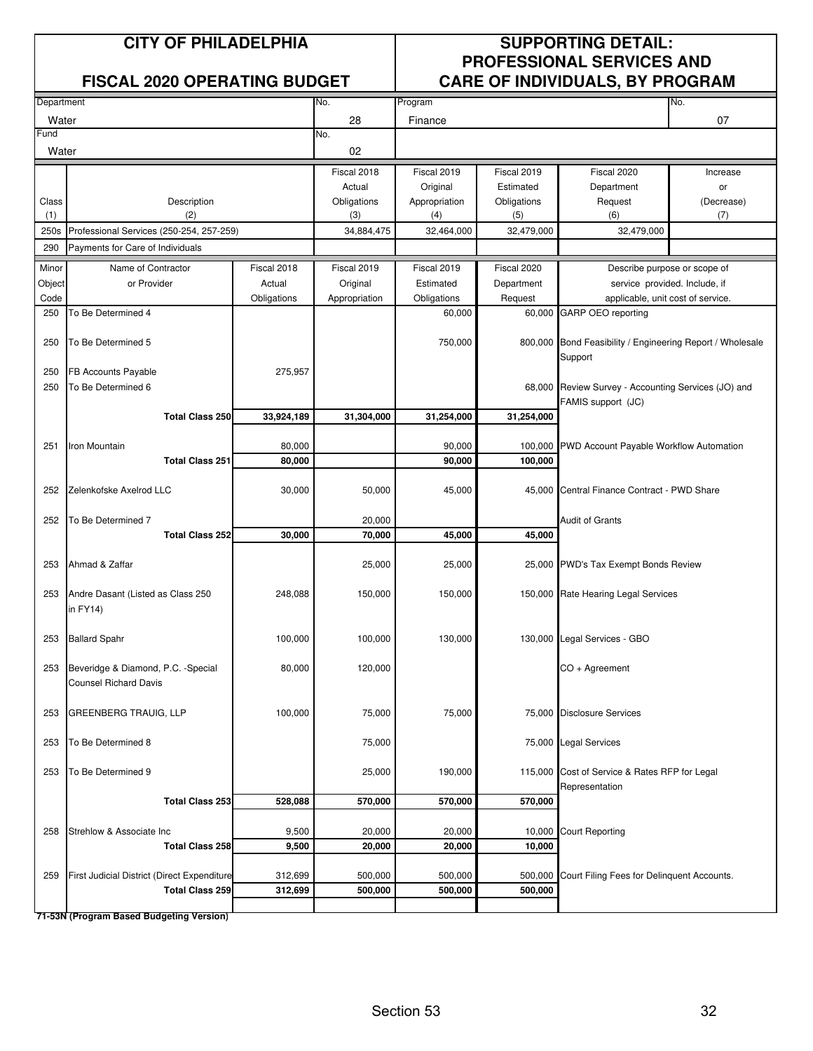| CITY OF PHILADELPHIA<br>FISCAL 2020 OPERATING BUDGET | | SUPPORTING DETAIL:<br>PROFESSIONAL SERVICES AND<br>CARE OF INDIVIDUALS, BY PROGRAM | |
|---|---|---|---|
| Department: Water | No. 28 | Program: Finance | No. 07 |
| Fund: Water | No. 02 | | |

| Class (1) | Description (2) | Fiscal 2018 Actual Obligations (3) | Fiscal 2019 Original Appropriation (4) | Fiscal 2019 Estimated Obligations (5) | Fiscal 2020 Department Request (6) | Increase or (Decrease) (7) |
|---|---|---|---|---|---|---|
| 250s | Professional Services (250-254, 257-259) | 34,884,475 | 32,464,000 | 32,479,000 | 32,479,000 | |
| 290 | Payments for Care of Individuals | | | | | |

| Minor Object Code | Name of Contractor or Provider | Fiscal 2018 Actual Obligations | Fiscal 2019 Original Appropriation | Fiscal 2019 Estimated Obligations | Fiscal 2020 Department Request | Describe purpose or scope of service provided. Include, if applicable, unit cost of service. |
|---|---|---|---|---|---|---|
| 250 | To Be Determined 4 | | | 60,000 | 60,000 | GARP OEO reporting |
| 250 | To Be Determined 5 | | | 750,000 | 800,000 | Bond Feasibility / Engineering Report / Wholesale Support |
| 250 | FB Accounts Payable | 275,957 | | | | |
| 250 | To Be Determined 6 | | | | 68,000 | Review Survey - Accounting Services (JO) and FAMIS support (JC) |
| | **Total Class 250** | **33,924,189** | **31,304,000** | **31,254,000** | **31,254,000** | |
| 251 | Iron Mountain | 80,000 | | 90,000 | 100,000 | PWD Account Payable Workflow Automation |
| | **Total Class 251** | **80,000** | | **90,000** | **100,000** | |
| 252 | Zelenkofske Axelrod LLC | 30,000 | 50,000 | 45,000 | 45,000 | Central Finance Contract - PWD Share |
| 252 | To Be Determined 7 | | 20,000 | | | Audit of Grants |
| | **Total Class 252** | **30,000** | **70,000** | **45,000** | **45,000** | |
| 253 | Ahmad & Zaffar | | 25,000 | 25,000 | 25,000 | PWD's Tax Exempt Bonds Review |
| 253 | Andre Dasant (Listed as Class 250 in FY14) | 248,088 | 150,000 | 150,000 | 150,000 | Rate Hearing Legal Services |
| 253 | Ballard Spahr | 100,000 | 100,000 | 130,000 | 130,000 | Legal Services - GBO |
| 253 | Beveridge & Diamond, P.C. -Special Counsel Richard Davis | 80,000 | 120,000 | | | CO + Agreement |
| 253 | GREENBERG TRAUIG, LLP | 100,000 | 75,000 | 75,000 | 75,000 | Disclosure Services |
| 253 | To Be Determined 8 | | 75,000 | | 75,000 | Legal Services |
| 253 | To Be Determined 9 | | 25,000 | 190,000 | 115,000 | Cost of Service & Rates RFP for Legal Representation |
| | **Total Class 253** | **528,088** | **570,000** | **570,000** | **570,000** | |
| 258 | Strehlow & Associate Inc | 9,500 | 20,000 | 20,000 | 10,000 | Court Reporting |
| | **Total Class 258** | **9,500** | **20,000** | **20,000** | **10,000** | |
| 259 | First Judicial District (Direct Expenditure | 312,699 | 500,000 | 500,000 | 500,000 | Court Filing Fees for Delinquent Accounts. |
| | **Total Class 259** | **312,699** | **500,000** | **500,000** | **500,000** | |

**71-53N (Program Based Budgeting Version)**

Section 53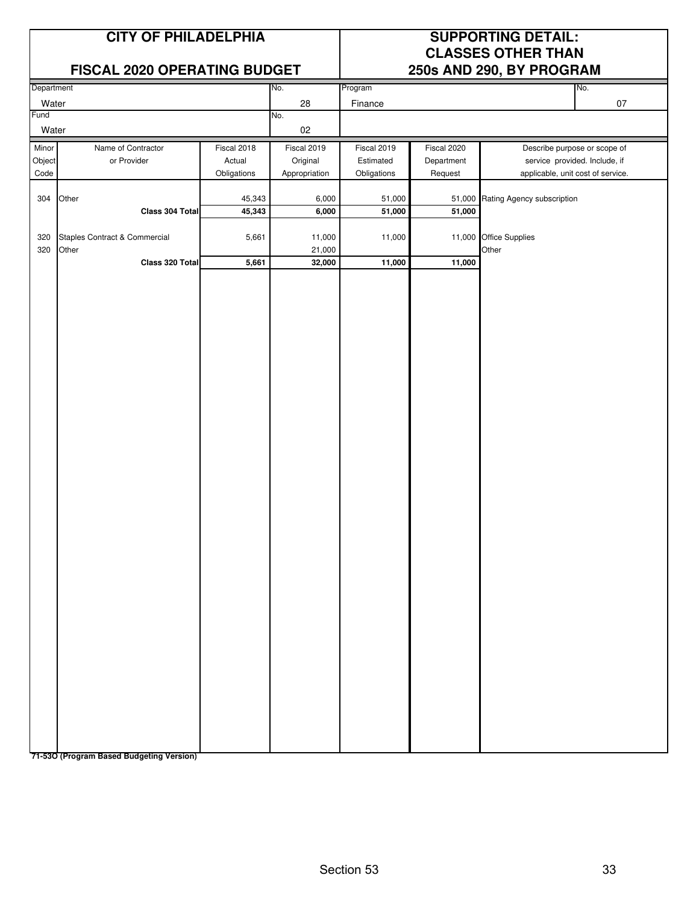# CITY OF PHILADELPHIA

## FISCAL 2020 OPERATING BUDGET

## SUPPORTING DETAIL: CLASSES OTHER THAN 250s AND 290, BY PROGRAM

| Department | No. | Program | No. |
|---|---|---|---|
| Water | 28 | Finance | 07 |
| **Fund** | **No.** | | |
| Water | 02 | | |

| Minor Object Code | Name of Contractor or Provider | Fiscal 2018 Actual Obligations | Fiscal 2019 Original Appropriation | Fiscal 2019 Estimated Obligations | Fiscal 2020 Department Request | Describe purpose or scope of service provided. Include, if applicable, unit cost of service. |
|---|---|---|---|---|---|---|
| 304 | Other | 45,343 | 6,000 | 51,000 | 51,000 | Rating Agency subscription |
| | **Class 304 Total** | **45,343** | **6,000** | **51,000** | **51,000** | |
| 320 | Staples Contract & Commercial | 5,661 | 11,000 | 11,000 | 11,000 | Office Supplies |
| 320 | Other | | 21,000 | | | Other |
| | **Class 320 Total** | **5,661** | **32,000** | **11,000** | **11,000** | |

**71-53O (Program Based Budgeting Version)**

Section 53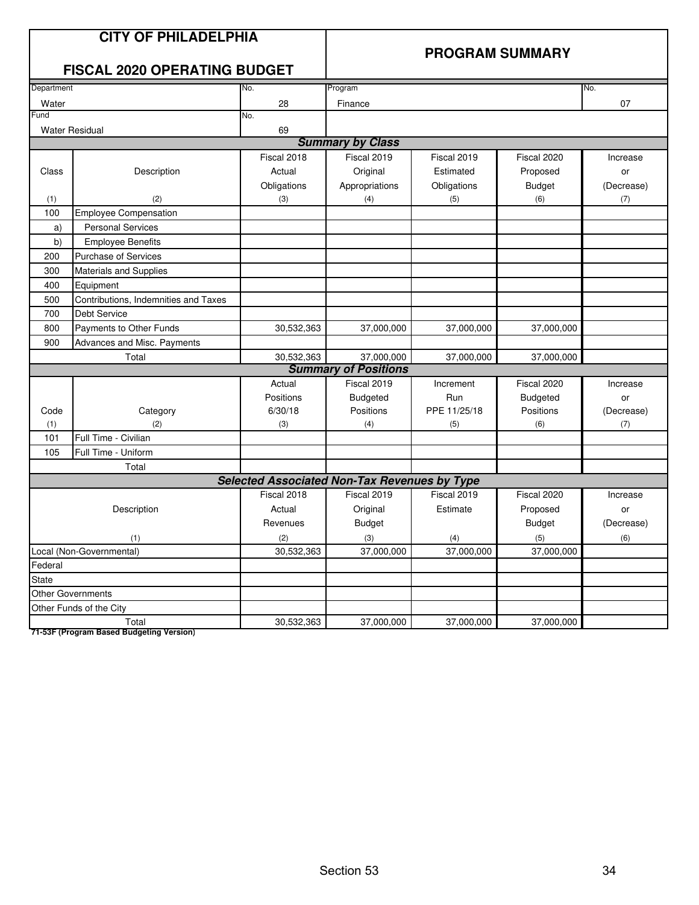# CITY OF PHILADELPHIA

## FISCAL 2020 OPERATING BUDGET

## PROGRAM SUMMARY

| Department | No. | Program | No. |
|---|---|---|---|
| Water | 28 | Finance | 07 |
| **Fund** | **No.** | | |
| Water Residual | 69 | | |

### Summary by Class

| Class | Description | Fiscal 2018 Actual Obligations | Fiscal 2019 Original Appropriations | Fiscal 2019 Estimated Obligations | Fiscal 2020 Proposed Budget | Increase or (Decrease) |
|---|---|---|---|---|---|---|
| (1) | (2) | (3) | (4) | (5) | (6) | (7) |
| 100 | Employee Compensation | | | | | |
| a) | Personal Services | | | | | |
| b) | Employee Benefits | | | | | |
| 200 | Purchase of Services | | | | | |
| 300 | Materials and Supplies | | | | | |
| 400 | Equipment | | | | | |
| 500 | Contributions, Indemnities and Taxes | | | | | |
| 700 | Debt Service | | | | | |
| 800 | Payments to Other Funds | 30,532,363 | 37,000,000 | 37,000,000 | 37,000,000 | |
| 900 | Advances and Misc. Payments | | | | | |
| | Total | 30,532,363 | 37,000,000 | 37,000,000 | 37,000,000 | |

### Summary of Positions

| Code | Category | Actual Positions 6/30/18 | Fiscal 2019 Budgeted Positions | Increment Run PPE 11/25/18 | Fiscal 2020 Budgeted Positions | Increase or (Decrease) |
|---|---|---|---|---|---|---|
| (1) | (2) | (3) | (4) | (5) | (6) | (7) |
| 101 | Full Time - Civilian | | | | | |
| 105 | Full Time - Uniform | | | | | |
| | Total | | | | | |

### Selected Associated Non-Tax Revenues by Type

| Description | Fiscal 2018 Actual Revenues | Fiscal 2019 Original Budget | Fiscal 2019 Estimate | Fiscal 2020 Proposed Budget | Increase or (Decrease) |
|---|---|---|---|---|---|
| (1) | (2) | (3) | (4) | (5) | (6) |
| Local (Non-Governmental) | 30,532,363 | 37,000,000 | 37,000,000 | 37,000,000 | |
| Federal | | | | | |
| State | | | | | |
| Other Governments | | | | | |
| Other Funds of the City | | | | | |
| Total | 30,532,363 | 37,000,000 | 37,000,000 | 37,000,000 | |

**71-53F (Program Based Budgeting Version)**

Section 53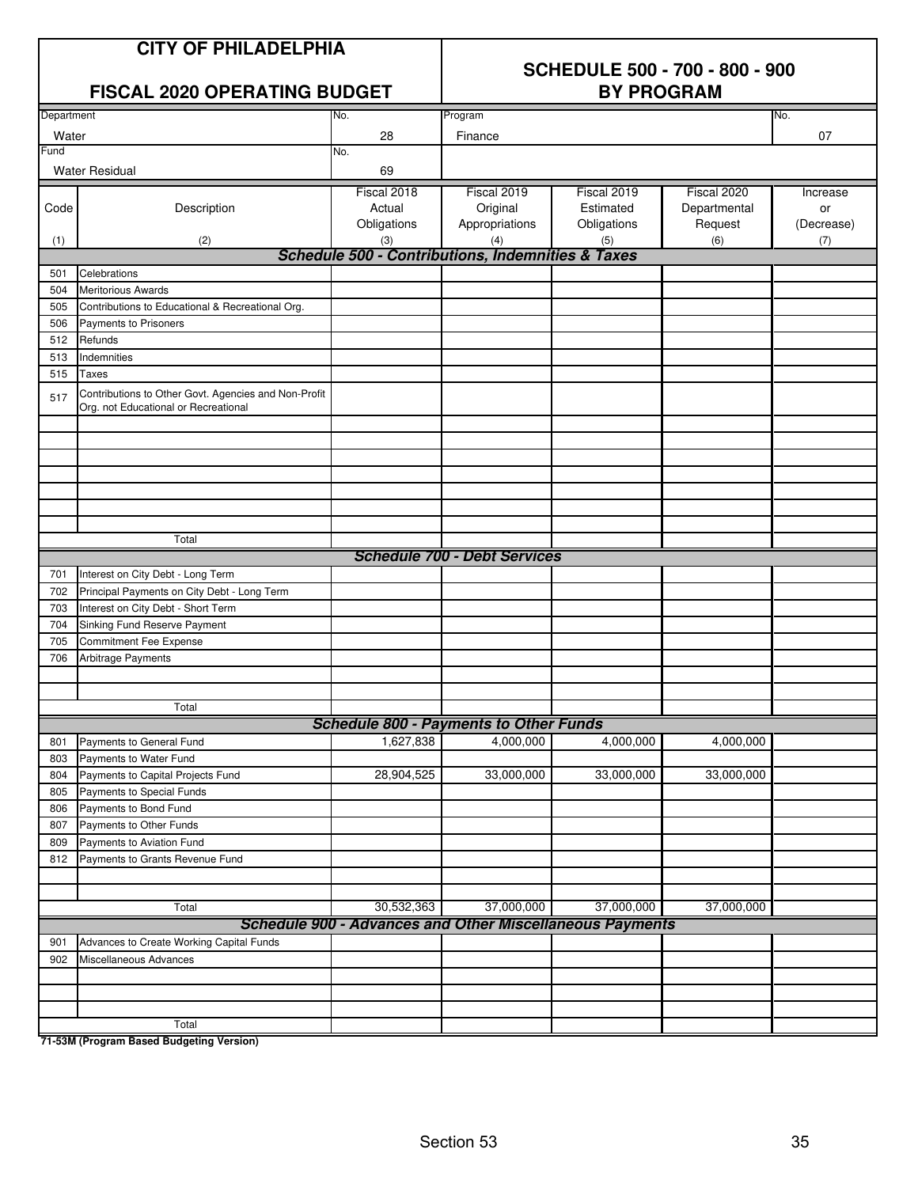# CITY OF PHILADELPHIA

## FISCAL 2020 OPERATING BUDGET

## SCHEDULE 500 - 700 - 800 - 900 BY PROGRAM

| Department | No. | Program | No. |
|---|---|---|---|
| Water | 28 | Finance | 07 |
| **Fund** | **No.** | | |
| Water Residual | 69 | | |

| Code (1) | Description (2) | Fiscal 2018 Actual Obligations (3) | Fiscal 2019 Original Appropriations (4) | Fiscal 2019 Estimated Obligations (5) | Fiscal 2020 Departmental Request (6) | Increase or (Decrease) (7) |
|---|---|---|---|---|---|---|
| | ***Schedule 500 - Contributions, Indemnities & Taxes*** | | | | | |
| 501 | Celebrations | | | | | |
| 504 | Meritorious Awards | | | | | |
| 505 | Contributions to Educational & Recreational Org. | | | | | |
| 506 | Payments to Prisoners | | | | | |
| 512 | Refunds | | | | | |
| 513 | Indemnities | | | | | |
| 515 | Taxes | | | | | |
| 517 | Contributions to Other Govt. Agencies and Non-Profit Org. not Educational or Recreational | | | | | |
| | Total | | | | | |
| | ***Schedule 700 - Debt Services*** | | | | | |
| 701 | Interest on City Debt - Long Term | | | | | |
| 702 | Principal Payments on City Debt - Long Term | | | | | |
| 703 | Interest on City Debt - Short Term | | | | | |
| 704 | Sinking Fund Reserve Payment | | | | | |
| 705 | Commitment Fee Expense | | | | | |
| 706 | Arbitrage Payments | | | | | |
| | Total | | | | | |
| | ***Schedule 800 - Payments to Other Funds*** | | | | | |
| 801 | Payments to General Fund | 1,627,838 | 4,000,000 | 4,000,000 | 4,000,000 | |
| 803 | Payments to Water Fund | | | | | |
| 804 | Payments to Capital Projects Fund | 28,904,525 | 33,000,000 | 33,000,000 | 33,000,000 | |
| 805 | Payments to Special Funds | | | | | |
| 806 | Payments to Bond Fund | | | | | |
| 807 | Payments to Other Funds | | | | | |
| 809 | Payments to Aviation Fund | | | | | |
| 812 | Payments to Grants Revenue Fund | | | | | |
| | Total | 30,532,363 | 37,000,000 | 37,000,000 | 37,000,000 | |
| | ***Schedule 900 - Advances and Other Miscellaneous Payments*** | | | | | |
| 901 | Advances to Create Working Capital Funds | | | | | |
| 902 | Miscellaneous Advances | | | | | |
| | Total | | | | | |

**71-53M (Program Based Budgeting Version)**

Section 53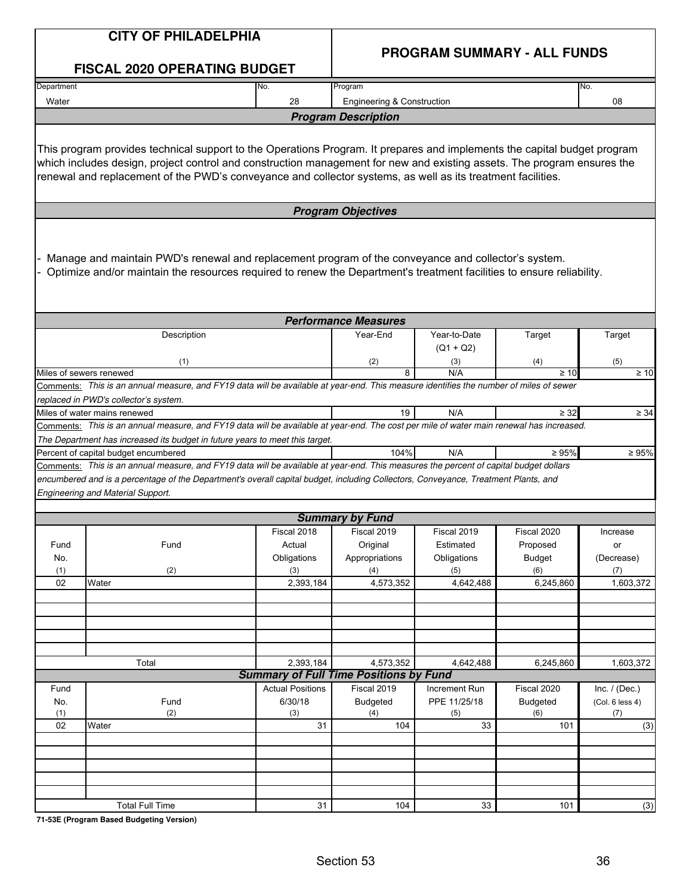**CITY OF PHILADELPHIA**

**FISCAL 2020 OPERATING BUDGET**

**PROGRAM SUMMARY - ALL FUNDS**

| Department | No. | Program | No. |
|---|---|---|---|
| Water | 28 | Engineering & Construction | 08 |

### Program Description

This program provides technical support to the Operations Program. It prepares and implements the capital budget program which includes design, project control and construction management for new and existing assets. The program ensures the renewal and replacement of the PWD's conveyance and collector systems, as well as its treatment facilities.

### Program Objectives

- Manage and maintain PWD's renewal and replacement program of the conveyance and collector's system.
- Optimize and/or maintain the resources required to renew the Department's treatment facilities to ensure reliability.

### Performance Measures

| Description | Year-End | Year-to-Date (Q1 + Q2) | Target | Target |
|---|---|---|---|---|
| (1) | (2) | (3) | (4) | (5) |
| Miles of sewers renewed | 8 | N/A | ≥ 10 | ≥ 10 |
| Comments: *This is an annual measure, and FY19 data will be available at year-end. This measure identifies the number of miles of sewer replaced in PWD's collector's system.* | | | | |
| Miles of water mains renewed | 19 | N/A | ≥ 32 | ≥ 34 |
| Comments: *This is an annual measure, and FY19 data will be available at year-end. The cost per mile of water main renewal has increased. The Department has increased its budget in future years to meet this target.* | | | | |
| Percent of capital budget encumbered | 104% | N/A | ≥ 95% | ≥ 95% |
| Comments: *This is an annual measure, and FY19 data will be available at year-end. This measures the percent of capital budget dollars encumbered and is a percentage of the Department's overall capital budget, including Collectors, Conveyance, Treatment Plants, and Engineering and Material Support.* | | | | |

### Summary by Fund

| Fund No. | Fund | Fiscal 2018 Actual Obligations | Fiscal 2019 Original Appropriations | Fiscal 2019 Estimated Obligations | Fiscal 2020 Proposed Budget | Increase or (Decrease) |
|---|---|---|---|---|---|---|
| (1) | (2) | (3) | (4) | (5) | (6) | (7) |
| 02 | Water | 2,393,184 | 4,573,352 | 4,642,488 | 6,245,860 | 1,603,372 |
| | Total | 2,393,184 | 4,573,352 | 4,642,488 | 6,245,860 | 1,603,372 |

### Summary of Full Time Positions by Fund

| Fund No. | Fund | Actual Positions 6/30/18 | Fiscal 2019 Budgeted | Increment Run PPE 11/25/18 | Fiscal 2020 Budgeted | Inc. / (Dec.) (Col. 6 less 4) |
|---|---|---|---|---|---|---|
| (1) | (2) | (3) | (4) | (5) | (6) | (7) |
| 02 | Water | 31 | 104 | 33 | 101 | (3) |
| | Total Full Time | 31 | 104 | 33 | 101 | (3) |

**71-53E (Program Based Budgeting Version)**

Section 53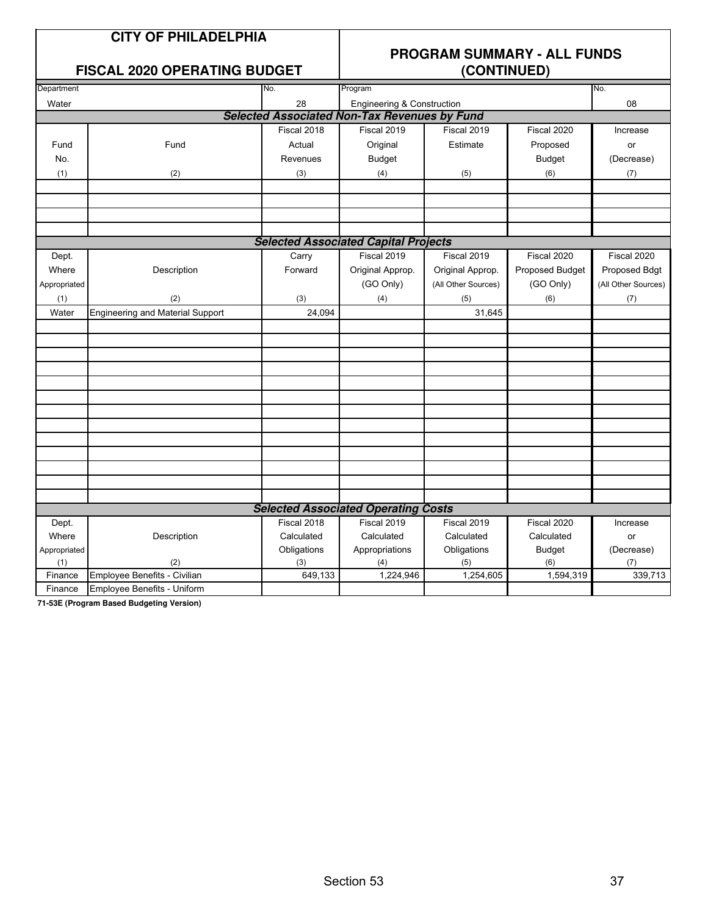# CITY OF PHILADELPHIA

## FISCAL 2020 OPERATING BUDGET

## PROGRAM SUMMARY - ALL FUNDS (CONTINUED)

| Department | No. | Program | No. |
|---|---|---|---|
| Water | 28 | Engineering & Construction | 08 |

### Selected Associated Non-Tax Revenues by Fund

| Fund No. (1) | Fund (2) | Fiscal 2018 Actual Revenues (3) | Fiscal 2019 Original Budget (4) | Fiscal 2019 Estimate (5) | Fiscal 2020 Proposed Budget (6) | Increase or (Decrease) (7) |
|---|---|---|---|---|---|---|
| | | | | | | |
| | | | | | | |
| | | | | | | |
| | | | | | | |

### Selected Associated Capital Projects

| Dept. Where Appropriated (1) | Description (2) | Carry Forward (3) | Fiscal 2019 Original Approp. (GO Only) (4) | Fiscal 2019 Original Approp. (All Other Sources) (5) | Fiscal 2020 Proposed Budget (GO Only) (6) | Fiscal 2020 Proposed Bdgt (All Other Sources) (7) |
|---|---|---|---|---|---|---|
| Water | Engineering and Material Support | 24,094 | | 31,645 | | |

### Selected Associated Operating Costs

| Dept. Where Appropriated (1) | Description (2) | Fiscal 2018 Calculated Obligations (3) | Fiscal 2019 Calculated Appropriations (4) | Fiscal 2019 Calculated Obligations (5) | Fiscal 2020 Calculated Budget (6) | Increase or (Decrease) (7) |
|---|---|---|---|---|---|---|
| Finance | Employee Benefits - Civilian | 649,133 | 1,224,946 | 1,254,605 | 1,594,319 | 339,713 |
| Finance | Employee Benefits - Uniform | | | | | |

71-53E (Program Based Budgeting Version)

Section 53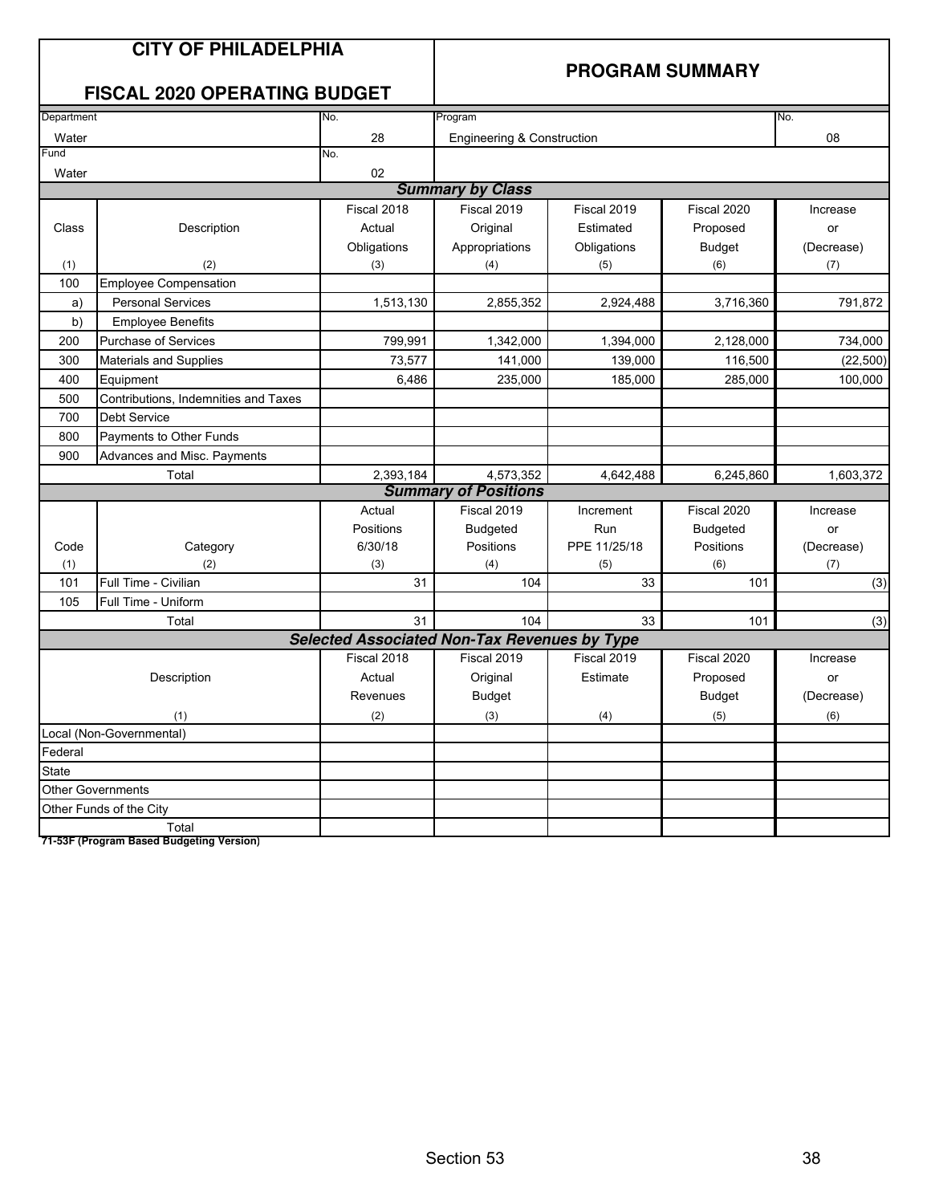# CITY OF PHILADELPHIA

## FISCAL 2020 OPERATING BUDGET

## PROGRAM SUMMARY

| Department | No. | Program | No. |
|---|---|---|---|
| Water | 28 | Engineering & Construction | 08 |
| **Fund** | **No.** | | |
| Water | 02 | | |

### Summary by Class

| Class (1) | Description (2) | Fiscal 2018 Actual Obligations (3) | Fiscal 2019 Original Appropriations (4) | Fiscal 2019 Estimated Obligations (5) | Fiscal 2020 Proposed Budget (6) | Increase or (Decrease) (7) |
|---|---|---|---|---|---|---|
| 100 | Employee Compensation | | | | | |
| a) | Personal Services | 1,513,130 | 2,855,352 | 2,924,488 | 3,716,360 | 791,872 |
| b) | Employee Benefits | | | | | |
| 200 | Purchase of Services | 799,991 | 1,342,000 | 1,394,000 | 2,128,000 | 734,000 |
| 300 | Materials and Supplies | 73,577 | 141,000 | 139,000 | 116,500 | (22,500) |
| 400 | Equipment | 6,486 | 235,000 | 185,000 | 285,000 | 100,000 |
| 500 | Contributions, Indemnities and Taxes | | | | | |
| 700 | Debt Service | | | | | |
| 800 | Payments to Other Funds | | | | | |
| 900 | Advances and Misc. Payments | | | | | |
| | Total | 2,393,184 | 4,573,352 | 4,642,488 | 6,245,860 | 1,603,372 |

### Summary of Positions

| Code (1) | Category (2) | Actual Positions 6/30/18 (3) | Fiscal 2019 Budgeted Positions (4) | Increment Run PPE 11/25/18 (5) | Fiscal 2020 Budgeted Positions (6) | Increase or (Decrease) (7) |
|---|---|---|---|---|---|---|
| 101 | Full Time - Civilian | 31 | 104 | 33 | 101 | (3) |
| 105 | Full Time - Uniform | | | | | |
| | Total | 31 | 104 | 33 | 101 | (3) |

### Selected Associated Non-Tax Revenues by Type

| Description (1) | Fiscal 2018 Actual Revenues (2) | Fiscal 2019 Original Budget (3) | Fiscal 2019 Estimate (4) | Fiscal 2020 Proposed Budget (5) | Increase or (Decrease) (6) |
|---|---|---|---|---|---|
| Local (Non-Governmental) | | | | | |
| Federal | | | | | |
| State | | | | | |
| Other Governments | | | | | |
| Other Funds of the City | | | | | |
| Total | | | | | |

**71-53F (Program Based Budgeting Version)**

Section 53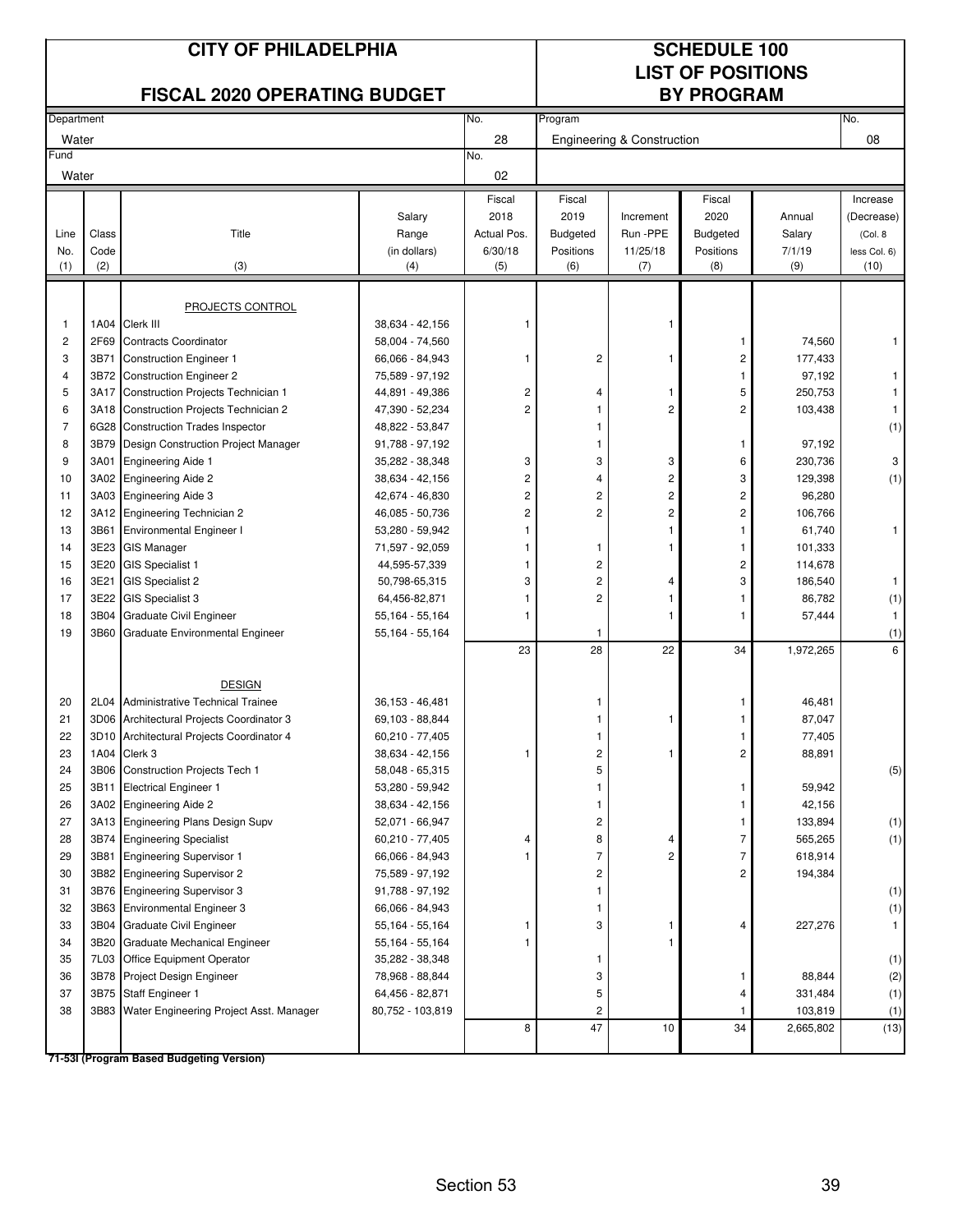# CITY OF PHILADELPHIA

## FISCAL 2020 OPERATING BUDGET

## SCHEDULE 100 LIST OF POSITIONS BY PROGRAM

| Department | No. | Program | No. |
|---|---|---|---|
| Water | 28 | Engineering & Construction | 08 |
| Fund | No. | | |
| Water | 02 | | |

| Line No. (1) | Class Code (2) | Title (3) | Salary Range (in dollars) (4) | Fiscal 2018 Actual Pos. 6/30/18 (5) | Fiscal 2019 Budgeted Positions (6) | Increment Run -PPE 11/25/18 (7) | Fiscal 2020 Budgeted Positions (8) | Annual Salary 7/1/19 (9) | Increase (Decrease) (Col. 8 less Col. 6) (10) |
|---|---|---|---|---|---|---|---|---|---|
| | | PROJECTS CONTROL | | | | | | | |
| 1 | 1A04 | Clerk III | 38,634 - 42,156 | 1 | | 1 | | | |
| 2 | 2F69 | Contracts Coordinator | 58,004 - 74,560 | | | | 1 | 74,560 | 1 |
| 3 | 3B71 | Construction Engineer 1 | 66,066 - 84,943 | 1 | 2 | 1 | 2 | 177,433 | |
| 4 | 3B72 | Construction Engineer 2 | 75,589 - 97,192 | | | | 1 | 97,192 | 1 |
| 5 | 3A17 | Construction Projects Technician 1 | 44,891 - 49,386 | 2 | 4 | 1 | 5 | 250,753 | 1 |
| 6 | 3A18 | Construction Projects Technician 2 | 47,390 - 52,234 | 2 | 1 | 2 | 2 | 103,438 | 1 |
| 7 | 6G28 | Construction Trades Inspector | 48,822 - 53,847 | | 1 | | | | (1) |
| 8 | 3B79 | Design Construction Project Manager | 91,788 - 97,192 | | 1 | | 1 | 97,192 | |
| 9 | 3A01 | Engineering Aide 1 | 35,282 - 38,348 | 3 | 3 | 3 | 6 | 230,736 | 3 |
| 10 | 3A02 | Engineering Aide 2 | 38,634 - 42,156 | 2 | 4 | 2 | 3 | 129,398 | (1) |
| 11 | 3A03 | Engineering Aide 3 | 42,674 - 46,830 | 2 | 2 | 2 | 2 | 96,280 | |
| 12 | 3A12 | Engineering Technician 2 | 46,085 - 50,736 | 2 | 2 | 2 | 2 | 106,766 | |
| 13 | 3B61 | Environmental Engineer I | 53,280 - 59,942 | 1 | | 1 | 1 | 61,740 | 1 |
| 14 | 3E23 | GIS Manager | 71,597 - 92,059 | 1 | 1 | 1 | 1 | 101,333 | |
| 15 | 3E20 | GIS Specialist 1 | 44,595-57,339 | 1 | 2 | | 2 | 114,678 | |
| 16 | 3E21 | GIS Specialist 2 | 50,798-65,315 | 3 | 2 | 4 | 3 | 186,540 | 1 |
| 17 | 3E22 | GIS Specialist 3 | 64,456-82,871 | 1 | 2 | 1 | 1 | 86,782 | (1) |
| 18 | 3B04 | Graduate Civil Engineer | 55,164 - 55,164 | 1 | | 1 | 1 | 57,444 | 1 |
| 19 | 3B60 | Graduate Environmental Engineer | 55,164 - 55,164 | | 1 | | | | (1) |
| | | | | 23 | 28 | 22 | 34 | 1,972,265 | 6 |
| | | DESIGN | | | | | | | |
| 20 | 2L04 | Administrative Technical Trainee | 36,153 - 46,481 | | 1 | | 1 | 46,481 | |
| 21 | 3D06 | Architectural Projects Coordinator 3 | 69,103 - 88,844 | | 1 | 1 | 1 | 87,047 | |
| 22 | 3D10 | Architectural Projects Coordinator 4 | 60,210 - 77,405 | | 1 | | 1 | 77,405 | |
| 23 | 1A04 | Clerk 3 | 38,634 - 42,156 | 1 | 2 | 1 | 2 | 88,891 | |
| 24 | 3B06 | Construction Projects Tech 1 | 58,048 - 65,315 | | 5 | | | | (5) |
| 25 | 3B11 | Electrical Engineer 1 | 53,280 - 59,942 | | 1 | | 1 | 59,942 | |
| 26 | 3A02 | Engineering Aide 2 | 38,634 - 42,156 | | 1 | | 1 | 42,156 | |
| 27 | 3A13 | Engineering Plans Design Supv | 52,071 - 66,947 | | 2 | | 1 | 133,894 | (1) |
| 28 | 3B74 | Engineering Specialist | 60,210 - 77,405 | 4 | 8 | 4 | 7 | 565,265 | (1) |
| 29 | 3B81 | Engineering Supervisor 1 | 66,066 - 84,943 | 1 | 7 | 2 | 7 | 618,914 | |
| 30 | 3B82 | Engineering Supervisor 2 | 75,589 - 97,192 | | 2 | | 2 | 194,384 | |
| 31 | 3B76 | Engineering Supervisor 3 | 91,788 - 97,192 | | 1 | | | | (1) |
| 32 | 3B63 | Environmental Engineer 3 | 66,066 - 84,943 | | 1 | | | | (1) |
| 33 | 3B04 | Graduate Civil Engineer | 55,164 - 55,164 | 1 | 3 | 1 | 4 | 227,276 | 1 |
| 34 | 3B20 | Graduate Mechanical Engineer | 55,164 - 55,164 | 1 | | 1 | | | |
| 35 | 7L03 | Office Equipment Operator | 35,282 - 38,348 | | 1 | | | | (1) |
| 36 | 3B78 | Project Design Engineer | 78,968 - 88,844 | | 3 | | 1 | 88,844 | (2) |
| 37 | 3B75 | Staff Engineer 1 | 64,456 - 82,871 | | 5 | | 4 | 331,484 | (1) |
| 38 | 3B83 | Water Engineering Project Asst. Manager | 80,752 - 103,819 | | 2 | | 1 | 103,819 | (1) |
| | | | | 8 | 47 | 10 | 34 | 2,665,802 | (13) |

**71-53I (Program Based Budgeting Version)**

Section 53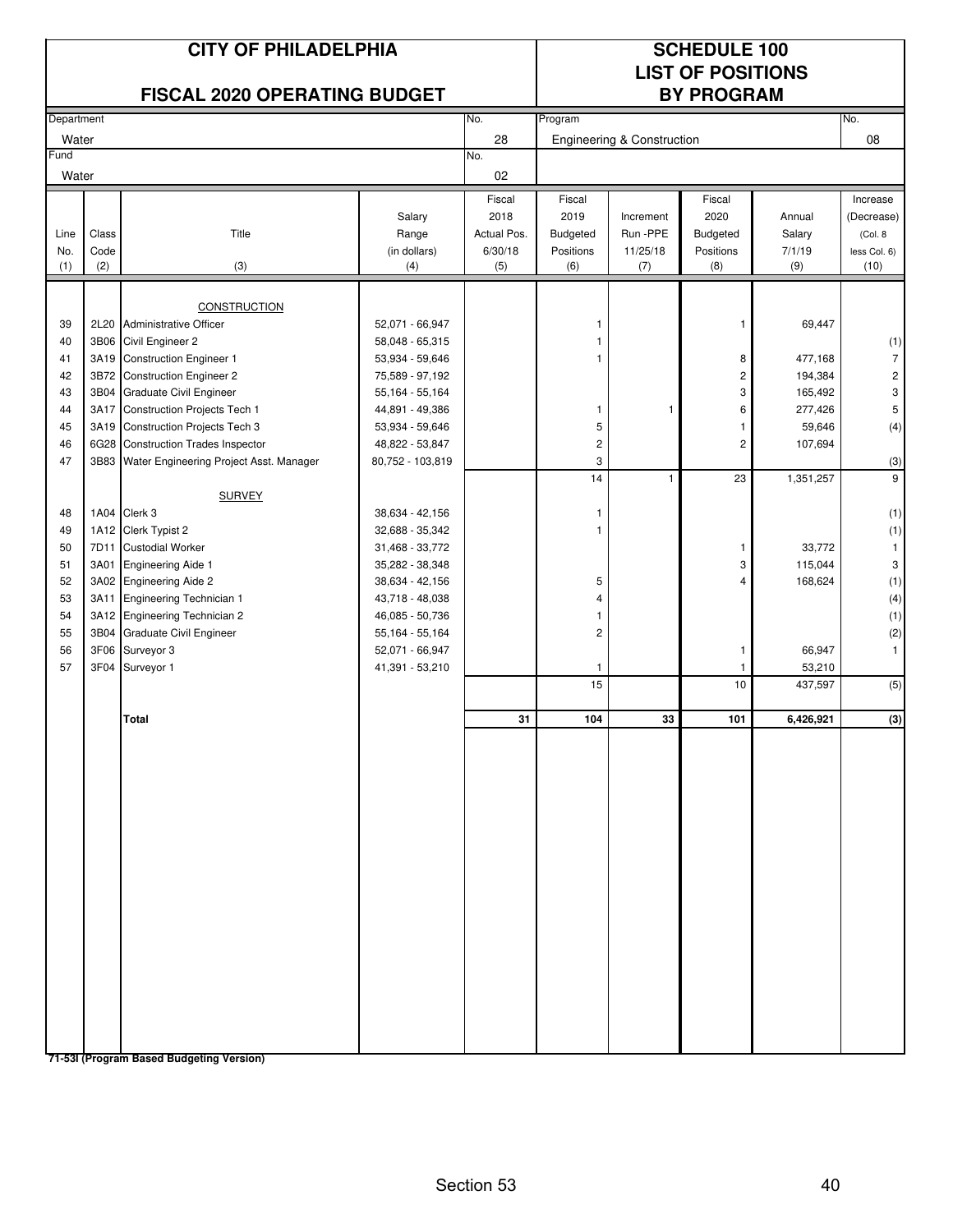# CITY OF PHILADELPHIA

## FISCAL 2020 OPERATING BUDGET

## SCHEDULE 100 LIST OF POSITIONS BY PROGRAM

| Department | No. | Program | No. |
|---|---|---|---|
| Water | 28 | Engineering & Construction | 08 |
| **Fund** | **No.** | | |
| Water | 02 | | |

| Line No. (1) | Class Code (2) | Title (3) | Salary Range (in dollars) (4) | Fiscal 2018 Actual Pos. 6/30/18 (5) | Fiscal 2019 Budgeted Positions (6) | Increment Run -PPE 11/25/18 (7) | Fiscal 2020 Budgeted Positions (8) | Annual Salary 7/1/19 (9) | Increase (Decrease) (Col. 8 less Col. 6) (10) |
|---|---|---|---|---|---|---|---|---|---|
| | | CONSTRUCTION | | | | | | | |
| 39 | 2L20 | Administrative Officer | 52,071 - 66,947 | | 1 | | 1 | 69,447 | |
| 40 | 3B06 | Civil Engineer 2 | 58,048 - 65,315 | | 1 | | | | (1) |
| 41 | 3A19 | Construction Engineer 1 | 53,934 - 59,646 | | 1 | | 8 | 477,168 | 7 |
| 42 | 3B72 | Construction Engineer 2 | 75,589 - 97,192 | | | | 2 | 194,384 | 2 |
| 43 | 3B04 | Graduate Civil Engineer | 55,164 - 55,164 | | | | 3 | 165,492 | 3 |
| 44 | 3A17 | Construction Projects Tech 1 | 44,891 - 49,386 | | 1 | 1 | 6 | 277,426 | 5 |
| 45 | 3A19 | Construction Projects Tech 3 | 53,934 - 59,646 | | 5 | | 1 | 59,646 | (4) |
| 46 | 6G28 | Construction Trades Inspector | 48,822 - 53,847 | | 2 | | 2 | 107,694 | |
| 47 | 3B83 | Water Engineering Project Asst. Manager | 80,752 - 103,819 | | 3 | | | | (3) |
| | | | | | 14 | 1 | 23 | 1,351,257 | 9 |
| | | SURVEY | | | | | | | |
| 48 | 1A04 | Clerk 3 | 38,634 - 42,156 | | 1 | | | | (1) |
| 49 | 1A12 | Clerk Typist 2 | 32,688 - 35,342 | | 1 | | | | (1) |
| 50 | 7D11 | Custodial Worker | 31,468 - 33,772 | | | | 1 | 33,772 | 1 |
| 51 | 3A01 | Engineering Aide 1 | 35,282 - 38,348 | | | | 3 | 115,044 | 3 |
| 52 | 3A02 | Engineering Aide 2 | 38,634 - 42,156 | | 5 | | 4 | 168,624 | (1) |
| 53 | 3A11 | Engineering Technician 1 | 43,718 - 48,038 | | 4 | | | | (4) |
| 54 | 3A12 | Engineering Technician 2 | 46,085 - 50,736 | | 1 | | | | (1) |
| 55 | 3B04 | Graduate Civil Engineer | 55,164 - 55,164 | | 2 | | | | (2) |
| 56 | 3F06 | Surveyor 3 | 52,071 - 66,947 | | | | 1 | 66,947 | 1 |
| 57 | 3F04 | Surveyor 1 | 41,391 - 53,210 | | 1 | | 1 | 53,210 | |
| | | | | | 15 | | 10 | 437,597 | (5) |
| | | **Total** | | **31** | **104** | **33** | **101** | **6,426,921** | **(3)** |

**71-53I (Program Based Budgeting Version)**

Section 53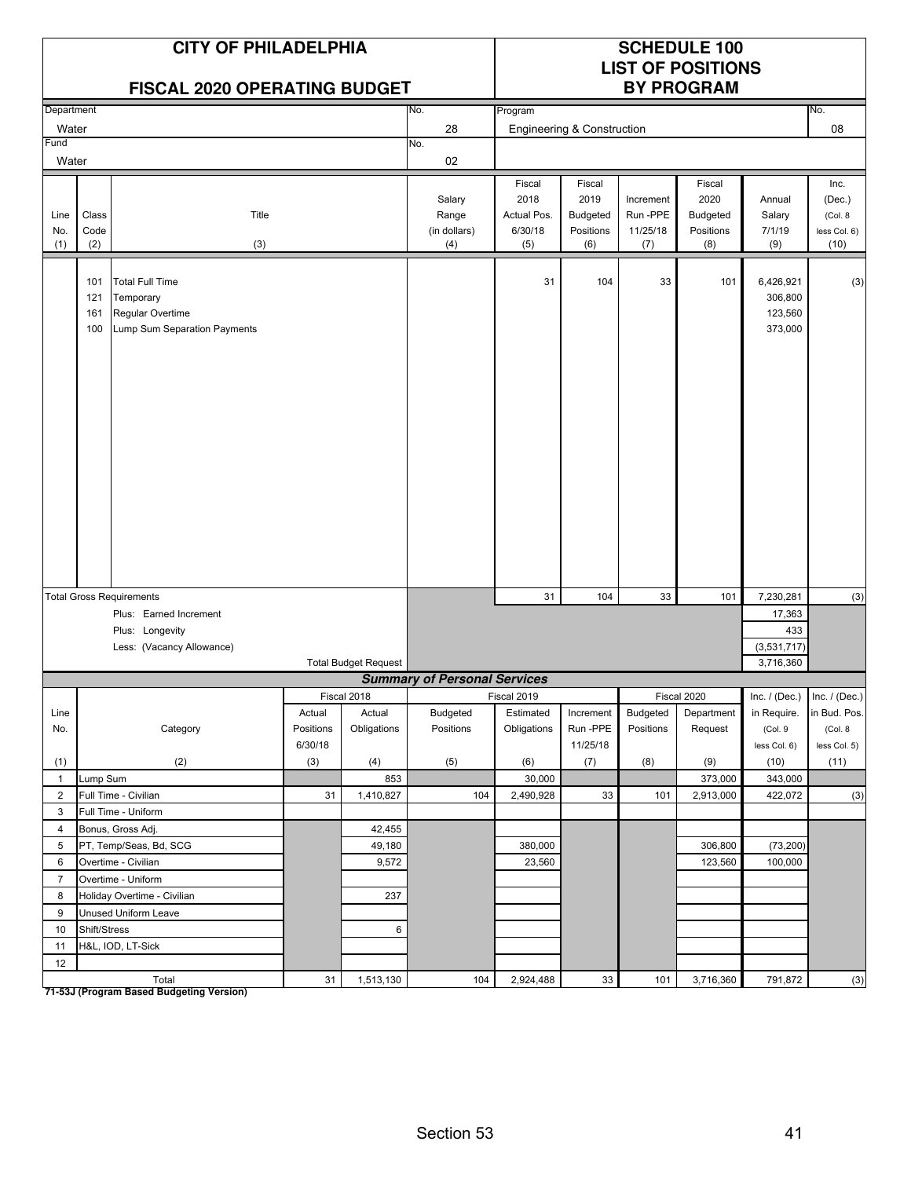# CITY OF PHILADELPHIA

## FISCAL 2020 OPERATING BUDGET

## SCHEDULE 100 LIST OF POSITIONS BY PROGRAM

| Department | No. | Program | No. |
|---|---|---|---|
| Water | 28 | Engineering & Construction | 08 |
| Fund | No. | | |
| Water | 02 | | |

| Line No. (1) | Class Code (2) | Title (3) | Salary Range (in dollars) (4) | Fiscal 2018 Actual Pos. 6/30/18 (5) | Fiscal 2019 Budgeted Positions (6) | Increment Run -PPE 11/25/18 (7) | Fiscal 2020 Budgeted Positions (8) | Annual Salary 7/1/19 (9) | Inc. (Dec.) (Col. 8 less Col. 6) (10) |
|---|---|---|---|---|---|---|---|---|---|
| | 101 | Total Full Time | | 31 | 104 | 33 | 101 | 6,426,921 | (3) |
| | 121 | Temporary | | | | | | 306,800 | |
| | 161 | Regular Overtime | | | | | | 123,560 | |
| | 100 | Lump Sum Separation Payments | | | | | | 373,000 | |
| Total Gross Requirements | | | | 31 | 104 | 33 | 101 | 7,230,281 | (3) |
| | | Plus: Earned Increment | | | | | | 17,363 | |
| | | Plus: Longevity | | | | | | 433 | |
| | | Less: (Vacancy Allowance) | | | | | | (3,531,717) | |
| | | Total Budget Request | | | | | | 3,716,360 | |

### *Summary of Personal Services*

| Line No. (1) | Category (2) | Fiscal 2018 Actual Positions 6/30/18 (3) | Fiscal 2018 Actual Obligations (4) | Fiscal 2019 Budgeted Positions (5) | Fiscal 2019 Estimated Obligations (6) | Increment Run -PPE 11/25/18 (7) | Fiscal 2020 Budgeted Positions (8) | Fiscal 2020 Department Request (9) | Inc. / (Dec.) in Require. (Col. 9 less Col. 6) (10) | Inc. / (Dec.) in Bud. Pos. (Col. 8 less Col. 5) (11) |
|---|---|---|---|---|---|---|---|---|---|---|
| 1 | Lump Sum | | 853 | | 30,000 | | | 373,000 | 343,000 | |
| 2 | Full Time - Civilian | 31 | 1,410,827 | 104 | 2,490,928 | 33 | 101 | 2,913,000 | 422,072 | (3) |
| 3 | Full Time - Uniform | | | | | | | | | |
| 4 | Bonus, Gross Adj. | | 42,455 | | | | | | | |
| 5 | PT, Temp/Seas, Bd, SCG | | 49,180 | | 380,000 | | | 306,800 | (73,200) | |
| 6 | Overtime - Civilian | | 9,572 | | 23,560 | | | 123,560 | 100,000 | |
| 7 | Overtime - Uniform | | | | | | | | | |
| 8 | Holiday Overtime - Civilian | | 237 | | | | | | | |
| 9 | Unused Uniform Leave | | | | | | | | | |
| 10 | Shift/Stress | | 6 | | | | | | | |
| 11 | H&L, IOD, LT-Sick | | | | | | | | | |
| 12 | | | | | | | | | | |
| | Total | 31 | 1,513,130 | 104 | 2,924,488 | 33 | 101 | 3,716,360 | 791,872 | (3) |

**71-53J (Program Based Budgeting Version)**

Section 53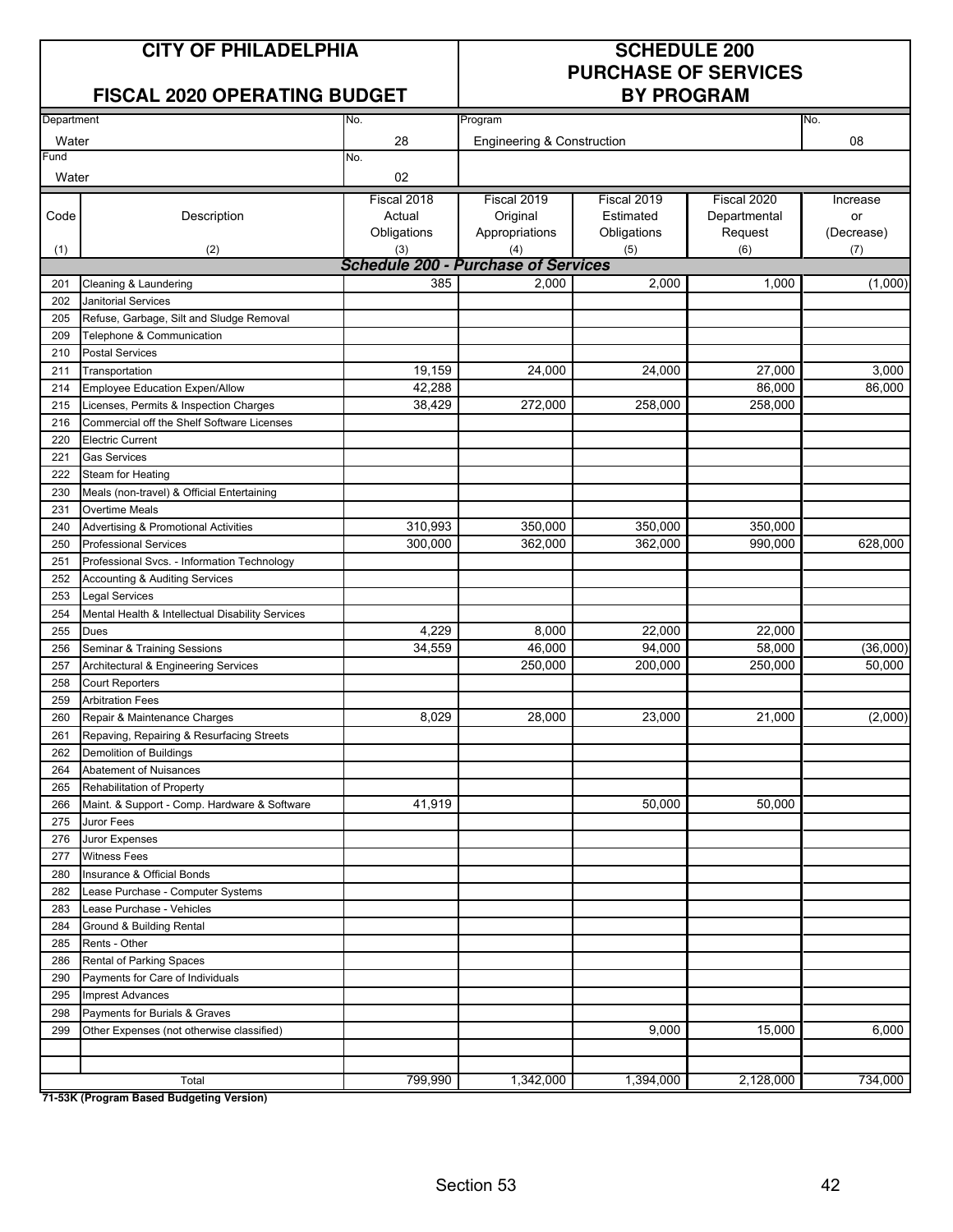# CITY OF PHILADELPHIA

# FISCAL 2020 OPERATING BUDGET

# SCHEDULE 200 PURCHASE OF SERVICES BY PROGRAM

| Department | No. | Program | No. |
|---|---|---|---|
| Water | 28 | Engineering & Construction | 08 |
| **Fund** | **No.** | | |
| Water | 02 | | |

| Code (1) | Description (2) | Fiscal 2018 Actual Obligations (3) | Fiscal 2019 Original Appropriations (4) | Fiscal 2019 Estimated Obligations (5) | Fiscal 2020 Departmental Request (6) | Increase or (Decrease) (7) |
|---|---|---|---|---|---|---|
| | ***Schedule 200 - Purchase of Services*** | | | | | |
| 201 | Cleaning & Laundering | 385 | 2,000 | 2,000 | 1,000 | (1,000) |
| 202 | Janitorial Services | | | | | |
| 205 | Refuse, Garbage, Silt and Sludge Removal | | | | | |
| 209 | Telephone & Communication | | | | | |
| 210 | Postal Services | | | | | |
| 211 | Transportation | 19,159 | 24,000 | 24,000 | 27,000 | 3,000 |
| 214 | Employee Education Expen/Allow | 42,288 | | | 86,000 | 86,000 |
| 215 | Licenses, Permits & Inspection Charges | 38,429 | 272,000 | 258,000 | 258,000 | |
| 216 | Commercial off the Shelf Software Licenses | | | | | |
| 220 | Electric Current | | | | | |
| 221 | Gas Services | | | | | |
| 222 | Steam for Heating | | | | | |
| 230 | Meals (non-travel) & Official Entertaining | | | | | |
| 231 | Overtime Meals | | | | | |
| 240 | Advertising & Promotional Activities | 310,993 | 350,000 | 350,000 | 350,000 | |
| 250 | Professional Services | 300,000 | 362,000 | 362,000 | 990,000 | 628,000 |
| 251 | Professional Svcs. - Information Technology | | | | | |
| 252 | Accounting & Auditing Services | | | | | |
| 253 | Legal Services | | | | | |
| 254 | Mental Health & Intellectual Disability Services | | | | | |
| 255 | Dues | 4,229 | 8,000 | 22,000 | 22,000 | |
| 256 | Seminar & Training Sessions | 34,559 | 46,000 | 94,000 | 58,000 | (36,000) |
| 257 | Architectural & Engineering Services | | 250,000 | 200,000 | 250,000 | 50,000 |
| 258 | Court Reporters | | | | | |
| 259 | Arbitration Fees | | | | | |
| 260 | Repair & Maintenance Charges | 8,029 | 28,000 | 23,000 | 21,000 | (2,000) |
| 261 | Repaving, Repairing & Resurfacing Streets | | | | | |
| 262 | Demolition of Buildings | | | | | |
| 264 | Abatement of Nuisances | | | | | |
| 265 | Rehabilitation of Property | | | | | |
| 266 | Maint. & Support - Comp. Hardware & Software | 41,919 | | 50,000 | 50,000 | |
| 275 | Juror Fees | | | | | |
| 276 | Juror Expenses | | | | | |
| 277 | Witness Fees | | | | | |
| 280 | Insurance & Official Bonds | | | | | |
| 282 | Lease Purchase - Computer Systems | | | | | |
| 283 | Lease Purchase - Vehicles | | | | | |
| 284 | Ground & Building Rental | | | | | |
| 285 | Rents - Other | | | | | |
| 286 | Rental of Parking Spaces | | | | | |
| 290 | Payments for Care of Individuals | | | | | |
| 295 | Imprest Advances | | | | | |
| 298 | Payments for Burials & Graves | | | | | |
| 299 | Other Expenses (not otherwise classified) | | | 9,000 | 15,000 | 6,000 |
| | | | | | | |
| | | | | | | |
| | Total | 799,990 | 1,342,000 | 1,394,000 | 2,128,000 | 734,000 |

**71-53K (Program Based Budgeting Version)**

Section 53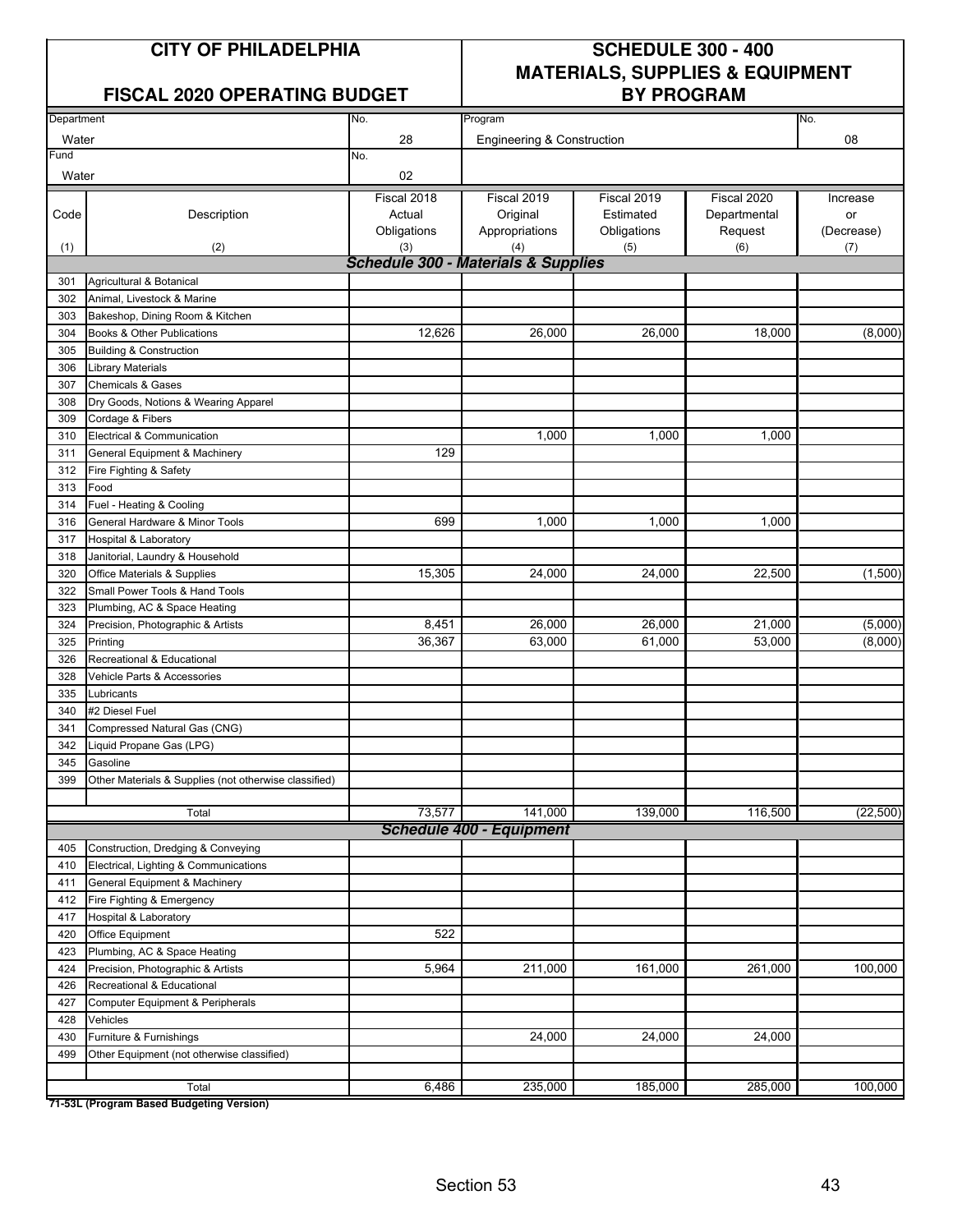# CITY OF PHILADELPHIA

## FISCAL 2020 OPERATING BUDGET

## SCHEDULE 300 - 400 MATERIALS, SUPPLIES & EQUIPMENT BY PROGRAM

| Department | No. | Program | No. |
|---|---|---|---|
| Water | 28 | Engineering & Construction | 08 |
| **Fund** | **No.** | | |
| Water | 02 | | |

| Code (1) | Description (2) | Fiscal 2018 Actual Obligations (3) | Fiscal 2019 Original Appropriations (4) | Fiscal 2019 Estimated Obligations (5) | Fiscal 2020 Departmental Request (6) | Increase or (Decrease) (7) |
|---|---|---|---|---|---|---|
| | ***Schedule 300 - Materials & Supplies*** | | | | | |
| 301 | Agricultural & Botanical | | | | | |
| 302 | Animal, Livestock & Marine | | | | | |
| 303 | Bakeshop, Dining Room & Kitchen | | | | | |
| 304 | Books & Other Publications | 12,626 | 26,000 | 26,000 | 18,000 | (8,000) |
| 305 | Building & Construction | | | | | |
| 306 | Library Materials | | | | | |
| 307 | Chemicals & Gases | | | | | |
| 308 | Dry Goods, Notions & Wearing Apparel | | | | | |
| 309 | Cordage & Fibers | | | | | |
| 310 | Electrical & Communication | | 1,000 | 1,000 | 1,000 | |
| 311 | General Equipment & Machinery | 129 | | | | |
| 312 | Fire Fighting & Safety | | | | | |
| 313 | Food | | | | | |
| 314 | Fuel - Heating & Cooling | | | | | |
| 316 | General Hardware & Minor Tools | 699 | 1,000 | 1,000 | 1,000 | |
| 317 | Hospital & Laboratory | | | | | |
| 318 | Janitorial, Laundry & Household | | | | | |
| 320 | Office Materials & Supplies | 15,305 | 24,000 | 24,000 | 22,500 | (1,500) |
| 322 | Small Power Tools & Hand Tools | | | | | |
| 323 | Plumbing, AC & Space Heating | | | | | |
| 324 | Precision, Photographic & Artists | 8,451 | 26,000 | 26,000 | 21,000 | (5,000) |
| 325 | Printing | 36,367 | 63,000 | 61,000 | 53,000 | (8,000) |
| 326 | Recreational & Educational | | | | | |
| 328 | Vehicle Parts & Accessories | | | | | |
| 335 | Lubricants | | | | | |
| 340 | #2 Diesel Fuel | | | | | |
| 341 | Compressed Natural Gas (CNG) | | | | | |
| 342 | Liquid Propane Gas (LPG) | | | | | |
| 345 | Gasoline | | | | | |
| 399 | Other Materials & Supplies (not otherwise classified) | | | | | |
| | Total | 73,577 | 141,000 | 139,000 | 116,500 | (22,500) |
| | ***Schedule 400 - Equipment*** | | | | | |
| 405 | Construction, Dredging & Conveying | | | | | |
| 410 | Electrical, Lighting & Communications | | | | | |
| 411 | General Equipment & Machinery | | | | | |
| 412 | Fire Fighting & Emergency | | | | | |
| 417 | Hospital & Laboratory | | | | | |
| 420 | Office Equipment | 522 | | | | |
| 423 | Plumbing, AC & Space Heating | | | | | |
| 424 | Precision, Photographic & Artists | 5,964 | 211,000 | 161,000 | 261,000 | 100,000 |
| 426 | Recreational & Educational | | | | | |
| 427 | Computer Equipment & Peripherals | | | | | |
| 428 | Vehicles | | | | | |
| 430 | Furniture & Furnishings | | 24,000 | 24,000 | 24,000 | |
| 499 | Other Equipment (not otherwise classified) | | | | | |
| | Total | 6,486 | 235,000 | 185,000 | 285,000 | 100,000 |

**71-53L (Program Based Budgeting Version)**

Section 53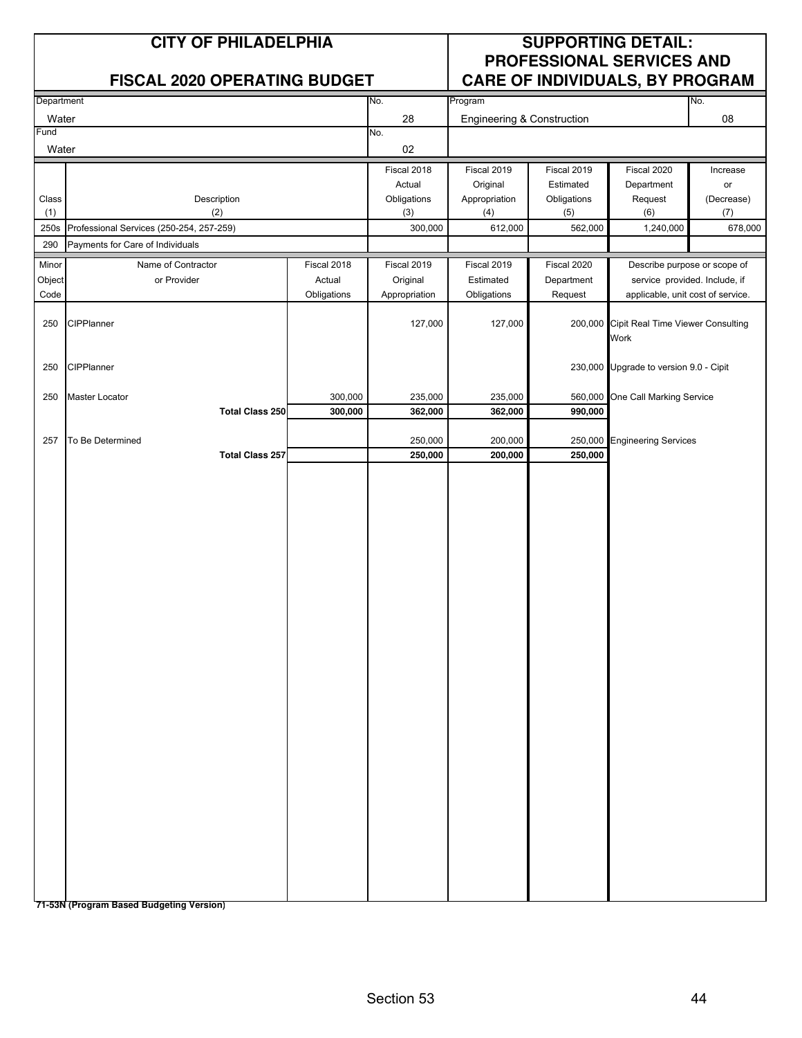# CITY OF PHILADELPHIA

## FISCAL 2020 OPERATING BUDGET

## SUPPORTING DETAIL: PROFESSIONAL SERVICES AND CARE OF INDIVIDUALS, BY PROGRAM

| Department | No. | Program | No. |
|---|---|---|---|
| Water | 28 | Engineering & Construction | 08 |
| **Fund** | **No.** | | |
| Water | 02 | | |

| Class (1) | Description (2) | Fiscal 2018 Actual Obligations (3) | Fiscal 2019 Original Appropriation (4) | Fiscal 2019 Estimated Obligations (5) | Fiscal 2020 Department Request (6) | Increase or (Decrease) (7) |
|---|---|---|---|---|---|---|
| 250s | Professional Services (250-254, 257-259) | 300,000 | 612,000 | 562,000 | 1,240,000 | 678,000 |
| 290 | Payments for Care of Individuals | | | | | |

| Minor Object Code | Name of Contractor or Provider | Fiscal 2018 Actual Obligations | Fiscal 2019 Original Appropriation | Fiscal 2019 Estimated Obligations | Fiscal 2020 Department Request | Describe purpose or scope of service provided. Include, if applicable, unit cost of service. |
|---|---|---|---|---|---|---|
| 250 | CIPPlanner | | 127,000 | 127,000 | 200,000 | Cipit Real Time Viewer Consulting Work |
| 250 | CIPPlanner | | | | 230,000 | Upgrade to version 9.0 - Cipit |
| 250 | Master Locator | 300,000 | 235,000 | 235,000 | 560,000 | One Call Marking Service |
| | **Total Class 250** | **300,000** | **362,000** | **362,000** | **990,000** | |
| 257 | To Be Determined | | 250,000 | 200,000 | 250,000 | Engineering Services |
| | **Total Class 257** | | **250,000** | **200,000** | **250,000** | |

**71-53N (Program Based Budgeting Version)**

Section 53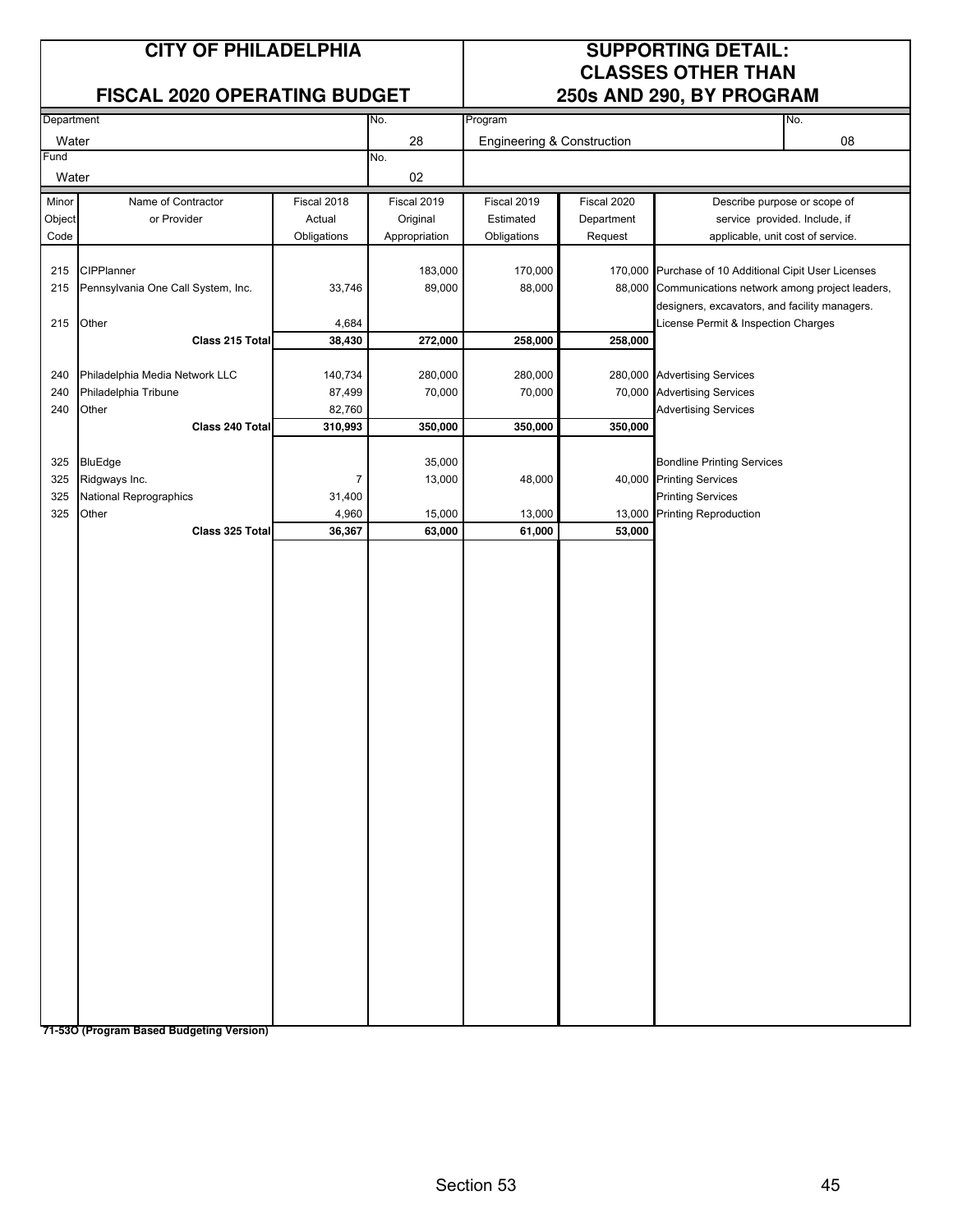# CITY OF PHILADELPHIA

## FISCAL 2020 OPERATING BUDGET

## SUPPORTING DETAIL: CLASSES OTHER THAN 250s AND 290, BY PROGRAM

| Department | No. | Program | No. |
|---|---|---|---|
| Water | 28 | Engineering & Construction | 08 |
| **Fund** | **No.** | | |
| Water | 02 | | |

| Minor Object Code | Name of Contractor or Provider | Fiscal 2018 Actual Obligations | Fiscal 2019 Original Appropriation | Fiscal 2019 Estimated Obligations | Fiscal 2020 Department Request | Describe purpose or scope of service provided. Include, if applicable, unit cost of service. |
|---|---|---|---|---|---|---|
| 215 | CIPPlanner | | 183,000 | 170,000 | 170,000 | Purchase of 10 Additional Cipit User Licenses |
| 215 | Pennsylvania One Call System, Inc. | 33,746 | 89,000 | 88,000 | 88,000 | Communications network among project leaders, designers, excavators, and facility managers. |
| 215 | Other | 4,684 | | | | License Permit & Inspection Charges |
| | **Class 215 Total** | **38,430** | **272,000** | **258,000** | **258,000** | |
| 240 | Philadelphia Media Network LLC | 140,734 | 280,000 | 280,000 | 280,000 | Advertising Services |
| 240 | Philadelphia Tribune | 87,499 | 70,000 | 70,000 | 70,000 | Advertising Services |
| 240 | Other | 82,760 | | | | Advertising Services |
| | **Class 240 Total** | **310,993** | **350,000** | **350,000** | **350,000** | |
| 325 | BluEdge | | 35,000 | | | Bondline Printing Services |
| 325 | Ridgways Inc. | 7 | 13,000 | 48,000 | 40,000 | Printing Services |
| 325 | National Reprographics | 31,400 | | | | Printing Services |
| 325 | Other | 4,960 | 15,000 | 13,000 | 13,000 | Printing Reproduction |
| | **Class 325 Total** | **36,367** | **63,000** | **61,000** | **53,000** | |

**71-53O (Program Based Budgeting Version)**

Section 53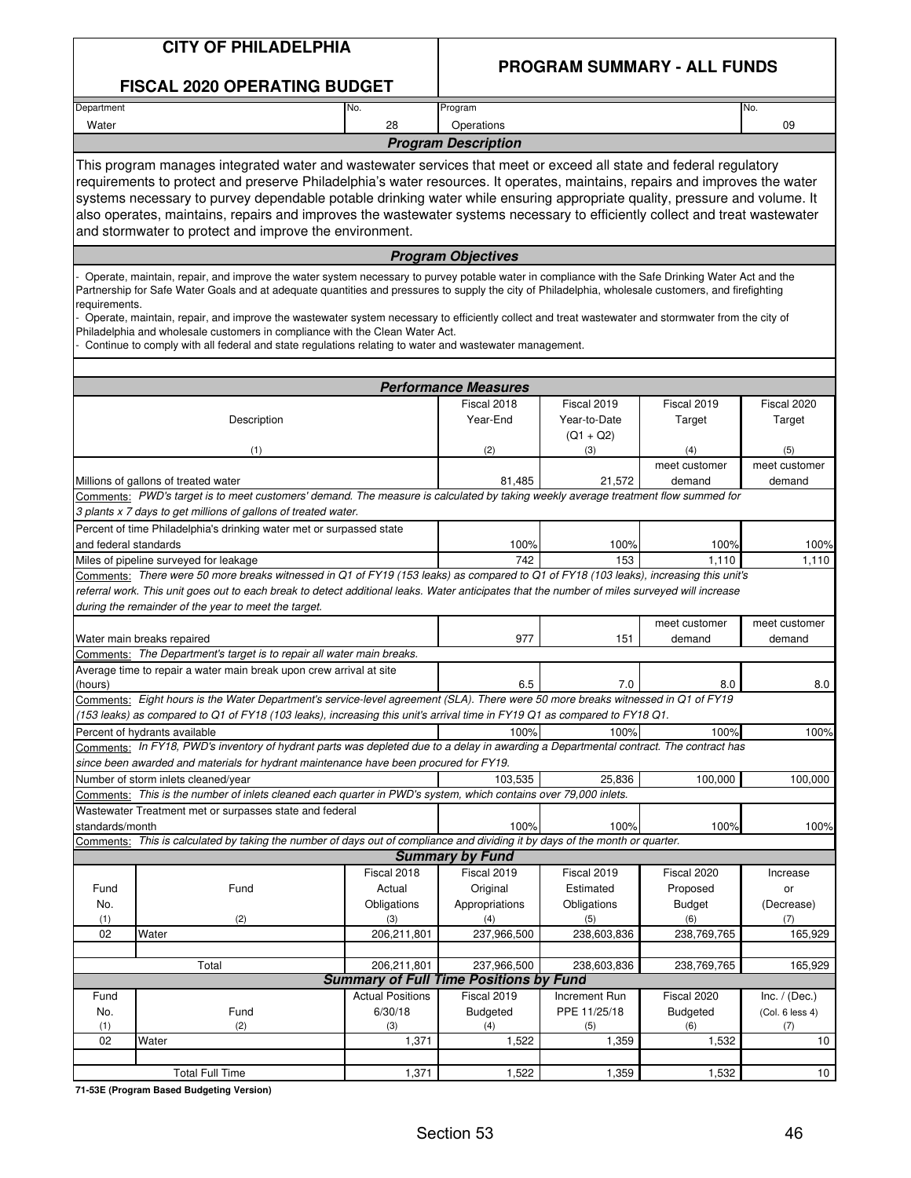# CITY OF PHILADELPHIA

## FISCAL 2020 OPERATING BUDGET

## PROGRAM SUMMARY - ALL FUNDS

| Department | No. | Program | No. |
|---|---|---|---|
| Water | 28 | Operations | 09 |

### Program Description

This program manages integrated water and wastewater services that meet or exceed all state and federal regulatory requirements to protect and preserve Philadelphia's water resources. It operates, maintains, repairs and improves the water systems necessary to purvey dependable potable drinking water while ensuring appropriate quality, pressure and volume. It also operates, maintains, repairs and improves the wastewater systems necessary to efficiently collect and treat wastewater and stormwater to protect and improve the environment.

### Program Objectives

- Operate, maintain, repair, and improve the water system necessary to purvey potable water in compliance with the Safe Drinking Water Act and the Partnership for Safe Water Goals and at adequate quantities and pressures to supply the city of Philadelphia, wholesale customers, and firefighting requirements.
- Operate, maintain, repair, and improve the wastewater system necessary to efficiently collect and treat wastewater and stormwater from the city of Philadelphia and wholesale customers in compliance with the Clean Water Act.
- Continue to comply with all federal and state regulations relating to water and wastewater management.

### Performance Measures

| Description (1) | Fiscal 2018 Year-End (2) | Fiscal 2019 Year-to-Date (Q1 + Q2) (3) | Fiscal 2019 Target (4) | Fiscal 2020 Target (5) |
|---|---|---|---|---|
| Millions of gallons of treated water | 81,485 | 21,572 | meet customer demand | meet customer demand |
| Comments: *PWD's target is to meet customers' demand. The measure is calculated by taking weekly average treatment flow summed for 3 plants x 7 days to get millions of gallons of treated water.* | | | | |
| Percent of time Philadelphia's drinking water met or surpassed state and federal standards | 100% | 100% | 100% | 100% |
| Miles of pipeline surveyed for leakage | 742 | 153 | 1,110 | 1,110 |
| Comments: *There were 50 more breaks witnessed in Q1 of FY19 (153 leaks) as compared to Q1 of FY18 (103 leaks), increasing this unit's referral work. This unit goes out to each break to detect additional leaks. Water anticipates that the number of miles surveyed will increase during the remainder of the year to meet the target.* | | | | |
| Water main breaks repaired | 977 | 151 | meet customer demand | meet customer demand |
| Comments: *The Department's target is to repair all water main breaks.* | | | | |
| Average time to repair a water main break upon crew arrival at site (hours) | 6.5 | 7.0 | 8.0 | 8.0 |
| Comments: *Eight hours is the Water Department's service-level agreement (SLA). There were 50 more breaks witnessed in Q1 of FY19 (153 leaks) as compared to Q1 of FY18 (103 leaks), increasing this unit's arrival time in FY19 Q1 as compared to FY18 Q1.* | | | | |
| Percent of hydrants available | 100% | 100% | 100% | 100% |
| Comments: *In FY18, PWD's inventory of hydrant parts was depleted due to a delay in awarding a Departmental contract. The contract has since been awarded and materials for hydrant maintenance have been procured for FY19.* | | | | |
| Number of storm inlets cleaned/year | 103,535 | 25,836 | 100,000 | 100,000 |
| Comments: *This is the number of inlets cleaned each quarter in PWD's system, which contains over 79,000 inlets.* | | | | |
| Wastewater Treatment met or surpasses state and federal standards/month | 100% | 100% | 100% | 100% |
| Comments: *This is calculated by taking the number of days out of compliance and dividing it by days of the month or quarter.* | | | | |

### Summary by Fund

| Fund No. (1) | Fund (2) | Fiscal 2018 Actual Obligations (3) | Fiscal 2019 Original Appropriations (4) | Fiscal 2019 Estimated Obligations (5) | Fiscal 2020 Proposed Budget (6) | Increase or (Decrease) (7) |
|---|---|---|---|---|---|---|
| 02 | Water | 206,211,801 | 237,966,500 | 238,603,836 | 238,769,765 | 165,929 |
| | Total | 206,211,801 | 237,966,500 | 238,603,836 | 238,769,765 | 165,929 |

### Summary of Full Time Positions by Fund

| Fund No. (1) | Fund (2) | Actual Positions 6/30/18 (3) | Fiscal 2019 Budgeted (4) | Increment Run PPE 11/25/18 (5) | Fiscal 2020 Budgeted (6) | Inc. / (Dec.) (Col. 6 less 4) (7) |
|---|---|---|---|---|---|---|
| 02 | Water | 1,371 | 1,522 | 1,359 | 1,532 | 10 |
| | Total Full Time | 1,371 | 1,522 | 1,359 | 1,532 | 10 |

**71-53E (Program Based Budgeting Version)**

Section 53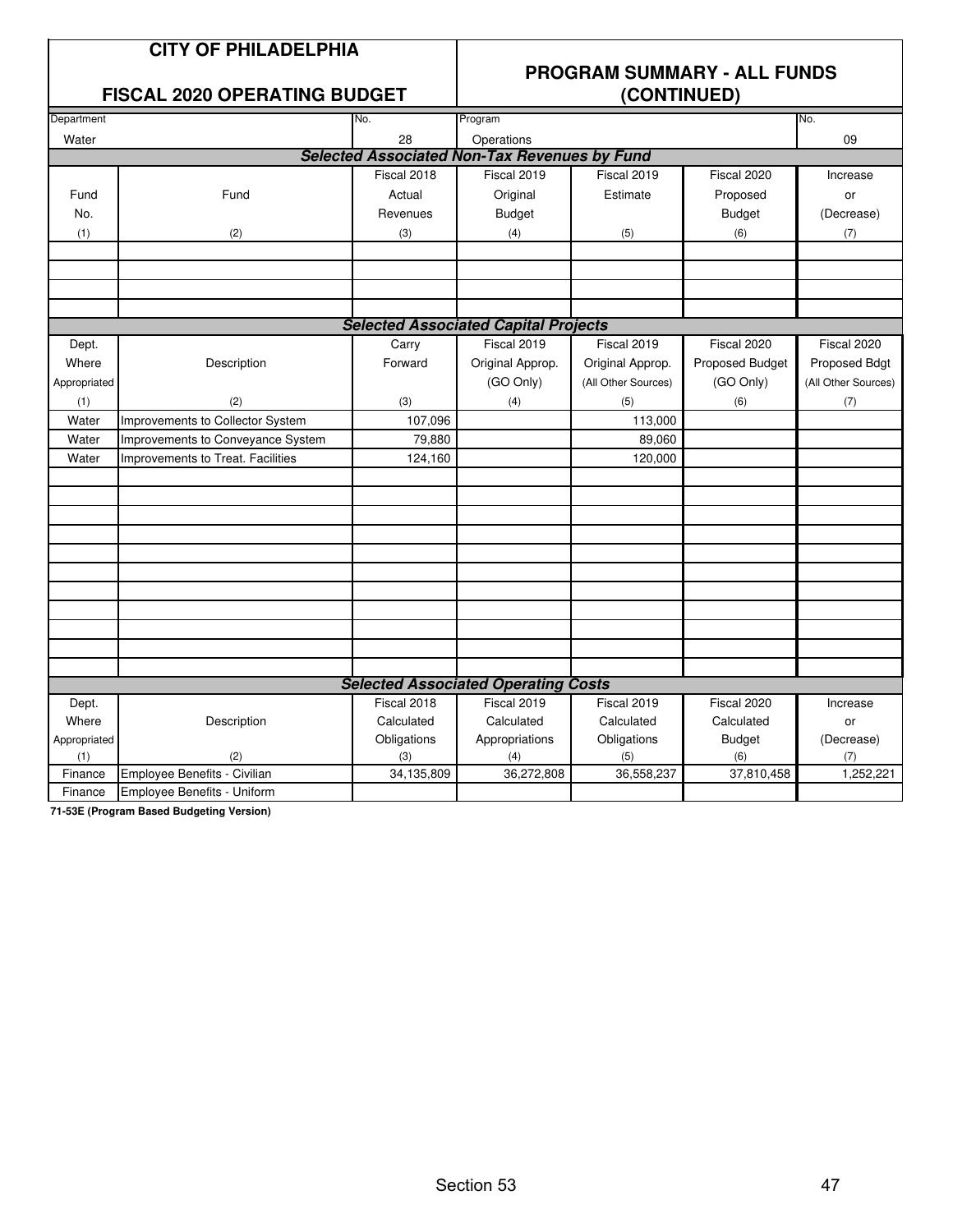# CITY OF PHILADELPHIA

## FISCAL 2020 OPERATING BUDGET

## PROGRAM SUMMARY - ALL FUNDS (CONTINUED)

| Department | No. | Program | No. |
|---|---|---|---|
| Water | 28 | Operations | 09 |

***Selected Associated Non-Tax Revenues by Fund***

| Fund No. (1) | Fund (2) | Fiscal 2018 Actual Revenues (3) | Fiscal 2019 Original Budget (4) | Fiscal 2019 Estimate (5) | Fiscal 2020 Proposed Budget (6) | Increase or (Decrease) (7) |
|---|---|---|---|---|---|---|
| | | | | | | |
| | | | | | | |
| | | | | | | |
| | | | | | | |

***Selected Associated Capital Projects***

| Dept. Where Appropriated (1) | Description (2) | Carry Forward (3) | Fiscal 2019 Original Approp. (GO Only) (4) | Fiscal 2019 Original Approp. (All Other Sources) (5) | Fiscal 2020 Proposed Budget (GO Only) (6) | Fiscal 2020 Proposed Bdgt (All Other Sources) (7) |
|---|---|---|---|---|---|---|
| Water | Improvements to Collector System | 107,096 | | 113,000 | | |
| Water | Improvements to Conveyance System | 79,880 | | 89,060 | | |
| Water | Improvements to Treat. Facilities | 124,160 | | 120,000 | | |

***Selected Associated Operating Costs***

| Dept. Where Appropriated (1) | Description (2) | Fiscal 2018 Calculated Obligations (3) | Fiscal 2019 Calculated Appropriations (4) | Fiscal 2019 Calculated Obligations (5) | Fiscal 2020 Calculated Budget (6) | Increase or (Decrease) (7) |
|---|---|---|---|---|---|---|
| Finance | Employee Benefits - Civilian | 34,135,809 | 36,272,808 | 36,558,237 | 37,810,458 | 1,252,221 |
| Finance | Employee Benefits - Uniform | | | | | |

**71-53E (Program Based Budgeting Version)**

Section 53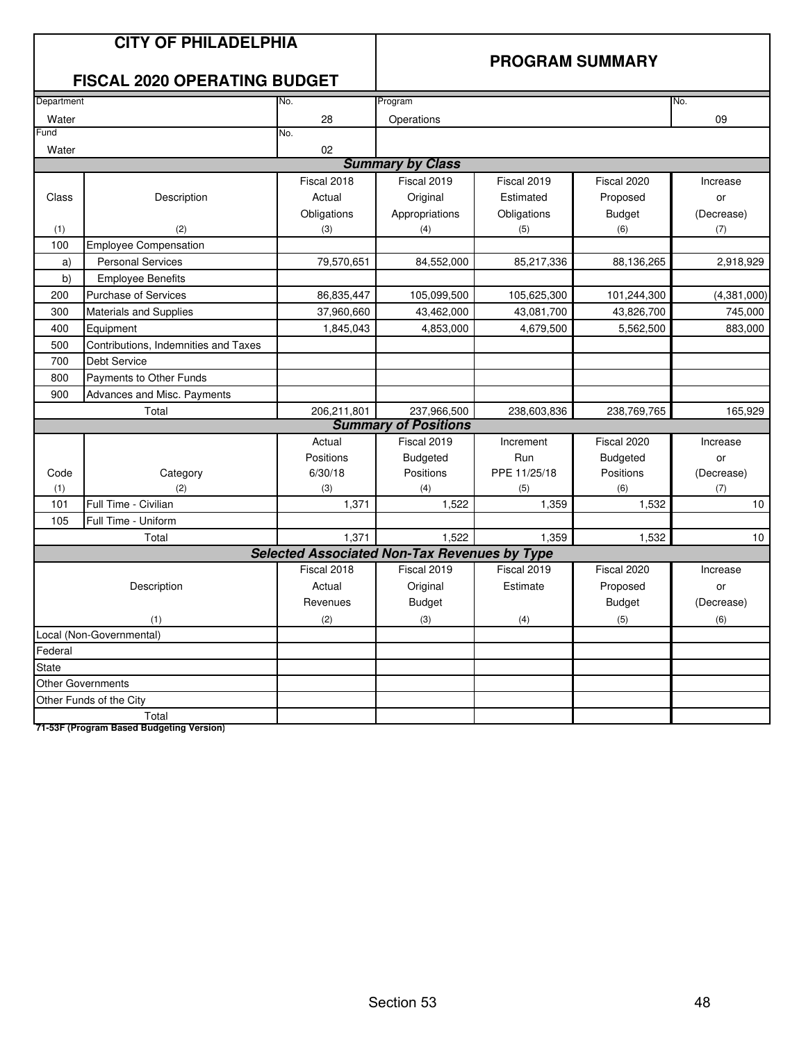# CITY OF PHILADELPHIA

## FISCAL 2020 OPERATING BUDGET

## PROGRAM SUMMARY

| Department | No. | Program | No. |
|---|---|---|---|
| Water | 28 | Operations | 09 |
| **Fund** | **No.** | | |
| Water | 02 | | |

### Summary by Class

| Class (1) | Description (2) | Fiscal 2018 Actual Obligations (3) | Fiscal 2019 Original Appropriations (4) | Fiscal 2019 Estimated Obligations (5) | Fiscal 2020 Proposed Budget (6) | Increase or (Decrease) (7) |
|---|---|---|---|---|---|---|
| 100 | Employee Compensation | | | | | |
| a) | Personal Services | 79,570,651 | 84,552,000 | 85,217,336 | 88,136,265 | 2,918,929 |
| b) | Employee Benefits | | | | | |
| 200 | Purchase of Services | 86,835,447 | 105,099,500 | 105,625,300 | 101,244,300 | (4,381,000) |
| 300 | Materials and Supplies | 37,960,660 | 43,462,000 | 43,081,700 | 43,826,700 | 745,000 |
| 400 | Equipment | 1,845,043 | 4,853,000 | 4,679,500 | 5,562,500 | 883,000 |
| 500 | Contributions, Indemnities and Taxes | | | | | |
| 700 | Debt Service | | | | | |
| 800 | Payments to Other Funds | | | | | |
| 900 | Advances and Misc. Payments | | | | | |
| | Total | 206,211,801 | 237,966,500 | 238,603,836 | 238,769,765 | 165,929 |

### Summary of Positions

| Code (1) | Category (2) | Actual Positions 6/30/18 (3) | Fiscal 2019 Budgeted Positions (4) | Increment Run PPE 11/25/18 (5) | Fiscal 2020 Budgeted Positions (6) | Increase or (Decrease) (7) |
|---|---|---|---|---|---|---|
| 101 | Full Time - Civilian | 1,371 | 1,522 | 1,359 | 1,532 | 10 |
| 105 | Full Time - Uniform | | | | | |
| | Total | 1,371 | 1,522 | 1,359 | 1,532 | 10 |

### Selected Associated Non-Tax Revenues by Type

| Description (1) | Fiscal 2018 Actual Revenues (2) | Fiscal 2019 Original Budget (3) | Fiscal 2019 Estimate (4) | Fiscal 2020 Proposed Budget (5) | Increase or (Decrease) (6) |
|---|---|---|---|---|---|
| Local (Non-Governmental) | | | | | |
| Federal | | | | | |
| State | | | | | |
| Other Governments | | | | | |
| Other Funds of the City | | | | | |
| Total | | | | | |

**71-53F (Program Based Budgeting Version)**

Section 53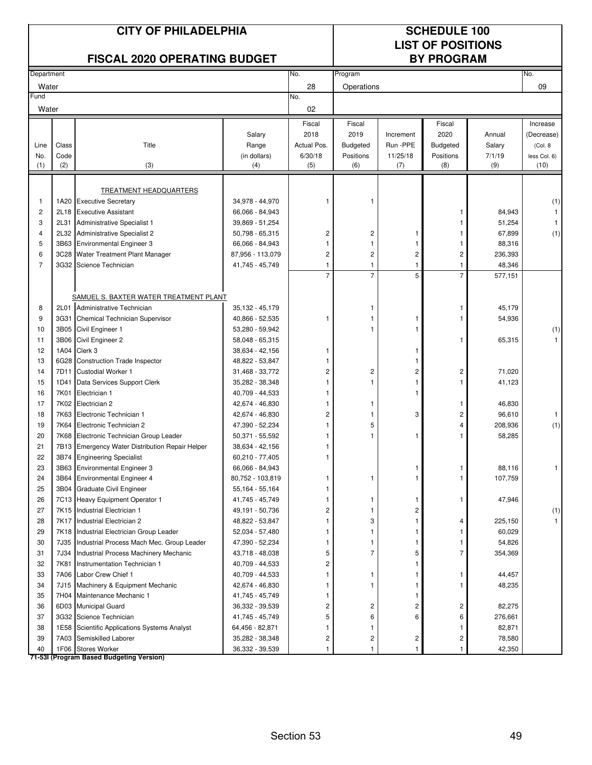# CITY OF PHILADELPHIA

## FISCAL 2020 OPERATING BUDGET

## SCHEDULE 100 LIST OF POSITIONS BY PROGRAM

| Department | No. | Program | No. |
|---|---|---|---|
| Water | 28 | Operations | 09 |
| Fund | No. | | |
| Water | 02 | | |

| Line No. (1) | Class Code (2) | Title (3) | Salary Range (in dollars) (4) | Fiscal 2018 Actual Pos. 6/30/18 (5) | Fiscal 2019 Budgeted Positions (6) | Increment Run -PPE 11/25/18 (7) | Fiscal 2020 Budgeted Positions (8) | Annual Salary 7/1/19 (9) | Increase (Decrease) (Col. 8 less Col. 6) (10) |
|---|---|---|---|---|---|---|---|---|---|
| | | TREATMENT HEADQUARTERS | | | | | | | |
| 1 | 1A20 | Executive Secretary | 34,978 - 44,970 | 1 | 1 | | | | (1) |
| 2 | 2L18 | Executive Assistant | 66,066 - 84,943 | | | | 1 | 84,943 | 1 |
| 3 | 2L31 | Administrative Specialist 1 | 39,869 - 51,254 | | | | 1 | 51,254 | 1 |
| 4 | 2L32 | Administrative Specialist 2 | 50,798 - 65,315 | 2 | 2 | 1 | 1 | 67,899 | (1) |
| 5 | 3B63 | Environmental Engineer 3 | 66,066 - 84,943 | 1 | 1 | 1 | 1 | 88,316 | |
| 6 | 3C28 | Water Treatment Plant Manager | 87,956 - 113,079 | 2 | 2 | 2 | 2 | 236,393 | |
| 7 | 3G32 | Science Technician | 41,745 - 45,749 | 1 | 1 | 1 | 1 | 48,346 | |
| | | | | 7 | 7 | 5 | 7 | 577,151 | |
| | | SAMUEL S. BAXTER WATER TREATMENT PLANT | | | | | | | |
| 8 | 2L01 | Administrative Technician | 35,132 - 45,179 | | 1 | | 1 | 45,179 | |
| 9 | 3G31 | Chemical Technician Supervisor | 40,866 - 52,535 | 1 | 1 | 1 | 1 | 54,936 | |
| 10 | 3B05 | Civil Engineer 1 | 53,280 - 59,942 | | 1 | 1 | | | (1) |
| 11 | 3B06 | Civil Engineer 2 | 58,048 - 65,315 | | | | 1 | 65,315 | 1 |
| 12 | 1A04 | Clerk 3 | 38,634 - 42,156 | 1 | | 1 | | | |
| 13 | 6G28 | Construction Trade Inspector | 48,822 - 53,847 | 1 | | 1 | | | |
| 14 | 7D11 | Custodial Worker 1 | 31,468 - 33,772 | 2 | 2 | 2 | 2 | 71,020 | |
| 15 | 1D41 | Data Services Support Clerk | 35,282 - 38,348 | 1 | 1 | 1 | 1 | 41,123 | |
| 16 | 7K01 | Electrician 1 | 40,709 - 44,533 | 1 | | 1 | | | |
| 17 | 7K02 | Electrician 2 | 42,674 - 46,830 | 1 | 1 | | 1 | 46,830 | |
| 18 | 7K63 | Electronic Technician 1 | 42,674 - 46,830 | 2 | 1 | 3 | 2 | 96,610 | 1 |
| 19 | 7K64 | Electronic Technician 2 | 47,390 - 52,234 | 1 | 5 | | 4 | 208,936 | (1) |
| 20 | 7K68 | Electronic Technician Group Leader | 50,371 - 55,592 | 1 | 1 | 1 | 1 | 58,285 | |
| 21 | 7B13 | Emergency Water Distribution Repair Helper | 38,634 - 42,156 | 1 | | | | | |
| 22 | 3B74 | Engineering Specialist | 60,210 - 77,405 | 1 | | | | | |
| 23 | 3B63 | Environmental Engineer 3 | 66,066 - 84,943 | | | 1 | 1 | 88,116 | 1 |
| 24 | 3B64 | Environmental Engineer 4 | 80,752 - 103,819 | 1 | 1 | 1 | 1 | 107,759 | |
| 25 | 3B04 | Graduate Civil Engineer | 55,164 - 55,164 | 1 | | | | | |
| 26 | 7C13 | Heavy Equipment Operator 1 | 41,745 - 45,749 | 1 | 1 | 1 | 1 | 47,946 | |
| 27 | 7K15 | Industrial Electrician 1 | 49,191 - 50,736 | 2 | 1 | 2 | | | (1) |
| 28 | 7K17 | Industrial Electrician 2 | 48,822 - 53,847 | 1 | 3 | 1 | 4 | 225,150 | 1 |
| 29 | 7K18 | Industrial Electrician Group Leader | 52,034 - 57,480 | 1 | 1 | 1 | 1 | 60,029 | |
| 30 | 7J35 | Industrial Process Mach Mec. Group Leader | 47,390 - 52,234 | 1 | 1 | 1 | 1 | 54,826 | |
| 31 | 7J34 | Industrial Process Machinery Mechanic | 43,718 - 48,038 | 5 | 7 | 5 | 7 | 354,369 | |
| 32 | 7K81 | Instrumentation Technician 1 | 40,709 - 44,533 | 2 | | 1 | | | |
| 33 | 7A06 | Labor Crew Chief 1 | 40,709 - 44,533 | 1 | 1 | 1 | 1 | 44,457 | |
| 34 | 7J15 | Machinery & Equipment Mechanic | 42,674 - 46,830 | 1 | 1 | 1 | 1 | 48,235 | |
| 35 | 7H04 | Maintenance Mechanic 1 | 41,745 - 45,749 | 1 | | 1 | | | |
| 36 | 6D03 | Municipal Guard | 36,332 - 39,539 | 2 | 2 | 2 | 2 | 82,275 | |
| 37 | 3G32 | Science Technician | 41,745 - 45,749 | 5 | 6 | 6 | 6 | 276,661 | |
| 38 | 1E58 | Scientific Applications Systems Analyst | 64,456 - 82,871 | 1 | 1 | | 1 | 82,871 | |
| 39 | 7A03 | Semiskilled Laborer | 35,282 - 38,348 | 2 | 2 | 2 | 2 | 78,580 | |
| 40 | 1F06 | Stores Worker | 36,332 - 39,539 | 1 | 1 | 1 | 1 | 42,350 | |

71-53I (Program Based Budgeting Version)

Section 53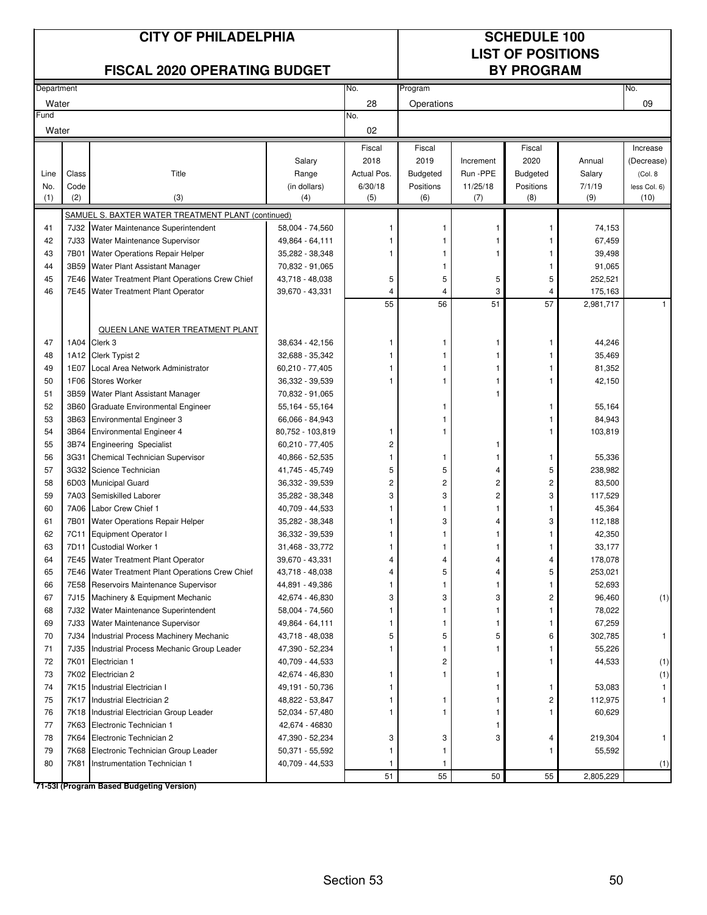# CITY OF PHILADELPHIA

## FISCAL 2020 OPERATING BUDGET

## SCHEDULE 100 LIST OF POSITIONS BY PROGRAM

| Department | No. | Program | No. |
|---|---|---|---|
| Water | 28 | Operations | 09 |
| **Fund** | **No.** | | |
| Water | 02 | | |

| Line No. (1) | Class Code (2) | Title (3) | Salary Range (in dollars) (4) | Fiscal 2018 Actual Pos. 6/30/18 (5) | Fiscal 2019 Budgeted Positions (6) | Increment Run -PPE 11/25/18 (7) | Fiscal 2020 Budgeted Positions (8) | Annual Salary 7/1/19 (9) | Increase (Decrease) (Col. 8 less Col. 6) (10) |
|---|---|---|---|---|---|---|---|---|---|
| | | SAMUEL S. BAXTER WATER TREATMENT PLANT (continued) | | | | | | | |
| 41 | 7J32 | Water Maintenance Superintendent | 58,004 - 74,560 | 1 | 1 | 1 | 1 | 74,153 | |
| 42 | 7J33 | Water Maintenance Supervisor | 49,864 - 64,111 | 1 | 1 | 1 | 1 | 67,459 | |
| 43 | 7B01 | Water Operations Repair Helper | 35,282 - 38,348 | 1 | 1 | 1 | 1 | 39,498 | |
| 44 | 3B59 | Water Plant Assistant Manager | 70,832 - 91,065 | | 1 | | 1 | 91,065 | |
| 45 | 7E46 | Water Treatment Plant Operations Crew Chief | 43,718 - 48,038 | 5 | 5 | 5 | 5 | 252,521 | |
| 46 | 7E45 | Water Treatment Plant Operator | 39,670 - 43,331 | 4 | 4 | 3 | 4 | 175,163 | |
| | | | | 55 | 56 | 51 | 57 | 2,981,717 | 1 |
| | | QUEEN LANE WATER TREATMENT PLANT | | | | | | | |
| 47 | 1A04 | Clerk 3 | 38,634 - 42,156 | 1 | 1 | 1 | 1 | 44,246 | |
| 48 | 1A12 | Clerk Typist 2 | 32,688 - 35,342 | 1 | 1 | 1 | 1 | 35,469 | |
| 49 | 1E07 | Local Area Network Administrator | 60,210 - 77,405 | 1 | 1 | 1 | 1 | 81,352 | |
| 50 | 1F06 | Stores Worker | 36,332 - 39,539 | 1 | 1 | 1 | 1 | 42,150 | |
| 51 | 3B59 | Water Plant Assistant Manager | 70,832 - 91,065 | | | 1 | | | |
| 52 | 3B60 | Graduate Environmental Engineer | 55,164 - 55,164 | | 1 | | 1 | 55,164 | |
| 53 | 3B63 | Environmental Engineer 3 | 66,066 - 84,943 | | 1 | | 1 | 84,943 | |
| 54 | 3B64 | Environmental Engineer 4 | 80,752 - 103,819 | 1 | 1 | | 1 | 103,819 | |
| 55 | 3B74 | Engineering Specialist | 60,210 - 77,405 | 2 | | 1 | | | |
| 56 | 3G31 | Chemical Technician Supervisor | 40,866 - 52,535 | 1 | 1 | 1 | 1 | 55,336 | |
| 57 | 3G32 | Science Technician | 41,745 - 45,749 | 5 | 5 | 4 | 5 | 238,982 | |
| 58 | 6D03 | Municipal Guard | 36,332 - 39,539 | 2 | 2 | 2 | 2 | 83,500 | |
| 59 | 7A03 | Semiskilled Laborer | 35,282 - 38,348 | 3 | 3 | 2 | 3 | 117,529 | |
| 60 | 7A06 | Labor Crew Chief 1 | 40,709 - 44,533 | 1 | 1 | 1 | 1 | 45,364 | |
| 61 | 7B01 | Water Operations Repair Helper | 35,282 - 38,348 | 1 | 3 | 4 | 3 | 112,188 | |
| 62 | 7C11 | Equipment Operator I | 36,332 - 39,539 | 1 | 1 | 1 | 1 | 42,350 | |
| 63 | 7D11 | Custodial Worker 1 | 31,468 - 33,772 | 1 | 1 | 1 | 1 | 33,177 | |
| 64 | 7E45 | Water Treatment Plant Operator | 39,670 - 43,331 | 4 | 4 | 4 | 4 | 178,078 | |
| 65 | 7E46 | Water Treatment Plant Operations Crew Chief | 43,718 - 48,038 | 4 | 5 | 4 | 5 | 253,021 | |
| 66 | 7E58 | Reservoirs Maintenance Supervisor | 44,891 - 49,386 | 1 | 1 | 1 | 1 | 52,693 | |
| 67 | 7J15 | Machinery & Equipment Mechanic | 42,674 - 46,830 | 3 | 3 | 3 | 2 | 96,460 | (1) |
| 68 | 7J32 | Water Maintenance Superintendent | 58,004 - 74,560 | 1 | 1 | 1 | 1 | 78,022 | |
| 69 | 7J33 | Water Maintenance Supervisor | 49,864 - 64,111 | 1 | 1 | 1 | 1 | 67,259 | |
| 70 | 7J34 | Industrial Process Machinery Mechanic | 43,718 - 48,038 | 5 | 5 | 5 | 6 | 302,785 | 1 |
| 71 | 7J35 | Industrial Process Mechanic Group Leader | 47,390 - 52,234 | 1 | 1 | 1 | 1 | 55,226 | |
| 72 | 7K01 | Electrician 1 | 40,709 - 44,533 | | 2 | | 1 | 44,533 | (1) |
| 73 | 7K02 | Electrician 2 | 42,674 - 46,830 | 1 | 1 | 1 | | | (1) |
| 74 | 7K15 | Industrial Electrician I | 49,191 - 50,736 | 1 | | 1 | 1 | 53,083 | 1 |
| 75 | 7K17 | Industrial Electrician 2 | 48,822 - 53,847 | 1 | 1 | 1 | 2 | 112,975 | 1 |
| 76 | 7K18 | Industrial Electrician Group Leader | 52,034 - 57,480 | 1 | 1 | 1 | 1 | 60,629 | |
| 77 | 7K63 | Electronic Technician 1 | 42,674 - 46830 | | | 1 | | | |
| 78 | 7K64 | Electronic Technician 2 | 47,390 - 52,234 | 3 | 3 | 3 | 4 | 219,304 | 1 |
| 79 | 7K68 | Electronic Technician Group Leader | 50,371 - 55,592 | 1 | 1 | | 1 | 55,592 | |
| 80 | 7K81 | Instrumentation Technician 1 | 40,709 - 44,533 | 1 | 1 | | | | (1) |
| | | | | 51 | 55 | 50 | 55 | 2,805,229 | |

**71-53I (Program Based Budgeting Version)**

Section 53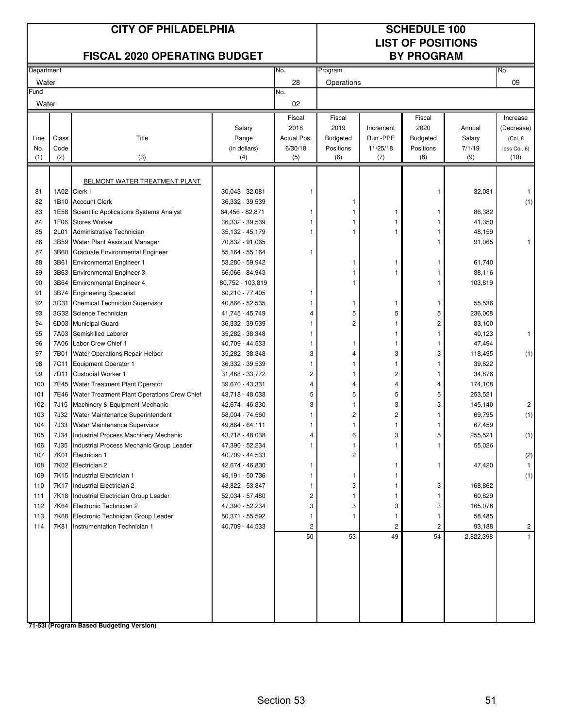# CITY OF PHILADELPHIA

## FISCAL 2020 OPERATING BUDGET

## SCHEDULE 100 LIST OF POSITIONS BY PROGRAM

| Department | No. | Program | No. |
|---|---|---|---|
| Water | 28 | Operations | 09 |
| **Fund** | **No.** | | |
| Water | 02 | | |

| Line No. (1) | Class Code (2) | Title (3) | Salary Range (in dollars) (4) | Fiscal 2018 Actual Pos. 6/30/18 (5) | Fiscal 2019 Budgeted Positions (6) | Increment Run -PPE 11/25/18 (7) | Fiscal 2020 Budgeted Positions (8) | Annual Salary 7/1/19 (9) | Increase (Decrease) (Col. 8 less Col. 6) (10) |
|---|---|---|---|---|---|---|---|---|---|
| | | BELMONT WATER TREATMENT PLANT | | | | | | | |
| 81 | 1A02 | Clerk I | 30,043 - 32,081 | 1 | | | 1 | 32,081 | 1 |
| 82 | 1B10 | Account Clerk | 36,332 - 39,539 | | 1 | | | | (1) |
| 83 | 1E58 | Scientific Applications Systems Analyst | 64,456 - 82,871 | 1 | 1 | 1 | 1 | 86,382 | |
| 84 | 1F06 | Stores Worker | 36,332 - 39,539 | 1 | 1 | 1 | 1 | 41,350 | |
| 85 | 2L01 | Administrative Technician | 35,132 - 45,179 | 1 | 1 | 1 | 1 | 48,159 | |
| 86 | 3B59 | Water Plant Assistant Manager | 70,832 - 91,065 | | | | 1 | 91,065 | 1 |
| 87 | 3B60 | Graduate Environmental Engineer | 55,164 - 55,164 | 1 | | | | | |
| 88 | 3B61 | Environmental Engineer 1 | 53,280 - 59,942 | | 1 | 1 | 1 | 61,740 | |
| 89 | 3B63 | Environmental Engineer 3 | 66,066 - 84,943 | | 1 | 1 | 1 | 88,116 | |
| 90 | 3B64 | Environmental Engineer 4 | 80,752 - 103,819 | | 1 | | 1 | 103,819 | |
| 91 | 3B74 | Engineering Specialist | 60,210 - 77,405 | 1 | | | | | |
| 92 | 3G31 | Chemical Technician Supervisor | 40,866 - 52,535 | 1 | 1 | 1 | 1 | 55,536 | |
| 93 | 3G32 | Science Technician | 41,745 - 45,749 | 4 | 5 | 5 | 5 | 236,008 | |
| 94 | 6D03 | Municipal Guard | 36,332 - 39,539 | 1 | 2 | 1 | 2 | 83,100 | |
| 95 | 7A03 | Semiskilled Laborer | 35,282 - 38,348 | 1 | | 1 | 1 | 40,123 | 1 |
| 96 | 7A06 | Labor Crew Chief 1 | 40,709 - 44,533 | 1 | 1 | 1 | 1 | 47,494 | |
| 97 | 7B01 | Water Operations Repair Helper | 35,282 - 38,348 | 3 | 4 | 3 | 3 | 118,495 | (1) |
| 98 | 7C11 | Equipment Operator 1 | 36,332 - 39,539 | 1 | 1 | 1 | 1 | 39,622 | |
| 99 | 7D11 | Custodial Worker 1 | 31,468 - 33,772 | 2 | 1 | 2 | 1 | 34,876 | |
| 100 | 7E45 | Water Treatment Plant Operator | 39,670 - 43,331 | 4 | 4 | 4 | 4 | 174,108 | |
| 101 | 7E46 | Water Treatment Plant Operations Crew Chief | 43,718 - 48,038 | 5 | 5 | 5 | 5 | 253,521 | |
| 102 | 7J15 | Machinery & Equipment Mechanic | 42,674 - 46,830 | 3 | 1 | 3 | 3 | 145,140 | 2 |
| 103 | 7J32 | Water Maintenance Superintendent | 58,004 - 74,560 | 1 | 2 | 2 | 1 | 69,795 | (1) |
| 104 | 7J33 | Water Maintenance Supervisor | 49,864 - 64,111 | 1 | 1 | 1 | 1 | 67,459 | |
| 105 | 7J34 | Industrial Process Machinery Mechanic | 43,718 - 48,038 | 4 | 6 | 3 | 5 | 255,521 | (1) |
| 106 | 7J35 | Industrial Process Mechanic Group Leader | 47,390 - 52,234 | 1 | 1 | 1 | 1 | 55,026 | |
| 107 | 7K01 | Electrician 1 | 40,709 - 44,533 | | 2 | | | | (2) |
| 108 | 7K02 | Electrician 2 | 42,674 - 46,830 | 1 | | 1 | 1 | 47,420 | 1 |
| 109 | 7K15 | Industrial Electrician 1 | 49,191 - 50,736 | 1 | 1 | 1 | | | (1) |
| 110 | 7K17 | Industrial Electrician 2 | 48,822 - 53,847 | 1 | 3 | 1 | 3 | 168,862 | |
| 111 | 7K18 | Industrial Electrician Group Leader | 52,034 - 57,480 | 2 | 1 | 1 | 1 | 60,829 | |
| 112 | 7K64 | Electronic Technician 2 | 47,390 - 52,234 | 3 | 3 | 3 | 3 | 165,078 | |
| 113 | 7K68 | Electronic Technician Group Leader | 50,371 - 55,592 | 1 | 1 | 1 | 1 | 58,485 | |
| 114 | 7K81 | Instrumentation Technician 1 | 40,709 - 44,533 | 2 | | 2 | 2 | 93,188 | 2 |
| | | | | 50 | 53 | 49 | 54 | 2,822,398 | 1 |

**71-53I (Program Based Budgeting Version)**

Section 53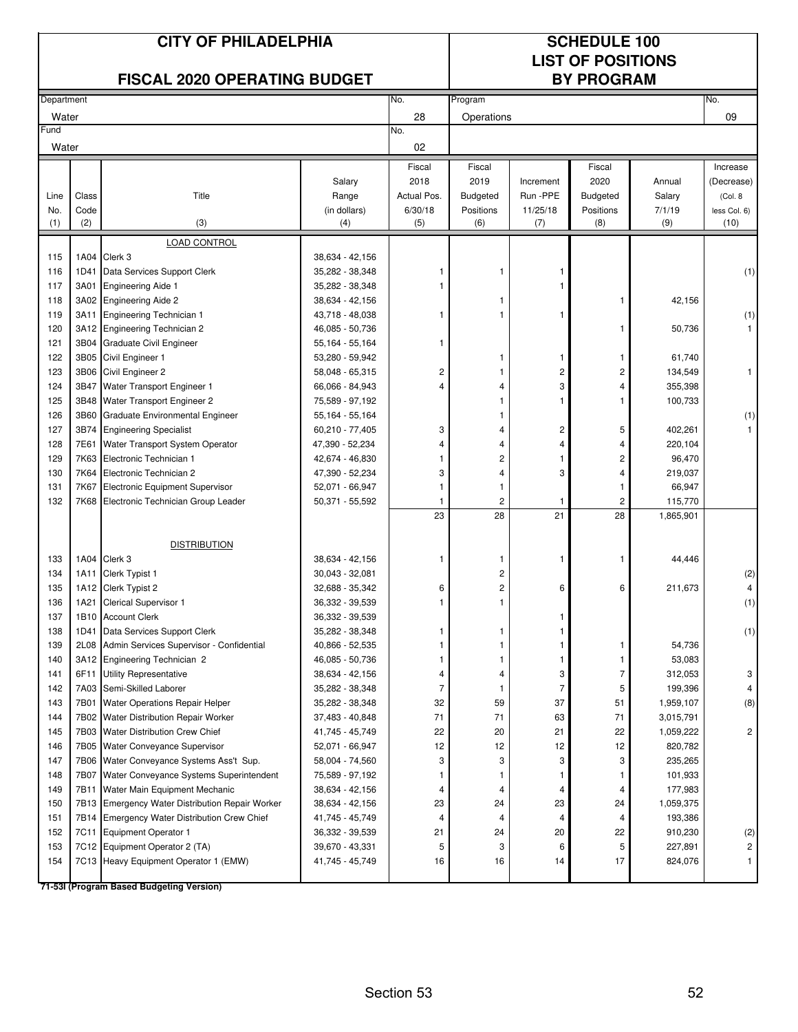# CITY OF PHILADELPHIA

## FISCAL 2020 OPERATING BUDGET

## SCHEDULE 100 LIST OF POSITIONS BY PROGRAM

| Department | No. | Program | No. |
|---|---|---|---|
| Water | 28 | Operations | 09 |
| **Fund** | **No.** | | |
| Water | 02 | | |

| Line No. (1) | Class Code (2) | Title (3) | Salary Range (in dollars) (4) | Fiscal 2018 Actual Pos. 6/30/18 (5) | Fiscal 2019 Budgeted Positions (6) | Increment Run -PPE 11/25/18 (7) | Fiscal 2020 Budgeted Positions (8) | Annual Salary 7/1/19 (9) | Increase (Decrease) (Col. 8 less Col. 6) (10) |
|---|---|---|---|---|---|---|---|---|---|
| | | LOAD CONTROL | | | | | | | |
| 115 | 1A04 | Clerk 3 | 38,634 - 42,156 | | | | | | |
| 116 | 1D41 | Data Services Support Clerk | 35,282 - 38,348 | 1 | 1 | 1 | | | (1) |
| 117 | 3A01 | Engineering Aide 1 | 35,282 - 38,348 | 1 | | 1 | | | |
| 118 | 3A02 | Engineering Aide 2 | 38,634 - 42,156 | | 1 | | 1 | 42,156 | |
| 119 | 3A11 | Engineering Technician 1 | 43,718 - 48,038 | 1 | 1 | 1 | | | (1) |
| 120 | 3A12 | Engineering Technician 2 | 46,085 - 50,736 | | | | 1 | 50,736 | 1 |
| 121 | 3B04 | Graduate Civil Engineer | 55,164 - 55,164 | 1 | | | | | |
| 122 | 3B05 | Civil Engineer 1 | 53,280 - 59,942 | | 1 | 1 | 1 | 61,740 | |
| 123 | 3B06 | Civil Engineer 2 | 58,048 - 65,315 | 2 | 1 | 2 | 2 | 134,549 | 1 |
| 124 | 3B47 | Water Transport Engineer 1 | 66,066 - 84,943 | 4 | 4 | 3 | 4 | 355,398 | |
| 125 | 3B48 | Water Transport Engineer 2 | 75,589 - 97,192 | | 1 | 1 | 1 | 100,733 | |
| 126 | 3B60 | Graduate Environmental Engineer | 55,164 - 55,164 | | 1 | | | | (1) |
| 127 | 3B74 | Engineering Specialist | 60,210 - 77,405 | 3 | 4 | 2 | 5 | 402,261 | 1 |
| 128 | 7E61 | Water Transport System Operator | 47,390 - 52,234 | 4 | 4 | 4 | 4 | 220,104 | |
| 129 | 7K63 | Electronic Technician 1 | 42,674 - 46,830 | 1 | 2 | 1 | 2 | 96,470 | |
| 130 | 7K64 | Electronic Technician 2 | 47,390 - 52,234 | 3 | 4 | 3 | 4 | 219,037 | |
| 131 | 7K67 | Electronic Equipment Supervisor | 52,071 - 66,947 | 1 | 1 | | 1 | 66,947 | |
| 132 | 7K68 | Electronic Technician Group Leader | 50,371 - 55,592 | 1 | 2 | 1 | 2 | 115,770 | |
| | | | | 23 | 28 | 21 | 28 | 1,865,901 | |
| | | DISTRIBUTION | | | | | | | |
| 133 | 1A04 | Clerk 3 | 38,634 - 42,156 | 1 | 1 | 1 | 1 | 44,446 | |
| 134 | 1A11 | Clerk Typist 1 | 30,043 - 32,081 | | 2 | | | | (2) |
| 135 | 1A12 | Clerk Typist 2 | 32,688 - 35,342 | 6 | 2 | 6 | 6 | 211,673 | 4 |
| 136 | 1A21 | Clerical Supervisor 1 | 36,332 - 39,539 | 1 | 1 | | | | (1) |
| 137 | 1B10 | Account Clerk | 36,332 - 39,539 | | | 1 | | | |
| 138 | 1D41 | Data Services Support Clerk | 35,282 - 38,348 | 1 | 1 | 1 | | | (1) |
| 139 | 2L08 | Admin Services Supervisor - Confidential | 40,866 - 52,535 | 1 | 1 | 1 | 1 | 54,736 | |
| 140 | 3A12 | Engineering Technician 2 | 46,085 - 50,736 | 1 | 1 | 1 | 1 | 53,083 | |
| 141 | 6F11 | Utility Representative | 38,634 - 42,156 | 4 | 4 | 3 | 7 | 312,053 | 3 |
| 142 | 7A03 | Semi-Skilled Laborer | 35,282 - 38,348 | 7 | 1 | 7 | 5 | 199,396 | 4 |
| 143 | 7B01 | Water Operations Repair Helper | 35,282 - 38,348 | 32 | 59 | 37 | 51 | 1,959,107 | (8) |
| 144 | 7B02 | Water Distribution Repair Worker | 37,483 - 40,848 | 71 | 71 | 63 | 71 | 3,015,791 | |
| 145 | 7B03 | Water Distribution Crew Chief | 41,745 - 45,749 | 22 | 20 | 21 | 22 | 1,059,222 | 2 |
| 146 | 7B05 | Water Conveyance Supervisor | 52,071 - 66,947 | 12 | 12 | 12 | 12 | 820,782 | |
| 147 | 7B06 | Water Conveyance Systems Ass't Sup. | 58,004 - 74,560 | 3 | 3 | 3 | 3 | 235,265 | |
| 148 | 7B07 | Water Conveyance Systems Superintendent | 75,589 - 97,192 | 1 | 1 | 1 | 1 | 101,933 | |
| 149 | 7B11 | Water Main Equipment Mechanic | 38,634 - 42,156 | 4 | 4 | 4 | 4 | 177,983 | |
| 150 | 7B13 | Emergency Water Distribution Repair Worker | 38,634 - 42,156 | 23 | 24 | 23 | 24 | 1,059,375 | |
| 151 | 7B14 | Emergency Water Distribution Crew Chief | 41,745 - 45,749 | 4 | 4 | 4 | 4 | 193,386 | |
| 152 | 7C11 | Equipment Operator 1 | 36,332 - 39,539 | 21 | 24 | 20 | 22 | 910,230 | (2) |
| 153 | 7C12 | Equipment Operator 2 (TA) | 39,670 - 43,331 | 5 | 3 | 6 | 5 | 227,891 | 2 |
| 154 | 7C13 | Heavy Equipment Operator 1 (EMW) | 41,745 - 45,749 | 16 | 16 | 14 | 17 | 824,076 | 1 |

**71-53I (Program Based Budgeting Version)**

Section 53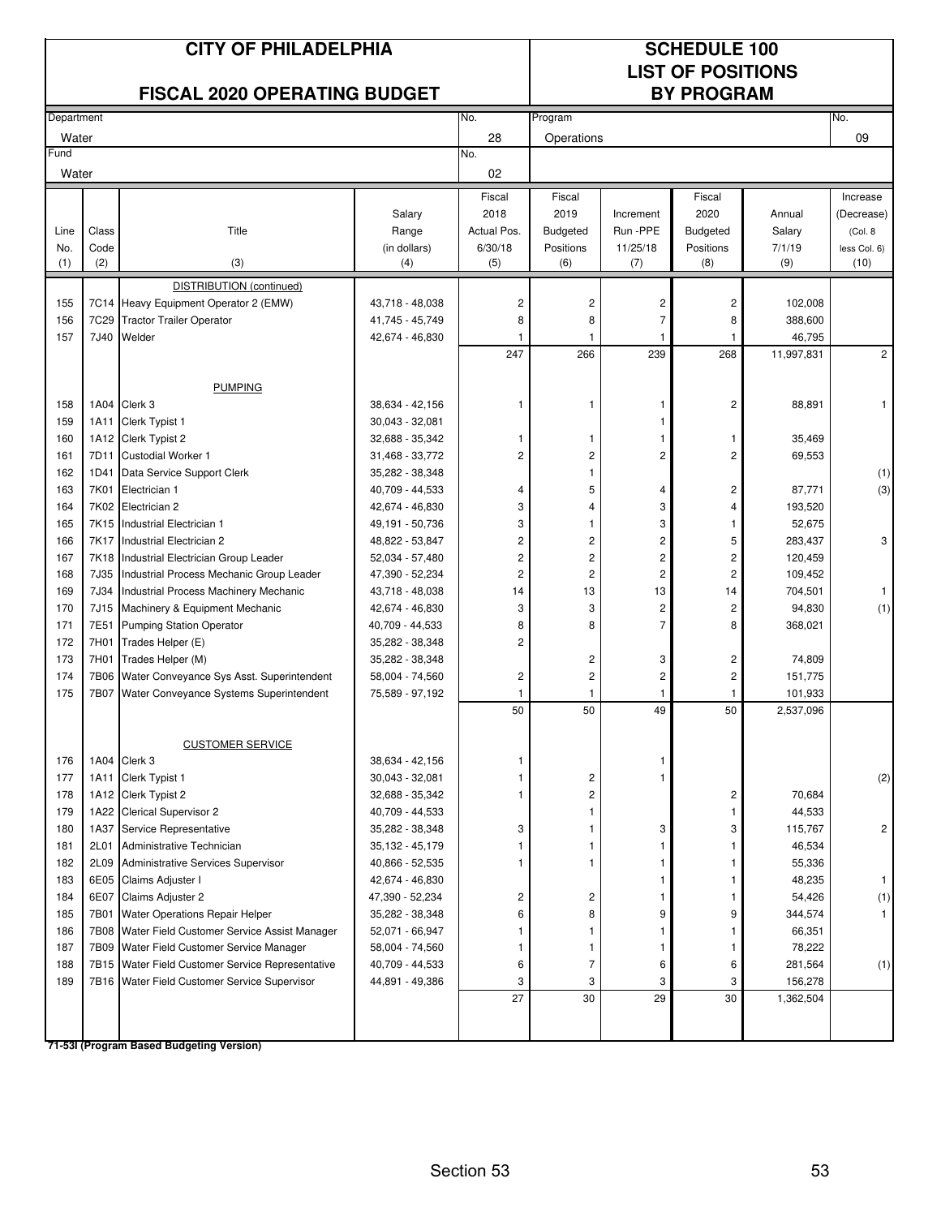# CITY OF PHILADELPHIA

## FISCAL 2020 OPERATING BUDGET

## SCHEDULE 100
## LIST OF POSITIONS
## BY PROGRAM

| Department | No. | Program | No. |
|---|---|---|---|
| Water | 28 | Operations | 09 |
| **Fund** | **No.** | | |
| Water | 02 | | |

| Line No. (1) | Class Code (2) | Title (3) | Salary Range (in dollars) (4) | Fiscal 2018 Actual Pos. 6/30/18 (5) | Fiscal 2019 Budgeted Positions (6) | Increment Run -PPE 11/25/18 (7) | Fiscal 2020 Budgeted Positions (8) | Annual Salary 7/1/19 (9) | Increase (Decrease) (Col. 8 less Col. 6) (10) |
|---|---|---|---|---|---|---|---|---|---|
| | | DISTRIBUTION (continued) | | | | | | | |
| 155 | 7C14 | Heavy Equipment Operator 2 (EMW) | 43,718 - 48,038 | 2 | 2 | 2 | 2 | 102,008 | |
| 156 | 7C29 | Tractor Trailer Operator | 41,745 - 45,749 | 8 | 8 | 7 | 8 | 388,600 | |
| 157 | 7J40 | Welder | 42,674 - 46,830 | 1 | 1 | 1 | 1 | 46,795 | |
| | | | | 247 | 266 | 239 | 268 | 11,997,831 | 2 |
| | | PUMPING | | | | | | | |
| 158 | 1A04 | Clerk 3 | 38,634 - 42,156 | 1 | 1 | 1 | 2 | 88,891 | 1 |
| 159 | 1A11 | Clerk Typist 1 | 30,043 - 32,081 | | | 1 | | | |
| 160 | 1A12 | Clerk Typist 2 | 32,688 - 35,342 | 1 | 1 | 1 | 1 | 35,469 | |
| 161 | 7D11 | Custodial Worker 1 | 31,468 - 33,772 | 2 | 2 | 2 | 2 | 69,553 | |
| 162 | 1D41 | Data Service Support Clerk | 35,282 - 38,348 | | 1 | | | | (1) |
| 163 | 7K01 | Electrician 1 | 40,709 - 44,533 | 4 | 5 | 4 | 2 | 87,771 | (3) |
| 164 | 7K02 | Electrician 2 | 42,674 - 46,830 | 3 | 4 | 3 | 4 | 193,520 | |
| 165 | 7K15 | Industrial Electrician 1 | 49,191 - 50,736 | 3 | 1 | 3 | 1 | 52,675 | |
| 166 | 7K17 | Industrial Electrician 2 | 48,822 - 53,847 | 2 | 2 | 2 | 5 | 283,437 | 3 |
| 167 | 7K18 | Industrial Electrician Group Leader | 52,034 - 57,480 | 2 | 2 | 2 | 2 | 120,459 | |
| 168 | 7J35 | Industrial Process Mechanic Group Leader | 47,390 - 52,234 | 2 | 2 | 2 | 2 | 109,452 | |
| 169 | 7J34 | Industrial Process Machinery Mechanic | 43,718 - 48,038 | 14 | 13 | 13 | 14 | 704,501 | 1 |
| 170 | 7J15 | Machinery & Equipment Mechanic | 42,674 - 46,830 | 3 | 3 | 2 | 2 | 94,830 | (1) |
| 171 | 7E51 | Pumping Station Operator | 40,709 - 44,533 | 8 | 8 | 7 | 8 | 368,021 | |
| 172 | 7H01 | Trades Helper (E) | 35,282 - 38,348 | 2 | | | | | |
| 173 | 7H01 | Trades Helper (M) | 35,282 - 38,348 | | 2 | 3 | 2 | 74,809 | |
| 174 | 7B06 | Water Conveyance Sys Asst. Superintendent | 58,004 - 74,560 | 2 | 2 | 2 | 2 | 151,775 | |
| 175 | 7B07 | Water Conveyance Systems Superintendent | 75,589 - 97,192 | 1 | 1 | 1 | 1 | 101,933 | |
| | | | | 50 | 50 | 49 | 50 | 2,537,096 | |
| | | CUSTOMER SERVICE | | | | | | | |
| 176 | 1A04 | Clerk 3 | 38,634 - 42,156 | 1 | | 1 | | | |
| 177 | 1A11 | Clerk Typist 1 | 30,043 - 32,081 | 1 | 2 | 1 | | | (2) |
| 178 | 1A12 | Clerk Typist 2 | 32,688 - 35,342 | 1 | 2 | | 2 | 70,684 | |
| 179 | 1A22 | Clerical Supervisor 2 | 40,709 - 44,533 | | 1 | | 1 | 44,533 | |
| 180 | 1A37 | Service Representative | 35,282 - 38,348 | 3 | 1 | 3 | 3 | 115,767 | 2 |
| 181 | 2L01 | Administrative Technician | 35,132 - 45,179 | 1 | 1 | 1 | 1 | 46,534 | |
| 182 | 2L09 | Administrative Services Supervisor | 40,866 - 52,535 | 1 | 1 | 1 | 1 | 55,336 | |
| 183 | 6E05 | Claims Adjuster I | 42,674 - 46,830 | | | 1 | 1 | 48,235 | 1 |
| 184 | 6E07 | Claims Adjuster 2 | 47,390 - 52,234 | 2 | 2 | 1 | 1 | 54,426 | (1) |
| 185 | 7B01 | Water Operations Repair Helper | 35,282 - 38,348 | 6 | 8 | 9 | 9 | 344,574 | 1 |
| 186 | 7B08 | Water Field Customer Service Assist Manager | 52,071 - 66,947 | 1 | 1 | 1 | 1 | 66,351 | |
| 187 | 7B09 | Water Field Customer Service Manager | 58,004 - 74,560 | 1 | 1 | 1 | 1 | 78,222 | |
| 188 | 7B15 | Water Field Customer Service Representative | 40,709 - 44,533 | 6 | 7 | 6 | 6 | 281,564 | (1) |
| 189 | 7B16 | Water Field Customer Service Supervisor | 44,891 - 49,386 | 3 | 3 | 3 | 3 | 156,278 | |
| | | | | 27 | 30 | 29 | 30 | 1,362,504 | |

**71-53I (Program Based Budgeting Version)**

Section 53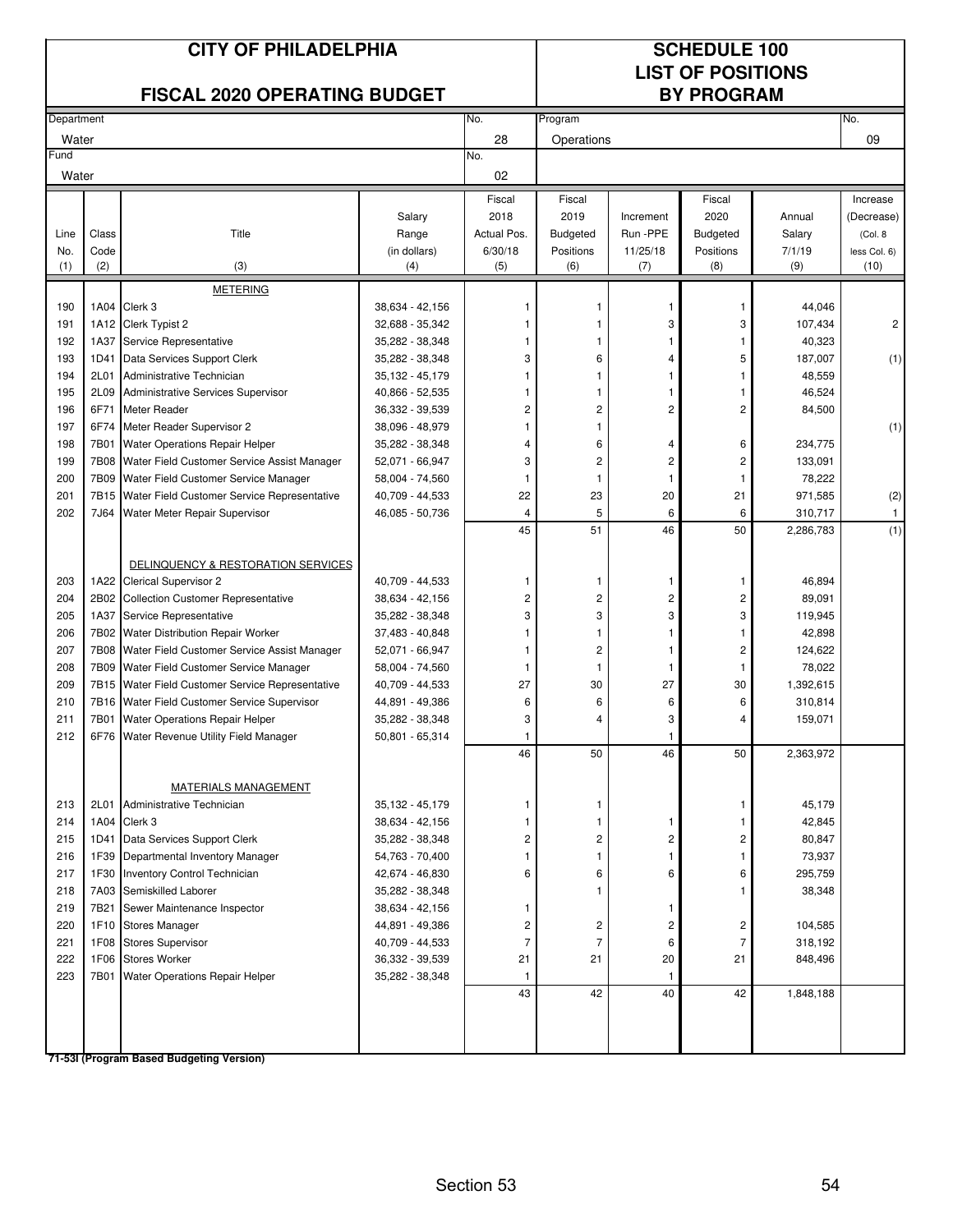# CITY OF PHILADELPHIA

## FISCAL 2020 OPERATING BUDGET

## SCHEDULE 100 LIST OF POSITIONS BY PROGRAM

| Department | No. | Program | No. |
|---|---|---|---|
| Water | 28 | Operations | 09 |
| Fund | No. | | |
| Water | 02 | | |

| Line No. (1) | Class Code (2) | Title (3) | Salary Range (in dollars) (4) | Fiscal 2018 Actual Pos. 6/30/18 (5) | Fiscal 2019 Budgeted Positions (6) | Increment Run -PPE 11/25/18 (7) | Fiscal 2020 Budgeted Positions (8) | Annual Salary 7/1/19 (9) | Increase (Decrease) (Col. 8 less Col. 6) (10) |
|---|---|---|---|---|---|---|---|---|---|
| | | METERING | | | | | | | |
| 190 | 1A04 | Clerk 3 | 38,634 - 42,156 | 1 | 1 | 1 | 1 | 44,046 | |
| 191 | 1A12 | Clerk Typist 2 | 32,688 - 35,342 | 1 | 1 | 3 | 3 | 107,434 | 2 |
| 192 | 1A37 | Service Representative | 35,282 - 38,348 | 1 | 1 | 1 | 1 | 40,323 | |
| 193 | 1D41 | Data Services Support Clerk | 35,282 - 38,348 | 3 | 6 | 4 | 5 | 187,007 | (1) |
| 194 | 2L01 | Administrative Technician | 35,132 - 45,179 | 1 | 1 | 1 | 1 | 48,559 | |
| 195 | 2L09 | Administrative Services Supervisor | 40,866 - 52,535 | 1 | 1 | 1 | 1 | 46,524 | |
| 196 | 6F71 | Meter Reader | 36,332 - 39,539 | 2 | 2 | 2 | 2 | 84,500 | |
| 197 | 6F74 | Meter Reader Supervisor 2 | 38,096 - 48,979 | 1 | 1 | | | | (1) |
| 198 | 7B01 | Water Operations Repair Helper | 35,282 - 38,348 | 4 | 6 | 4 | 6 | 234,775 | |
| 199 | 7B08 | Water Field Customer Service Assist Manager | 52,071 - 66,947 | 3 | 2 | 2 | 2 | 133,091 | |
| 200 | 7B09 | Water Field Customer Service Manager | 58,004 - 74,560 | 1 | 1 | 1 | 1 | 78,222 | |
| 201 | 7B15 | Water Field Customer Service Representative | 40,709 - 44,533 | 22 | 23 | 20 | 21 | 971,585 | (2) |
| 202 | 7J64 | Water Meter Repair Supervisor | 46,085 - 50,736 | 4 | 5 | 6 | 6 | 310,717 | 1 |
| | | | | 45 | 51 | 46 | 50 | 2,286,783 | (1) |
| | | DELINQUENCY & RESTORATION SERVICES | | | | | | | |
| 203 | 1A22 | Clerical Supervisor 2 | 40,709 - 44,533 | 1 | 1 | 1 | 1 | 46,894 | |
| 204 | 2B02 | Collection Customer Representative | 38,634 - 42,156 | 2 | 2 | 2 | 2 | 89,091 | |
| 205 | 1A37 | Service Representative | 35,282 - 38,348 | 3 | 3 | 3 | 3 | 119,945 | |
| 206 | 7B02 | Water Distribution Repair Worker | 37,483 - 40,848 | 1 | 1 | 1 | 1 | 42,898 | |
| 207 | 7B08 | Water Field Customer Service Assist Manager | 52,071 - 66,947 | 1 | 2 | 1 | 2 | 124,622 | |
| 208 | 7B09 | Water Field Customer Service Manager | 58,004 - 74,560 | 1 | 1 | 1 | 1 | 78,022 | |
| 209 | 7B15 | Water Field Customer Service Representative | 40,709 - 44,533 | 27 | 30 | 27 | 30 | 1,392,615 | |
| 210 | 7B16 | Water Field Customer Service Supervisor | 44,891 - 49,386 | 6 | 6 | 6 | 6 | 310,814 | |
| 211 | 7B01 | Water Operations Repair Helper | 35,282 - 38,348 | 3 | 4 | 3 | 4 | 159,071 | |
| 212 | 6F76 | Water Revenue Utility Field Manager | 50,801 - 65,314 | 1 | | 1 | | | |
| | | | | 46 | 50 | 46 | 50 | 2,363,972 | |
| | | MATERIALS MANAGEMENT | | | | | | | |
| 213 | 2L01 | Administrative Technician | 35,132 - 45,179 | 1 | 1 | | 1 | 45,179 | |
| 214 | 1A04 | Clerk 3 | 38,634 - 42,156 | 1 | 1 | 1 | 1 | 42,845 | |
| 215 | 1D41 | Data Services Support Clerk | 35,282 - 38,348 | 2 | 2 | 2 | 2 | 80,847 | |
| 216 | 1F39 | Departmental Inventory Manager | 54,763 - 70,400 | 1 | 1 | 1 | 1 | 73,937 | |
| 217 | 1F30 | Inventory Control Technician | 42,674 - 46,830 | 6 | 6 | 6 | 6 | 295,759 | |
| 218 | 7A03 | Semiskilled Laborer | 35,282 - 38,348 | | 1 | | 1 | 38,348 | |
| 219 | 7B21 | Sewer Maintenance Inspector | 38,634 - 42,156 | 1 | | 1 | | | |
| 220 | 1F10 | Stores Manager | 44,891 - 49,386 | 2 | 2 | 2 | 2 | 104,585 | |
| 221 | 1F08 | Stores Supervisor | 40,709 - 44,533 | 7 | 7 | 6 | 7 | 318,192 | |
| 222 | 1F06 | Stores Worker | 36,332 - 39,539 | 21 | 21 | 20 | 21 | 848,496 | |
| 223 | 7B01 | Water Operations Repair Helper | 35,282 - 38,348 | 1 | | 1 | | | |
| | | | | 43 | 42 | 40 | 42 | 1,848,188 | |

**71-53I (Program Based Budgeting Version)**

Section 53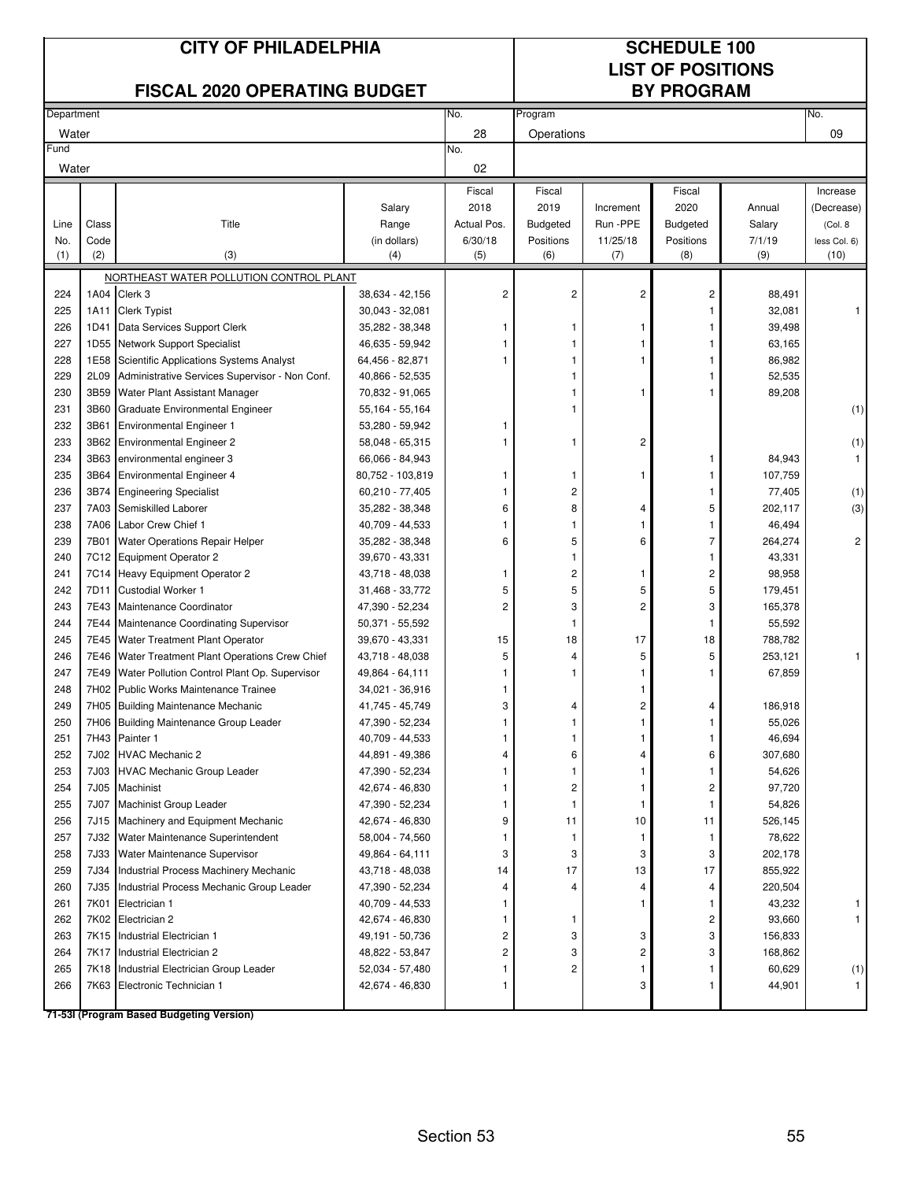# CITY OF PHILADELPHIA

## FISCAL 2020 OPERATING BUDGET

## SCHEDULE 100 LIST OF POSITIONS BY PROGRAM

| Department | No. | Program | No. |
|---|---|---|---|
| Water | 28 | Operations | 09 |
| **Fund** | **No.** | | |
| Water | 02 | | |

| Line No. (1) | Class Code (2) | Title (3) | Salary Range (in dollars) (4) | Fiscal 2018 Actual Pos. 6/30/18 (5) | Fiscal 2019 Budgeted Positions (6) | Increment Run -PPE 11/25/18 (7) | Fiscal 2020 Budgeted Positions (8) | Annual Salary 7/1/19 (9) | Increase (Decrease) (Col. 8 less Col. 6) (10) |
|---|---|---|---|---|---|---|---|---|---|
| | | NORTHEAST WATER POLLUTION CONTROL PLANT | | | | | | | |
| 224 | 1A04 | Clerk 3 | 38,634 - 42,156 | 2 | 2 | 2 | 2 | 88,491 | |
| 225 | 1A11 | Clerk Typist | 30,043 - 32,081 | | | | 1 | 32,081 | 1 |
| 226 | 1D41 | Data Services Support Clerk | 35,282 - 38,348 | 1 | 1 | 1 | 1 | 39,498 | |
| 227 | 1D55 | Network Support Specialist | 46,635 - 59,942 | 1 | 1 | 1 | 1 | 63,165 | |
| 228 | 1E58 | Scientific Applications Systems Analyst | 64,456 - 82,871 | 1 | 1 | 1 | 1 | 86,982 | |
| 229 | 2L09 | Administrative Services Supervisor - Non Conf. | 40,866 - 52,535 | | 1 | | 1 | 52,535 | |
| 230 | 3B59 | Water Plant Assistant Manager | 70,832 - 91,065 | | 1 | 1 | 1 | 89,208 | |
| 231 | 3B60 | Graduate Environmental Engineer | 55,164 - 55,164 | | 1 | | | | (1) |
| 232 | 3B61 | Environmental Engineer 1 | 53,280 - 59,942 | 1 | | | | | |
| 233 | 3B62 | Environmental Engineer 2 | 58,048 - 65,315 | 1 | 1 | 2 | | | (1) |
| 234 | 3B63 | environmental engineer 3 | 66,066 - 84,943 | | | | 1 | 84,943 | 1 |
| 235 | 3B64 | Environmental Engineer 4 | 80,752 - 103,819 | 1 | 1 | 1 | 1 | 107,759 | |
| 236 | 3B74 | Engineering Specialist | 60,210 - 77,405 | 1 | 2 | | 1 | 77,405 | (1) |
| 237 | 7A03 | Semiskilled Laborer | 35,282 - 38,348 | 6 | 8 | 4 | 5 | 202,117 | (3) |
| 238 | 7A06 | Labor Crew Chief 1 | 40,709 - 44,533 | 1 | 1 | 1 | 1 | 46,494 | |
| 239 | 7B01 | Water Operations Repair Helper | 35,282 - 38,348 | 6 | 5 | 6 | 7 | 264,274 | 2 |
| 240 | 7C12 | Equipment Operator 2 | 39,670 - 43,331 | | 1 | | 1 | 43,331 | |
| 241 | 7C14 | Heavy Equipment Operator 2 | 43,718 - 48,038 | 1 | 2 | 1 | 2 | 98,958 | |
| 242 | 7D11 | Custodial Worker 1 | 31,468 - 33,772 | 5 | 5 | 5 | 5 | 179,451 | |
| 243 | 7E43 | Maintenance Coordinator | 47,390 - 52,234 | 2 | 3 | 2 | 3 | 165,378 | |
| 244 | 7E44 | Maintenance Coordinating Supervisor | 50,371 - 55,592 | | 1 | | 1 | 55,592 | |
| 245 | 7E45 | Water Treatment Plant Operator | 39,670 - 43,331 | 15 | 18 | 17 | 18 | 788,782 | |
| 246 | 7E46 | Water Treatment Plant Operations Crew Chief | 43,718 - 48,038 | 5 | 4 | 5 | 5 | 253,121 | 1 |
| 247 | 7E49 | Water Pollution Control Plant Op. Supervisor | 49,864 - 64,111 | 1 | 1 | 1 | 1 | 67,859 | |
| 248 | 7H02 | Public Works Maintenance Trainee | 34,021 - 36,916 | 1 | | 1 | | | |
| 249 | 7H05 | Building Maintenance Mechanic | 41,745 - 45,749 | 3 | 4 | 2 | 4 | 186,918 | |
| 250 | 7H06 | Building Maintenance Group Leader | 47,390 - 52,234 | 1 | 1 | 1 | 1 | 55,026 | |
| 251 | 7H43 | Painter 1 | 40,709 - 44,533 | 1 | 1 | 1 | 1 | 46,694 | |
| 252 | 7J02 | HVAC Mechanic 2 | 44,891 - 49,386 | 4 | 6 | 4 | 6 | 307,680 | |
| 253 | 7J03 | HVAC Mechanic Group Leader | 47,390 - 52,234 | 1 | 1 | 1 | 1 | 54,626 | |
| 254 | 7J05 | Machinist | 42,674 - 46,830 | 1 | 2 | 1 | 2 | 97,720 | |
| 255 | 7J07 | Machinist Group Leader | 47,390 - 52,234 | 1 | 1 | 1 | 1 | 54,826 | |
| 256 | 7J15 | Machinery and Equipment Mechanic | 42,674 - 46,830 | 9 | 11 | 10 | 11 | 526,145 | |
| 257 | 7J32 | Water Maintenance Superintendent | 58,004 - 74,560 | 1 | 1 | 1 | 1 | 78,622 | |
| 258 | 7J33 | Water Maintenance Supervisor | 49,864 - 64,111 | 3 | 3 | 3 | 3 | 202,178 | |
| 259 | 7J34 | Industrial Process Machinery Mechanic | 43,718 - 48,038 | 14 | 17 | 13 | 17 | 855,922 | |
| 260 | 7J35 | Industrial Process Mechanic Group Leader | 47,390 - 52,234 | 4 | 4 | 4 | 4 | 220,504 | |
| 261 | 7K01 | Electrician 1 | 40,709 - 44,533 | 1 | | 1 | 1 | 43,232 | 1 |
| 262 | 7K02 | Electrician 2 | 42,674 - 46,830 | 1 | 1 | | 2 | 93,660 | 1 |
| 263 | 7K15 | Industrial Electrician 1 | 49,191 - 50,736 | 2 | 3 | 3 | 3 | 156,833 | |
| 264 | 7K17 | Industrial Electrician 2 | 48,822 - 53,847 | 2 | 3 | 2 | 3 | 168,862 | |
| 265 | 7K18 | Industrial Electrician Group Leader | 52,034 - 57,480 | 1 | 2 | 1 | 1 | 60,629 | (1) |
| 266 | 7K63 | Electronic Technician 1 | 42,674 - 46,830 | 1 | | 3 | 1 | 44,901 | 1 |

**71-53I (Program Based Budgeting Version)**

Section 53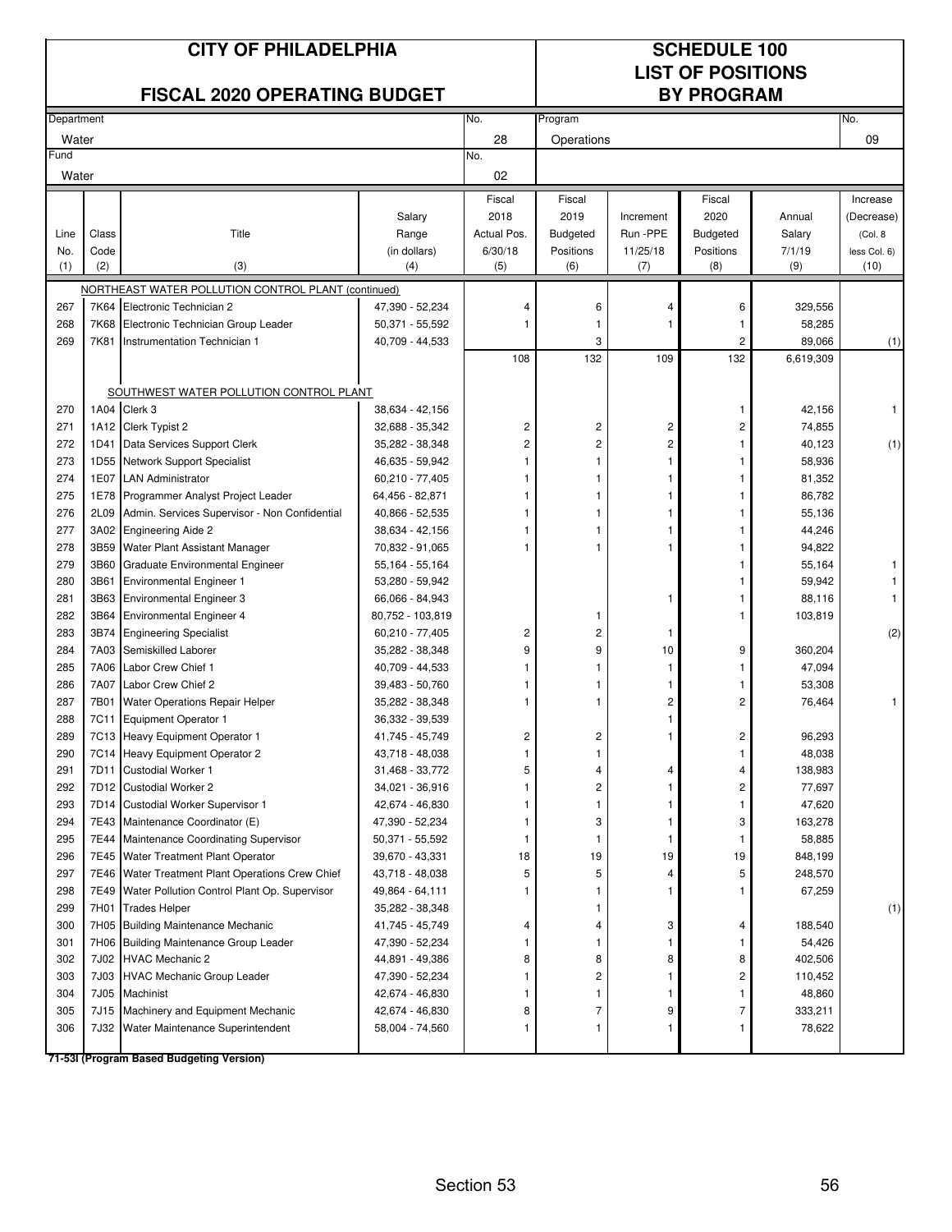# CITY OF PHILADELPHIA

## FISCAL 2020 OPERATING BUDGET

## SCHEDULE 100
## LIST OF POSITIONS
## BY PROGRAM

| Department | No. | Program | No. |
|---|---|---|---|
| Water | 28 | Operations | 09 |
| **Fund** | **No.** | | |
| Water | 02 | | |

| Line No. (1) | Class Code (2) | Title (3) | Salary Range (in dollars) (4) | Fiscal 2018 Actual Pos. 6/30/18 (5) | Fiscal 2019 Budgeted Positions (6) | Increment Run -PPE 11/25/18 (7) | Fiscal 2020 Budgeted Positions (8) | Annual Salary 7/1/19 (9) | Increase (Decrease) (Col. 8 less Col. 6) (10) |
|---|---|---|---|---|---|---|---|---|---|
| | | NORTHEAST WATER POLLUTION CONTROL PLANT (continued) | | | | | | | |
| 267 | 7K64 | Electronic Technician 2 | 47,390 - 52,234 | 4 | 6 | 4 | 6 | 329,556 | |
| 268 | 7K68 | Electronic Technician Group Leader | 50,371 - 55,592 | 1 | 1 | 1 | 1 | 58,285 | |
| 269 | 7K81 | Instrumentation Technician 1 | 40,709 - 44,533 | | 3 | | 2 | 89,066 | (1) |
| | | | | 108 | 132 | 109 | 132 | 6,619,309 | |
| | | SOUTHWEST WATER POLLUTION CONTROL PLANT | | | | | | | |
| 270 | 1A04 | Clerk 3 | 38,634 - 42,156 | | | | 1 | 42,156 | 1 |
| 271 | 1A12 | Clerk Typist 2 | 32,688 - 35,342 | 2 | 2 | 2 | 2 | 74,855 | |
| 272 | 1D41 | Data Services Support Clerk | 35,282 - 38,348 | 2 | 2 | 2 | 1 | 40,123 | (1) |
| 273 | 1D55 | Network Support Specialist | 46,635 - 59,942 | 1 | 1 | 1 | 1 | 58,936 | |
| 274 | 1E07 | LAN Administrator | 60,210 - 77,405 | 1 | 1 | 1 | 1 | 81,352 | |
| 275 | 1E78 | Programmer Analyst Project Leader | 64,456 - 82,871 | 1 | 1 | 1 | 1 | 86,782 | |
| 276 | 2L09 | Admin. Services Supervisor - Non Confidential | 40,866 - 52,535 | 1 | 1 | 1 | 1 | 55,136 | |
| 277 | 3A02 | Engineering Aide 2 | 38,634 - 42,156 | 1 | 1 | 1 | 1 | 44,246 | |
| 278 | 3B59 | Water Plant Assistant Manager | 70,832 - 91,065 | 1 | 1 | 1 | 1 | 94,822 | |
| 279 | 3B60 | Graduate Environmental Engineer | 55,164 - 55,164 | | | | 1 | 55,164 | 1 |
| 280 | 3B61 | Environmental Engineer 1 | 53,280 - 59,942 | | | | 1 | 59,942 | 1 |
| 281 | 3B63 | Environmental Engineer 3 | 66,066 - 84,943 | | | 1 | 1 | 88,116 | 1 |
| 282 | 3B64 | Environmental Engineer 4 | 80,752 - 103,819 | | 1 | | 1 | 103,819 | |
| 283 | 3B74 | Engineering Specialist | 60,210 - 77,405 | 2 | 2 | 1 | | | (2) |
| 284 | 7A03 | Semiskilled Laborer | 35,282 - 38,348 | 9 | 9 | 10 | 9 | 360,204 | |
| 285 | 7A06 | Labor Crew Chief 1 | 40,709 - 44,533 | 1 | 1 | 1 | 1 | 47,094 | |
| 286 | 7A07 | Labor Crew Chief 2 | 39,483 - 50,760 | 1 | 1 | 1 | 1 | 53,308 | |
| 287 | 7B01 | Water Operations Repair Helper | 35,282 - 38,348 | 1 | 1 | 2 | 2 | 76,464 | 1 |
| 288 | 7C11 | Equipment Operator 1 | 36,332 - 39,539 | | | 1 | | | |
| 289 | 7C13 | Heavy Equipment Operator 1 | 41,745 - 45,749 | 2 | 2 | 1 | 2 | 96,293 | |
| 290 | 7C14 | Heavy Equipment Operator 2 | 43,718 - 48,038 | 1 | 1 | | 1 | 48,038 | |
| 291 | 7D11 | Custodial Worker 1 | 31,468 - 33,772 | 5 | 4 | 4 | 4 | 138,983 | |
| 292 | 7D12 | Custodial Worker 2 | 34,021 - 36,916 | 1 | 2 | 1 | 2 | 77,697 | |
| 293 | 7D14 | Custodial Worker Supervisor 1 | 42,674 - 46,830 | 1 | 1 | 1 | 1 | 47,620 | |
| 294 | 7E43 | Maintenance Coordinator (E) | 47,390 - 52,234 | 1 | 3 | 1 | 3 | 163,278 | |
| 295 | 7E44 | Maintenance Coordinating Supervisor | 50,371 - 55,592 | 1 | 1 | 1 | 1 | 58,885 | |
| 296 | 7E45 | Water Treatment Plant Operator | 39,670 - 43,331 | 18 | 19 | 19 | 19 | 848,199 | |
| 297 | 7E46 | Water Treatment Plant Operations Crew Chief | 43,718 - 48,038 | 5 | 5 | 4 | 5 | 248,570 | |
| 298 | 7E49 | Water Pollution Control Plant Op. Supervisor | 49,864 - 64,111 | 1 | 1 | 1 | 1 | 67,259 | |
| 299 | 7H01 | Trades Helper | 35,282 - 38,348 | | 1 | | | | (1) |
| 300 | 7H05 | Building Maintenance Mechanic | 41,745 - 45,749 | 4 | 4 | 3 | 4 | 188,540 | |
| 301 | 7H06 | Building Maintenance Group Leader | 47,390 - 52,234 | 1 | 1 | 1 | 1 | 54,426 | |
| 302 | 7J02 | HVAC Mechanic 2 | 44,891 - 49,386 | 8 | 8 | 8 | 8 | 402,506 | |
| 303 | 7J03 | HVAC Mechanic Group Leader | 47,390 - 52,234 | 1 | 2 | 1 | 2 | 110,452 | |
| 304 | 7J05 | Machinist | 42,674 - 46,830 | 1 | 1 | 1 | 1 | 48,860 | |
| 305 | 7J15 | Machinery and Equipment Mechanic | 42,674 - 46,830 | 8 | 7 | 9 | 7 | 333,211 | |
| 306 | 7J32 | Water Maintenance Superintendent | 58,004 - 74,560 | 1 | 1 | 1 | 1 | 78,622 | |

**71-53I (Program Based Budgeting Version)**

Section 53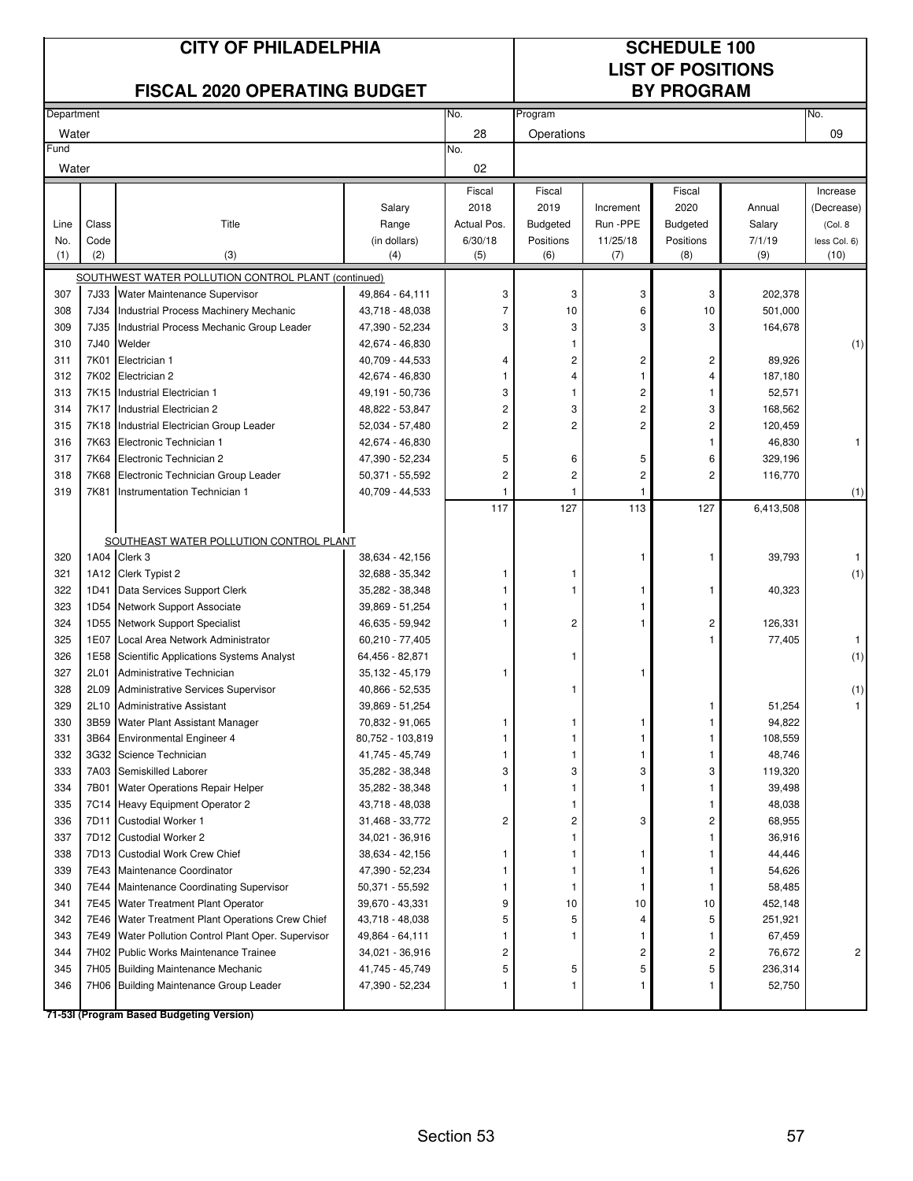# CITY OF PHILADELPHIA

## FISCAL 2020 OPERATING BUDGET

## SCHEDULE 100 LIST OF POSITIONS BY PROGRAM

| Department | No. | Program | No. |
|---|---|---|---|
| Water | 28 | Operations | 09 |
| **Fund** | **No.** | | |
| Water | 02 | | |

| Line No. (1) | Class Code (2) | Title (3) | Salary Range (in dollars) (4) | Fiscal 2018 Actual Pos. 6/30/18 (5) | Fiscal 2019 Budgeted Positions (6) | Increment Run -PPE 11/25/18 (7) | Fiscal 2020 Budgeted Positions (8) | Annual Salary 7/1/19 (9) | Increase (Decrease) (Col. 8 less Col. 6) (10) |
|---|---|---|---|---|---|---|---|---|---|
| | | SOUTHWEST WATER POLLUTION CONTROL PLANT (continued) | | | | | | | |
| 307 | 7J33 | Water Maintenance Supervisor | 49,864 - 64,111 | 3 | 3 | 3 | 3 | 202,378 | |
| 308 | 7J34 | Industrial Process Machinery Mechanic | 43,718 - 48,038 | 7 | 10 | 6 | 10 | 501,000 | |
| 309 | 7J35 | Industrial Process Mechanic Group Leader | 47,390 - 52,234 | 3 | 3 | 3 | 3 | 164,678 | |
| 310 | 7J40 | Welder | 42,674 - 46,830 | | 1 | | | | (1) |
| 311 | 7K01 | Electrician 1 | 40,709 - 44,533 | 4 | 2 | 2 | 2 | 89,926 | |
| 312 | 7K02 | Electrician 2 | 42,674 - 46,830 | 1 | 4 | 1 | 4 | 187,180 | |
| 313 | 7K15 | Industrial Electrician 1 | 49,191 - 50,736 | 3 | 1 | 2 | 1 | 52,571 | |
| 314 | 7K17 | Industrial Electrician 2 | 48,822 - 53,847 | 2 | 3 | 2 | 3 | 168,562 | |
| 315 | 7K18 | Industrial Electrician Group Leader | 52,034 - 57,480 | 2 | 2 | 2 | 2 | 120,459 | |
| 316 | 7K63 | Electronic Technician 1 | 42,674 - 46,830 | | | | 1 | 46,830 | 1 |
| 317 | 7K64 | Electronic Technician 2 | 47,390 - 52,234 | 5 | 6 | 5 | 6 | 329,196 | |
| 318 | 7K68 | Electronic Technician Group Leader | 50,371 - 55,592 | 2 | 2 | 2 | 2 | 116,770 | |
| 319 | 7K81 | Instrumentation Technician 1 | 40,709 - 44,533 | 1 | 1 | 1 | | | (1) |
| | | | | 117 | 127 | 113 | 127 | 6,413,508 | |
| | | SOUTHEAST WATER POLLUTION CONTROL PLANT | | | | | | | |
| 320 | 1A04 | Clerk 3 | 38,634 - 42,156 | | | 1 | 1 | 39,793 | 1 |
| 321 | 1A12 | Clerk Typist 2 | 32,688 - 35,342 | 1 | 1 | | | | (1) |
| 322 | 1D41 | Data Services Support Clerk | 35,282 - 38,348 | 1 | 1 | 1 | 1 | 40,323 | |
| 323 | 1D54 | Network Support Associate | 39,869 - 51,254 | 1 | | 1 | | | |
| 324 | 1D55 | Network Support Specialist | 46,635 - 59,942 | 1 | 2 | 1 | 2 | 126,331 | |
| 325 | 1E07 | Local Area Network Administrator | 60,210 - 77,405 | | | | 1 | 77,405 | 1 |
| 326 | 1E58 | Scientific Applications Systems Analyst | 64,456 - 82,871 | | 1 | | | | (1) |
| 327 | 2L01 | Administrative Technician | 35,132 - 45,179 | 1 | | 1 | | | |
| 328 | 2L09 | Administrative Services Supervisor | 40,866 - 52,535 | | 1 | | | | (1) |
| 329 | 2L10 | Administrative Assistant | 39,869 - 51,254 | | | | 1 | 51,254 | 1 |
| 330 | 3B59 | Water Plant Assistant Manager | 70,832 - 91,065 | 1 | 1 | 1 | 1 | 94,822 | |
| 331 | 3B64 | Environmental Engineer 4 | 80,752 - 103,819 | 1 | 1 | 1 | 1 | 108,559 | |
| 332 | 3G32 | Science Technician | 41,745 - 45,749 | 1 | 1 | 1 | 1 | 48,746 | |
| 333 | 7A03 | Semiskilled Laborer | 35,282 - 38,348 | 3 | 3 | 3 | 3 | 119,320 | |
| 334 | 7B01 | Water Operations Repair Helper | 35,282 - 38,348 | 1 | 1 | 1 | 1 | 39,498 | |
| 335 | 7C14 | Heavy Equipment Operator 2 | 43,718 - 48,038 | | 1 | | 1 | 48,038 | |
| 336 | 7D11 | Custodial Worker 1 | 31,468 - 33,772 | 2 | 2 | 3 | 2 | 68,955 | |
| 337 | 7D12 | Custodial Worker 2 | 34,021 - 36,916 | | 1 | | 1 | 36,916 | |
| 338 | 7D13 | Custodial Work Crew Chief | 38,634 - 42,156 | 1 | 1 | 1 | 1 | 44,446 | |
| 339 | 7E43 | Maintenance Coordinator | 47,390 - 52,234 | 1 | 1 | 1 | 1 | 54,626 | |
| 340 | 7E44 | Maintenance Coordinating Supervisor | 50,371 - 55,592 | 1 | 1 | 1 | 1 | 58,485 | |
| 341 | 7E45 | Water Treatment Plant Operator | 39,670 - 43,331 | 9 | 10 | 10 | 10 | 452,148 | |
| 342 | 7E46 | Water Treatment Plant Operations Crew Chief | 43,718 - 48,038 | 5 | 5 | 4 | 5 | 251,921 | |
| 343 | 7E49 | Water Pollution Control Plant Oper. Supervisor | 49,864 - 64,111 | 1 | 1 | 1 | 1 | 67,459 | |
| 344 | 7H02 | Public Works Maintenance Trainee | 34,021 - 36,916 | 2 | | 2 | 2 | 76,672 | 2 |
| 345 | 7H05 | Building Maintenance Mechanic | 41,745 - 45,749 | 5 | 5 | 5 | 5 | 236,314 | |
| 346 | 7H06 | Building Maintenance Group Leader | 47,390 - 52,234 | 1 | 1 | 1 | 1 | 52,750 | |

**71-53I (Program Based Budgeting Version)**

Section 53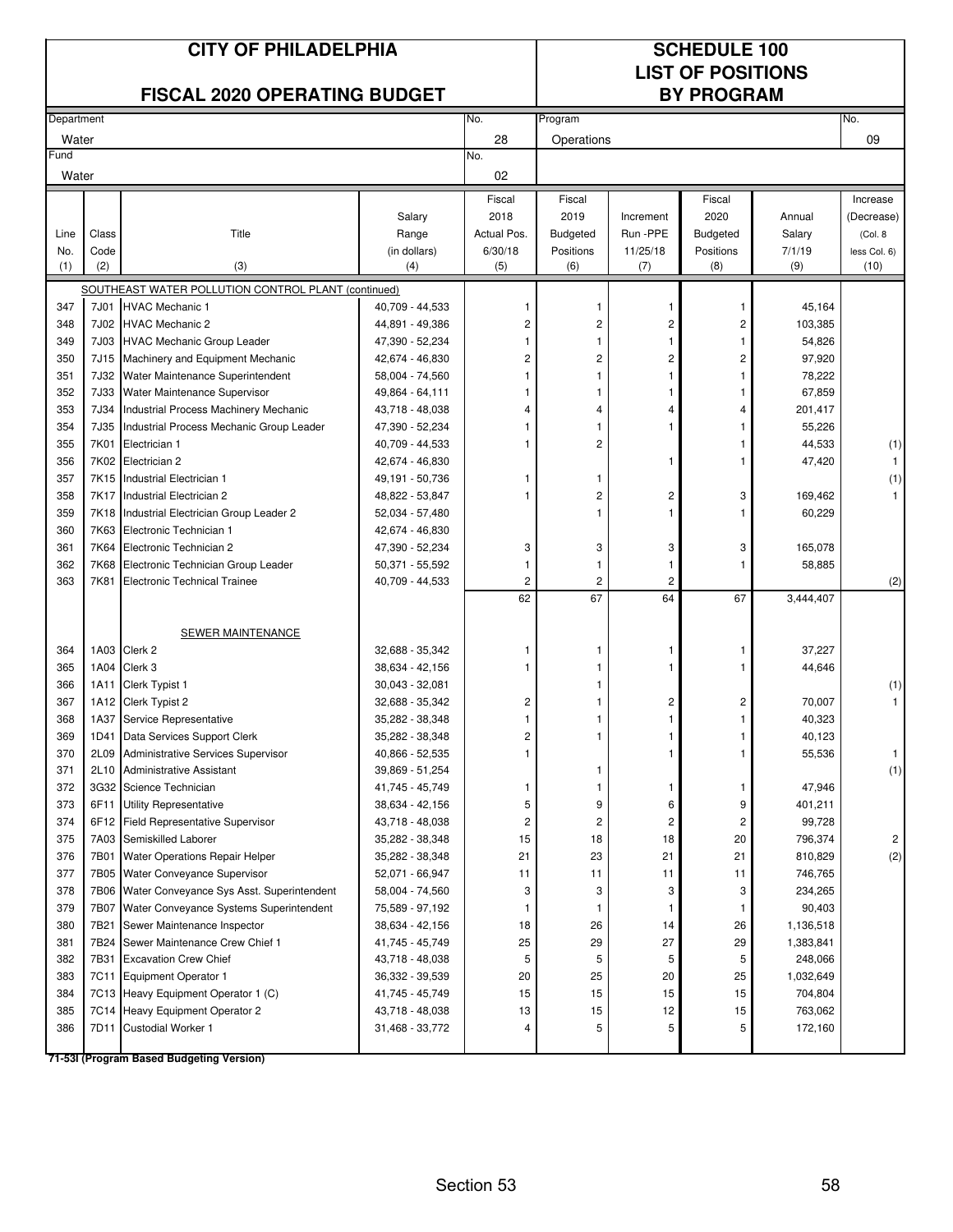# CITY OF PHILADELPHIA

## FISCAL 2020 OPERATING BUDGET

## SCHEDULE 100 LIST OF POSITIONS BY PROGRAM

| Department | No. | Program | No. |
|---|---|---|---|
| Water | 28 | Operations | 09 |
| **Fund** | **No.** | | |
| Water | 02 | | |

| Line No. (1) | Class Code (2) | Title (3) | Salary Range (in dollars) (4) | Fiscal 2018 Actual Pos. 6/30/18 (5) | Fiscal 2019 Budgeted Positions (6) | Increment Run -PPE 11/25/18 (7) | Fiscal 2020 Budgeted Positions (8) | Annual Salary 7/1/19 (9) | Increase (Decrease) (Col. 8 less Col. 6) (10) |
|---|---|---|---|---|---|---|---|---|---|
| | | SOUTHEAST WATER POLLUTION CONTROL PLANT (continued) | | | | | | | |
| 347 | 7J01 | HVAC Mechanic 1 | 40,709 - 44,533 | 1 | 1 | 1 | 1 | 45,164 | |
| 348 | 7J02 | HVAC Mechanic 2 | 44,891 - 49,386 | 2 | 2 | 2 | 2 | 103,385 | |
| 349 | 7J03 | HVAC Mechanic Group Leader | 47,390 - 52,234 | 1 | 1 | 1 | 1 | 54,826 | |
| 350 | 7J15 | Machinery and Equipment Mechanic | 42,674 - 46,830 | 2 | 2 | 2 | 2 | 97,920 | |
| 351 | 7J32 | Water Maintenance Superintendent | 58,004 - 74,560 | 1 | 1 | 1 | 1 | 78,222 | |
| 352 | 7J33 | Water Maintenance Supervisor | 49,864 - 64,111 | 1 | 1 | 1 | 1 | 67,859 | |
| 353 | 7J34 | Industrial Process Machinery Mechanic | 43,718 - 48,038 | 4 | 4 | 4 | 4 | 201,417 | |
| 354 | 7J35 | Industrial Process Mechanic Group Leader | 47,390 - 52,234 | 1 | 1 | 1 | 1 | 55,226 | |
| 355 | 7K01 | Electrician 1 | 40,709 - 44,533 | 1 | 2 | | 1 | 44,533 | (1) |
| 356 | 7K02 | Electrician 2 | 42,674 - 46,830 | | | 1 | 1 | 47,420 | 1 |
| 357 | 7K15 | Industrial Electrician 1 | 49,191 - 50,736 | 1 | 1 | | | | (1) |
| 358 | 7K17 | Industrial Electrician 2 | 48,822 - 53,847 | 1 | 2 | 2 | 3 | 169,462 | 1 |
| 359 | 7K18 | Industrial Electrician Group Leader 2 | 52,034 - 57,480 | | 1 | 1 | 1 | 60,229 | |
| 360 | 7K63 | Electronic Technician 1 | 42,674 - 46,830 | | | | | | |
| 361 | 7K64 | Electronic Technician 2 | 47,390 - 52,234 | 3 | 3 | 3 | 3 | 165,078 | |
| 362 | 7K68 | Electronic Technician Group Leader | 50,371 - 55,592 | 1 | 1 | 1 | 1 | 58,885 | |
| 363 | 7K81 | Electronic Technical Trainee | 40,709 - 44,533 | 2 | 2 | 2 | | | (2) |
| | | | | 62 | 67 | 64 | 67 | 3,444,407 | |
| | | SEWER MAINTENANCE | | | | | | | |
| 364 | 1A03 | Clerk 2 | 32,688 - 35,342 | 1 | 1 | 1 | 1 | 37,227 | |
| 365 | 1A04 | Clerk 3 | 38,634 - 42,156 | 1 | 1 | 1 | 1 | 44,646 | |
| 366 | 1A11 | Clerk Typist 1 | 30,043 - 32,081 | | 1 | | | | (1) |
| 367 | 1A12 | Clerk Typist 2 | 32,688 - 35,342 | 2 | 1 | 2 | 2 | 70,007 | 1 |
| 368 | 1A37 | Service Representative | 35,282 - 38,348 | 1 | 1 | 1 | 1 | 40,323 | |
| 369 | 1D41 | Data Services Support Clerk | 35,282 - 38,348 | 2 | 1 | 1 | 1 | 40,123 | |
| 370 | 2L09 | Administrative Services Supervisor | 40,866 - 52,535 | 1 | | 1 | 1 | 55,536 | 1 |
| 371 | 2L10 | Administrative Assistant | 39,869 - 51,254 | | 1 | | | | (1) |
| 372 | 3G32 | Science Technician | 41,745 - 45,749 | 1 | 1 | 1 | 1 | 47,946 | |
| 373 | 6F11 | Utility Representative | 38,634 - 42,156 | 5 | 9 | 6 | 9 | 401,211 | |
| 374 | 6F12 | Field Representative Supervisor | 43,718 - 48,038 | 2 | 2 | 2 | 2 | 99,728 | |
| 375 | 7A03 | Semiskilled Laborer | 35,282 - 38,348 | 15 | 18 | 18 | 20 | 796,374 | 2 |
| 376 | 7B01 | Water Operations Repair Helper | 35,282 - 38,348 | 21 | 23 | 21 | 21 | 810,829 | (2) |
| 377 | 7B05 | Water Conveyance Supervisor | 52,071 - 66,947 | 11 | 11 | 11 | 11 | 746,765 | |
| 378 | 7B06 | Water Conveyance Sys Asst. Superintendent | 58,004 - 74,560 | 3 | 3 | 3 | 3 | 234,265 | |
| 379 | 7B07 | Water Conveyance Systems Superintendent | 75,589 - 97,192 | 1 | 1 | 1 | 1 | 90,403 | |
| 380 | 7B21 | Sewer Maintenance Inspector | 38,634 - 42,156 | 18 | 26 | 14 | 26 | 1,136,518 | |
| 381 | 7B24 | Sewer Maintenance Crew Chief 1 | 41,745 - 45,749 | 25 | 29 | 27 | 29 | 1,383,841 | |
| 382 | 7B31 | Excavation Crew Chief | 43,718 - 48,038 | 5 | 5 | 5 | 5 | 248,066 | |
| 383 | 7C11 | Equipment Operator 1 | 36,332 - 39,539 | 20 | 25 | 20 | 25 | 1,032,649 | |
| 384 | 7C13 | Heavy Equipment Operator 1 (C) | 41,745 - 45,749 | 15 | 15 | 15 | 15 | 704,804 | |
| 385 | 7C14 | Heavy Equipment Operator 2 | 43,718 - 48,038 | 13 | 15 | 12 | 15 | 763,062 | |
| 386 | 7D11 | Custodial Worker 1 | 31,468 - 33,772 | 4 | 5 | 5 | 5 | 172,160 | |

**71-53I (Program Based Budgeting Version)**

Section 53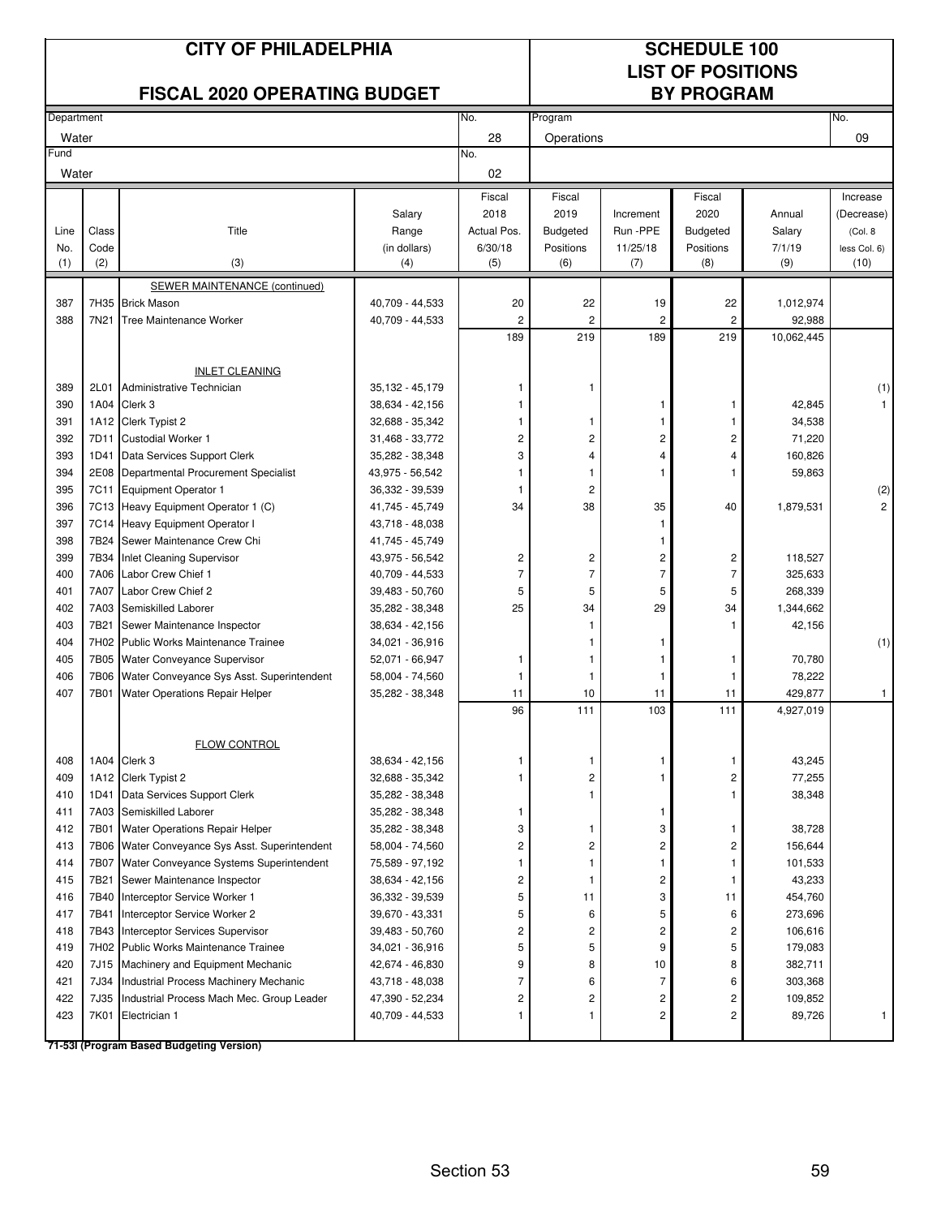# CITY OF PHILADELPHIA

## FISCAL 2020 OPERATING BUDGET

## SCHEDULE 100 LIST OF POSITIONS BY PROGRAM

| Department | No. | Program | No. |
|---|---|---|---|
| Water | 28 | Operations | 09 |
| **Fund** | **No.** | | |
| Water | 02 | | |

| Line No. (1) | Class Code (2) | Title (3) | Salary Range (in dollars) (4) | Fiscal 2018 Actual Pos. 6/30/18 (5) | Fiscal 2019 Budgeted Positions (6) | Increment Run -PPE 11/25/18 (7) | Fiscal 2020 Budgeted Positions (8) | Annual Salary 7/1/19 (9) | Increase (Decrease) (Col. 8 less Col. 6) (10) |
|---|---|---|---|---|---|---|---|---|---|
| | | SEWER MAINTENANCE (continued) | | | | | | | |
| 387 | 7H35 | Brick Mason | 40,709 - 44,533 | 20 | 22 | 19 | 22 | 1,012,974 | |
| 388 | 7N21 | Tree Maintenance Worker | 40,709 - 44,533 | 2 | 2 | 2 | 2 | 92,988 | |
| | | | | 189 | 219 | 189 | 219 | 10,062,445 | |
| | | INLET CLEANING | | | | | | | |
| 389 | 2L01 | Administrative Technician | 35,132 - 45,179 | 1 | 1 | | | | (1) |
| 390 | 1A04 | Clerk 3 | 38,634 - 42,156 | 1 | | 1 | 1 | 42,845 | 1 |
| 391 | 1A12 | Clerk Typist 2 | 32,688 - 35,342 | 1 | 1 | 1 | 1 | 34,538 | |
| 392 | 7D11 | Custodial Worker 1 | 31,468 - 33,772 | 2 | 2 | 2 | 2 | 71,220 | |
| 393 | 1D41 | Data Services Support Clerk | 35,282 - 38,348 | 3 | 4 | 4 | 4 | 160,826 | |
| 394 | 2E08 | Departmental Procurement Specialist | 43,975 - 56,542 | 1 | 1 | 1 | 1 | 59,863 | |
| 395 | 7C11 | Equipment Operator 1 | 36,332 - 39,539 | 1 | 2 | | | | (2) |
| 396 | 7C13 | Heavy Equipment Operator 1 (C) | 41,745 - 45,749 | 34 | 38 | 35 | 40 | 1,879,531 | 2 |
| 397 | 7C14 | Heavy Equipment Operator I | 43,718 - 48,038 | | | 1 | | | |
| 398 | 7B24 | Sewer Maintenance Crew Chi | 41,745 - 45,749 | | | 1 | | | |
| 399 | 7B34 | Inlet Cleaning Supervisor | 43,975 - 56,542 | 2 | 2 | 2 | 2 | 118,527 | |
| 400 | 7A06 | Labor Crew Chief 1 | 40,709 - 44,533 | 7 | 7 | 7 | 7 | 325,633 | |
| 401 | 7A07 | Labor Crew Chief 2 | 39,483 - 50,760 | 5 | 5 | 5 | 5 | 268,339 | |
| 402 | 7A03 | Semiskilled Laborer | 35,282 - 38,348 | 25 | 34 | 29 | 34 | 1,344,662 | |
| 403 | 7B21 | Sewer Maintenance Inspector | 38,634 - 42,156 | | 1 | | 1 | 42,156 | |
| 404 | 7H02 | Public Works Maintenance Trainee | 34,021 - 36,916 | | 1 | 1 | | | (1) |
| 405 | 7B05 | Water Conveyance Supervisor | 52,071 - 66,947 | 1 | 1 | 1 | 1 | 70,780 | |
| 406 | 7B06 | Water Conveyance Sys Asst. Superintendent | 58,004 - 74,560 | 1 | 1 | 1 | 1 | 78,222 | |
| 407 | 7B01 | Water Operations Repair Helper | 35,282 - 38,348 | 11 | 10 | 11 | 11 | 429,877 | 1 |
| | | | | 96 | 111 | 103 | 111 | 4,927,019 | |
| | | FLOW CONTROL | | | | | | | |
| 408 | 1A04 | Clerk 3 | 38,634 - 42,156 | 1 | 1 | 1 | 1 | 43,245 | |
| 409 | 1A12 | Clerk Typist 2 | 32,688 - 35,342 | 1 | 2 | 1 | 2 | 77,255 | |
| 410 | 1D41 | Data Services Support Clerk | 35,282 - 38,348 | | 1 | | 1 | 38,348 | |
| 411 | 7A03 | Semiskilled Laborer | 35,282 - 38,348 | 1 | | 1 | | | |
| 412 | 7B01 | Water Operations Repair Helper | 35,282 - 38,348 | 3 | 1 | 3 | 1 | 38,728 | |
| 413 | 7B06 | Water Conveyance Sys Asst. Superintendent | 58,004 - 74,560 | 2 | 2 | 2 | 2 | 156,644 | |
| 414 | 7B07 | Water Conveyance Systems Superintendent | 75,589 - 97,192 | 1 | 1 | 1 | 1 | 101,533 | |
| 415 | 7B21 | Sewer Maintenance Inspector | 38,634 - 42,156 | 2 | 1 | 2 | 1 | 43,233 | |
| 416 | 7B40 | Interceptor Service Worker 1 | 36,332 - 39,539 | 5 | 11 | 3 | 11 | 454,760 | |
| 417 | 7B41 | Interceptor Service Worker 2 | 39,670 - 43,331 | 5 | 6 | 5 | 6 | 273,696 | |
| 418 | 7B43 | Interceptor Services Supervisor | 39,483 - 50,760 | 2 | 2 | 2 | 2 | 106,616 | |
| 419 | 7H02 | Public Works Maintenance Trainee | 34,021 - 36,916 | 5 | 5 | 9 | 5 | 179,083 | |
| 420 | 7J15 | Machinery and Equipment Mechanic | 42,674 - 46,830 | 9 | 8 | 10 | 8 | 382,711 | |
| 421 | 7J34 | Industrial Process Machinery Mechanic | 43,718 - 48,038 | 7 | 6 | 7 | 6 | 303,368 | |
| 422 | 7J35 | Industrial Process Mach Mec. Group Leader | 47,390 - 52,234 | 2 | 2 | 2 | 2 | 109,852 | |
| 423 | 7K01 | Electrician 1 | 40,709 - 44,533 | 1 | 1 | 2 | 2 | 89,726 | 1 |

**71-53I (Program Based Budgeting Version)**

Section 53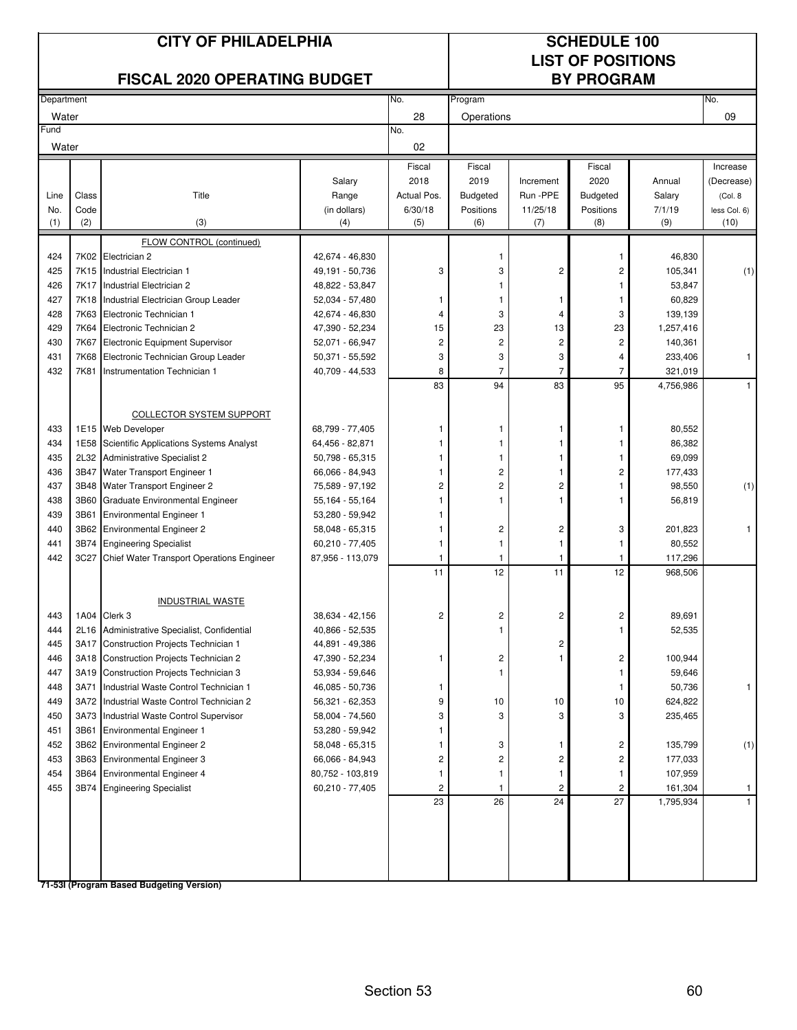# CITY OF PHILADELPHIA

## FISCAL 2020 OPERATING BUDGET

## SCHEDULE 100 LIST OF POSITIONS BY PROGRAM

| Department | No. | Program | No. |
|---|---|---|---|
| Water | 28 | Operations | 09 |
| **Fund** | **No.** | | |
| Water | 02 | | |

| Line No. (1) | Class Code (2) | Title (3) | Salary Range (in dollars) (4) | Fiscal 2018 Actual Pos. 6/30/18 (5) | Fiscal 2019 Budgeted Positions (6) | Increment Run -PPE 11/25/18 (7) | Fiscal 2020 Budgeted Positions (8) | Annual Salary 7/1/19 (9) | Increase (Decrease) (Col. 8 less Col. 6) (10) |
|---|---|---|---|---|---|---|---|---|---|
| | | FLOW CONTROL (continued) | | | | | | | |
| 424 | 7K02 | Electrician 2 | 42,674 - 46,830 | | 1 | | 1 | 46,830 | |
| 425 | 7K15 | Industrial Electrician 1 | 49,191 - 50,736 | 3 | 3 | 2 | 2 | 105,341 | (1) |
| 426 | 7K17 | Industrial Electrician 2 | 48,822 - 53,847 | | 1 | | 1 | 53,847 | |
| 427 | 7K18 | Industrial Electrician Group Leader | 52,034 - 57,480 | 1 | 1 | 1 | 1 | 60,829 | |
| 428 | 7K63 | Electronic Technician 1 | 42,674 - 46,830 | 4 | 3 | 4 | 3 | 139,139 | |
| 429 | 7K64 | Electronic Technician 2 | 47,390 - 52,234 | 15 | 23 | 13 | 23 | 1,257,416 | |
| 430 | 7K67 | Electronic Equipment Supervisor | 52,071 - 66,947 | 2 | 2 | 2 | 2 | 140,361 | |
| 431 | 7K68 | Electronic Technician Group Leader | 50,371 - 55,592 | 3 | 3 | 3 | 4 | 233,406 | 1 |
| 432 | 7K81 | Instrumentation Technician 1 | 40,709 - 44,533 | 8 | 7 | 7 | 7 | 321,019 | |
| | | | | 83 | 94 | 83 | 95 | 4,756,986 | 1 |
| | | COLLECTOR SYSTEM SUPPORT | | | | | | | |
| 433 | 1E15 | Web Developer | 68,799 - 77,405 | 1 | 1 | 1 | 1 | 80,552 | |
| 434 | 1E58 | Scientific Applications Systems Analyst | 64,456 - 82,871 | 1 | 1 | 1 | 1 | 86,382 | |
| 435 | 2L32 | Administrative Specialist 2 | 50,798 - 65,315 | 1 | 1 | 1 | 1 | 69,099 | |
| 436 | 3B47 | Water Transport Engineer 1 | 66,066 - 84,943 | 1 | 2 | 1 | 2 | 177,433 | |
| 437 | 3B48 | Water Transport Engineer 2 | 75,589 - 97,192 | 2 | 2 | 2 | 1 | 98,550 | (1) |
| 438 | 3B60 | Graduate Environmental Engineer | 55,164 - 55,164 | 1 | 1 | 1 | 1 | 56,819 | |
| 439 | 3B61 | Environmental Engineer 1 | 53,280 - 59,942 | 1 | | | | | |
| 440 | 3B62 | Environmental Engineer 2 | 58,048 - 65,315 | 1 | 2 | 2 | 3 | 201,823 | 1 |
| 441 | 3B74 | Engineering Specialist | 60,210 - 77,405 | 1 | 1 | 1 | 1 | 80,552 | |
| 442 | 3C27 | Chief Water Transport Operations Engineer | 87,956 - 113,079 | 1 | 1 | 1 | 1 | 117,296 | |
| | | | | 11 | 12 | 11 | 12 | 968,506 | |
| | | INDUSTRIAL WASTE | | | | | | | |
| 443 | 1A04 | Clerk 3 | 38,634 - 42,156 | 2 | 2 | 2 | 2 | 89,691 | |
| 444 | 2L16 | Administrative Specialist, Confidential | 40,866 - 52,535 | | 1 | | 1 | 52,535 | |
| 445 | 3A17 | Construction Projects Technician 1 | 44,891 - 49,386 | | | 2 | | | |
| 446 | 3A18 | Construction Projects Technician 2 | 47,390 - 52,234 | 1 | 2 | 1 | 2 | 100,944 | |
| 447 | 3A19 | Construction Projects Technician 3 | 53,934 - 59,646 | | 1 | | 1 | 59,646 | |
| 448 | 3A71 | Industrial Waste Control Technician 1 | 46,085 - 50,736 | 1 | | | 1 | 50,736 | 1 |
| 449 | 3A72 | Industrial Waste Control Technician 2 | 56,321 - 62,353 | 9 | 10 | 10 | 10 | 624,822 | |
| 450 | 3A73 | Industrial Waste Control Supervisor | 58,004 - 74,560 | 3 | 3 | 3 | 3 | 235,465 | |
| 451 | 3B61 | Environmental Engineer 1 | 53,280 - 59,942 | 1 | | | | | |
| 452 | 3B62 | Environmental Engineer 2 | 58,048 - 65,315 | 1 | 3 | 1 | 2 | 135,799 | (1) |
| 453 | 3B63 | Environmental Engineer 3 | 66,066 - 84,943 | 2 | 2 | 2 | 2 | 177,033 | |
| 454 | 3B64 | Environmental Engineer 4 | 80,752 - 103,819 | 1 | 1 | 1 | 1 | 107,959 | |
| 455 | 3B74 | Engineering Specialist | 60,210 - 77,405 | 2 | 1 | 2 | 2 | 161,304 | 1 |
| | | | | 23 | 26 | 24 | 27 | 1,795,934 | 1 |

**71-53I (Program Based Budgeting Version)**

Section 53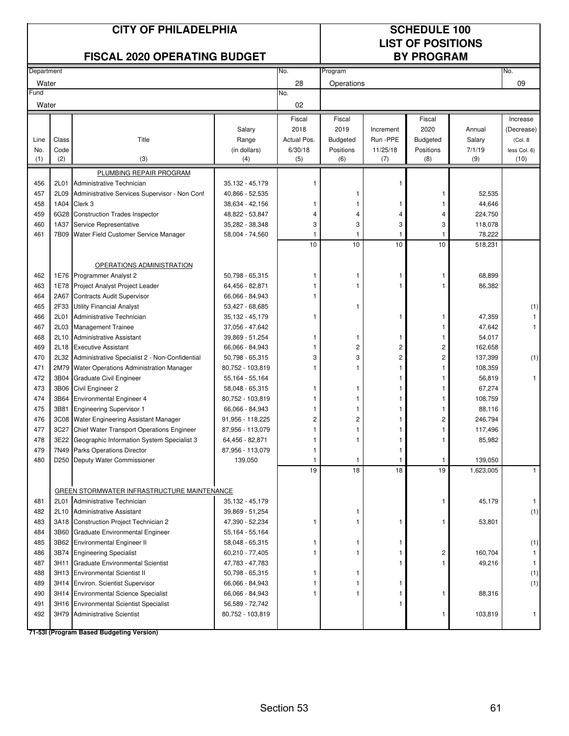# CITY OF PHILADELPHIA

## FISCAL 2020 OPERATING BUDGET

# SCHEDULE 100
## LIST OF POSITIONS
## BY PROGRAM

| Department | No. | Program | No. |
|---|---|---|---|
| Water | 28 | Operations | 09 |
| **Fund** | **No.** | | |
| Water | 02 | | |

| Line No. (1) | Class Code (2) | Title (3) | Salary Range (in dollars) (4) | Fiscal 2018 Actual Pos. 6/30/18 (5) | Fiscal 2019 Budgeted Positions (6) | Increment Run -PPE 11/25/18 (7) | Fiscal 2020 Budgeted Positions (8) | Annual Salary 7/1/19 (9) | Increase (Decrease) (Col. 8 less Col. 6) (10) |
|---|---|---|---|---|---|---|---|---|---|
| | | PLUMBING REPAIR PROGRAM | | | | | | | |
| 456 | 2L01 | Administrative Technician | 35,132 - 45,179 | 1 | | 1 | | | |
| 457 | 2L09 | Administrative Services Supervisor - Non Conf | 40,866 - 52,535 | | 1 | | 1 | 52,535 | |
| 458 | 1A04 | Clerk 3 | 38,634 - 42,156 | 1 | 1 | 1 | 1 | 44,646 | |
| 459 | 6G28 | Construction Trades Inspector | 48,822 - 53,847 | 4 | 4 | 4 | 4 | 224,750 | |
| 460 | 1A37 | Service Representative | 35,282 - 38,348 | 3 | 3 | 3 | 3 | 118,078 | |
| 461 | 7B09 | Water Field Customer Service Manager | 58,004 - 74,560 | 1 | 1 | 1 | 1 | 78,222 | |
| | | | | 10 | 10 | 10 | 10 | 518,231 | |
| | | OPERATIONS ADMINISTRATION | | | | | | | |
| 462 | 1E76 | Programmer Analyst 2 | 50,798 - 65,315 | 1 | 1 | 1 | 1 | 68,899 | |
| 463 | 1E78 | Project Analyst Project Leader | 64,456 - 82,871 | 1 | 1 | 1 | 1 | 86,382 | |
| 464 | 2A67 | Contracts Audit Supervisor | 66,066 - 84,943 | 1 | | | | | |
| 465 | 2F33 | Utility Financial Analyst | 53,427 - 68,685 | | 1 | | | | (1) |
| 466 | 2L01 | Administrative Technician | 35,132 - 45,179 | 1 | | 1 | 1 | 47,359 | 1 |
| 467 | 2L03 | Management Trainee | 37,056 - 47,642 | | | | 1 | 47,642 | 1 |
| 468 | 2L10 | Administrative Assistant | 39,869 - 51,254 | 1 | 1 | 1 | 1 | 54,017 | |
| 469 | 2L18 | Executive Assistant | 66,066 - 84,943 | 1 | 2 | 2 | 2 | 162,658 | |
| 470 | 2L32 | Administrative Specialist 2 - Non-Confidential | 50,798 - 65,315 | 3 | 3 | 2 | 2 | 137,399 | (1) |
| 471 | 2M79 | Water Operations Administration Manager | 80,752 - 103,819 | 1 | 1 | 1 | 1 | 108,359 | |
| 472 | 3B04 | Graduate Civil Engineer | 55,164 - 55,164 | | | 1 | 1 | 56,819 | 1 |
| 473 | 3B06 | Civil Engineer 2 | 58,048 - 65,315 | 1 | 1 | 1 | 1 | 67,274 | |
| 474 | 3B64 | Environmental Engineer 4 | 80,752 - 103,819 | 1 | 1 | 1 | 1 | 108,759 | |
| 475 | 3B81 | Engineering Supervisor 1 | 66,066 - 84,943 | 1 | 1 | 1 | 1 | 88,116 | |
| 476 | 3C08 | Water Engineering Assistant Manager | 91,956 - 118,225 | 2 | 2 | 1 | 2 | 246,794 | |
| 477 | 3C27 | Chief Water Transport Operations Engineer | 87,956 - 113,079 | 1 | 1 | 1 | 1 | 117,496 | |
| 478 | 3E22 | Geographic Information System Specialist 3 | 64,456 - 82,871 | 1 | 1 | 1 | 1 | 85,982 | |
| 479 | 7N49 | Parks Operations Director | 87,956 - 113,079 | 1 | | 1 | | | |
| 480 | D250 | Deputy Water Commissioner | 139,050 | 1 | 1 | 1 | 1 | 139,050 | |
| | | | | 19 | 18 | 18 | 19 | 1,623,005 | 1 |
| | | GREEN STORMWATER INFRASTRUCTURE MAINTENANCE | | | | | | | |
| 481 | 2L01 | Administrative Technician | 35,132 - 45,179 | | | | 1 | 45,179 | 1 |
| 482 | 2L10 | Administrative Assistant | 39,869 - 51,254 | | 1 | | | | (1) |
| 483 | 3A18 | Construction Project Technician 2 | 47,390 - 52,234 | 1 | 1 | 1 | 1 | 53,801 | |
| 484 | 3B60 | Graduate Environmental Engineer | 55,164 - 55,164 | | | | | | |
| 485 | 3B62 | Environmental Engineer II | 58,048 - 65,315 | 1 | 1 | 1 | | | (1) |
| 486 | 3B74 | Engineering Specialist | 60,210 - 77,405 | 1 | 1 | 1 | 2 | 160,704 | 1 |
| 487 | 3H11 | Graduate Environmental Scientist | 47,783 - 47,783 | | | 1 | 1 | 49,216 | 1 |
| 488 | 3H13 | Environmental Scientist II | 50,798 - 65,315 | 1 | 1 | | | | (1) |
| 489 | 3H14 | Environ. Scientist Supervisor | 66,066 - 84,943 | 1 | 1 | 1 | | | (1) |
| 490 | 3H14 | Environmental Science Specialist | 66,066 - 84,943 | 1 | 1 | 1 | 1 | 88,316 | |
| 491 | 3H16 | Environmental Scientist Specialist | 56,589 - 72,742 | | | 1 | | | |
| 492 | 3H79 | Administrative Scientist | 80,752 - 103,819 | | | | 1 | 103,819 | 1 |

**71-53I (Program Based Budgeting Version)**

Section 53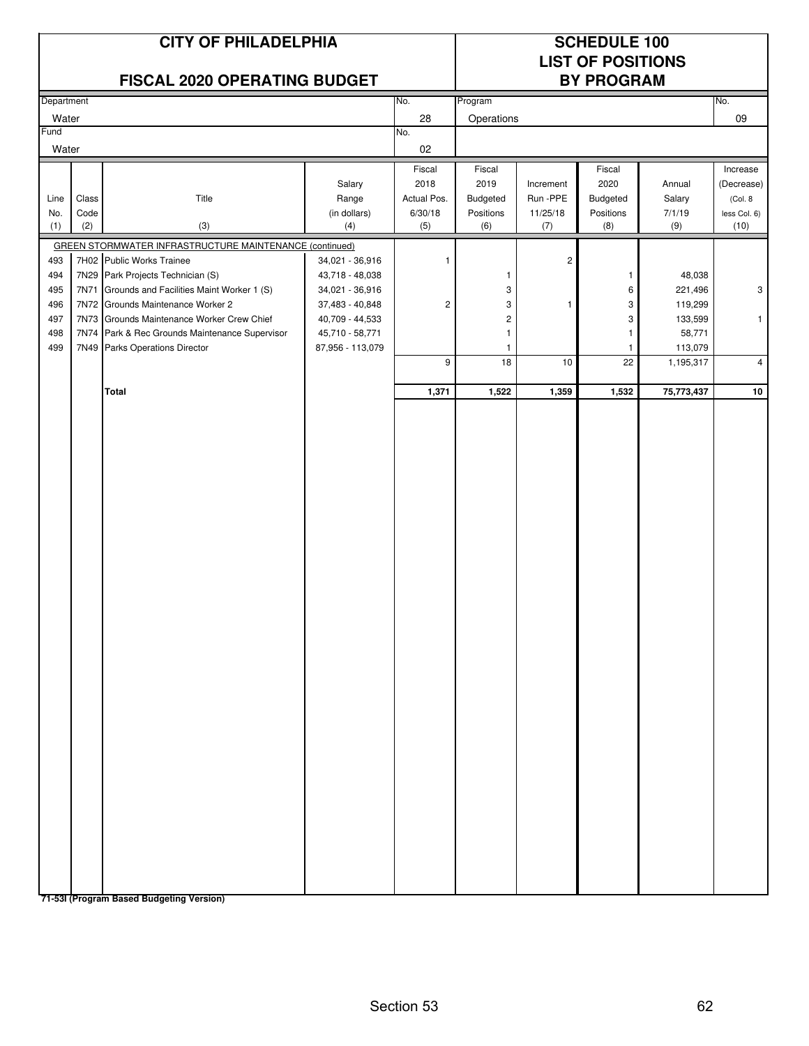# CITY OF PHILADELPHIA

## FISCAL 2020 OPERATING BUDGET

## SCHEDULE 100 LIST OF POSITIONS BY PROGRAM

| Department | No. | Program | No. |
|---|---|---|---|
| Water | 28 | Operations | 09 |
| Fund | No. | | |
| Water | 02 | | |

| Line No. (1) | Class Code (2) | Title (3) | Salary Range (in dollars) (4) | Fiscal 2018 Actual Pos. 6/30/18 (5) | Fiscal 2019 Budgeted Positions (6) | Increment Run -PPE 11/25/18 (7) | Fiscal 2020 Budgeted Positions (8) | Annual Salary 7/1/19 (9) | Increase (Decrease) (Col. 8 less Col. 6) (10) |
|---|---|---|---|---|---|---|---|---|---|
| | | GREEN STORMWATER INFRASTRUCTURE MAINTENANCE (continued) | | | | | | | |
| 493 | 7H02 | Public Works Trainee | 34,021 - 36,916 | 1 | | 2 | | | |
| 494 | 7N29 | Park Projects Technician (S) | 43,718 - 48,038 | | 1 | | 1 | 48,038 | |
| 495 | 7N71 | Grounds and Facilities Maint Worker 1 (S) | 34,021 - 36,916 | | 3 | | 6 | 221,496 | 3 |
| 496 | 7N72 | Grounds Maintenance Worker 2 | 37,483 - 40,848 | 2 | 3 | 1 | 3 | 119,299 | |
| 497 | 7N73 | Grounds Maintenance Worker Crew Chief | 40,709 - 44,533 | | 2 | | 3 | 133,599 | 1 |
| 498 | 7N74 | Park & Rec Grounds Maintenance Supervisor | 45,710 - 58,771 | | 1 | | 1 | 58,771 | |
| 499 | 7N49 | Parks Operations Director | 87,956 - 113,079 | | 1 | | 1 | 113,079 | |
| | | | | 9 | 18 | 10 | 22 | 1,195,317 | 4 |
| | | **Total** | | **1,371** | **1,522** | **1,359** | **1,532** | **75,773,437** | **10** |

**71-53I (Program Based Budgeting Version)**

Section 53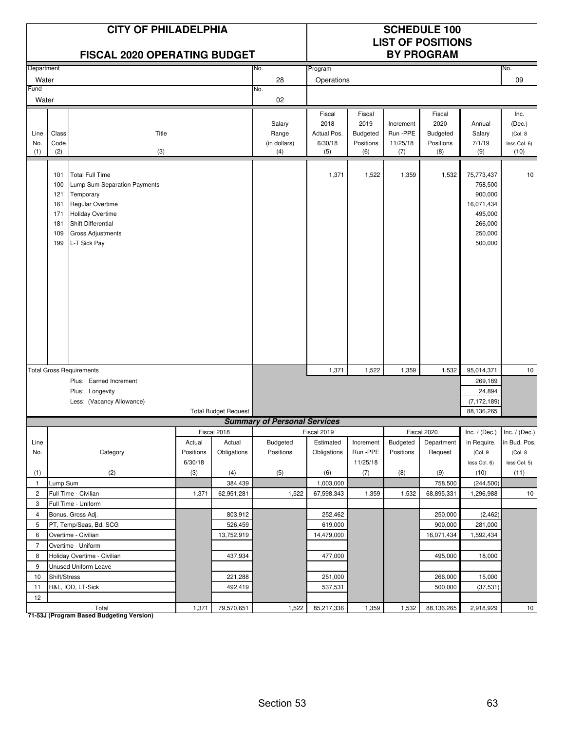# CITY OF PHILADELPHIA

## FISCAL 2020 OPERATING BUDGET

## SCHEDULE 100 LIST OF POSITIONS BY PROGRAM

| Department | No. | Program | No. |
|---|---|---|---|
| Water | 28 | Operations | 09 |
| **Fund** | **No.** | | |
| Water | 02 | | |

| Line No. (1) | Class Code (2) | Title (3) | Salary Range (in dollars) (4) | Fiscal 2018 Actual Pos. 6/30/18 (5) | Fiscal 2019 Budgeted Positions (6) | Increment Run -PPE 11/25/18 (7) | Fiscal 2020 Budgeted Positions (8) | Annual Salary 7/1/19 (9) | Inc. (Dec.) (Col. 8 less Col. 6) (10) |
|---|---|---|---|---|---|---|---|---|---|
| | 101 | Total Full Time | | 1,371 | 1,522 | 1,359 | 1,532 | 75,773,437 | 10 |
| | 100 | Lump Sum Separation Payments | | | | | | 758,500 | |
| | 121 | Temporary | | | | | | 900,000 | |
| | 161 | Regular Overtime | | | | | | 16,071,434 | |
| | 171 | Holiday Overtime | | | | | | 495,000 | |
| | 181 | Shift Differential | | | | | | 266,000 | |
| | 109 | Gross Adjustments | | | | | | 250,000 | |
| | 199 | L-T Sick Pay | | | | | | 500,000 | |
| Total Gross Requirements | | | | 1,371 | 1,522 | 1,359 | 1,532 | 95,014,371 | 10 |
| | | Plus: Earned Increment | | | | | | 269,189 | |
| | | Plus: Longevity | | | | | | 24,894 | |
| | | Less: (Vacancy Allowance) | | | | | | (7,172,189) | |
| | | Total Budget Request | | | | | | 88,136,265 | |

### Summary of Personal Services

| Line No. (1) | Category (2) | Fiscal 2018 Actual Positions 6/30/18 (3) | Fiscal 2018 Actual Obligations (4) | Fiscal 2019 Budgeted Positions (5) | Fiscal 2019 Estimated Obligations (6) | Increment Run -PPE 11/25/18 (7) | Fiscal 2020 Budgeted Positions (8) | Fiscal 2020 Department Request (9) | Inc. / (Dec.) in Require. (Col. 9 less Col. 6) (10) | Inc. / (Dec.) in Bud. Pos. (Col. 8 less Col. 5) (11) |
|---|---|---|---|---|---|---|---|---|---|---|
| 1 | Lump Sum | | 384,439 | | 1,003,000 | | | 758,500 | (244,500) | |
| 2 | Full Time - Civilian | 1,371 | 62,951,281 | 1,522 | 67,598,343 | 1,359 | 1,532 | 68,895,331 | 1,296,988 | 10 |
| 3 | Full Time - Uniform | | | | | | | | | |
| 4 | Bonus, Gross Adj. | | 803,912 | | 252,462 | | | 250,000 | (2,462) | |
| 5 | PT, Temp/Seas, Bd, SCG | | 526,459 | | 619,000 | | | 900,000 | 281,000 | |
| 6 | Overtime - Civilian | | 13,752,919 | | 14,479,000 | | | 16,071,434 | 1,592,434 | |
| 7 | Overtime - Uniform | | | | | | | | | |
| 8 | Holiday Overtime - Civilian | | 437,934 | | 477,000 | | | 495,000 | 18,000 | |
| 9 | Unused Uniform Leave | | | | | | | | | |
| 10 | Shift/Stress | | 221,288 | | 251,000 | | | 266,000 | 15,000 | |
| 11 | H&L, IOD, LT-Sick | | 492,419 | | 537,531 | | | 500,000 | (37,531) | |
| 12 | | | | | | | | | | |
| | Total | 1,371 | 79,570,651 | 1,522 | 85,217,336 | 1,359 | 1,532 | 88,136,265 | 2,918,929 | 10 |

**71-53J (Program Based Budgeting Version)**

Section 53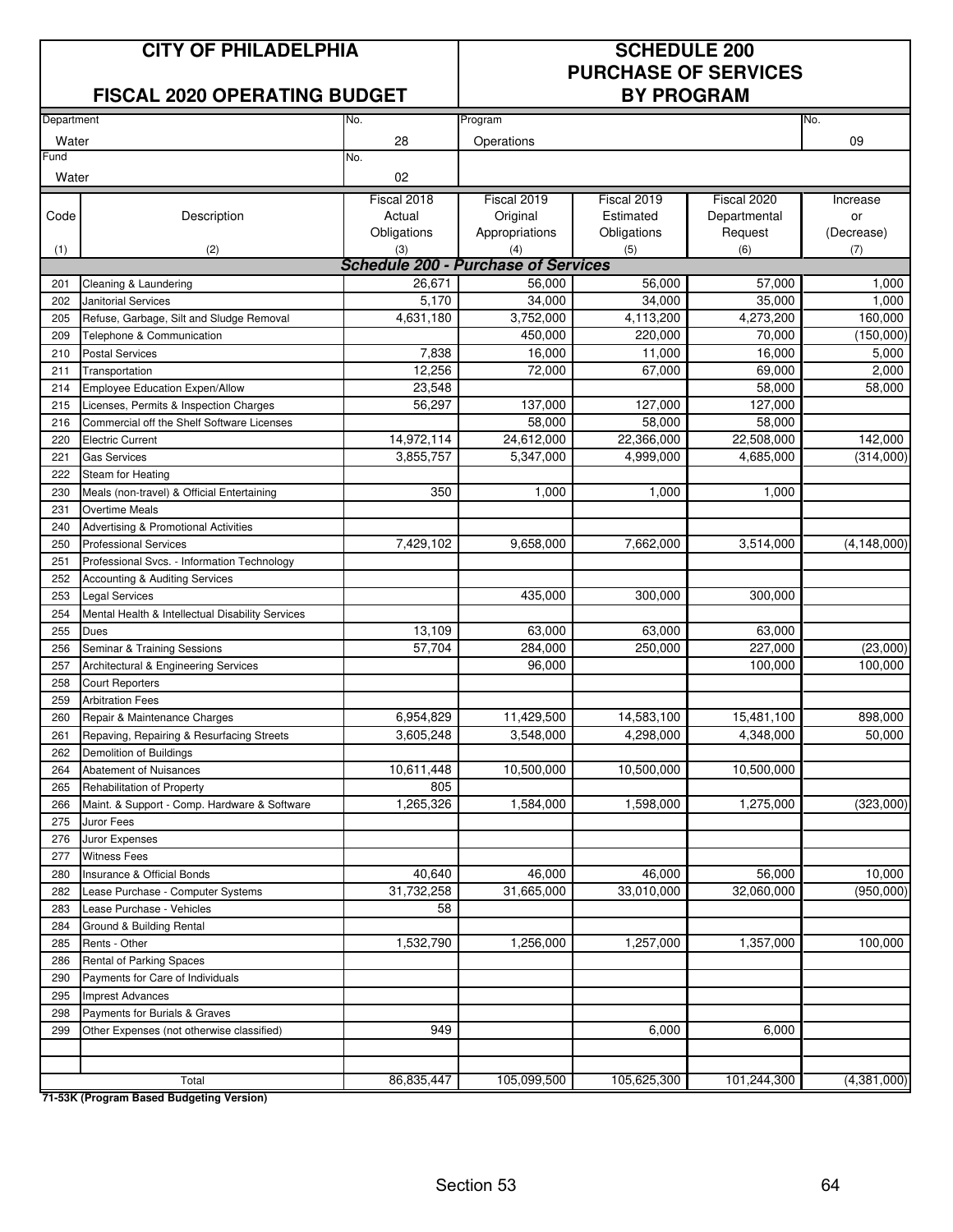| CITY OF PHILADELPHIA | | SCHEDULE 200 PURCHASE OF SERVICES BY PROGRAM | | | | |
|---|---|---|---|---|---|---|
| FISCAL 2020 OPERATING BUDGET | | | | | | |
| Department: Water | No. 28 | Program: Operations | | | | No. 09 |
| Fund: Water | No. 02 | | | | | |

| Code (1) | Description (2) | Fiscal 2018 Actual Obligations (3) | Fiscal 2019 Original Appropriations (4) | Fiscal 2019 Estimated Obligations (5) | Fiscal 2020 Departmental Request (6) | Increase or (Decrease) (7) |
|---|---|---|---|---|---|---|
| | ***Schedule 200 - Purchase of Services*** | | | | | |
| 201 | Cleaning & Laundering | 26,671 | 56,000 | 56,000 | 57,000 | 1,000 |
| 202 | Janitorial Services | 5,170 | 34,000 | 34,000 | 35,000 | 1,000 |
| 205 | Refuse, Garbage, Silt and Sludge Removal | 4,631,180 | 3,752,000 | 4,113,200 | 4,273,200 | 160,000 |
| 209 | Telephone & Communication | | 450,000 | 220,000 | 70,000 | (150,000) |
| 210 | Postal Services | 7,838 | 16,000 | 11,000 | 16,000 | 5,000 |
| 211 | Transportation | 12,256 | 72,000 | 67,000 | 69,000 | 2,000 |
| 214 | Employee Education Expen/Allow | 23,548 | | | 58,000 | 58,000 |
| 215 | Licenses, Permits & Inspection Charges | 56,297 | 137,000 | 127,000 | 127,000 | |
| 216 | Commercial off the Shelf Software Licenses | | 58,000 | 58,000 | 58,000 | |
| 220 | Electric Current | 14,972,114 | 24,612,000 | 22,366,000 | 22,508,000 | 142,000 |
| 221 | Gas Services | 3,855,757 | 5,347,000 | 4,999,000 | 4,685,000 | (314,000) |
| 222 | Steam for Heating | | | | | |
| 230 | Meals (non-travel) & Official Entertaining | 350 | 1,000 | 1,000 | 1,000 | |
| 231 | Overtime Meals | | | | | |
| 240 | Advertising & Promotional Activities | | | | | |
| 250 | Professional Services | 7,429,102 | 9,658,000 | 7,662,000 | 3,514,000 | (4,148,000) |
| 251 | Professional Svcs. - Information Technology | | | | | |
| 252 | Accounting & Auditing Services | | | | | |
| 253 | Legal Services | | 435,000 | 300,000 | 300,000 | |
| 254 | Mental Health & Intellectual Disability Services | | | | | |
| 255 | Dues | 13,109 | 63,000 | 63,000 | 63,000 | |
| 256 | Seminar & Training Sessions | 57,704 | 284,000 | 250,000 | 227,000 | (23,000) |
| 257 | Architectural & Engineering Services | | 96,000 | | 100,000 | 100,000 |
| 258 | Court Reporters | | | | | |
| 259 | Arbitration Fees | | | | | |
| 260 | Repair & Maintenance Charges | 6,954,829 | 11,429,500 | 14,583,100 | 15,481,100 | 898,000 |
| 261 | Repaving, Repairing & Resurfacing Streets | 3,605,248 | 3,548,000 | 4,298,000 | 4,348,000 | 50,000 |
| 262 | Demolition of Buildings | | | | | |
| 264 | Abatement of Nuisances | 10,611,448 | 10,500,000 | 10,500,000 | 10,500,000 | |
| 265 | Rehabilitation of Property | 805 | | | | |
| 266 | Maint. & Support - Comp. Hardware & Software | 1,265,326 | 1,584,000 | 1,598,000 | 1,275,000 | (323,000) |
| 275 | Juror Fees | | | | | |
| 276 | Juror Expenses | | | | | |
| 277 | Witness Fees | | | | | |
| 280 | Insurance & Official Bonds | 40,640 | 46,000 | 46,000 | 56,000 | 10,000 |
| 282 | Lease Purchase - Computer Systems | 31,732,258 | 31,665,000 | 33,010,000 | 32,060,000 | (950,000) |
| 283 | Lease Purchase - Vehicles | 58 | | | | |
| 284 | Ground & Building Rental | | | | | |
| 285 | Rents - Other | 1,532,790 | 1,256,000 | 1,257,000 | 1,357,000 | 100,000 |
| 286 | Rental of Parking Spaces | | | | | |
| 290 | Payments for Care of Individuals | | | | | |
| 295 | Imprest Advances | | | | | |
| 298 | Payments for Burials & Graves | | | | | |
| 299 | Other Expenses (not otherwise classified) | 949 | | 6,000 | 6,000 | |
| | | | | | | |
| | | | | | | |
| | Total | 86,835,447 | 105,099,500 | 105,625,300 | 101,244,300 | (4,381,000) |

**71-53K (Program Based Budgeting Version)**

Section 53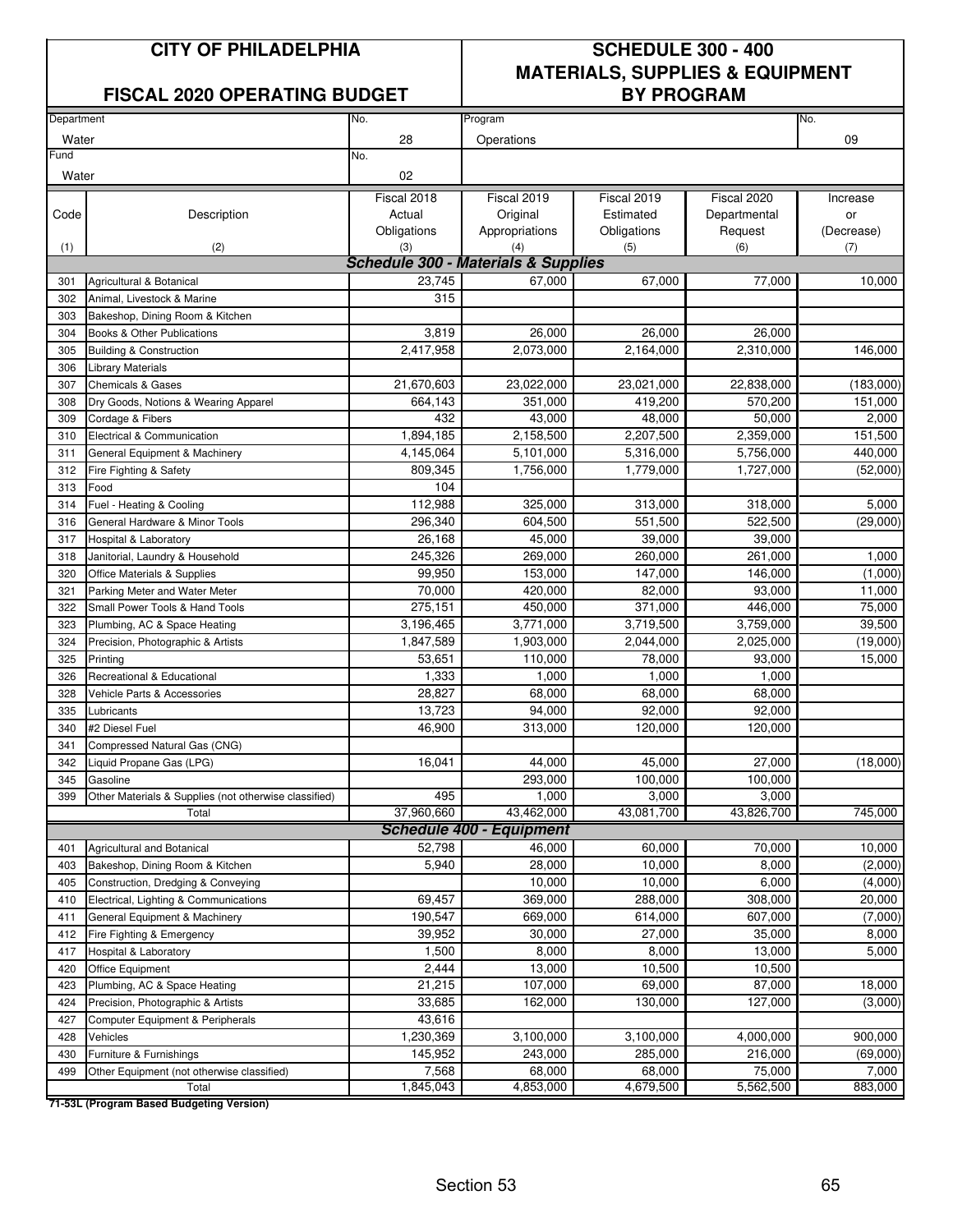# CITY OF PHILADELPHIA

## FISCAL 2020 OPERATING BUDGET

## SCHEDULE 300 - 400 MATERIALS, SUPPLIES & EQUIPMENT BY PROGRAM

| Department | No. | Program | No. |
|---|---|---|---|
| Water | 28 | Operations | 09 |
| **Fund** | **No.** | | |
| Water | 02 | | |

| Code (1) | Description (2) | Fiscal 2018 Actual Obligations (3) | Fiscal 2019 Original Appropriations (4) | Fiscal 2019 Estimated Obligations (5) | Fiscal 2020 Departmental Request (6) | Increase or (Decrease) (7) |
|---|---|---|---|---|---|---|
| | ***Schedule 300 - Materials & Supplies*** | | | | | |
| 301 | Agricultural & Botanical | 23,745 | 67,000 | 67,000 | 77,000 | 10,000 |
| 302 | Animal, Livestock & Marine | 315 | | | | |
| 303 | Bakeshop, Dining Room & Kitchen | | | | | |
| 304 | Books & Other Publications | 3,819 | 26,000 | 26,000 | 26,000 | |
| 305 | Building & Construction | 2,417,958 | 2,073,000 | 2,164,000 | 2,310,000 | 146,000 |
| 306 | Library Materials | | | | | |
| 307 | Chemicals & Gases | 21,670,603 | 23,022,000 | 23,021,000 | 22,838,000 | (183,000) |
| 308 | Dry Goods, Notions & Wearing Apparel | 664,143 | 351,000 | 419,200 | 570,200 | 151,000 |
| 309 | Cordage & Fibers | 432 | 43,000 | 48,000 | 50,000 | 2,000 |
| 310 | Electrical & Communication | 1,894,185 | 2,158,500 | 2,207,500 | 2,359,000 | 151,500 |
| 311 | General Equipment & Machinery | 4,145,064 | 5,101,000 | 5,316,000 | 5,756,000 | 440,000 |
| 312 | Fire Fighting & Safety | 809,345 | 1,756,000 | 1,779,000 | 1,727,000 | (52,000) |
| 313 | Food | 104 | | | | |
| 314 | Fuel - Heating & Cooling | 112,988 | 325,000 | 313,000 | 318,000 | 5,000 |
| 316 | General Hardware & Minor Tools | 296,340 | 604,500 | 551,500 | 522,500 | (29,000) |
| 317 | Hospital & Laboratory | 26,168 | 45,000 | 39,000 | 39,000 | |
| 318 | Janitorial, Laundry & Household | 245,326 | 269,000 | 260,000 | 261,000 | 1,000 |
| 320 | Office Materials & Supplies | 99,950 | 153,000 | 147,000 | 146,000 | (1,000) |
| 321 | Parking Meter and Water Meter | 70,000 | 420,000 | 82,000 | 93,000 | 11,000 |
| 322 | Small Power Tools & Hand Tools | 275,151 | 450,000 | 371,000 | 446,000 | 75,000 |
| 323 | Plumbing, AC & Space Heating | 3,196,465 | 3,771,000 | 3,719,500 | 3,759,000 | 39,500 |
| 324 | Precision, Photographic & Artists | 1,847,589 | 1,903,000 | 2,044,000 | 2,025,000 | (19,000) |
| 325 | Printing | 53,651 | 110,000 | 78,000 | 93,000 | 15,000 |
| 326 | Recreational & Educational | 1,333 | 1,000 | 1,000 | 1,000 | |
| 328 | Vehicle Parts & Accessories | 28,827 | 68,000 | 68,000 | 68,000 | |
| 335 | Lubricants | 13,723 | 94,000 | 92,000 | 92,000 | |
| 340 | #2 Diesel Fuel | 46,900 | 313,000 | 120,000 | 120,000 | |
| 341 | Compressed Natural Gas (CNG) | | | | | |
| 342 | Liquid Propane Gas (LPG) | 16,041 | 44,000 | 45,000 | 27,000 | (18,000) |
| 345 | Gasoline | | 293,000 | 100,000 | 100,000 | |
| 399 | Other Materials & Supplies (not otherwise classified) | 495 | 1,000 | 3,000 | 3,000 | |
| | Total | 37,960,660 | 43,462,000 | 43,081,700 | 43,826,700 | 745,000 |
| | ***Schedule 400 - Equipment*** | | | | | |
| 401 | Agricultural and Botanical | 52,798 | 46,000 | 60,000 | 70,000 | 10,000 |
| 403 | Bakeshop, Dining Room & Kitchen | 5,940 | 28,000 | 10,000 | 8,000 | (2,000) |
| 405 | Construction, Dredging & Conveying | | 10,000 | 10,000 | 6,000 | (4,000) |
| 410 | Electrical, Lighting & Communications | 69,457 | 369,000 | 288,000 | 308,000 | 20,000 |
| 411 | General Equipment & Machinery | 190,547 | 669,000 | 614,000 | 607,000 | (7,000) |
| 412 | Fire Fighting & Emergency | 39,952 | 30,000 | 27,000 | 35,000 | 8,000 |
| 417 | Hospital & Laboratory | 1,500 | 8,000 | 8,000 | 13,000 | 5,000 |
| 420 | Office Equipment | 2,444 | 13,000 | 10,500 | 10,500 | |
| 423 | Plumbing, AC & Space Heating | 21,215 | 107,000 | 69,000 | 87,000 | 18,000 |
| 424 | Precision, Photographic & Artists | 33,685 | 162,000 | 130,000 | 127,000 | (3,000) |
| 427 | Computer Equipment & Peripherals | 43,616 | | | | |
| 428 | Vehicles | 1,230,369 | 3,100,000 | 3,100,000 | 4,000,000 | 900,000 |
| 430 | Furniture & Furnishings | 145,952 | 243,000 | 285,000 | 216,000 | (69,000) |
| 499 | Other Equipment (not otherwise classified) | 7,568 | 68,000 | 68,000 | 75,000 | 7,000 |
| | Total | 1,845,043 | 4,853,000 | 4,679,500 | 5,562,500 | 883,000 |

**71-53L (Program Based Budgeting Version)**

Section 53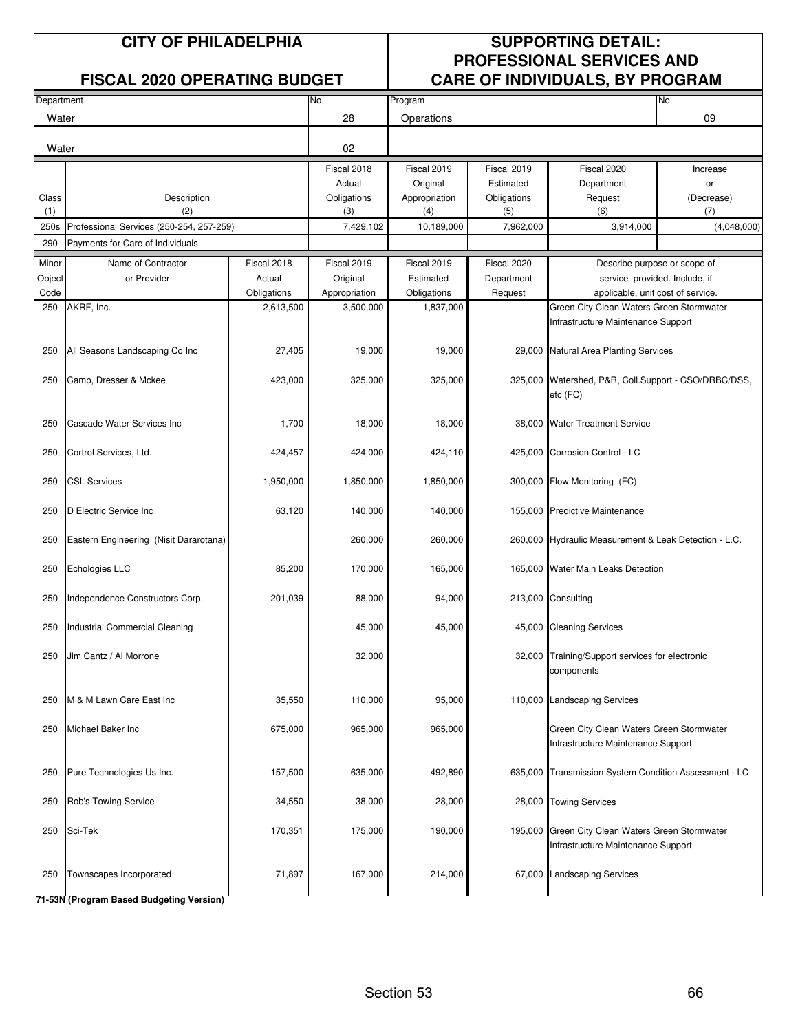# CITY OF PHILADELPHIA

## FISCAL 2020 OPERATING BUDGET

## SUPPORTING DETAIL: PROFESSIONAL SERVICES AND CARE OF INDIVIDUALS, BY PROGRAM

| Department | No. | Program | No. |
|---|---|---|---|
| Water | 28 | Operations | 09 |
| Water | 02 | | |

| Class (1) | Description (2) | Fiscal 2018 Actual Obligations (3) | Fiscal 2019 Original Appropriation (4) | Fiscal 2019 Estimated Obligations (5) | Fiscal 2020 Department Request (6) | Increase or (Decrease) (7) |
|---|---|---|---|---|---|---|
| 250s | Professional Services (250-254, 257-259) | 7,429,102 | 10,189,000 | 7,962,000 | 3,914,000 | (4,048,000) |
| 290 | Payments for Care of Individuals | | | | | |

| Minor Object Code | Name of Contractor or Provider | Fiscal 2018 Actual Obligations | Fiscal 2019 Original Appropriation | Fiscal 2019 Estimated Obligations | Fiscal 2020 Department Request | Describe purpose or scope of service provided. Include, if applicable, unit cost of service. |
|---|---|---|---|---|---|---|
| 250 | AKRF, Inc. | 2,613,500 | 3,500,000 | 1,837,000 | | Green City Clean Waters Green Stormwater Infrastructure Maintenance Support |
| 250 | All Seasons Landscaping Co Inc | 27,405 | 19,000 | 19,000 | 29,000 | Natural Area Planting Services |
| 250 | Camp, Dresser & Mckee | 423,000 | 325,000 | 325,000 | 325,000 | Watershed, P&R, Coll.Support - CSO/DRBC/DSS, etc (FC) |
| 250 | Cascade Water Services Inc | 1,700 | 18,000 | 18,000 | 38,000 | Water Treatment Service |
| 250 | Cortrol Services, Ltd. | 424,457 | 424,000 | 424,110 | 425,000 | Corrosion Control - LC |
| 250 | CSL Services | 1,950,000 | 1,850,000 | 1,850,000 | 300,000 | Flow Monitoring (FC) |
| 250 | D Electric Service Inc | 63,120 | 140,000 | 140,000 | 155,000 | Predictive Maintenance |
| 250 | Eastern Engineering (Nisit Dararotana) | | 260,000 | 260,000 | 260,000 | Hydraulic Measurement & Leak Detection - L.C. |
| 250 | Echologies LLC | 85,200 | 170,000 | 165,000 | 165,000 | Water Main Leaks Detection |
| 250 | Independence Constructors Corp. | 201,039 | 88,000 | 94,000 | 213,000 | Consulting |
| 250 | Industrial Commercial Cleaning | | 45,000 | 45,000 | 45,000 | Cleaning Services |
| 250 | Jim Cantz / Al Morrone | | 32,000 | | 32,000 | Training/Support services for electronic components |
| 250 | M & M Lawn Care East Inc | 35,550 | 110,000 | 95,000 | 110,000 | Landscaping Services |
| 250 | Michael Baker Inc | 675,000 | 965,000 | 965,000 | | Green City Clean Waters Green Stormwater Infrastructure Maintenance Support |
| 250 | Pure Technologies Us Inc. | 157,500 | 635,000 | 492,890 | 635,000 | Transmission System Condition Assessment - LC |
| 250 | Rob's Towing Service | 34,550 | 38,000 | 28,000 | 28,000 | Towing Services |
| 250 | Sci-Tek | 170,351 | 175,000 | 190,000 | 195,000 | Green City Clean Waters Green Stormwater Infrastructure Maintenance Support |
| 250 | Townscapes Incorporated | 71,897 | 167,000 | 214,000 | 67,000 | Landscaping Services |

**71-53N (Program Based Budgeting Version)**

Section 53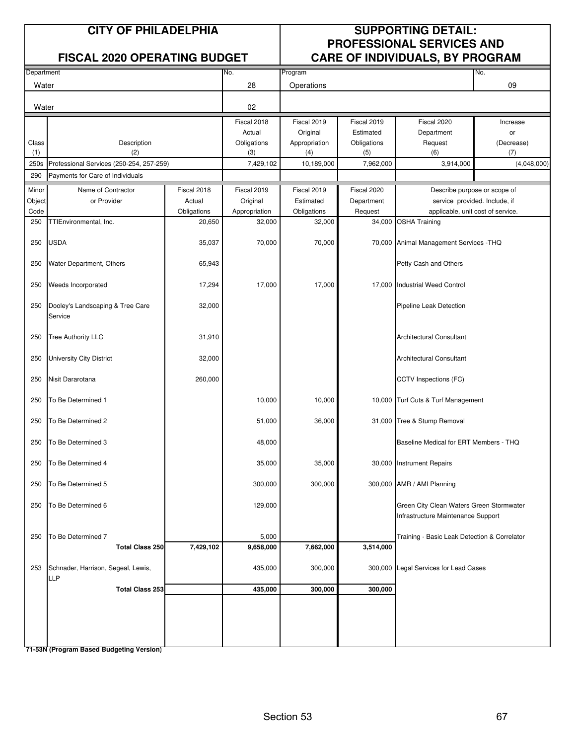| CITY OF PHILADELPHIA | | SUPPORTING DETAIL: |
|---|---|---|
| FISCAL 2020 OPERATING BUDGET | | PROFESSIONAL SERVICES AND CARE OF INDIVIDUALS, BY PROGRAM |

| Department | No. | Program | No. |
|---|---|---|---|
| Water | 28 | Operations | 09 |
| Water | 02 | | |

| Class (1) | Description (2) | Fiscal 2018 Actual Obligations (3) | Fiscal 2019 Original Appropriation (4) | Fiscal 2019 Estimated Obligations (5) | Fiscal 2020 Department Request (6) | Increase or (Decrease) (7) |
|---|---|---|---|---|---|---|
| 250s | Professional Services (250-254, 257-259) | 7,429,102 | 10,189,000 | 7,962,000 | 3,914,000 | (4,048,000) |
| 290 | Payments for Care of Individuals | | | | | |

| Minor Object Code | Name of Contractor or Provider | Fiscal 2018 Actual Obligations | Fiscal 2019 Original Appropriation | Fiscal 2019 Estimated Obligations | Fiscal 2020 Department Request | Describe purpose or scope of service provided. Include, if applicable, unit cost of service. |
|---|---|---|---|---|---|---|
| 250 | TTIEnvironmental, Inc. | 20,650 | 32,000 | 32,000 | 34,000 | OSHA Training |
| 250 | USDA | 35,037 | 70,000 | 70,000 | 70,000 | Animal Management Services -THQ |
| 250 | Water Department, Others | 65,943 | | | | Petty Cash and Others |
| 250 | Weeds Incorporated | 17,294 | 17,000 | 17,000 | 17,000 | Industrial Weed Control |
| 250 | Dooley's Landscaping & Tree Care Service | 32,000 | | | | Pipeline Leak Detection |
| 250 | Tree Authority LLC | 31,910 | | | | Architectural Consultant |
| 250 | University City District | 32,000 | | | | Architectural Consultant |
| 250 | Nisit Dararotana | 260,000 | | | | CCTV Inspections (FC) |
| 250 | To Be Determined 1 | | 10,000 | 10,000 | 10,000 | Turf Cuts & Turf Management |
| 250 | To Be Determined 2 | | 51,000 | 36,000 | 31,000 | Tree & Stump Removal |
| 250 | To Be Determined 3 | | 48,000 | | | Baseline Medical for ERT Members - THQ |
| 250 | To Be Determined 4 | | 35,000 | 35,000 | 30,000 | Instrument Repairs |
| 250 | To Be Determined 5 | | 300,000 | 300,000 | 300,000 | AMR / AMI Planning |
| 250 | To Be Determined 6 | | 129,000 | | | Green City Clean Waters Green Stormwater Infrastructure Maintenance Support |
| 250 | To Be Determined 7 | | 5,000 | | | Training - Basic Leak Detection & Correlator |
| | **Total Class 250** | **7,429,102** | **9,658,000** | **7,662,000** | **3,514,000** | |
| 253 | Schnader, Harrison, Segeal, Lewis, LLP | | 435,000 | 300,000 | 300,000 | Legal Services for Lead Cases |
| | **Total Class 253** | | **435,000** | **300,000** | **300,000** | |

**71-53N (Program Based Budgeting Version)**

Section 53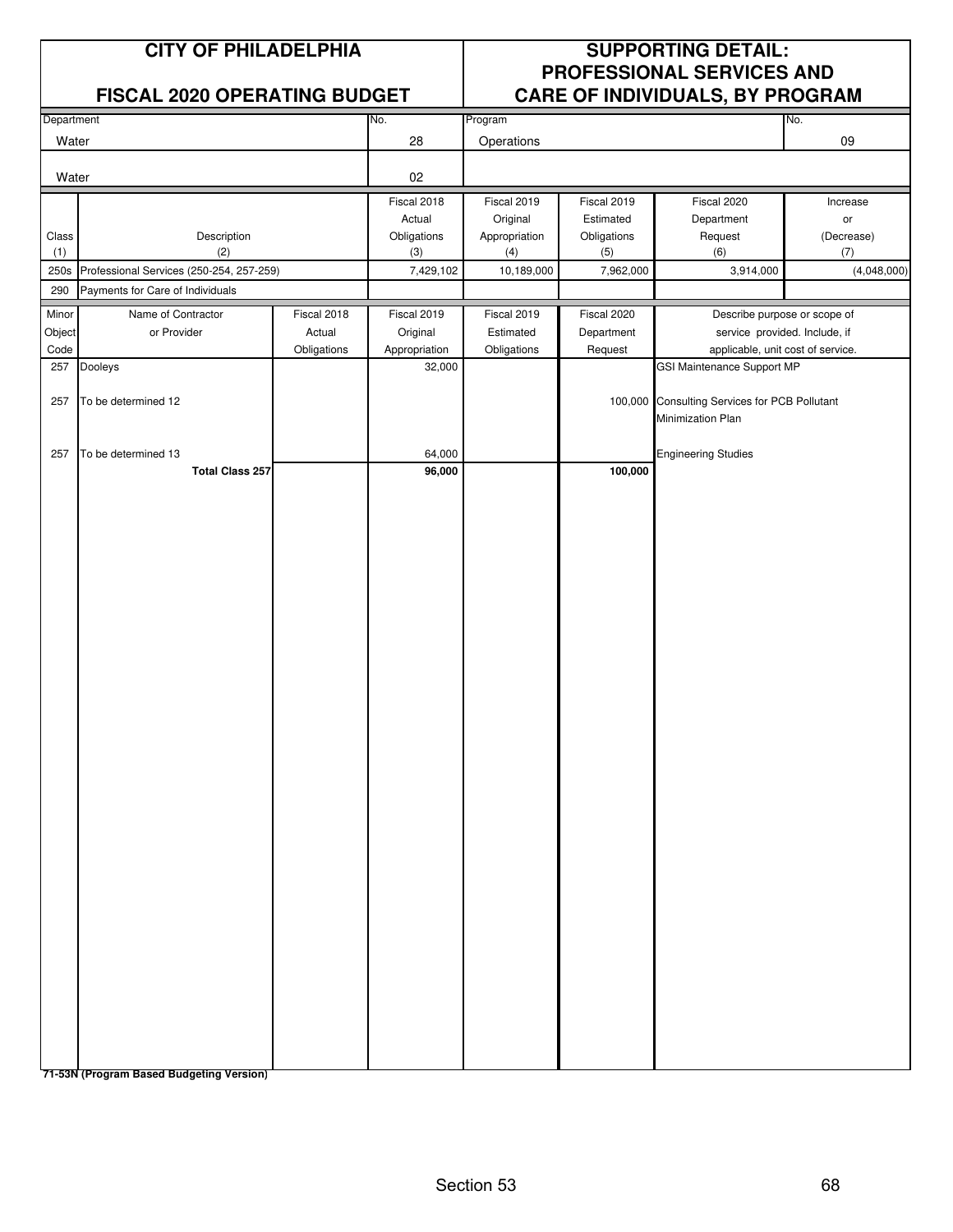# CITY OF PHILADELPHIA

## FISCAL 2020 OPERATING BUDGET

## SUPPORTING DETAIL: PROFESSIONAL SERVICES AND CARE OF INDIVIDUALS, BY PROGRAM

| Department | No. | Program | No. |
|---|---|---|---|
| Water | 28 | Operations | 09 |
| Water | 02 | | |

| Class (1) | Description (2) | Fiscal 2018 Actual Obligations (3) | Fiscal 2019 Original Appropriation (4) | Fiscal 2019 Estimated Obligations (5) | Fiscal 2020 Department Request (6) | Increase or (Decrease) (7) |
|---|---|---|---|---|---|---|
| 250s | Professional Services (250-254, 257-259) | 7,429,102 | 10,189,000 | 7,962,000 | 3,914,000 | (4,048,000) |
| 290 | Payments for Care of Individuals | | | | | |

| Minor Object Code | Name of Contractor or Provider | Fiscal 2018 Actual Obligations | Fiscal 2019 Original Appropriation | Fiscal 2019 Estimated Obligations | Fiscal 2020 Department Request | Describe purpose or scope of service provided. Include, if applicable, unit cost of service. |
|---|---|---|---|---|---|---|
| 257 | Dooleys | | 32,000 | | | GSI Maintenance Support MP |
| 257 | To be determined 12 | | | | 100,000 | Consulting Services for PCB Pollutant Minimization Plan |
| 257 | To be determined 13 | | 64,000 | | | Engineering Studies |
| | **Total Class 257** | | **96,000** | | **100,000** | |

**71-53N (Program Based Budgeting Version)**

Section 53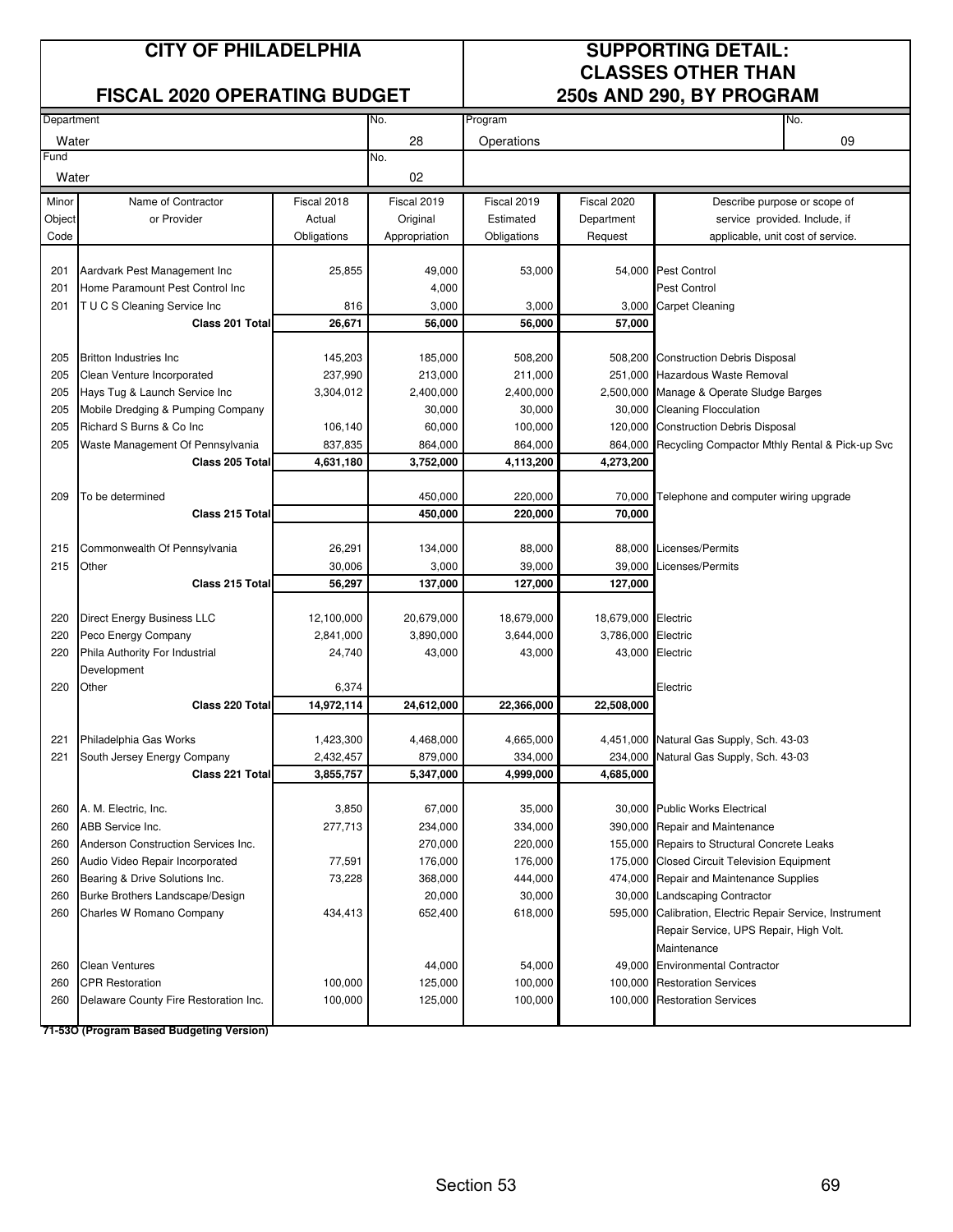# CITY OF PHILADELPHIA

## FISCAL 2020 OPERATING BUDGET

## SUPPORTING DETAIL: CLASSES OTHER THAN 250s AND 290, BY PROGRAM

| Department | No. | Program | No. |
|---|---|---|---|
| Water | 28 | Operations | 09 |
| Fund | No. | | |
| Water | 02 | | |

| Minor Object Code | Name of Contractor or Provider | Fiscal 2018 Actual Obligations | Fiscal 2019 Original Appropriation | Fiscal 2019 Estimated Obligations | Fiscal 2020 Department Request | Describe purpose or scope of service provided. Include, if applicable, unit cost of service. |
|---|---|---|---|---|---|---|
| 201 | Aardvark Pest Management Inc | 25,855 | 49,000 | 53,000 | 54,000 | Pest Control |
| 201 | Home Paramount Pest Control Inc | | 4,000 | | | Pest Control |
| 201 | T U C S Cleaning Service Inc | 816 | 3,000 | 3,000 | 3,000 | Carpet Cleaning |
| | **Class 201 Total** | **26,671** | **56,000** | **56,000** | **57,000** | |
| 205 | Britton Industries Inc | 145,203 | 185,000 | 508,200 | 508,200 | Construction Debris Disposal |
| 205 | Clean Venture Incorporated | 237,990 | 213,000 | 211,000 | 251,000 | Hazardous Waste Removal |
| 205 | Hays Tug & Launch Service Inc | 3,304,012 | 2,400,000 | 2,400,000 | 2,500,000 | Manage & Operate Sludge Barges |
| 205 | Mobile Dredging & Pumping Company | | 30,000 | 30,000 | 30,000 | Cleaning Flocculation |
| 205 | Richard S Burns & Co Inc | 106,140 | 60,000 | 100,000 | 120,000 | Construction Debris Disposal |
| 205 | Waste Management Of Pennsylvania | 837,835 | 864,000 | 864,000 | 864,000 | Recycling Compactor Mthly Rental & Pick-up Svc |
| | **Class 205 Total** | **4,631,180** | **3,752,000** | **4,113,200** | **4,273,200** | |
| 209 | To be determined | | 450,000 | 220,000 | 70,000 | Telephone and computer wiring upgrade |
| | **Class 215 Total** | | **450,000** | **220,000** | **70,000** | |
| 215 | Commonwealth Of Pennsylvania | 26,291 | 134,000 | 88,000 | 88,000 | Licenses/Permits |
| 215 | Other | 30,006 | 3,000 | 39,000 | 39,000 | Licenses/Permits |
| | **Class 215 Total** | **56,297** | **137,000** | **127,000** | **127,000** | |
| 220 | Direct Energy Business LLC | 12,100,000 | 20,679,000 | 18,679,000 | 18,679,000 | Electric |
| 220 | Peco Energy Company | 2,841,000 | 3,890,000 | 3,644,000 | 3,786,000 | Electric |
| 220 | Phila Authority For Industrial Development | 24,740 | 43,000 | 43,000 | 43,000 | Electric |
| 220 | Other | 6,374 | | | | Electric |
| | **Class 220 Total** | **14,972,114** | **24,612,000** | **22,366,000** | **22,508,000** | |
| 221 | Philadelphia Gas Works | 1,423,300 | 4,468,000 | 4,665,000 | 4,451,000 | Natural Gas Supply, Sch. 43-03 |
| 221 | South Jersey Energy Company | 2,432,457 | 879,000 | 334,000 | 234,000 | Natural Gas Supply, Sch. 43-03 |
| | **Class 221 Total** | **3,855,757** | **5,347,000** | **4,999,000** | **4,685,000** | |
| 260 | A. M. Electric, Inc. | 3,850 | 67,000 | 35,000 | 30,000 | Public Works Electrical |
| 260 | ABB Service Inc. | 277,713 | 234,000 | 334,000 | 390,000 | Repair and Maintenance |
| 260 | Anderson Construction Services Inc. | | 270,000 | 220,000 | 155,000 | Repairs to Structural Concrete Leaks |
| 260 | Audio Video Repair Incorporated | 77,591 | 176,000 | 176,000 | 175,000 | Closed Circuit Television Equipment |
| 260 | Bearing & Drive Solutions Inc. | 73,228 | 368,000 | 444,000 | 474,000 | Repair and Maintenance Supplies |
| 260 | Burke Brothers Landscape/Design | | 20,000 | 30,000 | 30,000 | Landscaping Contractor |
| 260 | Charles W Romano Company | 434,413 | 652,400 | 618,000 | 595,000 | Calibration, Electric Repair Service, Instrument Repair Service, UPS Repair, High Volt. Maintenance |
| 260 | Clean Ventures | | 44,000 | 54,000 | 49,000 | Environmental Contractor |
| 260 | CPR Restoration | 100,000 | 125,000 | 100,000 | 100,000 | Restoration Services |
| 260 | Delaware County Fire Restoration Inc. | 100,000 | 125,000 | 100,000 | 100,000 | Restoration Services |

**71-53O (Program Based Budgeting Version)**

Section 53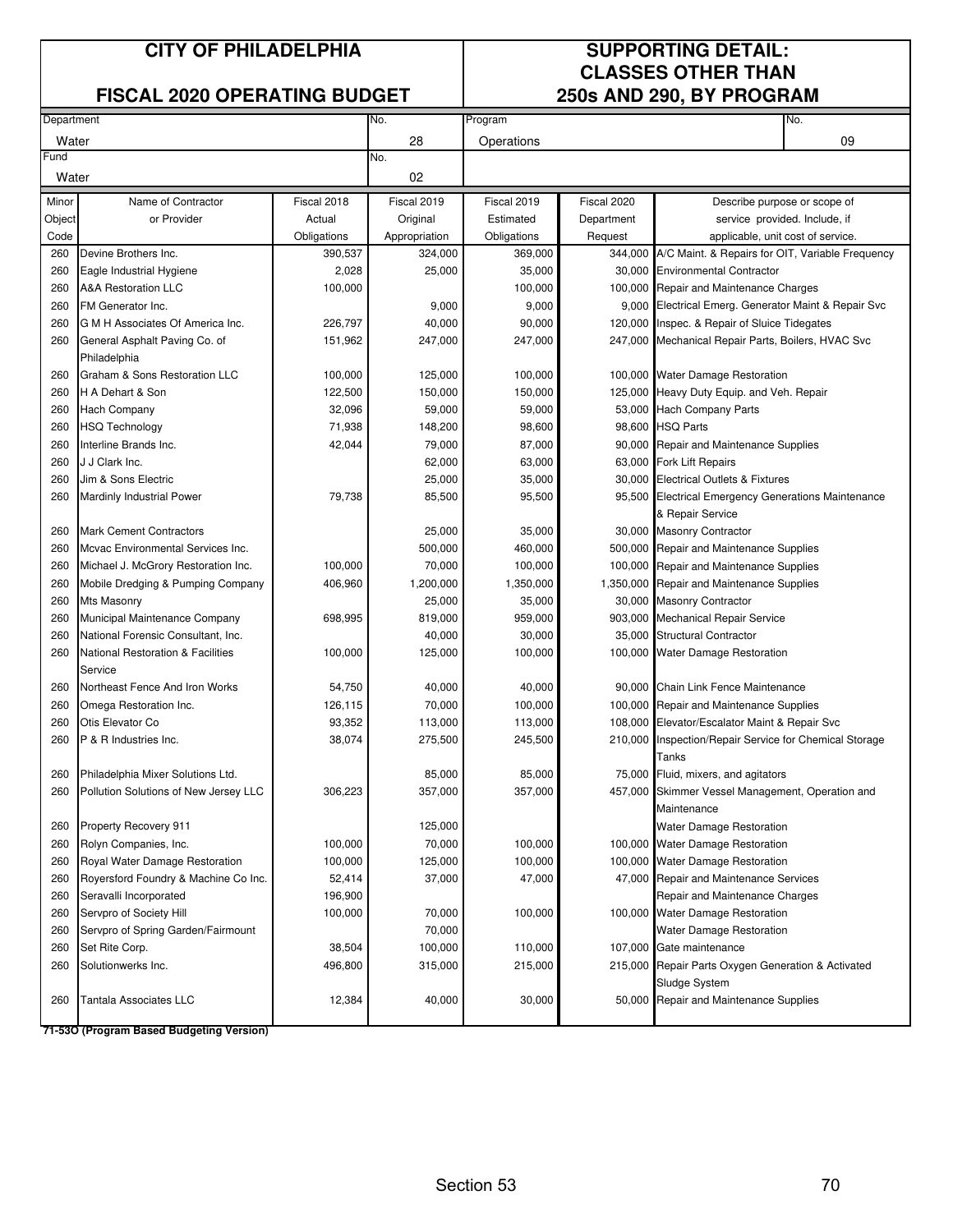# CITY OF PHILADELPHIA

## FISCAL 2020 OPERATING BUDGET

## SUPPORTING DETAIL: CLASSES OTHER THAN 250s AND 290, BY PROGRAM

| Department | No. | Program | No. |
|---|---|---|---|
| Water | 28 | Operations | 09 |
| **Fund** | **No.** | | |
| Water | 02 | | |

| Minor Object Code | Name of Contractor or Provider | Fiscal 2018 Actual Obligations | Fiscal 2019 Original Appropriation | Fiscal 2019 Estimated Obligations | Fiscal 2020 Department Request | Describe purpose or scope of service provided. Include, if applicable, unit cost of service. |
|---|---|---|---|---|---|---|
| 260 | Devine Brothers Inc. | 390,537 | 324,000 | 369,000 | 344,000 | A/C Maint. & Repairs for OIT, Variable Frequency |
| 260 | Eagle Industrial Hygiene | 2,028 | 25,000 | 35,000 | 30,000 | Environmental Contractor |
| 260 | A&A Restoration LLC | 100,000 | | 100,000 | 100,000 | Repair and Maintenance Charges |
| 260 | FM Generator Inc. | | 9,000 | 9,000 | 9,000 | Electrical Emerg. Generator Maint & Repair Svc |
| 260 | G M H Associates Of America Inc. | 226,797 | 40,000 | 90,000 | 120,000 | Inspec. & Repair of Sluice Tidegates |
| 260 | General Asphalt Paving Co. of Philadelphia | 151,962 | 247,000 | 247,000 | 247,000 | Mechanical Repair Parts, Boilers, HVAC Svc |
| 260 | Graham & Sons Restoration LLC | 100,000 | 125,000 | 100,000 | 100,000 | Water Damage Restoration |
| 260 | H A Dehart & Son | 122,500 | 150,000 | 150,000 | 125,000 | Heavy Duty Equip. and Veh. Repair |
| 260 | Hach Company | 32,096 | 59,000 | 59,000 | 53,000 | Hach Company Parts |
| 260 | HSQ Technology | 71,938 | 148,200 | 98,600 | 98,600 | HSQ Parts |
| 260 | Interline Brands Inc. | 42,044 | 79,000 | 87,000 | 90,000 | Repair and Maintenance Supplies |
| 260 | J J Clark Inc. | | 62,000 | 63,000 | 63,000 | Fork Lift Repairs |
| 260 | Jim & Sons Electric | | 25,000 | 35,000 | 30,000 | Electrical Outlets & Fixtures |
| 260 | Mardinly Industrial Power | 79,738 | 85,500 | 95,500 | 95,500 | Electrical Emergency Generations Maintenance & Repair Service |
| 260 | Mark Cement Contractors | | 25,000 | 35,000 | 30,000 | Masonry Contractor |
| 260 | Mcvac Environmental Services Inc. | | 500,000 | 460,000 | 500,000 | Repair and Maintenance Supplies |
| 260 | Michael J. McGrory Restoration Inc. | 100,000 | 70,000 | 100,000 | 100,000 | Repair and Maintenance Supplies |
| 260 | Mobile Dredging & Pumping Company | 406,960 | 1,200,000 | 1,350,000 | 1,350,000 | Repair and Maintenance Supplies |
| 260 | Mts Masonry | | 25,000 | 35,000 | 30,000 | Masonry Contractor |
| 260 | Municipal Maintenance Company | 698,995 | 819,000 | 959,000 | 903,000 | Mechanical Repair Service |
| 260 | National Forensic Consultant, Inc. | | 40,000 | 30,000 | 35,000 | Structural Contractor |
| 260 | National Restoration & Facilities Service | 100,000 | 125,000 | 100,000 | 100,000 | Water Damage Restoration |
| 260 | Northeast Fence And Iron Works | 54,750 | 40,000 | 40,000 | 90,000 | Chain Link Fence Maintenance |
| 260 | Omega Restoration Inc. | 126,115 | 70,000 | 100,000 | 100,000 | Repair and Maintenance Supplies |
| 260 | Otis Elevator Co | 93,352 | 113,000 | 113,000 | 108,000 | Elevator/Escalator Maint & Repair Svc |
| 260 | P & R Industries Inc. | 38,074 | 275,500 | 245,500 | 210,000 | Inspection/Repair Service for Chemical Storage Tanks |
| 260 | Philadelphia Mixer Solutions Ltd. | | 85,000 | 85,000 | 75,000 | Fluid, mixers, and agitators |
| 260 | Pollution Solutions of New Jersey LLC | 306,223 | 357,000 | 357,000 | 457,000 | Skimmer Vessel Management, Operation and Maintenance |
| 260 | Property Recovery 911 | | 125,000 | | | Water Damage Restoration |
| 260 | Rolyn Companies, Inc. | 100,000 | 70,000 | 100,000 | 100,000 | Water Damage Restoration |
| 260 | Royal Water Damage Restoration | 100,000 | 125,000 | 100,000 | 100,000 | Water Damage Restoration |
| 260 | Royersford Foundry & Machine Co Inc. | 52,414 | 37,000 | 47,000 | 47,000 | Repair and Maintenance Services |
| 260 | Seravalli Incorporated | 196,900 | | | | Repair and Maintenance Charges |
| 260 | Servpro of Society Hill | 100,000 | 70,000 | 100,000 | 100,000 | Water Damage Restoration |
| 260 | Servpro of Spring Garden/Fairmount | | 70,000 | | | Water Damage Restoration |
| 260 | Set Rite Corp. | 38,504 | 100,000 | 110,000 | 107,000 | Gate maintenance |
| 260 | Solutionwerks Inc. | 496,800 | 315,000 | 215,000 | 215,000 | Repair Parts Oxygen Generation & Activated Sludge System |
| 260 | Tantala Associates LLC | 12,384 | 40,000 | 30,000 | 50,000 | Repair and Maintenance Supplies |

**71-53O (Program Based Budgeting Version)**

Section 53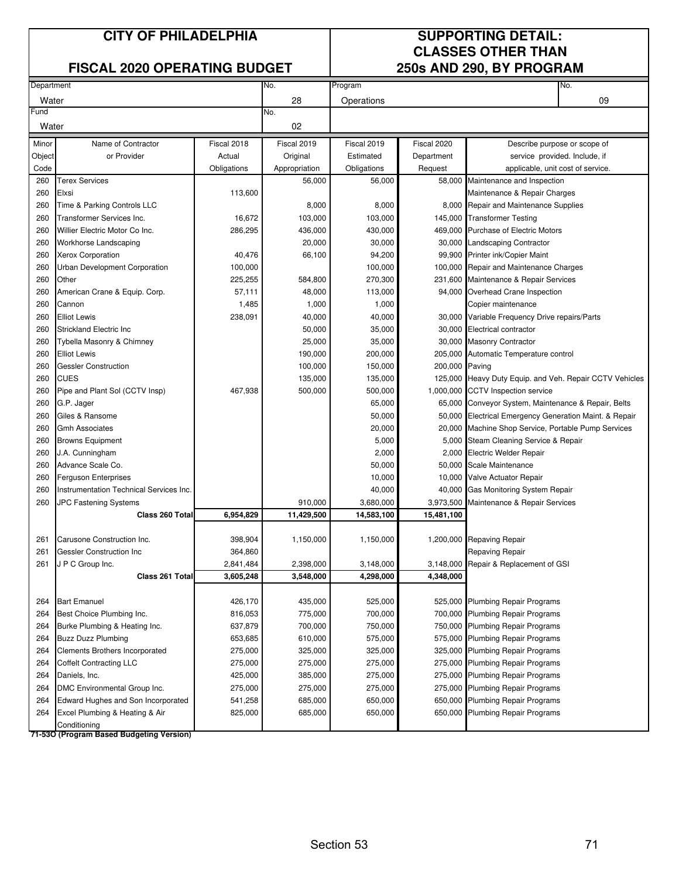# CITY OF PHILADELPHIA

## FISCAL 2020 OPERATING BUDGET

## SUPPORTING DETAIL: CLASSES OTHER THAN 250s AND 290, BY PROGRAM

| Department | No. | Program | No. |
|---|---|---|---|
| Water | 28 | Operations | 09 |
| Fund | No. | | |
| Water | 02 | | |

| Minor Object Code | Name of Contractor or Provider | Fiscal 2018 Actual Obligations | Fiscal 2019 Original Appropriation | Fiscal 2019 Estimated Obligations | Fiscal 2020 Department Request | Describe purpose or scope of service provided. Include, if applicable, unit cost of service. |
|---|---|---|---|---|---|---|
| 260 | Terex Services | | 56,000 | 56,000 | 58,000 | Maintenance and Inspection |
| 260 | Elxsi | 113,600 | | | | Maintenance & Repair Charges |
| 260 | Time & Parking Controls LLC | | 8,000 | 8,000 | 8,000 | Repair and Maintenance Supplies |
| 260 | Transformer Services Inc. | 16,672 | 103,000 | 103,000 | 145,000 | Transformer Testing |
| 260 | Willier Electric Motor Co Inc. | 286,295 | 436,000 | 430,000 | 469,000 | Purchase of Electric Motors |
| 260 | Workhorse Landscaping | | 20,000 | 30,000 | 30,000 | Landscaping Contractor |
| 260 | Xerox Corporation | 40,476 | 66,100 | 94,200 | 99,900 | Printer ink/Copier Maint |
| 260 | Urban Development Corporation | 100,000 | | 100,000 | 100,000 | Repair and Maintenance Charges |
| 260 | Other | 225,255 | 584,800 | 270,300 | 231,600 | Maintenance & Repair Services |
| 260 | American Crane & Equip. Corp. | 57,111 | 48,000 | 113,000 | 94,000 | Overhead Crane Inspection |
| 260 | Cannon | 1,485 | 1,000 | 1,000 | | Copier maintenance |
| 260 | Elliot Lewis | 238,091 | 40,000 | 40,000 | 30,000 | Variable Frequency Drive repairs/Parts |
| 260 | Strickland Electric Inc | | 50,000 | 35,000 | 30,000 | Electrical contractor |
| 260 | Tybella Masonry & Chimney | | 25,000 | 35,000 | 30,000 | Masonry Contractor |
| 260 | Elliot Lewis | | 190,000 | 200,000 | 205,000 | Automatic Temperature control |
| 260 | Gessler Construction | | 100,000 | 150,000 | 200,000 | Paving |
| 260 | CUES | | 135,000 | 135,000 | 125,000 | Heavy Duty Equip. and Veh. Repair CCTV Vehicles |
| 260 | Pipe and Plant Sol (CCTV Insp) | 467,938 | 500,000 | 500,000 | 1,000,000 | CCTV Inspection service |
| 260 | G.P. Jager | | | 65,000 | 65,000 | Conveyor System, Maintenance & Repair, Belts |
| 260 | Giles & Ransome | | | 50,000 | 50,000 | Electrical Emergency Generation Maint. & Repair |
| 260 | Gmh Associates | | | 20,000 | 20,000 | Machine Shop Service, Portable Pump Services |
| 260 | Browns Equipment | | | 5,000 | 5,000 | Steam Cleaning Service & Repair |
| 260 | J.A. Cunningham | | | 2,000 | 2,000 | Electric Welder Repair |
| 260 | Advance Scale Co. | | | 50,000 | 50,000 | Scale Maintenance |
| 260 | Ferguson Enterprises | | | 10,000 | 10,000 | Valve Actuator Repair |
| 260 | Instrumentation Technical Services Inc. | | | 40,000 | 40,000 | Gas Monitoring System Repair |
| 260 | JPC Fastening Systems | | 910,000 | 3,680,000 | 3,973,500 | Maintenance & Repair Services |
| | **Class 260 Total** | **6,954,829** | **11,429,500** | **14,583,100** | **15,481,100** | |
| | | | | | | |
| 261 | Carusone Construction Inc. | 398,904 | 1,150,000 | 1,150,000 | 1,200,000 | Repaving Repair |
| 261 | Gessler Construction Inc | 364,860 | | | | Repaving Repair |
| 261 | J P C Group Inc. | 2,841,484 | 2,398,000 | 3,148,000 | 3,148,000 | Repair & Replacement of GSI |
| | **Class 261 Total** | **3,605,248** | **3,548,000** | **4,298,000** | **4,348,000** | |
| | | | | | | |
| 264 | Bart Emanuel | 426,170 | 435,000 | 525,000 | 525,000 | Plumbing Repair Programs |
| 264 | Best Choice Plumbing Inc. | 816,053 | 775,000 | 700,000 | 700,000 | Plumbing Repair Programs |
| 264 | Burke Plumbing & Heating Inc. | 637,879 | 700,000 | 750,000 | 750,000 | Plumbing Repair Programs |
| 264 | Buzz Duzz Plumbing | 653,685 | 610,000 | 575,000 | 575,000 | Plumbing Repair Programs |
| 264 | Clements Brothers Incorporated | 275,000 | 325,000 | 325,000 | 325,000 | Plumbing Repair Programs |
| 264 | Coffelt Contracting LLC | 275,000 | 275,000 | 275,000 | 275,000 | Plumbing Repair Programs |
| 264 | Daniels, Inc. | 425,000 | 385,000 | 275,000 | 275,000 | Plumbing Repair Programs |
| 264 | DMC Environmental Group Inc. | 275,000 | 275,000 | 275,000 | 275,000 | Plumbing Repair Programs |
| 264 | Edward Hughes and Son Incorporated | 541,258 | 685,000 | 650,000 | 650,000 | Plumbing Repair Programs |
| 264 | Excel Plumbing & Heating & Air Conditioning | 825,000 | 685,000 | 650,000 | 650,000 | Plumbing Repair Programs |

**71-53O (Program Based Budgeting Version)**

Section 53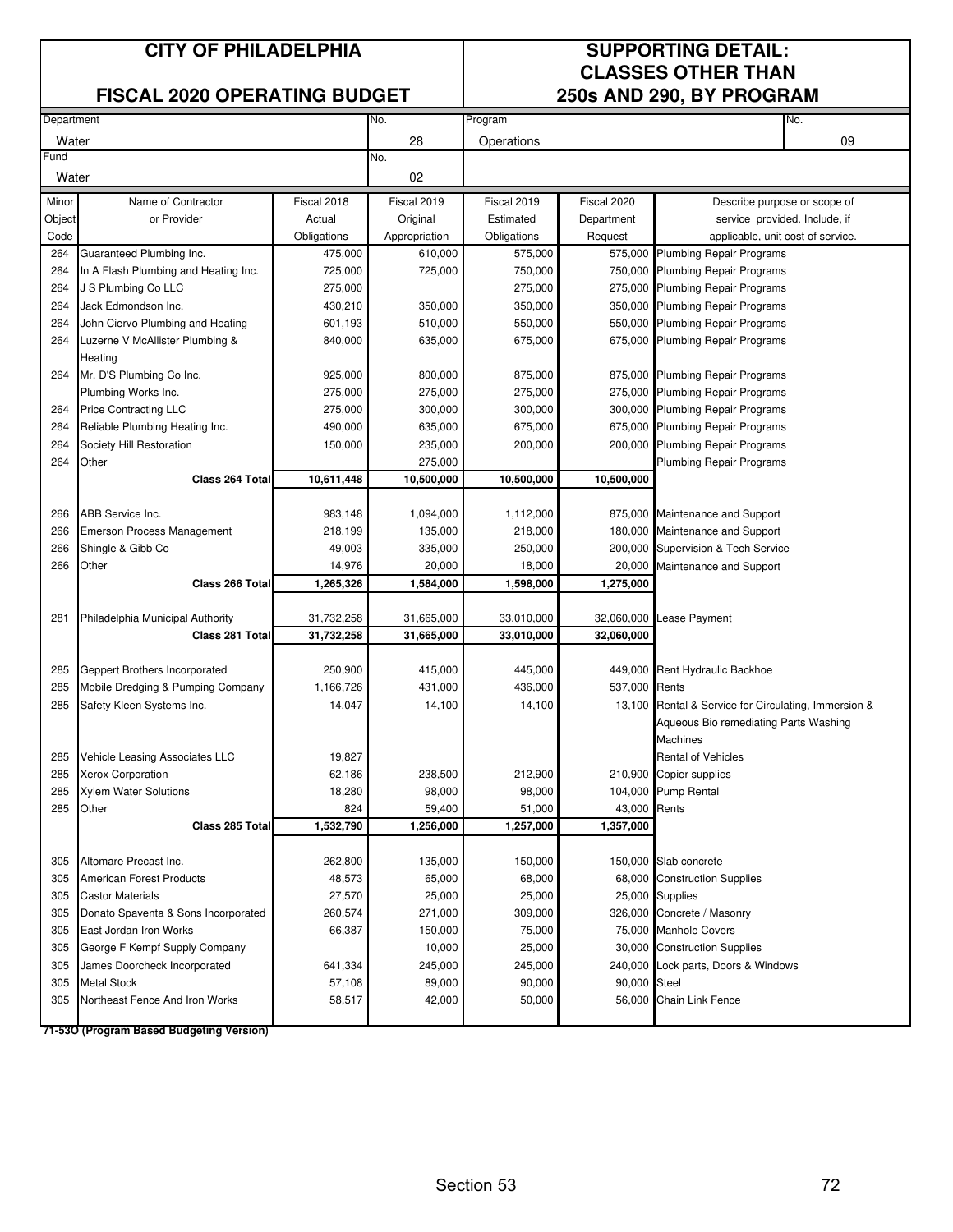| CITY OF PHILADELPHIA | | | | SUPPORTING DETAIL: CLASSES OTHER THAN 250s AND 290, BY PROGRAM | | |
|---|---|---|---|---|---|---|
| FISCAL 2020 OPERATING BUDGET | | | | | | |

| Department | No. | Program | No. |
|---|---|---|---|
| Water | 28 | Operations | 09 |
| Fund | No. | | |
| Water | 02 | | |

| Minor Object Code | Name of Contractor or Provider | Fiscal 2018 Actual Obligations | Fiscal 2019 Original Appropriation | Fiscal 2019 Estimated Obligations | Fiscal 2020 Department Request | Describe purpose or scope of service provided. Include, if applicable, unit cost of service. |
|---|---|---|---|---|---|---|
| 264 | Guaranteed Plumbing Inc. | 475,000 | 610,000 | 575,000 | 575,000 | Plumbing Repair Programs |
| 264 | In A Flash Plumbing and Heating Inc. | 725,000 | 725,000 | 750,000 | 750,000 | Plumbing Repair Programs |
| 264 | J S Plumbing Co LLC | 275,000 | | 275,000 | 275,000 | Plumbing Repair Programs |
| 264 | Jack Edmondson Inc. | 430,210 | 350,000 | 350,000 | 350,000 | Plumbing Repair Programs |
| 264 | John Ciervo Plumbing and Heating | 601,193 | 510,000 | 550,000 | 550,000 | Plumbing Repair Programs |
| 264 | Luzerne V McAllister Plumbing & Heating | 840,000 | 635,000 | 675,000 | 675,000 | Plumbing Repair Programs |
| 264 | Mr. D'S Plumbing Co Inc. | 925,000 | 800,000 | 875,000 | 875,000 | Plumbing Repair Programs |
| | Plumbing Works Inc. | 275,000 | 275,000 | 275,000 | 275,000 | Plumbing Repair Programs |
| 264 | Price Contracting LLC | 275,000 | 300,000 | 300,000 | 300,000 | Plumbing Repair Programs |
| 264 | Reliable Plumbing Heating Inc. | 490,000 | 635,000 | 675,000 | 675,000 | Plumbing Repair Programs |
| 264 | Society Hill Restoration | 150,000 | 235,000 | 200,000 | 200,000 | Plumbing Repair Programs |
| 264 | Other | | 275,000 | | | Plumbing Repair Programs |
| | **Class 264 Total** | **10,611,448** | **10,500,000** | **10,500,000** | **10,500,000** | |
| | | | | | | |
| 266 | ABB Service Inc. | 983,148 | 1,094,000 | 1,112,000 | 875,000 | Maintenance and Support |
| 266 | Emerson Process Management | 218,199 | 135,000 | 218,000 | 180,000 | Maintenance and Support |
| 266 | Shingle & Gibb Co | 49,003 | 335,000 | 250,000 | 200,000 | Supervision & Tech Service |
| 266 | Other | 14,976 | 20,000 | 18,000 | 20,000 | Maintenance and Support |
| | **Class 266 Total** | **1,265,326** | **1,584,000** | **1,598,000** | **1,275,000** | |
| | | | | | | |
| 281 | Philadelphia Municipal Authority | 31,732,258 | 31,665,000 | 33,010,000 | 32,060,000 | Lease Payment |
| | **Class 281 Total** | **31,732,258** | **31,665,000** | **33,010,000** | **32,060,000** | |
| | | | | | | |
| 285 | Geppert Brothers Incorporated | 250,900 | 415,000 | 445,000 | 449,000 | Rent Hydraulic Backhoe |
| 285 | Mobile Dredging & Pumping Company | 1,166,726 | 431,000 | 436,000 | 537,000 | Rents |
| 285 | Safety Kleen Systems Inc. | 14,047 | 14,100 | 14,100 | 13,100 | Rental & Service for Circulating, Immersion & Aqueous Bio remediating Parts Washing Machines |
| 285 | Vehicle Leasing Associates LLC | 19,827 | | | | Rental of Vehicles |
| 285 | Xerox Corporation | 62,186 | 238,500 | 212,900 | 210,900 | Copier supplies |
| 285 | Xylem Water Solutions | 18,280 | 98,000 | 98,000 | 104,000 | Pump Rental |
| 285 | Other | 824 | 59,400 | 51,000 | 43,000 | Rents |
| | **Class 285 Total** | **1,532,790** | **1,256,000** | **1,257,000** | **1,357,000** | |
| | | | | | | |
| 305 | Altomare Precast Inc. | 262,800 | 135,000 | 150,000 | 150,000 | Slab concrete |
| 305 | American Forest Products | 48,573 | 65,000 | 68,000 | 68,000 | Construction Supplies |
| 305 | Castor Materials | 27,570 | 25,000 | 25,000 | 25,000 | Supplies |
| 305 | Donato Spaventa & Sons Incorporated | 260,574 | 271,000 | 309,000 | 326,000 | Concrete / Masonry |
| 305 | East Jordan Iron Works | 66,387 | 150,000 | 75,000 | 75,000 | Manhole Covers |
| 305 | George F Kempf Supply Company | | 10,000 | 25,000 | 30,000 | Construction Supplies |
| 305 | James Doorcheck Incorporated | 641,334 | 245,000 | 245,000 | 240,000 | Lock parts, Doors & Windows |
| 305 | Metal Stock | 57,108 | 89,000 | 90,000 | 90,000 | Steel |
| 305 | Northeast Fence And Iron Works | 58,517 | 42,000 | 50,000 | 56,000 | Chain Link Fence |

**71-53O (Program Based Budgeting Version)**

Section 53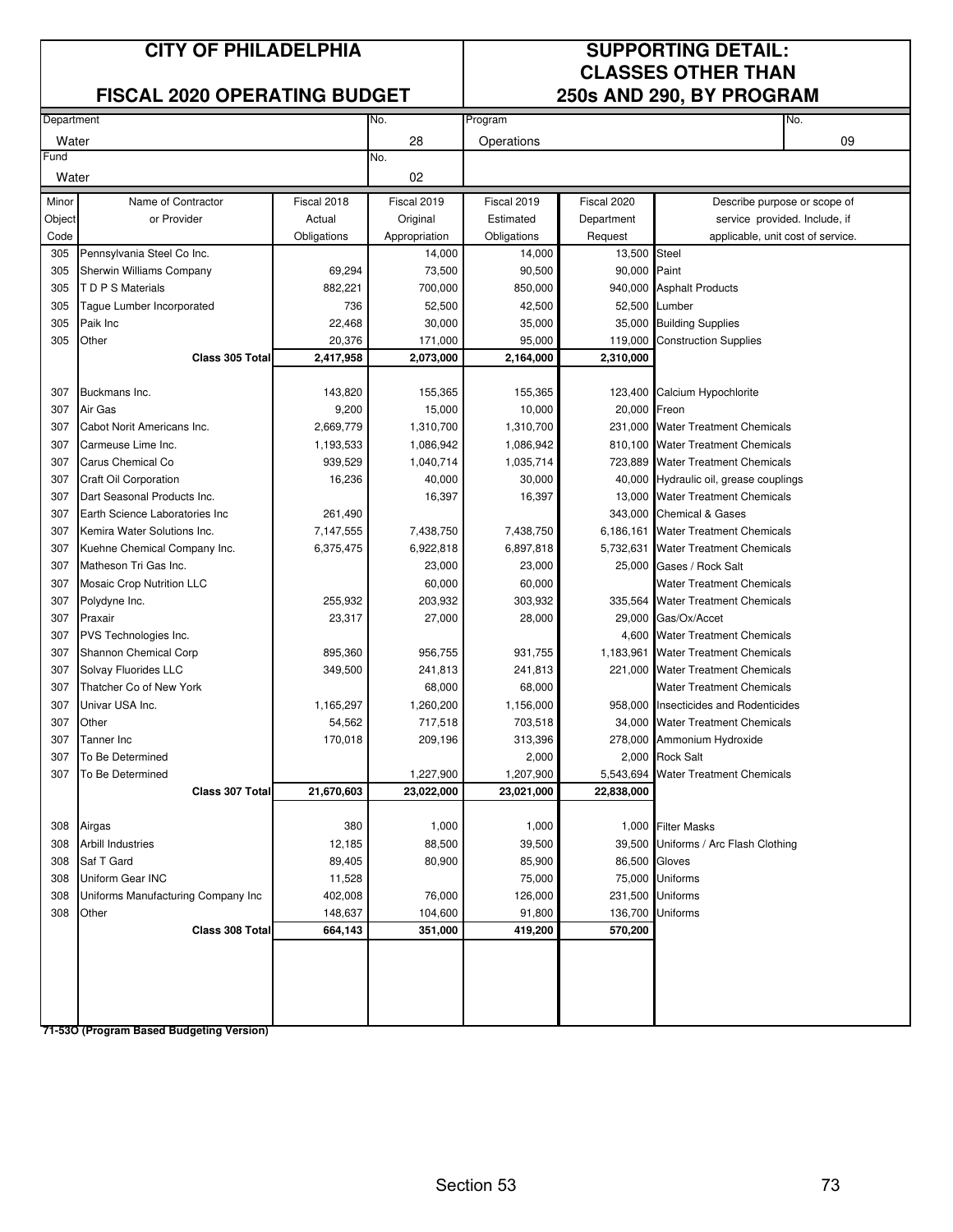# CITY OF PHILADELPHIA

## FISCAL 2020 OPERATING BUDGET

## SUPPORTING DETAIL: CLASSES OTHER THAN 250s AND 290, BY PROGRAM

| Department | No. | Program | No. |
|---|---|---|---|
| Water | 28 | Operations | 09 |
| **Fund** | **No.** | | |
| Water | 02 | | |

| Minor Object Code | Name of Contractor or Provider | Fiscal 2018 Actual Obligations | Fiscal 2019 Original Appropriation | Fiscal 2019 Estimated Obligations | Fiscal 2020 Department Request | Describe purpose or scope of service provided. Include, if applicable, unit cost of service. |
|---|---|---|---|---|---|---|
| 305 | Pennsylvania Steel Co Inc. | | 14,000 | 14,000 | 13,500 | Steel |
| 305 | Sherwin Williams Company | 69,294 | 73,500 | 90,500 | 90,000 | Paint |
| 305 | T D P S Materials | 882,221 | 700,000 | 850,000 | 940,000 | Asphalt Products |
| 305 | Tague Lumber Incorporated | 736 | 52,500 | 42,500 | 52,500 | Lumber |
| 305 | Paik Inc | 22,468 | 30,000 | 35,000 | 35,000 | Building Supplies |
| 305 | Other | 20,376 | 171,000 | 95,000 | 119,000 | Construction Supplies |
| | **Class 305 Total** | **2,417,958** | **2,073,000** | **2,164,000** | **2,310,000** | |
| | | | | | | |
| 307 | Buckmans Inc. | 143,820 | 155,365 | 155,365 | 123,400 | Calcium Hypochlorite |
| 307 | Air Gas | 9,200 | 15,000 | 10,000 | 20,000 | Freon |
| 307 | Cabot Norit Americans Inc. | 2,669,779 | 1,310,700 | 1,310,700 | 231,000 | Water Treatment Chemicals |
| 307 | Carmeuse Lime Inc. | 1,193,533 | 1,086,942 | 1,086,942 | 810,100 | Water Treatment Chemicals |
| 307 | Carus Chemical Co | 939,529 | 1,040,714 | 1,035,714 | 723,889 | Water Treatment Chemicals |
| 307 | Craft Oil Corporation | 16,236 | 40,000 | 30,000 | 40,000 | Hydraulic oil, grease couplings |
| 307 | Dart Seasonal Products Inc. | | 16,397 | 16,397 | 13,000 | Water Treatment Chemicals |
| 307 | Earth Science Laboratories Inc | 261,490 | | | 343,000 | Chemical & Gases |
| 307 | Kemira Water Solutions Inc. | 7,147,555 | 7,438,750 | 7,438,750 | 6,186,161 | Water Treatment Chemicals |
| 307 | Kuehne Chemical Company Inc. | 6,375,475 | 6,922,818 | 6,897,818 | 5,732,631 | Water Treatment Chemicals |
| 307 | Matheson Tri Gas Inc. | | 23,000 | 23,000 | 25,000 | Gases / Rock Salt |
| 307 | Mosaic Crop Nutrition LLC | | 60,000 | 60,000 | | Water Treatment Chemicals |
| 307 | Polydyne Inc. | 255,932 | 203,932 | 303,932 | 335,564 | Water Treatment Chemicals |
| 307 | Praxair | 23,317 | 27,000 | 28,000 | 29,000 | Gas/Ox/Accet |
| 307 | PVS Technologies Inc. | | | | 4,600 | Water Treatment Chemicals |
| 307 | Shannon Chemical Corp | 895,360 | 956,755 | 931,755 | 1,183,961 | Water Treatment Chemicals |
| 307 | Solvay Fluorides LLC | 349,500 | 241,813 | 241,813 | 221,000 | Water Treatment Chemicals |
| 307 | Thatcher Co of New York | | 68,000 | 68,000 | | Water Treatment Chemicals |
| 307 | Univar USA Inc. | 1,165,297 | 1,260,200 | 1,156,000 | 958,000 | Insecticides and Rodenticides |
| 307 | Other | 54,562 | 717,518 | 703,518 | 34,000 | Water Treatment Chemicals |
| 307 | Tanner Inc | 170,018 | 209,196 | 313,396 | 278,000 | Ammonium Hydroxide |
| 307 | To Be Determined | | | 2,000 | 2,000 | Rock Salt |
| 307 | To Be Determined | | 1,227,900 | 1,207,900 | 5,543,694 | Water Treatment Chemicals |
| | **Class 307 Total** | **21,670,603** | **23,022,000** | **23,021,000** | **22,838,000** | |
| | | | | | | |
| 308 | Airgas | 380 | 1,000 | 1,000 | 1,000 | Filter Masks |
| 308 | Arbill Industries | 12,185 | 88,500 | 39,500 | 39,500 | Uniforms / Arc Flash Clothing |
| 308 | Saf T Gard | 89,405 | 80,900 | 85,900 | 86,500 | Gloves |
| 308 | Uniform Gear INC | 11,528 | | 75,000 | 75,000 | Uniforms |
| 308 | Uniforms Manufacturing Company Inc | 402,008 | 76,000 | 126,000 | 231,500 | Uniforms |
| 308 | Other | 148,637 | 104,600 | 91,800 | 136,700 | Uniforms |
| | **Class 308 Total** | **664,143** | **351,000** | **419,200** | **570,200** | |

**71-53O (Program Based Budgeting Version)**

Section 53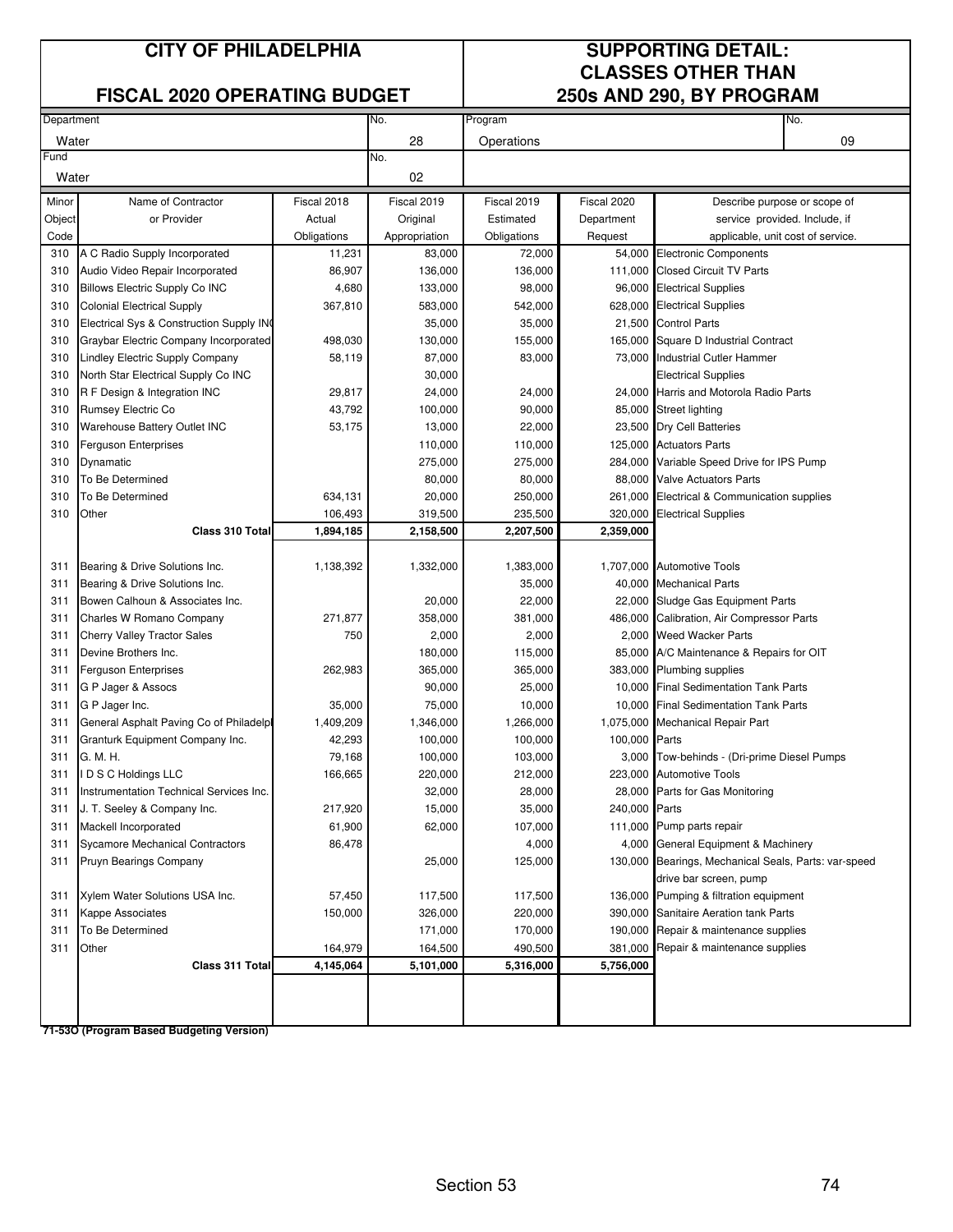# CITY OF PHILADELPHIA

## FISCAL 2020 OPERATING BUDGET

## SUPPORTING DETAIL: CLASSES OTHER THAN 250s AND 290, BY PROGRAM

| Department | No. | Program | No. |
|---|---|---|---|
| Water | 28 | Operations | 09 |
| **Fund** | **No.** | | |
| Water | 02 | | |

| Minor Object Code | Name of Contractor or Provider | Fiscal 2018 Actual Obligations | Fiscal 2019 Original Appropriation | Fiscal 2019 Estimated Obligations | Fiscal 2020 Department Request | Describe purpose or scope of service provided. Include, if applicable, unit cost of service. |
|---|---|---|---|---|---|---|
| 310 | A C Radio Supply Incorporated | 11,231 | 83,000 | 72,000 | 54,000 | Electronic Components |
| 310 | Audio Video Repair Incorporated | 86,907 | 136,000 | 136,000 | 111,000 | Closed Circuit TV Parts |
| 310 | Billows Electric Supply Co INC | 4,680 | 133,000 | 98,000 | 96,000 | Electrical Supplies |
| 310 | Colonial Electrical Supply | 367,810 | 583,000 | 542,000 | 628,000 | Electrical Supplies |
| 310 | Electrical Sys & Construction Supply IN( | | 35,000 | 35,000 | 21,500 | Control Parts |
| 310 | Graybar Electric Company Incorporated | 498,030 | 130,000 | 155,000 | 165,000 | Square D Industrial Contract |
| 310 | Lindley Electric Supply Company | 58,119 | 87,000 | 83,000 | 73,000 | Industrial Cutler Hammer |
| 310 | North Star Electrical Supply Co INC | | 30,000 | | | Electrical Supplies |
| 310 | R F Design & Integration INC | 29,817 | 24,000 | 24,000 | 24,000 | Harris and Motorola Radio Parts |
| 310 | Rumsey Electric Co | 43,792 | 100,000 | 90,000 | 85,000 | Street lighting |
| 310 | Warehouse Battery Outlet INC | 53,175 | 13,000 | 22,000 | 23,500 | Dry Cell Batteries |
| 310 | Ferguson Enterprises | | 110,000 | 110,000 | 125,000 | Actuators Parts |
| 310 | Dynamatic | | 275,000 | 275,000 | 284,000 | Variable Speed Drive for IPS Pump |
| 310 | To Be Determined | | 80,000 | 80,000 | 88,000 | Valve Actuators Parts |
| 310 | To Be Determined | 634,131 | 20,000 | 250,000 | 261,000 | Electrical & Communication supplies |
| 310 | Other | 106,493 | 319,500 | 235,500 | 320,000 | Electrical Supplies |
| | **Class 310 Total** | **1,894,185** | **2,158,500** | **2,207,500** | **2,359,000** | |
| | | | | | | |
| 311 | Bearing & Drive Solutions Inc. | 1,138,392 | 1,332,000 | 1,383,000 | 1,707,000 | Automotive Tools |
| 311 | Bearing & Drive Solutions Inc. | | | 35,000 | 40,000 | Mechanical Parts |
| 311 | Bowen Calhoun & Associates Inc. | | 20,000 | 22,000 | 22,000 | Sludge Gas Equipment Parts |
| 311 | Charles W Romano Company | 271,877 | 358,000 | 381,000 | 486,000 | Calibration, Air Compressor Parts |
| 311 | Cherry Valley Tractor Sales | 750 | 2,000 | 2,000 | 2,000 | Weed Wacker Parts |
| 311 | Devine Brothers Inc. | | 180,000 | 115,000 | 85,000 | A/C Maintenance & Repairs for OIT |
| 311 | Ferguson Enterprises | 262,983 | 365,000 | 365,000 | 383,000 | Plumbing supplies |
| 311 | G P Jager & Assocs | | 90,000 | 25,000 | 10,000 | Final Sedimentation Tank Parts |
| 311 | G P Jager Inc. | 35,000 | 75,000 | 10,000 | 10,000 | Final Sedimentation Tank Parts |
| 311 | General Asphalt Paving Co of Philadelpl | 1,409,209 | 1,346,000 | 1,266,000 | 1,075,000 | Mechanical Repair Part |
| 311 | Granturk Equipment Company Inc. | 42,293 | 100,000 | 100,000 | 100,000 | Parts |
| 311 | G. M. H. | 79,168 | 100,000 | 103,000 | 3,000 | Tow-behinds - (Dri-prime Diesel Pumps |
| 311 | I D S C Holdings LLC | 166,665 | 220,000 | 212,000 | 223,000 | Automotive Tools |
| 311 | Instrumentation Technical Services Inc. | | 32,000 | 28,000 | 28,000 | Parts for Gas Monitoring |
| 311 | J. T. Seeley & Company Inc. | 217,920 | 15,000 | 35,000 | 240,000 | Parts |
| 311 | Mackell Incorporated | 61,900 | 62,000 | 107,000 | 111,000 | Pump parts repair |
| 311 | Sycamore Mechanical Contractors | 86,478 | | 4,000 | 4,000 | General Equipment & Machinery |
| 311 | Pruyn Bearings Company | | 25,000 | 125,000 | 130,000 | Bearings, Mechanical Seals, Parts: var-speed drive bar screen, pump |
| 311 | Xylem Water Solutions USA Inc. | 57,450 | 117,500 | 117,500 | 136,000 | Pumping & filtration equipment |
| 311 | Kappe Associates | 150,000 | 326,000 | 220,000 | 390,000 | Sanitaire Aeration tank Parts |
| 311 | To Be Determined | | 171,000 | 170,000 | 190,000 | Repair & maintenance supplies |
| 311 | Other | 164,979 | 164,500 | 490,500 | 381,000 | Repair & maintenance supplies |
| | **Class 311 Total** | **4,145,064** | **5,101,000** | **5,316,000** | **5,756,000** | |

**71-53O (Program Based Budgeting Version)**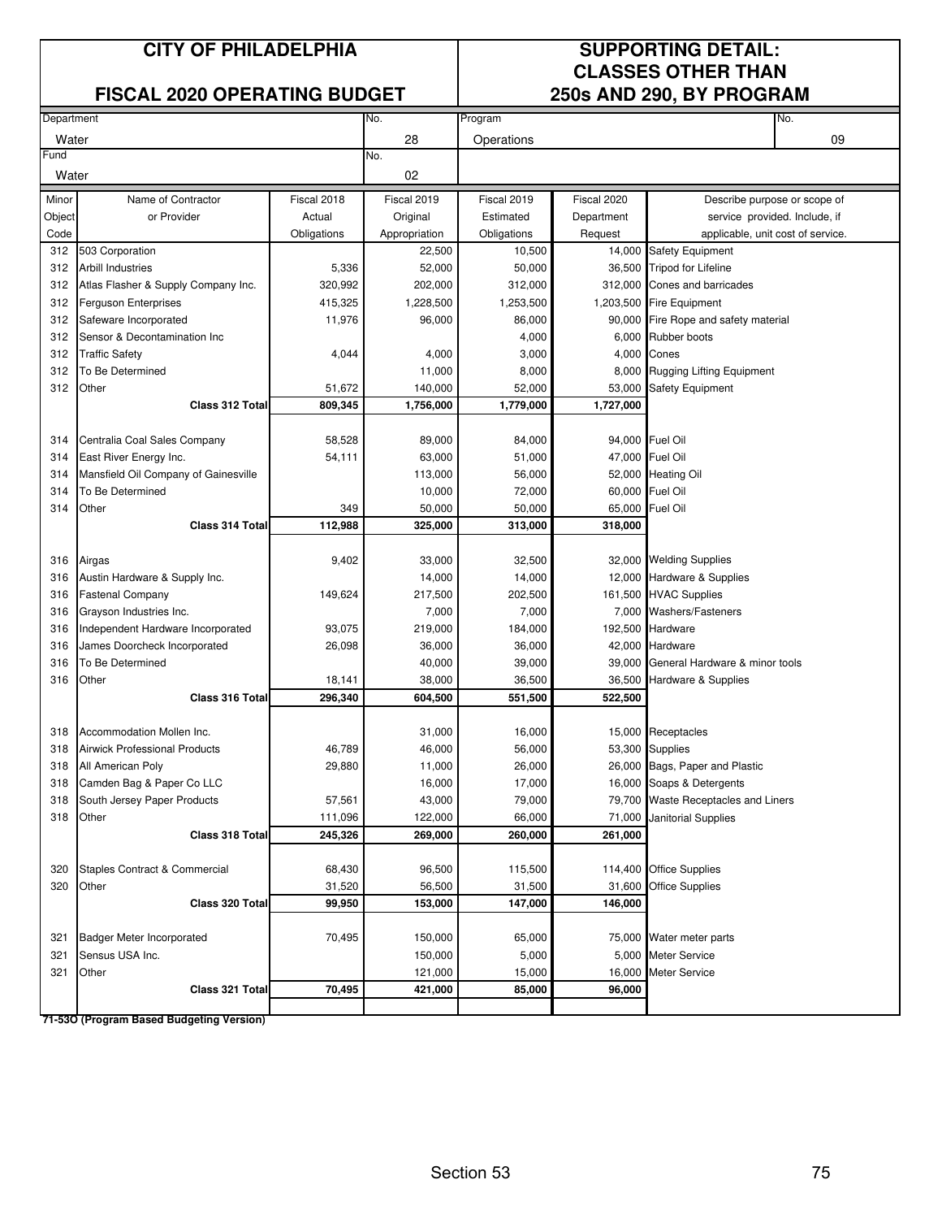| CITY OF PHILADELPHIA | | | SUPPORTING DETAIL: CLASSES OTHER THAN 250s AND 290, BY PROGRAM | | | |
|---|---|---|---|---|---|---|
| FISCAL 2020 OPERATING BUDGET | | | | | | |
| Department: Water | | No. 28 | Program: Operations | | | No. 09 |
| Fund: Water | | No. 02 | | | | |

| Minor Object Code | Name of Contractor or Provider | Fiscal 2018 Actual Obligations | Fiscal 2019 Original Appropriation | Fiscal 2019 Estimated Obligations | Fiscal 2020 Department Request | Describe purpose or scope of service provided. Include, if applicable, unit cost of service. |
|---|---|---|---|---|---|---|
| 312 | 503 Corporation | | 22,500 | 10,500 | 14,000 | Safety Equipment |
| 312 | Arbill Industries | 5,336 | 52,000 | 50,000 | 36,500 | Tripod for Lifeline |
| 312 | Atlas Flasher & Supply Company Inc. | 320,992 | 202,000 | 312,000 | 312,000 | Cones and barricades |
| 312 | Ferguson Enterprises | 415,325 | 1,228,500 | 1,253,500 | 1,203,500 | Fire Equipment |
| 312 | Safeware Incorporated | 11,976 | 96,000 | 86,000 | 90,000 | Fire Rope and safety material |
| 312 | Sensor & Decontamination Inc | | | 4,000 | 6,000 | Rubber boots |
| 312 | Traffic Safety | 4,044 | 4,000 | 3,000 | 4,000 | Cones |
| 312 | To Be Determined | | 11,000 | 8,000 | 8,000 | Rugging Lifting Equipment |
| 312 | Other | 51,672 | 140,000 | 52,000 | 53,000 | Safety Equipment |
| | **Class 312 Total** | **809,345** | **1,756,000** | **1,779,000** | **1,727,000** | |
| | | | | | | |
| 314 | Centralia Coal Sales Company | 58,528 | 89,000 | 84,000 | 94,000 | Fuel Oil |
| 314 | East River Energy Inc. | 54,111 | 63,000 | 51,000 | 47,000 | Fuel Oil |
| 314 | Mansfield Oil Company of Gainesville | | 113,000 | 56,000 | 52,000 | Heating Oil |
| 314 | To Be Determined | | 10,000 | 72,000 | 60,000 | Fuel Oil |
| 314 | Other | 349 | 50,000 | 50,000 | 65,000 | Fuel Oil |
| | **Class 314 Total** | **112,988** | **325,000** | **313,000** | **318,000** | |
| | | | | | | |
| 316 | Airgas | 9,402 | 33,000 | 32,500 | 32,000 | Welding Supplies |
| 316 | Austin Hardware & Supply Inc. | | 14,000 | 14,000 | 12,000 | Hardware & Supplies |
| 316 | Fastenal Company | 149,624 | 217,500 | 202,500 | 161,500 | HVAC Supplies |
| 316 | Grayson Industries Inc. | | 7,000 | 7,000 | 7,000 | Washers/Fasteners |
| 316 | Independent Hardware Incorporated | 93,075 | 219,000 | 184,000 | 192,500 | Hardware |
| 316 | James Doorcheck Incorporated | 26,098 | 36,000 | 36,000 | 42,000 | Hardware |
| 316 | To Be Determined | | 40,000 | 39,000 | 39,000 | General Hardware & minor tools |
| 316 | Other | 18,141 | 38,000 | 36,500 | 36,500 | Hardware & Supplies |
| | **Class 316 Total** | **296,340** | **604,500** | **551,500** | **522,500** | |
| | | | | | | |
| 318 | Accommodation Mollen Inc. | | 31,000 | 16,000 | 15,000 | Receptacles |
| 318 | Airwick Professional Products | 46,789 | 46,000 | 56,000 | 53,300 | Supplies |
| 318 | All American Poly | 29,880 | 11,000 | 26,000 | 26,000 | Bags, Paper and Plastic |
| 318 | Camden Bag & Paper Co LLC | | 16,000 | 17,000 | 16,000 | Soaps & Detergents |
| 318 | South Jersey Paper Products | 57,561 | 43,000 | 79,000 | 79,700 | Waste Receptacles and Liners |
| 318 | Other | 111,096 | 122,000 | 66,000 | 71,000 | Janitorial Supplies |
| | **Class 318 Total** | **245,326** | **269,000** | **260,000** | **261,000** | |
| | | | | | | |
| 320 | Staples Contract & Commercial | 68,430 | 96,500 | 115,500 | 114,400 | Office Supplies |
| 320 | Other | 31,520 | 56,500 | 31,500 | 31,600 | Office Supplies |
| | **Class 320 Total** | **99,950** | **153,000** | **147,000** | **146,000** | |
| | | | | | | |
| 321 | Badger Meter Incorporated | 70,495 | 150,000 | 65,000 | 75,000 | Water meter parts |
| 321 | Sensus USA Inc. | | 150,000 | 5,000 | 5,000 | Meter Service |
| 321 | Other | | 121,000 | 15,000 | 16,000 | Meter Service |
| | **Class 321 Total** | **70,495** | **421,000** | **85,000** | **96,000** | |

**71-53O (Program Based Budgeting Version)**

Section 53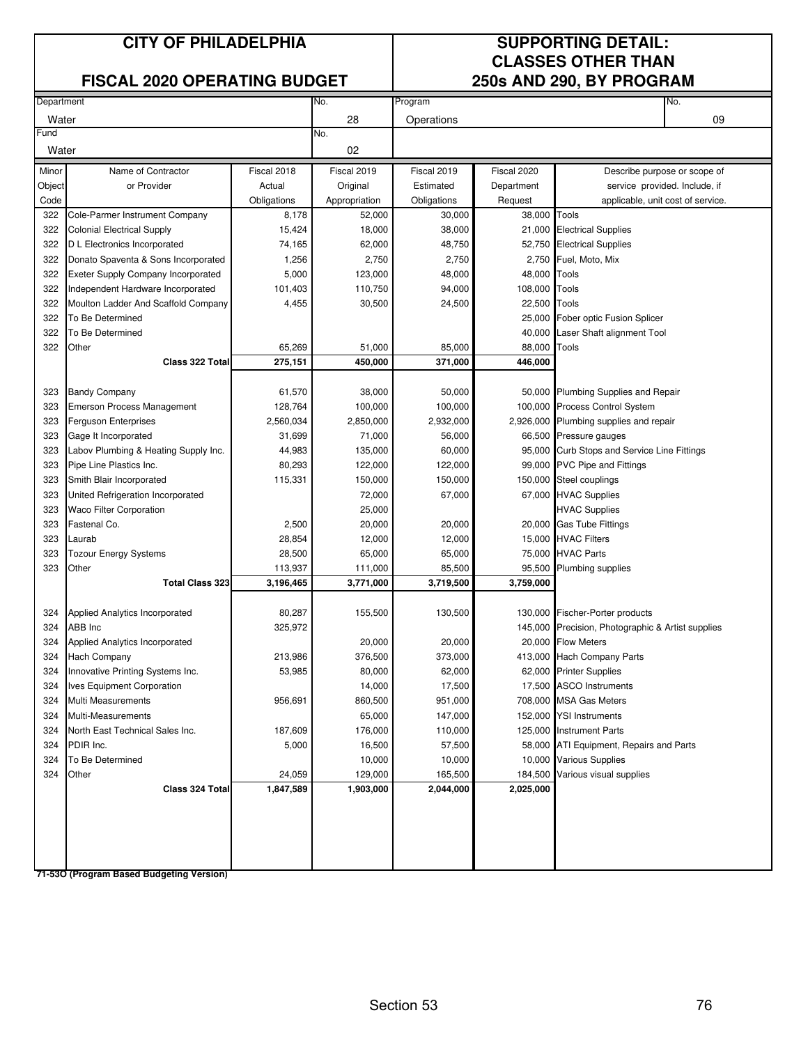# CITY OF PHILADELPHIA

## FISCAL 2020 OPERATING BUDGET

## SUPPORTING DETAIL: CLASSES OTHER THAN 250s AND 290, BY PROGRAM

| Department | No. | Program | No. |
|---|---|---|---|
| Water | 28 | Operations | 09 |
| **Fund** | **No.** | | |
| Water | 02 | | |

| Minor Object Code | Name of Contractor or Provider | Fiscal 2018 Actual Obligations | Fiscal 2019 Original Appropriation | Fiscal 2019 Estimated Obligations | Fiscal 2020 Department Request | Describe purpose or scope of service provided. Include, if applicable, unit cost of service. |
|---|---|---|---|---|---|---|
| 322 | Cole-Parmer Instrument Company | 8,178 | 52,000 | 30,000 | 38,000 | Tools |
| 322 | Colonial Electrical Supply | 15,424 | 18,000 | 38,000 | 21,000 | Electrical Supplies |
| 322 | D L Electronics Incorporated | 74,165 | 62,000 | 48,750 | 52,750 | Electrical Supplies |
| 322 | Donato Spaventa & Sons Incorporated | 1,256 | 2,750 | 2,750 | 2,750 | Fuel, Moto, Mix |
| 322 | Exeter Supply Company Incorporated | 5,000 | 123,000 | 48,000 | 48,000 | Tools |
| 322 | Independent Hardware Incorporated | 101,403 | 110,750 | 94,000 | 108,000 | Tools |
| 322 | Moulton Ladder And Scaffold Company | 4,455 | 30,500 | 24,500 | 22,500 | Tools |
| 322 | To Be Determined | | | | 25,000 | Fober optic Fusion Splicer |
| 322 | To Be Determined | | | | 40,000 | Laser Shaft alignment Tool |
| 322 | Other | 65,269 | 51,000 | 85,000 | 88,000 | Tools |
| | **Class 322 Total** | **275,151** | **450,000** | **371,000** | **446,000** | |
| | | | | | | |
| 323 | Bandy Company | 61,570 | 38,000 | 50,000 | 50,000 | Plumbing Supplies and Repair |
| 323 | Emerson Process Management | 128,764 | 100,000 | 100,000 | 100,000 | Process Control System |
| 323 | Ferguson Enterprises | 2,560,034 | 2,850,000 | 2,932,000 | 2,926,000 | Plumbing supplies and repair |
| 323 | Gage It Incorporated | 31,699 | 71,000 | 56,000 | 66,500 | Pressure gauges |
| 323 | Labov Plumbing & Heating Supply Inc. | 44,983 | 135,000 | 60,000 | 95,000 | Curb Stops and Service Line Fittings |
| 323 | Pipe Line Plastics Inc. | 80,293 | 122,000 | 122,000 | 99,000 | PVC Pipe and Fittings |
| 323 | Smith Blair Incorporated | 115,331 | 150,000 | 150,000 | 150,000 | Steel couplings |
| 323 | United Refrigeration Incorporated | | 72,000 | 67,000 | 67,000 | HVAC Supplies |
| 323 | Waco Filter Corporation | | 25,000 | | | HVAC Supplies |
| 323 | Fastenal Co. | 2,500 | 20,000 | 20,000 | 20,000 | Gas Tube Fittings |
| 323 | Laurab | 28,854 | 12,000 | 12,000 | 15,000 | HVAC Filters |
| 323 | Tozour Energy Systems | 28,500 | 65,000 | 65,000 | 75,000 | HVAC Parts |
| 323 | Other | 113,937 | 111,000 | 85,500 | 95,500 | Plumbing supplies |
| | **Total Class 323** | **3,196,465** | **3,771,000** | **3,719,500** | **3,759,000** | |
| | | | | | | |
| 324 | Applied Analytics Incorporated | 80,287 | 155,500 | 130,500 | 130,000 | Fischer-Porter products |
| 324 | ABB Inc | 325,972 | | | 145,000 | Precision, Photographic & Artist supplies |
| 324 | Applied Analytics Incorporated | | 20,000 | 20,000 | 20,000 | Flow Meters |
| 324 | Hach Company | 213,986 | 376,500 | 373,000 | 413,000 | Hach Company Parts |
| 324 | Innovative Printing Systems Inc. | 53,985 | 80,000 | 62,000 | 62,000 | Printer Supplies |
| 324 | Ives Equipment Corporation | | 14,000 | 17,500 | 17,500 | ASCO Instruments |
| 324 | Multi Measurements | 956,691 | 860,500 | 951,000 | 708,000 | MSA Gas Meters |
| 324 | Multi-Measurements | | 65,000 | 147,000 | 152,000 | YSI Instruments |
| 324 | North East Technical Sales Inc. | 187,609 | 176,000 | 110,000 | 125,000 | Instrument Parts |
| 324 | PDIR Inc. | 5,000 | 16,500 | 57,500 | 58,000 | ATI Equipment, Repairs and Parts |
| 324 | To Be Determined | | 10,000 | 10,000 | 10,000 | Various Supplies |
| 324 | Other | 24,059 | 129,000 | 165,500 | 184,500 | Various visual supplies |
| | **Class 324 Total** | **1,847,589** | **1,903,000** | **2,044,000** | **2,025,000** | |

**71-53O (Program Based Budgeting Version)**

Section 53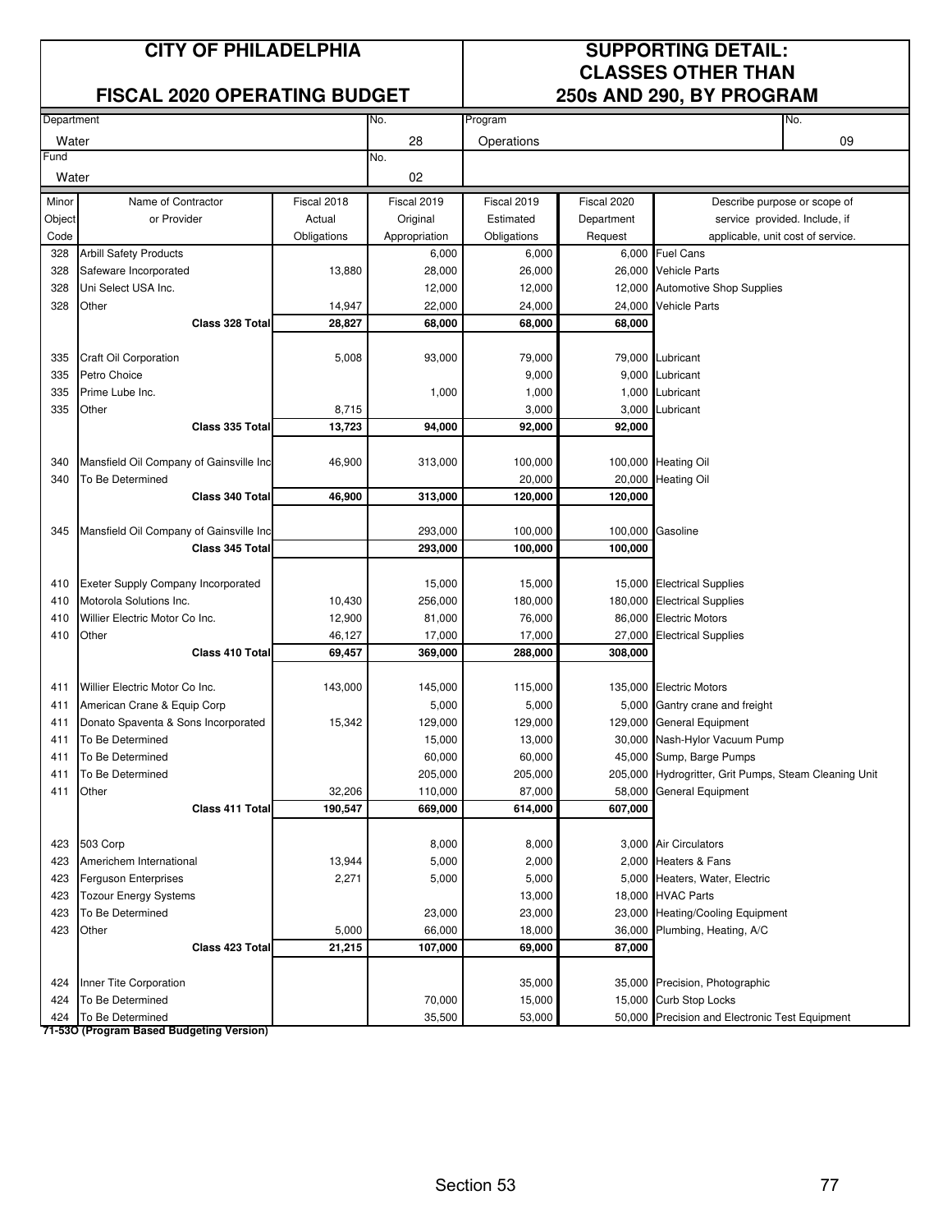# CITY OF PHILADELPHIA

## FISCAL 2020 OPERATING BUDGET

## SUPPORTING DETAIL: CLASSES OTHER THAN 250s AND 290, BY PROGRAM

| Department | No. | Program | No. |
|---|---|---|---|
| Water | 28 | Operations | 09 |
| Fund | No. | | |
| Water | 02 | | |

| Minor Object Code | Name of Contractor or Provider | Fiscal 2018 Actual Obligations | Fiscal 2019 Original Appropriation | Fiscal 2019 Estimated Obligations | Fiscal 2020 Department Request | Describe purpose or scope of service provided. Include, if applicable, unit cost of service. |
|---|---|---|---|---|---|---|
| 328 | Arbill Safety Products | | 6,000 | 6,000 | 6,000 | Fuel Cans |
| 328 | Safeware Incorporated | 13,880 | 28,000 | 26,000 | 26,000 | Vehicle Parts |
| 328 | Uni Select USA Inc. | | 12,000 | 12,000 | 12,000 | Automotive Shop Supplies |
| 328 | Other | 14,947 | 22,000 | 24,000 | 24,000 | Vehicle Parts |
| | **Class 328 Total** | **28,827** | **68,000** | **68,000** | **68,000** | |
| | | | | | | |
| 335 | Craft Oil Corporation | 5,008 | 93,000 | 79,000 | 79,000 | Lubricant |
| 335 | Petro Choice | | | 9,000 | 9,000 | Lubricant |
| 335 | Prime Lube Inc. | | 1,000 | 1,000 | 1,000 | Lubricant |
| 335 | Other | 8,715 | | 3,000 | 3,000 | Lubricant |
| | **Class 335 Total** | **13,723** | **94,000** | **92,000** | **92,000** | |
| | | | | | | |
| 340 | Mansfield Oil Company of Gainsville Inc | 46,900 | 313,000 | 100,000 | 100,000 | Heating Oil |
| 340 | To Be Determined | | | 20,000 | 20,000 | Heating Oil |
| | **Class 340 Total** | **46,900** | **313,000** | **120,000** | **120,000** | |
| | | | | | | |
| 345 | Mansfield Oil Company of Gainsville Inc | | 293,000 | 100,000 | 100,000 | Gasoline |
| | **Class 345 Total** | | **293,000** | **100,000** | **100,000** | |
| | | | | | | |
| 410 | Exeter Supply Company Incorporated | | 15,000 | 15,000 | 15,000 | Electrical Supplies |
| 410 | Motorola Solutions Inc. | 10,430 | 256,000 | 180,000 | 180,000 | Electrical Supplies |
| 410 | Willier Electric Motor Co Inc. | 12,900 | 81,000 | 76,000 | 86,000 | Electric Motors |
| 410 | Other | 46,127 | 17,000 | 17,000 | 27,000 | Electrical Supplies |
| | **Class 410 Total** | **69,457** | **369,000** | **288,000** | **308,000** | |
| | | | | | | |
| 411 | Willier Electric Motor Co Inc. | 143,000 | 145,000 | 115,000 | 135,000 | Electric Motors |
| 411 | American Crane & Equip Corp | | 5,000 | 5,000 | 5,000 | Gantry crane and freight |
| 411 | Donato Spaventa & Sons Incorporated | 15,342 | 129,000 | 129,000 | 129,000 | General Equipment |
| 411 | To Be Determined | | 15,000 | 13,000 | 30,000 | Nash-Hylor Vacuum Pump |
| 411 | To Be Determined | | 60,000 | 60,000 | 45,000 | Sump, Barge Pumps |
| 411 | To Be Determined | | 205,000 | 205,000 | 205,000 | Hydrogritter, Grit Pumps, Steam Cleaning Unit |
| 411 | Other | 32,206 | 110,000 | 87,000 | 58,000 | General Equipment |
| | **Class 411 Total** | **190,547** | **669,000** | **614,000** | **607,000** | |
| | | | | | | |
| 423 | 503 Corp | | 8,000 | 8,000 | 3,000 | Air Circulators |
| 423 | Americhem International | 13,944 | 5,000 | 2,000 | 2,000 | Heaters & Fans |
| 423 | Ferguson Enterprises | 2,271 | 5,000 | 5,000 | 5,000 | Heaters, Water, Electric |
| 423 | Tozour Energy Systems | | | 13,000 | 18,000 | HVAC Parts |
| 423 | To Be Determined | | 23,000 | 23,000 | 23,000 | Heating/Cooling Equipment |
| 423 | Other | 5,000 | 66,000 | 18,000 | 36,000 | Plumbing, Heating, A/C |
| | **Class 423 Total** | **21,215** | **107,000** | **69,000** | **87,000** | |
| | | | | | | |
| 424 | Inner Tite Corporation | | | 35,000 | 35,000 | Precision, Photographic |
| 424 | To Be Determined | | 70,000 | 15,000 | 15,000 | Curb Stop Locks |
| 424 | To Be Determined | | 35,500 | 53,000 | 50,000 | Precision and Electronic Test Equipment |

**71-53O (Program Based Budgeting Version)**

Section 53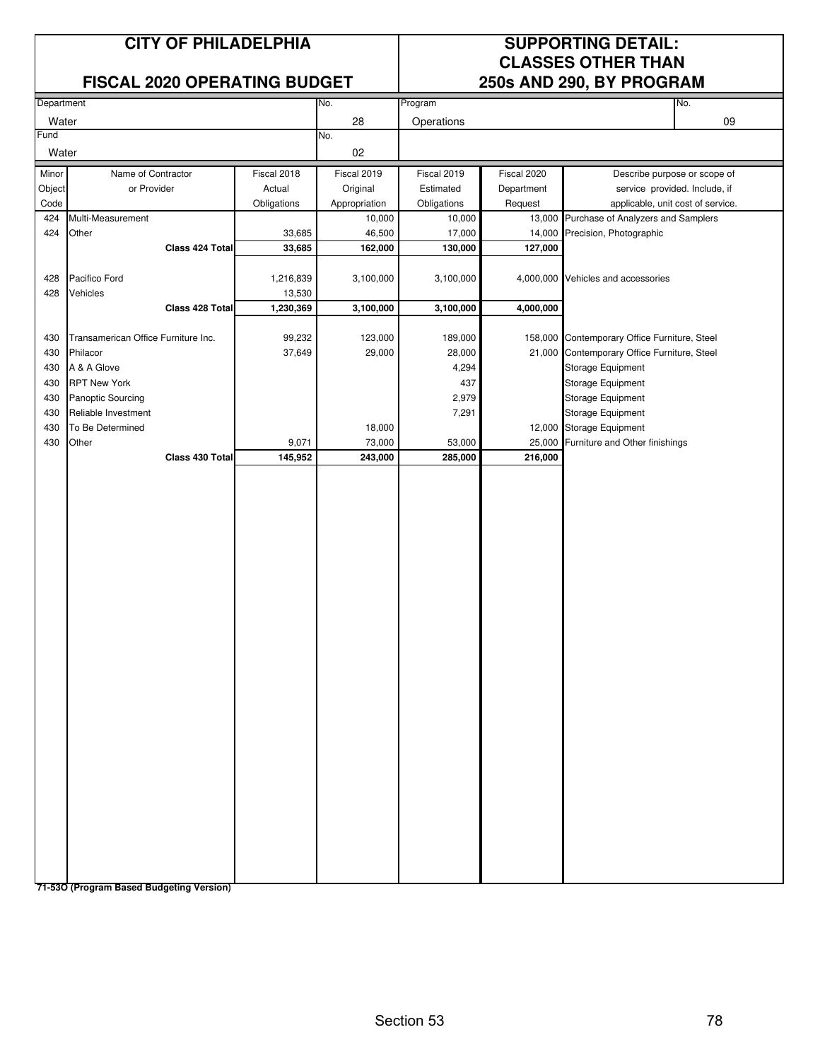# CITY OF PHILADELPHIA

## FISCAL 2020 OPERATING BUDGET

## SUPPORTING DETAIL: CLASSES OTHER THAN 250s AND 290, BY PROGRAM

| Department | No. | Program | No. |
|---|---|---|---|
| Water | 28 | Operations | 09 |
| **Fund** | **No.** | | |
| Water | 02 | | |

| Minor Object Code | Name of Contractor or Provider | Fiscal 2018 Actual Obligations | Fiscal 2019 Original Appropriation | Fiscal 2019 Estimated Obligations | Fiscal 2020 Department Request | Describe purpose or scope of service provided. Include, if applicable, unit cost of service. |
|---|---|---|---|---|---|---|
| 424 | Multi-Measurement | | 10,000 | 10,000 | 13,000 | Purchase of Analyzers and Samplers |
| 424 | Other | 33,685 | 46,500 | 17,000 | 14,000 | Precision, Photographic |
| | **Class 424 Total** | **33,685** | **162,000** | **130,000** | **127,000** | |
| | | | | | | |
| 428 | Pacifico Ford | 1,216,839 | 3,100,000 | 3,100,000 | 4,000,000 | Vehicles and accessories |
| 428 | Vehicles | 13,530 | | | | |
| | **Class 428 Total** | **1,230,369** | **3,100,000** | **3,100,000** | **4,000,000** | |
| | | | | | | |
| 430 | Transamerican Office Furniture Inc. | 99,232 | 123,000 | 189,000 | 158,000 | Contemporary Office Furniture, Steel |
| 430 | Philacor | 37,649 | 29,000 | 28,000 | 21,000 | Contemporary Office Furniture, Steel |
| 430 | A & A Glove | | | 4,294 | | Storage Equipment |
| 430 | RPT New York | | | 437 | | Storage Equipment |
| 430 | Panoptic Sourcing | | | 2,979 | | Storage Equipment |
| 430 | Reliable Investment | | | 7,291 | | Storage Equipment |
| 430 | To Be Determined | | 18,000 | | 12,000 | Storage Equipment |
| 430 | Other | 9,071 | 73,000 | 53,000 | 25,000 | Furniture and Other finishings |
| | **Class 430 Total** | **145,952** | **243,000** | **285,000** | **216,000** | |

**71-53O (Program Based Budgeting Version)**

Section 53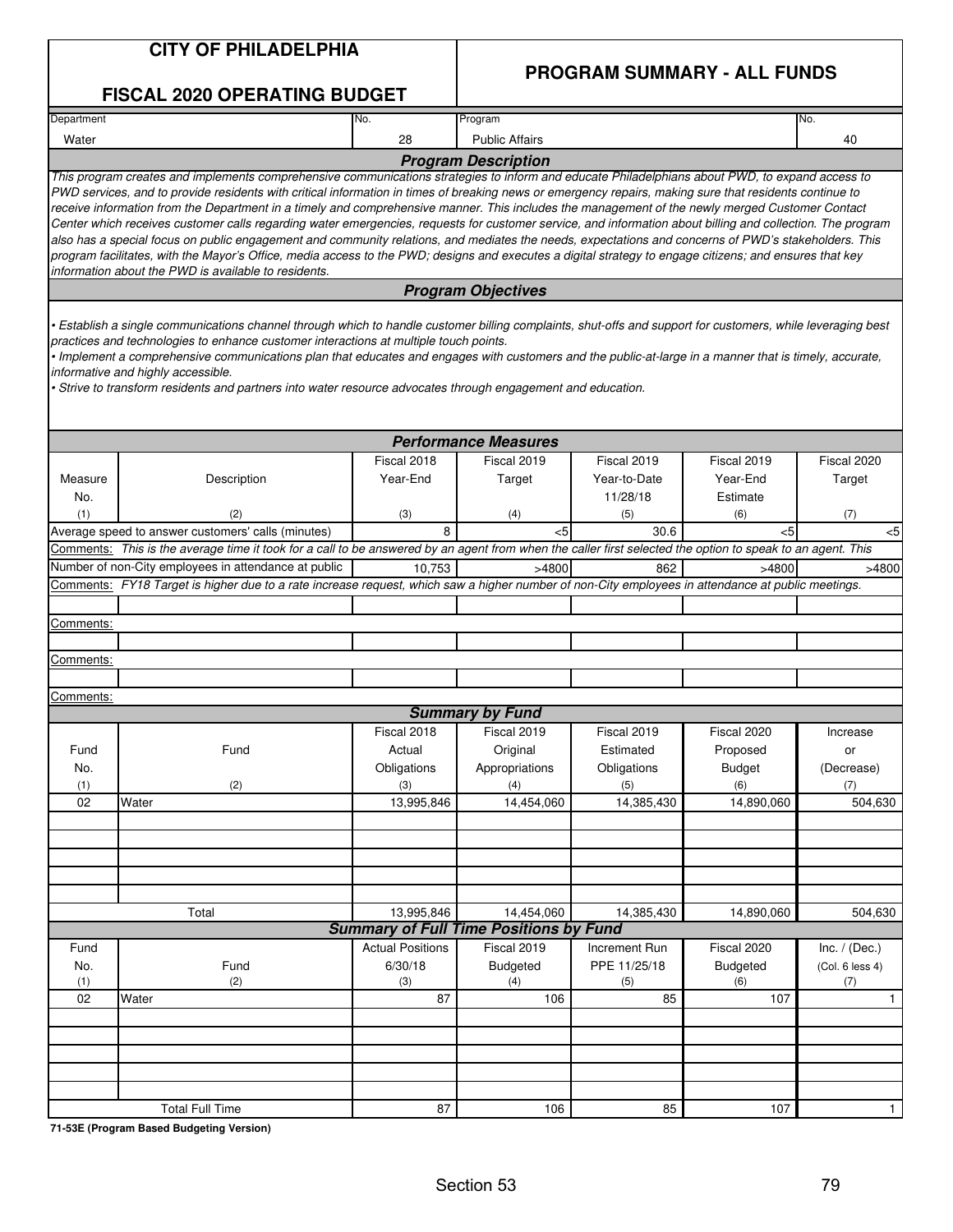# CITY OF PHILADELPHIA

## FISCAL 2020 OPERATING BUDGET

## PROGRAM SUMMARY - ALL FUNDS

| Department | No. | Program | No. |
|---|---|---|---|
| Water | 28 | Public Affairs | 40 |

### Program Description

*This program creates and implements comprehensive communications strategies to inform and educate Philadelphians about PWD, to expand access to PWD services, and to provide residents with critical information in times of breaking news or emergency repairs, making sure that residents continue to receive information from the Department in a timely and comprehensive manner. This includes the management of the newly merged Customer Contact Center which receives customer calls regarding water emergencies, requests for customer service, and information about billing and collection. The program also has a special focus on public engagement and community relations, and mediates the needs, expectations and concerns of PWD's stakeholders. This program facilitates, with the Mayor's Office, media access to the PWD; designs and executes a digital strategy to engage citizens; and ensures that key information about the PWD is available to residents.*

### Program Objectives

*• Establish a single communications channel through which to handle customer billing complaints, shut-offs and support for customers, while leveraging best practices and technologies to enhance customer interactions at multiple touch points.*
*• Implement a comprehensive communications plan that educates and engages with customers and the public-at-large in a manner that is timely, accurate, informative and highly accessible.*
*• Strive to transform residents and partners into water resource advocates through engagement and education.*

### Performance Measures

| Measure No. (1) | Description (2) | Fiscal 2018 Year-End (3) | Fiscal 2019 Target (4) | Fiscal 2019 Year-to-Date 11/28/18 (5) | Fiscal 2019 Year-End Estimate (6) | Fiscal 2020 Target (7) |
|---|---|---|---|---|---|---|
| | Average speed to answer customers' calls (minutes) | 8 | <5 | 30.6 | <5 | <5 |
| Comments: | *This is the average time it took for a call to be answered by an agent from when the caller first selected the option to speak to an agent. This* | | | | | |
| | Number of non-City employees in attendance at public | 10,753 | >4800 | 862 | >4800 | >4800 |
| Comments: | *FY18 Target is higher due to a rate increase request, which saw a higher number of non-City employees in attendance at public meetings.* | | | | | |
| | | | | | | |
| Comments: | | | | | | |
| | | | | | | |
| Comments: | | | | | | |
| | | | | | | |
| Comments: | | | | | | |

### Summary by Fund

| Fund No. (1) | Fund (2) | Fiscal 2018 Actual Obligations (3) | Fiscal 2019 Original Appropriations (4) | Fiscal 2019 Estimated Obligations (5) | Fiscal 2020 Proposed Budget (6) | Increase or (Decrease) (7) |
|---|---|---|---|---|---|---|
| 02 | Water | 13,995,846 | 14,454,060 | 14,385,430 | 14,890,060 | 504,630 |
| | Total | 13,995,846 | 14,454,060 | 14,385,430 | 14,890,060 | 504,630 |

### Summary of Full Time Positions by Fund

| Fund No. (1) | Fund (2) | Actual Positions 6/30/18 (3) | Fiscal 2019 Budgeted (4) | Increment Run PPE 11/25/18 (5) | Fiscal 2020 Budgeted (6) | Inc. / (Dec.) (Col. 6 less 4) (7) |
|---|---|---|---|---|---|---|
| 02 | Water | 87 | 106 | 85 | 107 | 1 |
| | Total Full Time | 87 | 106 | 85 | 107 | 1 |

**71-53E (Program Based Budgeting Version)**

Section 53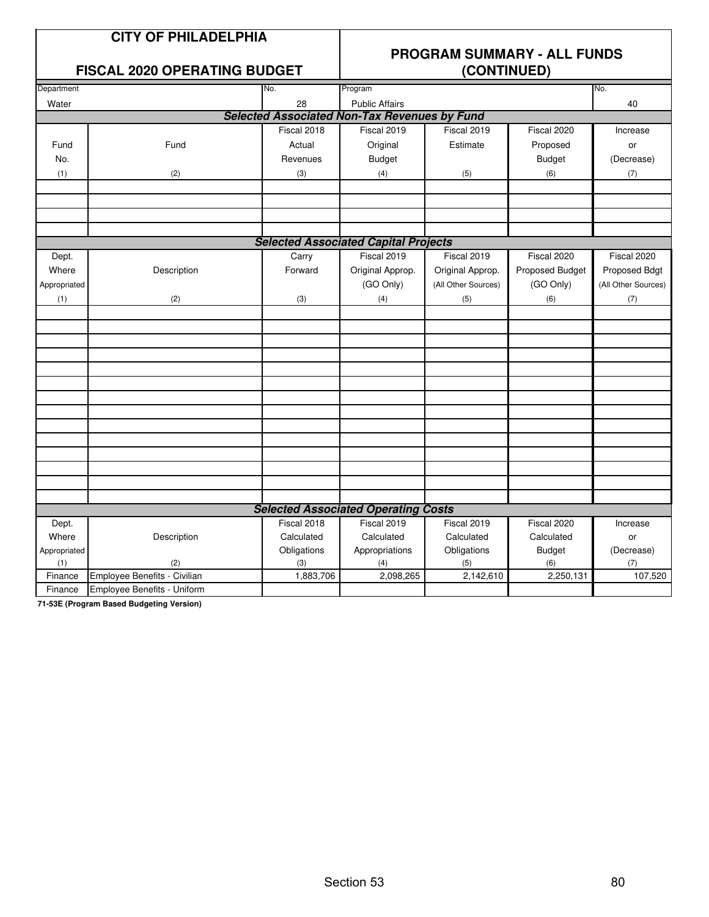# CITY OF PHILADELPHIA

## FISCAL 2020 OPERATING BUDGET

## PROGRAM SUMMARY - ALL FUNDS (CONTINUED)

| Department | No. | Program | No. |
|---|---|---|---|
| Water | 28 | Public Affairs | 40 |

### *Selected Associated Non-Tax Revenues by Fund*

| Fund No. | Fund | Fiscal 2018 Actual Revenues | Fiscal 2019 Original Budget | Fiscal 2019 Estimate | Fiscal 2020 Proposed Budget | Increase or (Decrease) |
|---|---|---|---|---|---|---|
| (1) | (2) | (3) | (4) | (5) | (6) | (7) |
| | | | | | | |
| | | | | | | |
| | | | | | | |
| | | | | | | |

### *Selected Associated Capital Projects*

| Dept. Where Appropriated | Description | Carry Forward | Fiscal 2019 Original Approp. (GO Only) | Fiscal 2019 Original Approp. (All Other Sources) | Fiscal 2020 Proposed Budget (GO Only) | Fiscal 2020 Proposed Bdgt (All Other Sources) |
|---|---|---|---|---|---|---|
| (1) | (2) | (3) | (4) | (5) | (6) | (7) |
| | | | | | | |
| | | | | | | |
| | | | | | | |
| | | | | | | |
| | | | | | | |
| | | | | | | |
| | | | | | | |
| | | | | | | |
| | | | | | | |
| | | | | | | |
| | | | | | | |
| | | | | | | |
| | | | | | | |
| | | | | | | |

### *Selected Associated Operating Costs*

| Dept. Where Appropriated | Description | Fiscal 2018 Calculated Obligations | Fiscal 2019 Calculated Appropriations | Fiscal 2019 Calculated Obligations | Fiscal 2020 Calculated Budget | Increase or (Decrease) |
|---|---|---|---|---|---|---|
| (1) | (2) | (3) | (4) | (5) | (6) | (7) |
| Finance | Employee Benefits - Civilian | 1,883,706 | 2,098,265 | 2,142,610 | 2,250,131 | 107,520 |
| Finance | Employee Benefits - Uniform | | | | | |

**71-53E (Program Based Budgeting Version)**

Section 53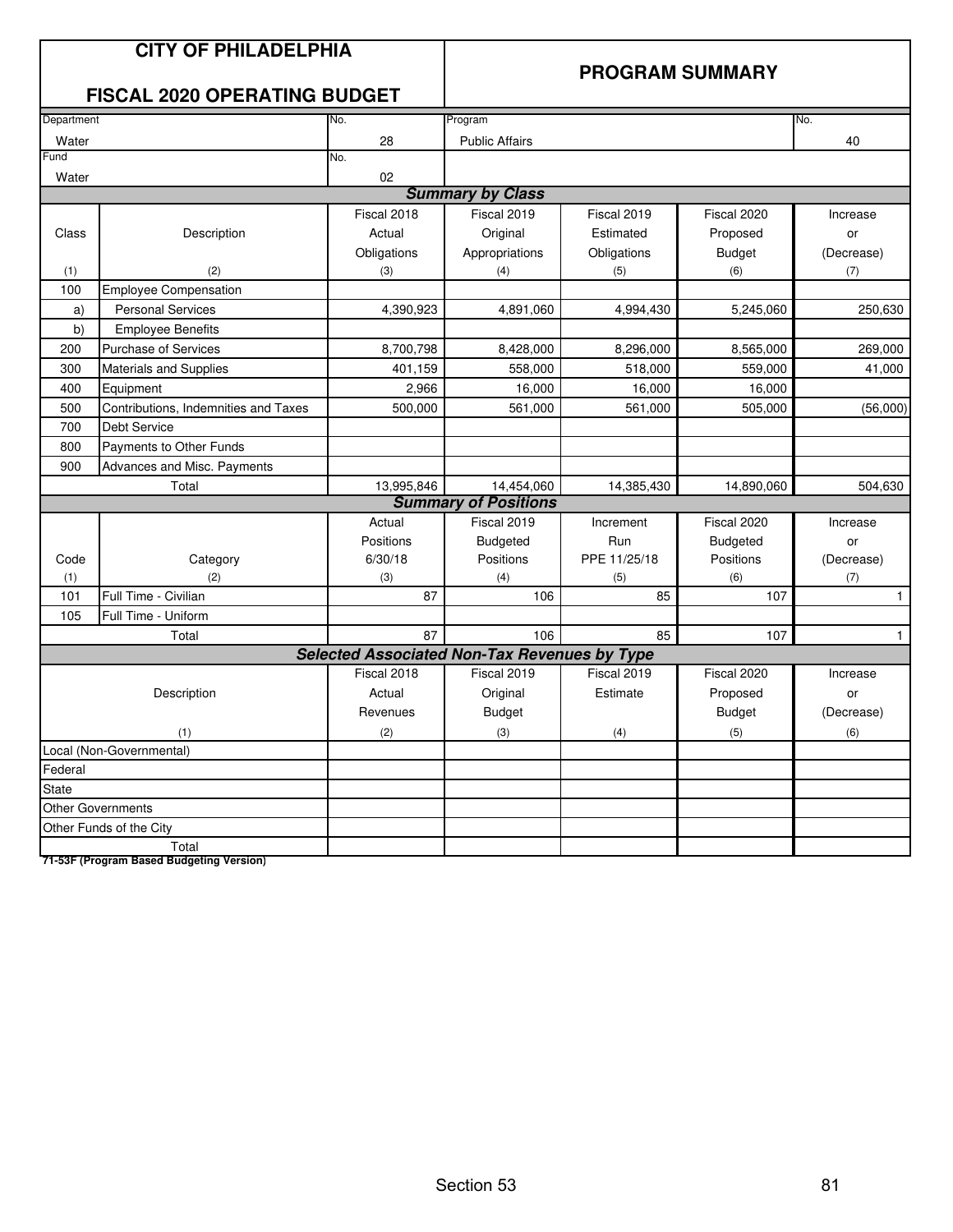# CITY OF PHILADELPHIA

## FISCAL 2020 OPERATING BUDGET

## PROGRAM SUMMARY

| Department | No. | Program | No. |
|---|---|---|---|
| Water | 28 | Public Affairs | 40 |
| **Fund** | **No.** | | |
| Water | 02 | | |

### Summary by Class

| Class (1) | Description (2) | Fiscal 2018 Actual Obligations (3) | Fiscal 2019 Original Appropriations (4) | Fiscal 2019 Estimated Obligations (5) | Fiscal 2020 Proposed Budget (6) | Increase or (Decrease) (7) |
|---|---|---|---|---|---|---|
| 100 | Employee Compensation | | | | | |
| a) | Personal Services | 4,390,923 | 4,891,060 | 4,994,430 | 5,245,060 | 250,630 |
| b) | Employee Benefits | | | | | |
| 200 | Purchase of Services | 8,700,798 | 8,428,000 | 8,296,000 | 8,565,000 | 269,000 |
| 300 | Materials and Supplies | 401,159 | 558,000 | 518,000 | 559,000 | 41,000 |
| 400 | Equipment | 2,966 | 16,000 | 16,000 | 16,000 | |
| 500 | Contributions, Indemnities and Taxes | 500,000 | 561,000 | 561,000 | 505,000 | (56,000) |
| 700 | Debt Service | | | | | |
| 800 | Payments to Other Funds | | | | | |
| 900 | Advances and Misc. Payments | | | | | |
| | Total | 13,995,846 | 14,454,060 | 14,385,430 | 14,890,060 | 504,630 |

### Summary of Positions

| Code (1) | Category (2) | Actual Positions 6/30/18 (3) | Fiscal 2019 Budgeted Positions (4) | Increment Run PPE 11/25/18 (5) | Fiscal 2020 Budgeted Positions (6) | Increase or (Decrease) (7) |
|---|---|---|---|---|---|---|
| 101 | Full Time - Civilian | 87 | 106 | 85 | 107 | 1 |
| 105 | Full Time - Uniform | | | | | |
| | Total | 87 | 106 | 85 | 107 | 1 |

### Selected Associated Non-Tax Revenues by Type

| Description (1) | Fiscal 2018 Actual Revenues (2) | Fiscal 2019 Original Budget (3) | Fiscal 2019 Estimate (4) | Fiscal 2020 Proposed Budget (5) | Increase or (Decrease) (6) |
|---|---|---|---|---|---|
| Local (Non-Governmental) | | | | | |
| Federal | | | | | |
| State | | | | | |
| Other Governments | | | | | |
| Other Funds of the City | | | | | |
| Total | | | | | |

**71-53F (Program Based Budgeting Version)**

Section 53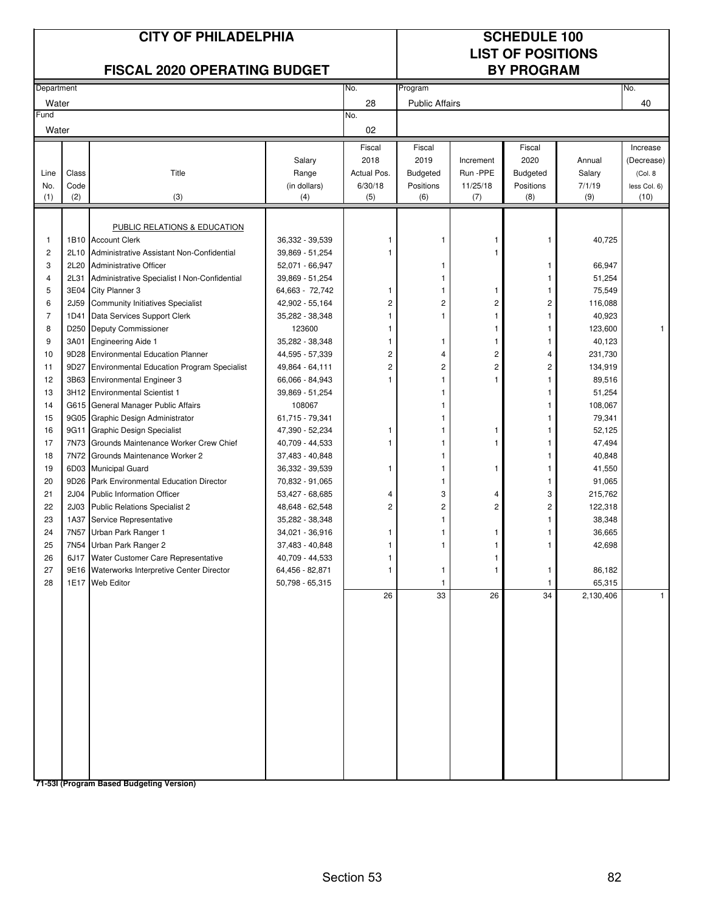# CITY OF PHILADELPHIA

## FISCAL 2020 OPERATING BUDGET

# SCHEDULE 100
## LIST OF POSITIONS BY PROGRAM

| Department | No. | Program | No. |
|---|---|---|---|
| Water | 28 | Public Affairs | 40 |
| **Fund** | **No.** | | |
| Water | 02 | | |

| Line No. (1) | Class Code (2) | Title (3) | Salary Range (in dollars) (4) | Fiscal 2018 Actual Pos. 6/30/18 (5) | Fiscal 2019 Budgeted Positions (6) | Increment Run -PPE 11/25/18 (7) | Fiscal 2020 Budgeted Positions (8) | Annual Salary 7/1/19 (9) | Increase (Decrease) (Col. 8 less Col. 6) (10) |
|---|---|---|---|---|---|---|---|---|---|
| | | PUBLIC RELATIONS & EDUCATION | | | | | | | |
| 1 | 1B10 | Account Clerk | 36,332 - 39,539 | 1 | 1 | 1 | 1 | 40,725 | |
| 2 | 2L10 | Administrative Assistant Non-Confidential | 39,869 - 51,254 | 1 | | 1 | | | |
| 3 | 2L20 | Administrative Officer | 52,071 - 66,947 | | 1 | | 1 | 66,947 | |
| 4 | 2L31 | Administrative Specialist I Non-Confidential | 39,869 - 51,254 | | 1 | | 1 | 51,254 | |
| 5 | 3E04 | City Planner 3 | 64,663 - 72,742 | 1 | 1 | 1 | 1 | 75,549 | |
| 6 | 2J59 | Community Initiatives Specialist | 42,902 - 55,164 | 2 | 2 | 2 | 2 | 116,088 | |
| 7 | 1D41 | Data Services Support Clerk | 35,282 - 38,348 | 1 | 1 | 1 | 1 | 40,923 | |
| 8 | D250 | Deputy Commissioner | 123600 | 1 | | 1 | 1 | 123,600 | 1 |
| 9 | 3A01 | Engineering Aide 1 | 35,282 - 38,348 | 1 | 1 | 1 | 1 | 40,123 | |
| 10 | 9D28 | Environmental Education Planner | 44,595 - 57,339 | 2 | 4 | 2 | 4 | 231,730 | |
| 11 | 9D27 | Environmental Education Program Specialist | 49,864 - 64,111 | 2 | 2 | 2 | 2 | 134,919 | |
| 12 | 3B63 | Environmental Engineer 3 | 66,066 - 84,943 | 1 | 1 | 1 | 1 | 89,516 | |
| 13 | 3H12 | Environmental Scientist 1 | 39,869 - 51,254 | | 1 | | 1 | 51,254 | |
| 14 | G615 | General Manager Public Affairs | 108067 | | 1 | | 1 | 108,067 | |
| 15 | 9G05 | Graphic Design Administrator | 61,715 - 79,341 | | 1 | | 1 | 79,341 | |
| 16 | 9G11 | Graphic Design Specialist | 47,390 - 52,234 | 1 | 1 | 1 | 1 | 52,125 | |
| 17 | 7N73 | Grounds Maintenance Worker Crew Chief | 40,709 - 44,533 | 1 | 1 | 1 | 1 | 47,494 | |
| 18 | 7N72 | Grounds Maintenance Worker 2 | 37,483 - 40,848 | | 1 | | 1 | 40,848 | |
| 19 | 6D03 | Municipal Guard | 36,332 - 39,539 | 1 | 1 | 1 | 1 | 41,550 | |
| 20 | 9D26 | Park Environmental Education Director | 70,832 - 91,065 | | 1 | | 1 | 91,065 | |
| 21 | 2J04 | Public Information Officer | 53,427 - 68,685 | 4 | 3 | 4 | 3 | 215,762 | |
| 22 | 2J03 | Public Relations Specialist 2 | 48,648 - 62,548 | 2 | 2 | 2 | 2 | 122,318 | |
| 23 | 1A37 | Service Representative | 35,282 - 38,348 | | 1 | | 1 | 38,348 | |
| 24 | 7N57 | Urban Park Ranger 1 | 34,021 - 36,916 | 1 | 1 | 1 | 1 | 36,665 | |
| 25 | 7N54 | Urban Park Ranger 2 | 37,483 - 40,848 | 1 | 1 | 1 | 1 | 42,698 | |
| 26 | 6J17 | Water Customer Care Representative | 40,709 - 44,533 | 1 | | 1 | | | |
| 27 | 9E16 | Waterworks Interpretive Center Director | 64,456 - 82,871 | 1 | 1 | 1 | 1 | 86,182 | |
| 28 | 1E17 | Web Editor | 50,798 - 65,315 | | 1 | | 1 | 65,315 | |
| | | | | 26 | 33 | 26 | 34 | 2,130,406 | 1 |

**71-53I (Program Based Budgeting Version)**

Section 53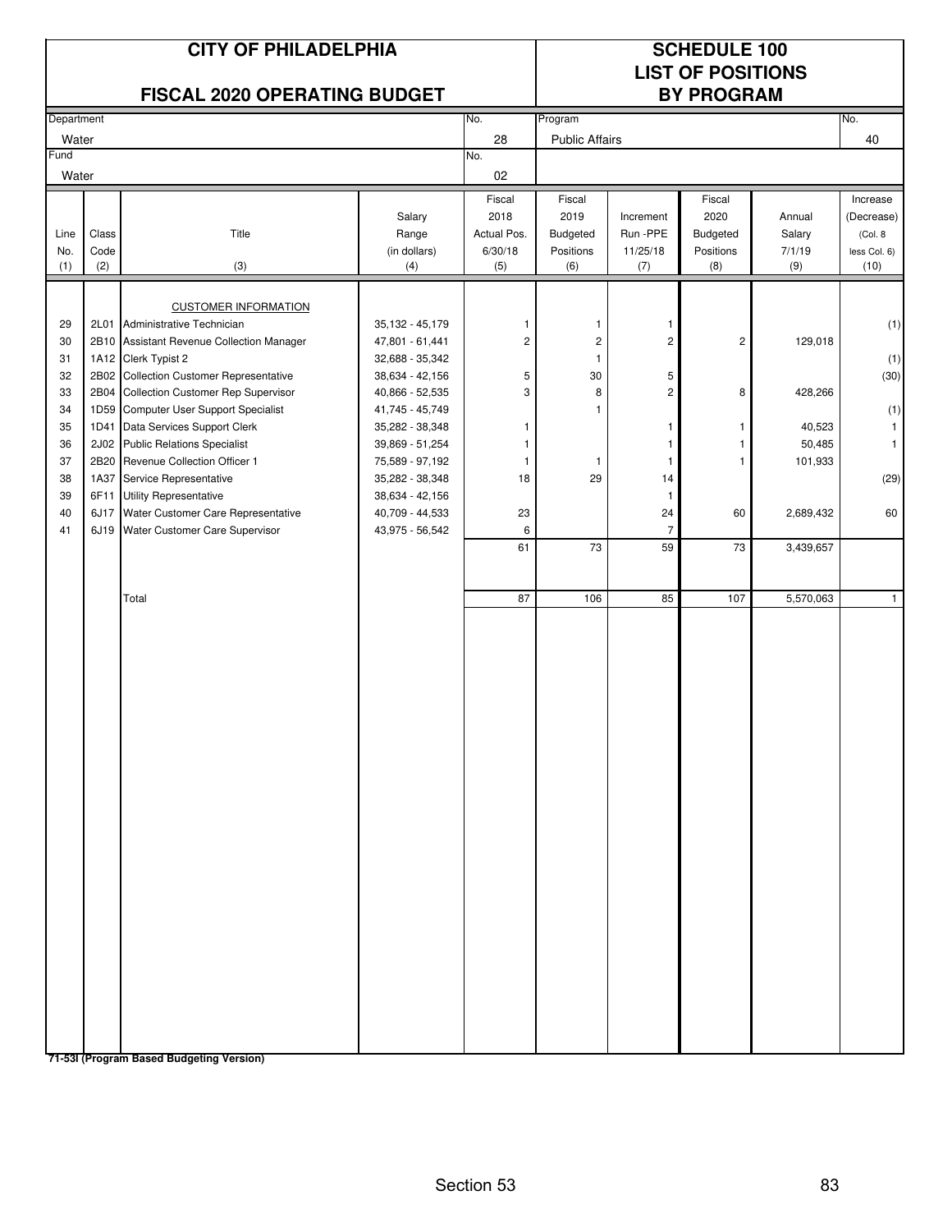# CITY OF PHILADELPHIA

## FISCAL 2020 OPERATING BUDGET

## SCHEDULE 100 LIST OF POSITIONS BY PROGRAM

| Department | No. | Program | No. |
|---|---|---|---|
| Water | 28 | Public Affairs | 40 |
| **Fund** | **No.** | | |
| Water | 02 | | |

| Line No. (1) | Class Code (2) | Title (3) | Salary Range (in dollars) (4) | Fiscal 2018 Actual Pos. 6/30/18 (5) | Fiscal 2019 Budgeted Positions (6) | Increment Run -PPE 11/25/18 (7) | Fiscal 2020 Budgeted Positions (8) | Annual Salary 7/1/19 (9) | Increase (Decrease) (Col. 8 less Col. 6) (10) |
|---|---|---|---|---|---|---|---|---|---|
| | | CUSTOMER INFORMATION | | | | | | | |
| 29 | 2L01 | Administrative Technician | 35,132 - 45,179 | 1 | 1 | 1 | | | (1) |
| 30 | 2B10 | Assistant Revenue Collection Manager | 47,801 - 61,441 | 2 | 2 | 2 | 2 | 129,018 | |
| 31 | 1A12 | Clerk Typist 2 | 32,688 - 35,342 | | 1 | | | | (1) |
| 32 | 2B02 | Collection Customer Representative | 38,634 - 42,156 | 5 | 30 | 5 | | | (30) |
| 33 | 2B04 | Collection Customer Rep Supervisor | 40,866 - 52,535 | 3 | 8 | 2 | 8 | 428,266 | |
| 34 | 1D59 | Computer User Support Specialist | 41,745 - 45,749 | | 1 | | | | (1) |
| 35 | 1D41 | Data Services Support Clerk | 35,282 - 38,348 | 1 | | 1 | 1 | 40,523 | 1 |
| 36 | 2J02 | Public Relations Specialist | 39,869 - 51,254 | 1 | | 1 | 1 | 50,485 | 1 |
| 37 | 2B20 | Revenue Collection Officer 1 | 75,589 - 97,192 | 1 | 1 | 1 | 1 | 101,933 | |
| 38 | 1A37 | Service Representative | 35,282 - 38,348 | 18 | 29 | 14 | | | (29) |
| 39 | 6F11 | Utility Representative | 38,634 - 42,156 | | | 1 | | | |
| 40 | 6J17 | Water Customer Care Representative | 40,709 - 44,533 | 23 | | 24 | 60 | 2,689,432 | 60 |
| 41 | 6J19 | Water Customer Care Supervisor | 43,975 - 56,542 | 6 | | 7 | | | |
| | | | | 61 | 73 | 59 | 73 | 3,439,657 | |
| | | Total | | 87 | 106 | 85 | 107 | 5,570,063 | 1 |

**71-53I (Program Based Budgeting Version)**

Section 53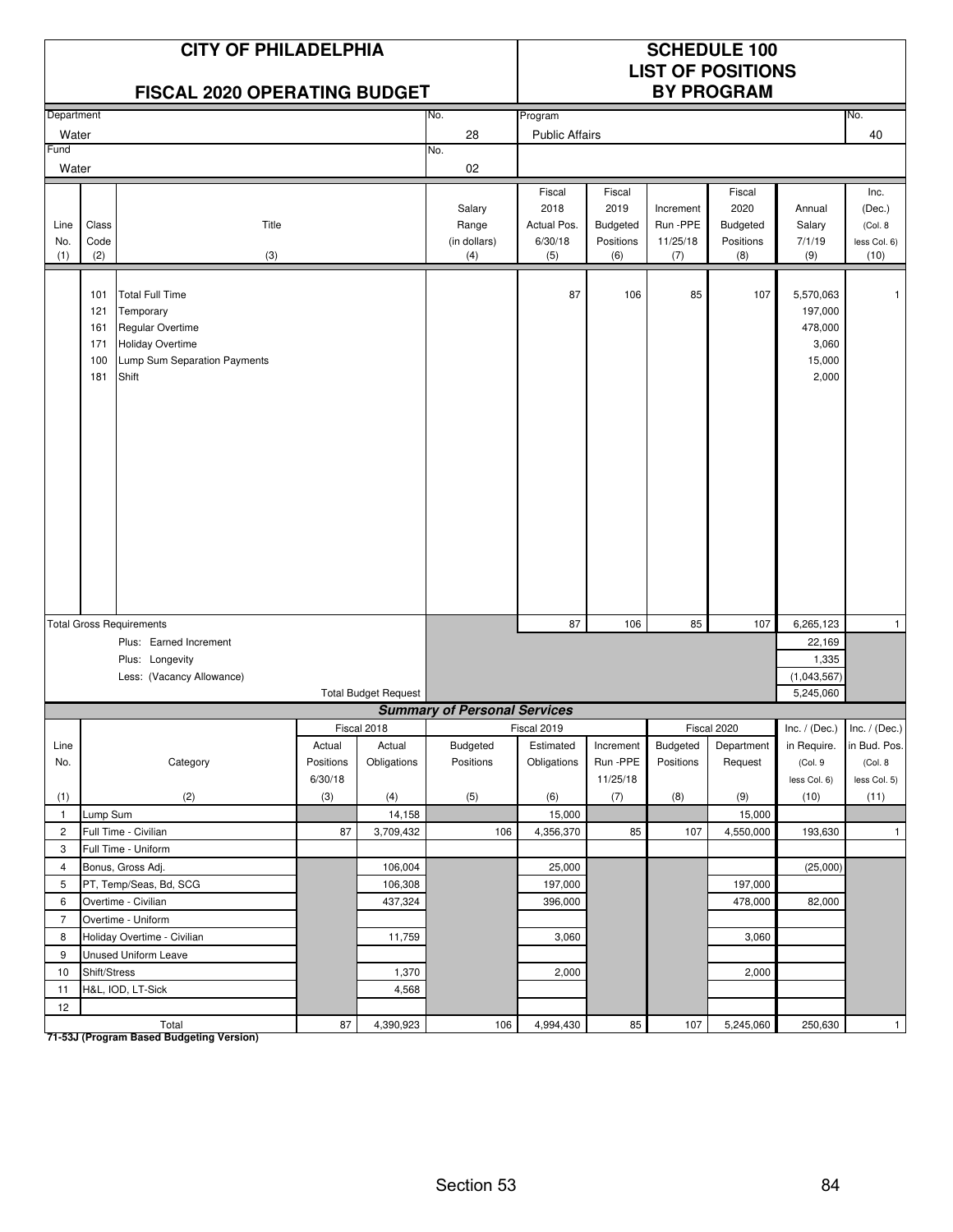# CITY OF PHILADELPHIA

## FISCAL 2020 OPERATING BUDGET

# SCHEDULE 100
## LIST OF POSITIONS
## BY PROGRAM

| Department | No. | Program | No. |
|---|---|---|---|
| Water | 28 | Public Affairs | 40 |
| **Fund** | **No.** | | |
| Water | 02 | | |

| Line No. (1) | Class Code (2) | Title (3) | Salary Range (in dollars) (4) | Fiscal 2018 Actual Pos. 6/30/18 (5) | Fiscal 2019 Budgeted Positions (6) | Increment Run -PPE 11/25/18 (7) | Fiscal 2020 Budgeted Positions (8) | Annual Salary 7/1/19 (9) | Inc. (Dec.) (Col. 8 less Col. 6) (10) |
|---|---|---|---|---|---|---|---|---|---|
| | 101 | Total Full Time | | 87 | 106 | 85 | 107 | 5,570,063 | 1 |
| | 121 | Temporary | | | | | | 197,000 | |
| | 161 | Regular Overtime | | | | | | 478,000 | |
| | 171 | Holiday Overtime | | | | | | 3,060 | |
| | 100 | Lump Sum Separation Payments | | | | | | 15,000 | |
| | 181 | Shift | | | | | | 2,000 | |
| Total Gross Requirements | | | | 87 | 106 | 85 | 107 | 6,265,123 | 1 |
| | | Plus: Earned Increment | | | | | | 22,169 | |
| | | Plus: Longevity | | | | | | 1,335 | |
| | | Less: (Vacancy Allowance) | | | | | | (1,043,567) | |
| | | Total Budget Request | | | | | | 5,245,060 | |

### Summary of Personal Services

| Line No. (1) | Category (2) | Fiscal 2018 Actual Positions 6/30/18 (3) | Fiscal 2018 Actual Obligations (4) | Fiscal 2019 Budgeted Positions (5) | Fiscal 2019 Estimated Obligations (6) | Increment Run -PPE 11/25/18 (7) | Fiscal 2020 Budgeted Positions (8) | Fiscal 2020 Department Request (9) | Inc. / (Dec.) in Require. (Col. 9 less Col. 6) (10) | Inc. / (Dec.) in Bud. Pos. (Col. 8 less Col. 5) (11) |
|---|---|---|---|---|---|---|---|---|---|---|
| 1 | Lump Sum | | 14,158 | | 15,000 | | | 15,000 | | |
| 2 | Full Time - Civilian | 87 | 3,709,432 | 106 | 4,356,370 | 85 | 107 | 4,550,000 | 193,630 | 1 |
| 3 | Full Time - Uniform | | | | | | | | | |
| 4 | Bonus, Gross Adj. | | 106,004 | | 25,000 | | | | (25,000) | |
| 5 | PT, Temp/Seas, Bd, SCG | | 106,308 | | 197,000 | | | 197,000 | | |
| 6 | Overtime - Civilian | | 437,324 | | 396,000 | | | 478,000 | 82,000 | |
| 7 | Overtime - Uniform | | | | | | | | | |
| 8 | Holiday Overtime - Civilian | | 11,759 | | 3,060 | | | 3,060 | | |
| 9 | Unused Uniform Leave | | | | | | | | | |
| 10 | Shift/Stress | | 1,370 | | 2,000 | | | 2,000 | | |
| 11 | H&L, IOD, LT-Sick | | 4,568 | | | | | | | |
| 12 | | | | | | | | | | |
| | Total | 87 | 4,390,923 | 106 | 4,994,430 | 85 | 107 | 5,245,060 | 250,630 | 1 |

**71-53J (Program Based Budgeting Version)**

Section 53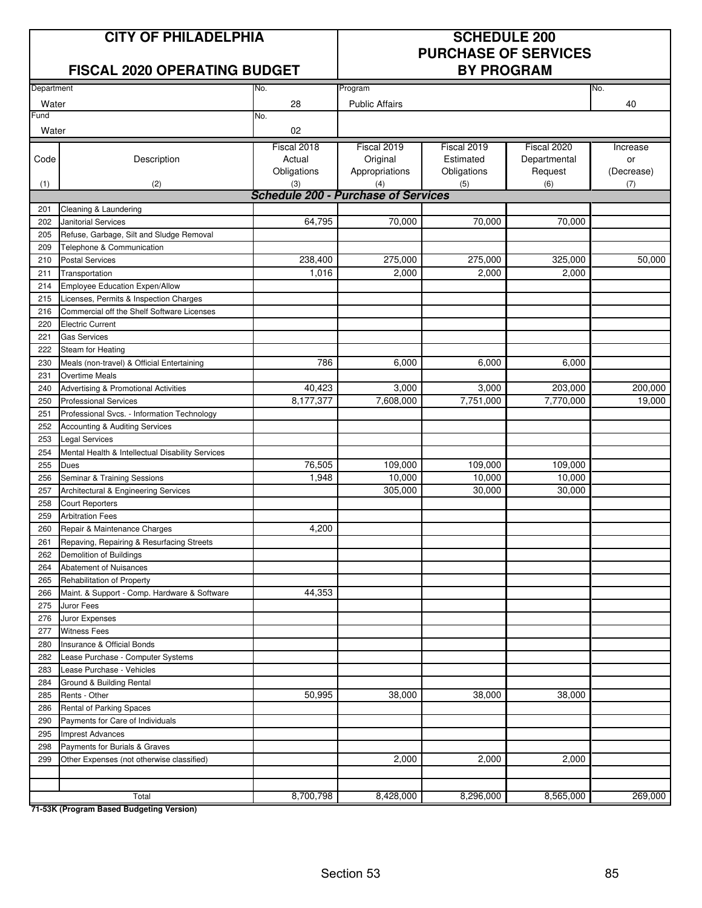| CITY OF PHILADELPHIA | | SCHEDULE 200 | | | | |
|---|---|---|---|---|---|---|
| FISCAL 2020 OPERATING BUDGET | | PURCHASE OF SERVICES BY PROGRAM | | | | |
| Department: Water | No. 28 | Program: Public Affairs | | | | No. 40 |
| Fund: Water | No. 02 | | | | | |

| Code (1) | Description (2) | Fiscal 2018 Actual Obligations (3) | Fiscal 2019 Original Appropriations (4) | Fiscal 2019 Estimated Obligations (5) | Fiscal 2020 Departmental Request (6) | Increase or (Decrease) (7) |
|---|---|---|---|---|---|---|
| | ***Schedule 200 - Purchase of Services*** | | | | | |
| 201 | Cleaning & Laundering | | | | | |
| 202 | Janitorial Services | 64,795 | 70,000 | 70,000 | 70,000 | |
| 205 | Refuse, Garbage, Silt and Sludge Removal | | | | | |
| 209 | Telephone & Communication | | | | | |
| 210 | Postal Services | 238,400 | 275,000 | 275,000 | 325,000 | 50,000 |
| 211 | Transportation | 1,016 | 2,000 | 2,000 | 2,000 | |
| 214 | Employee Education Expen/Allow | | | | | |
| 215 | Licenses, Permits & Inspection Charges | | | | | |
| 216 | Commercial off the Shelf Software Licenses | | | | | |
| 220 | Electric Current | | | | | |
| 221 | Gas Services | | | | | |
| 222 | Steam for Heating | | | | | |
| 230 | Meals (non-travel) & Official Entertaining | 786 | 6,000 | 6,000 | 6,000 | |
| 231 | Overtime Meals | | | | | |
| 240 | Advertising & Promotional Activities | 40,423 | 3,000 | 3,000 | 203,000 | 200,000 |
| 250 | Professional Services | 8,177,377 | 7,608,000 | 7,751,000 | 7,770,000 | 19,000 |
| 251 | Professional Svcs. - Information Technology | | | | | |
| 252 | Accounting & Auditing Services | | | | | |
| 253 | Legal Services | | | | | |
| 254 | Mental Health & Intellectual Disability Services | | | | | |
| 255 | Dues | 76,505 | 109,000 | 109,000 | 109,000 | |
| 256 | Seminar & Training Sessions | 1,948 | 10,000 | 10,000 | 10,000 | |
| 257 | Architectural & Engineering Services | | 305,000 | 30,000 | 30,000 | |
| 258 | Court Reporters | | | | | |
| 259 | Arbitration Fees | | | | | |
| 260 | Repair & Maintenance Charges | 4,200 | | | | |
| 261 | Repaving, Repairing & Resurfacing Streets | | | | | |
| 262 | Demolition of Buildings | | | | | |
| 264 | Abatement of Nuisances | | | | | |
| 265 | Rehabilitation of Property | | | | | |
| 266 | Maint. & Support - Comp. Hardware & Software | 44,353 | | | | |
| 275 | Juror Fees | | | | | |
| 276 | Juror Expenses | | | | | |
| 277 | Witness Fees | | | | | |
| 280 | Insurance & Official Bonds | | | | | |
| 282 | Lease Purchase - Computer Systems | | | | | |
| 283 | Lease Purchase - Vehicles | | | | | |
| 284 | Ground & Building Rental | | | | | |
| 285 | Rents - Other | 50,995 | 38,000 | 38,000 | 38,000 | |
| 286 | Rental of Parking Spaces | | | | | |
| 290 | Payments for Care of Individuals | | | | | |
| 295 | Imprest Advances | | | | | |
| 298 | Payments for Burials & Graves | | | | | |
| 299 | Other Expenses (not otherwise classified) | | 2,000 | 2,000 | 2,000 | |
| | | | | | | |
| | | | | | | |
| | Total | 8,700,798 | 8,428,000 | 8,296,000 | 8,565,000 | 269,000 |

**71-53K (Program Based Budgeting Version)**

Section 53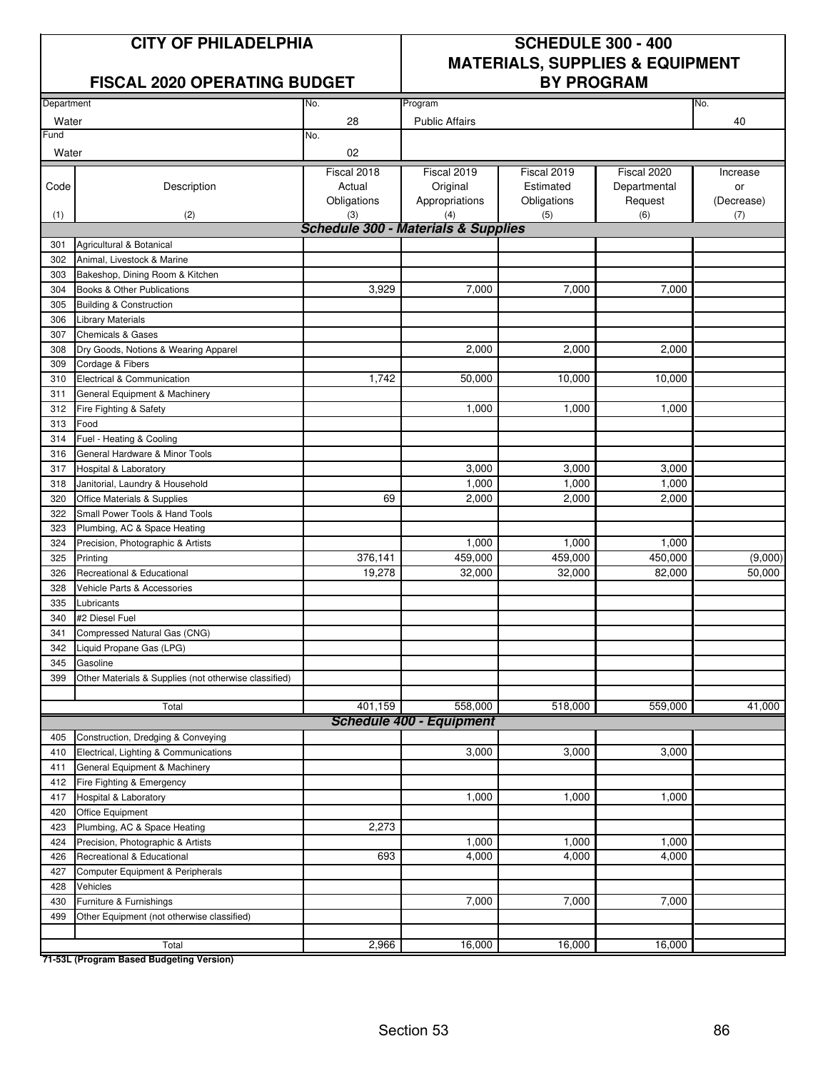# CITY OF PHILADELPHIA

## FISCAL 2020 OPERATING BUDGET

## SCHEDULE 300 - 400 MATERIALS, SUPPLIES & EQUIPMENT BY PROGRAM

| Department | No. | Program | No. |
|---|---|---|---|
| Water | 28 | Public Affairs | 40 |
| **Fund** | **No.** | | |
| Water | 02 | | |

| Code (1) | Description (2) | Fiscal 2018 Actual Obligations (3) | Fiscal 2019 Original Appropriations (4) | Fiscal 2019 Estimated Obligations (5) | Fiscal 2020 Departmental Request (6) | Increase or (Decrease) (7) |
|---|---|---|---|---|---|---|
| | ***Schedule 300 - Materials & Supplies*** | | | | | |
| 301 | Agricultural & Botanical | | | | | |
| 302 | Animal, Livestock & Marine | | | | | |
| 303 | Bakeshop, Dining Room & Kitchen | | | | | |
| 304 | Books & Other Publications | 3,929 | 7,000 | 7,000 | 7,000 | |
| 305 | Building & Construction | | | | | |
| 306 | Library Materials | | | | | |
| 307 | Chemicals & Gases | | | | | |
| 308 | Dry Goods, Notions & Wearing Apparel | | 2,000 | 2,000 | 2,000 | |
| 309 | Cordage & Fibers | | | | | |
| 310 | Electrical & Communication | 1,742 | 50,000 | 10,000 | 10,000 | |
| 311 | General Equipment & Machinery | | | | | |
| 312 | Fire Fighting & Safety | | 1,000 | 1,000 | 1,000 | |
| 313 | Food | | | | | |
| 314 | Fuel - Heating & Cooling | | | | | |
| 316 | General Hardware & Minor Tools | | | | | |
| 317 | Hospital & Laboratory | | 3,000 | 3,000 | 3,000 | |
| 318 | Janitorial, Laundry & Household | | 1,000 | 1,000 | 1,000 | |
| 320 | Office Materials & Supplies | 69 | 2,000 | 2,000 | 2,000 | |
| 322 | Small Power Tools & Hand Tools | | | | | |
| 323 | Plumbing, AC & Space Heating | | | | | |
| 324 | Precision, Photographic & Artists | | 1,000 | 1,000 | 1,000 | |
| 325 | Printing | 376,141 | 459,000 | 459,000 | 450,000 | (9,000) |
| 326 | Recreational & Educational | 19,278 | 32,000 | 32,000 | 82,000 | 50,000 |
| 328 | Vehicle Parts & Accessories | | | | | |
| 335 | Lubricants | | | | | |
| 340 | #2 Diesel Fuel | | | | | |
| 341 | Compressed Natural Gas (CNG) | | | | | |
| 342 | Liquid Propane Gas (LPG) | | | | | |
| 345 | Gasoline | | | | | |
| 399 | Other Materials & Supplies (not otherwise classified) | | | | | |
| | | | | | | |
| | Total | 401,159 | 558,000 | 518,000 | 559,000 | 41,000 |
| | ***Schedule 400 - Equipment*** | | | | | |
| 405 | Construction, Dredging & Conveying | | | | | |
| 410 | Electrical, Lighting & Communications | | 3,000 | 3,000 | 3,000 | |
| 411 | General Equipment & Machinery | | | | | |
| 412 | Fire Fighting & Emergency | | | | | |
| 417 | Hospital & Laboratory | | 1,000 | 1,000 | 1,000 | |
| 420 | Office Equipment | | | | | |
| 423 | Plumbing, AC & Space Heating | 2,273 | | | | |
| 424 | Precision, Photographic & Artists | | 1,000 | 1,000 | 1,000 | |
| 426 | Recreational & Educational | 693 | 4,000 | 4,000 | 4,000 | |
| 427 | Computer Equipment & Peripherals | | | | | |
| 428 | Vehicles | | | | | |
| 430 | Furniture & Furnishings | | 7,000 | 7,000 | 7,000 | |
| 499 | Other Equipment (not otherwise classified) | | | | | |
| | | | | | | |
| | Total | 2,966 | 16,000 | 16,000 | 16,000 | |

**71-53L (Program Based Budgeting Version)**

Section 53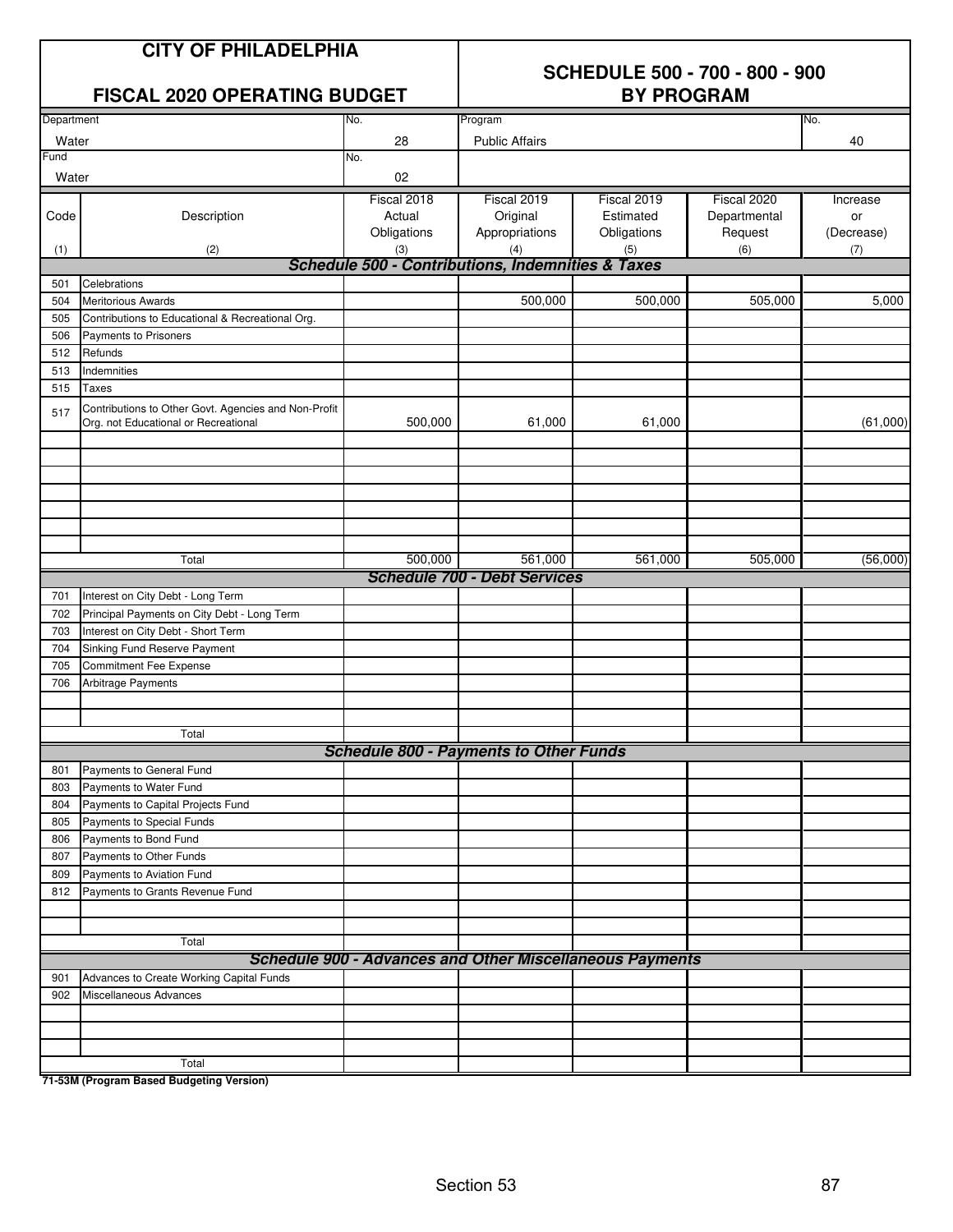# CITY OF PHILADELPHIA

## FISCAL 2020 OPERATING BUDGET

## SCHEDULE 500 - 700 - 800 - 900 BY PROGRAM

| Department | No. | Program | No. |
|---|---|---|---|
| Water | 28 | Public Affairs | 40 |
| **Fund** | **No.** | | |
| Water | 02 | | |

| Code | Description | Fiscal 2018 Actual Obligations | Fiscal 2019 Original Appropriations | Fiscal 2019 Estimated Obligations | Fiscal 2020 Departmental Request | Increase or (Decrease) |
|---|---|---|---|---|---|---|
| (1) | (2) | (3) | (4) | (5) | (6) | (7) |
| | ***Schedule 500 - Contributions, Indemnities & Taxes*** | | | | | |
| 501 | Celebrations | | | | | |
| 504 | Meritorious Awards | | 500,000 | 500,000 | 505,000 | 5,000 |
| 505 | Contributions to Educational & Recreational Org. | | | | | |
| 506 | Payments to Prisoners | | | | | |
| 512 | Refunds | | | | | |
| 513 | Indemnities | | | | | |
| 515 | Taxes | | | | | |
| 517 | Contributions to Other Govt. Agencies and Non-Profit Org. not Educational or Recreational | 500,000 | 61,000 | 61,000 | | (61,000) |
| | Total | 500,000 | 561,000 | 561,000 | 505,000 | (56,000) |
| | ***Schedule 700 - Debt Services*** | | | | | |
| 701 | Interest on City Debt - Long Term | | | | | |
| 702 | Principal Payments on City Debt - Long Term | | | | | |
| 703 | Interest on City Debt - Short Term | | | | | |
| 704 | Sinking Fund Reserve Payment | | | | | |
| 705 | Commitment Fee Expense | | | | | |
| 706 | Arbitrage Payments | | | | | |
| | Total | | | | | |
| | ***Schedule 800 - Payments to Other Funds*** | | | | | |
| 801 | Payments to General Fund | | | | | |
| 803 | Payments to Water Fund | | | | | |
| 804 | Payments to Capital Projects Fund | | | | | |
| 805 | Payments to Special Funds | | | | | |
| 806 | Payments to Bond Fund | | | | | |
| 807 | Payments to Other Funds | | | | | |
| 809 | Payments to Aviation Fund | | | | | |
| 812 | Payments to Grants Revenue Fund | | | | | |
| | Total | | | | | |
| | ***Schedule 900 - Advances and Other Miscellaneous Payments*** | | | | | |
| 901 | Advances to Create Working Capital Funds | | | | | |
| 902 | Miscellaneous Advances | | | | | |
| | Total | | | | | |

**71-53M (Program Based Budgeting Version)**

Section 53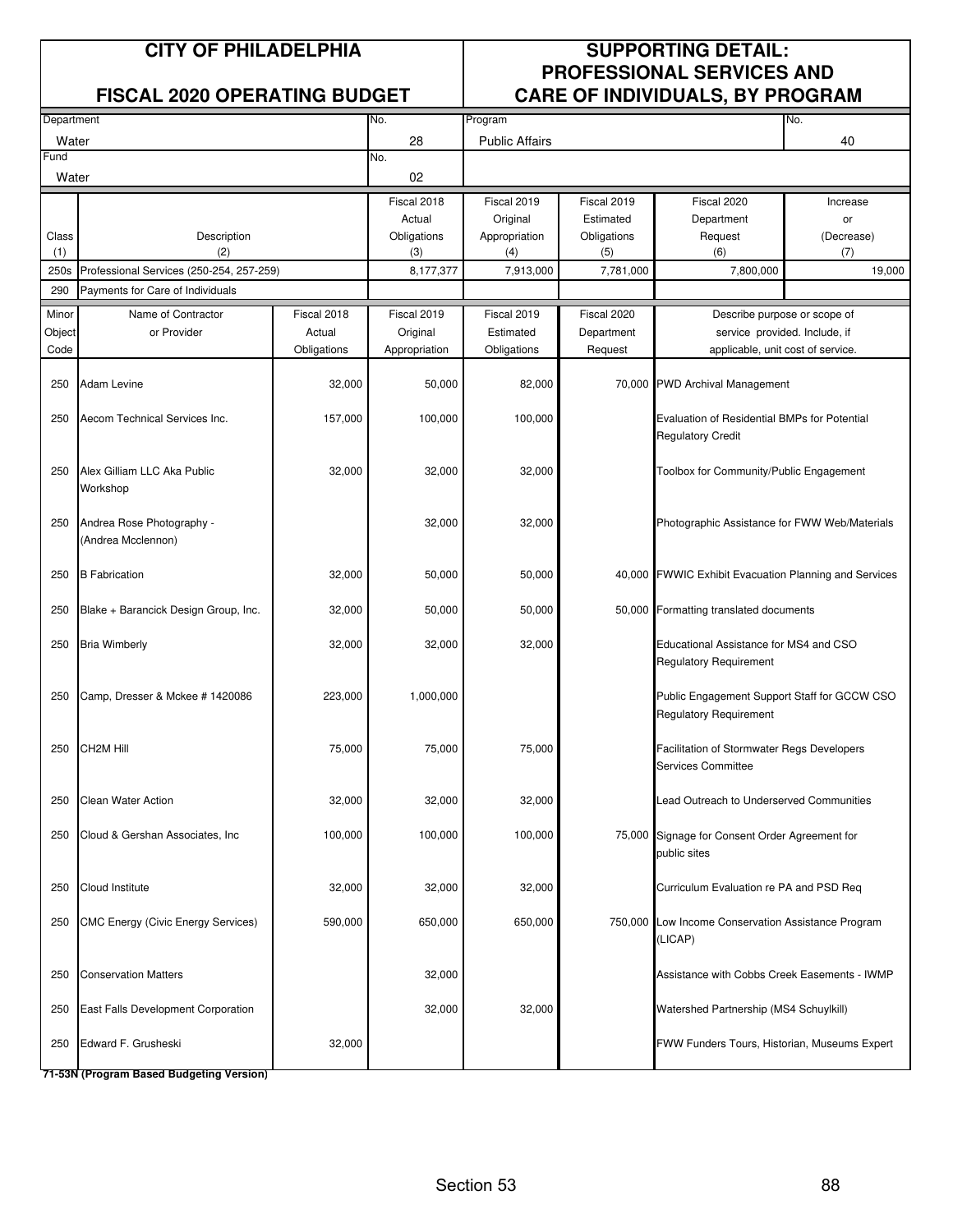# CITY OF PHILADELPHIA

## FISCAL 2020 OPERATING BUDGET

# SUPPORTING DETAIL: PROFESSIONAL SERVICES AND CARE OF INDIVIDUALS, BY PROGRAM

| Department | No. | Program | No. |
|---|---|---|---|
| Water | 28 | Public Affairs | 40 |
| **Fund** | **No.** | | |
| Water | 02 | | |

| Class (1) | Description (2) | Fiscal 2018 Actual Obligations (3) | Fiscal 2019 Original Appropriation (4) | Fiscal 2019 Estimated Obligations (5) | Fiscal 2020 Department Request (6) | Increase or (Decrease) (7) |
|---|---|---|---|---|---|---|
| 250s | Professional Services (250-254, 257-259) | 8,177,377 | 7,913,000 | 7,781,000 | 7,800,000 | 19,000 |
| 290 | Payments for Care of Individuals | | | | | |

| Minor Object Code | Name of Contractor or Provider | Fiscal 2018 Actual Obligations | Fiscal 2019 Original Appropriation | Fiscal 2019 Estimated Obligations | Fiscal 2020 Department Request | Describe purpose or scope of service provided. Include, if applicable, unit cost of service. |
|---|---|---|---|---|---|---|
| 250 | Adam Levine | 32,000 | 50,000 | 82,000 | 70,000 | PWD Archival Management |
| 250 | Aecom Technical Services Inc. | 157,000 | 100,000 | 100,000 | | Evaluation of Residential BMPs for Potential Regulatory Credit |
| 250 | Alex Gilliam LLC Aka Public Workshop | 32,000 | 32,000 | 32,000 | | Toolbox for Community/Public Engagement |
| 250 | Andrea Rose Photography - (Andrea Mcclennon) | | 32,000 | 32,000 | | Photographic Assistance for FWW Web/Materials |
| 250 | B Fabrication | 32,000 | 50,000 | 50,000 | 40,000 | FWWIC Exhibit Evacuation Planning and Services |
| 250 | Blake + Barancick Design Group, Inc. | 32,000 | 50,000 | 50,000 | 50,000 | Formatting translated documents |
| 250 | Bria Wimberly | 32,000 | 32,000 | 32,000 | | Educational Assistance for MS4 and CSO Regulatory Requirement |
| 250 | Camp, Dresser & Mckee # 1420086 | 223,000 | 1,000,000 | | | Public Engagement Support Staff for GCCW CSO Regulatory Requirement |
| 250 | CH2M Hill | 75,000 | 75,000 | 75,000 | | Facilitation of Stormwater Regs Developers Services Committee |
| 250 | Clean Water Action | 32,000 | 32,000 | 32,000 | | Lead Outreach to Underserved Communities |
| 250 | Cloud & Gershan Associates, Inc | 100,000 | 100,000 | 100,000 | 75,000 | Signage for Consent Order Agreement for public sites |
| 250 | Cloud Institute | 32,000 | 32,000 | 32,000 | | Curriculum Evaluation re PA and PSD Req |
| 250 | CMC Energy (Civic Energy Services) | 590,000 | 650,000 | 650,000 | 750,000 | Low Income Conservation Assistance Program (LICAP) |
| 250 | Conservation Matters | | 32,000 | | | Assistance with Cobbs Creek Easements - IWMP |
| 250 | East Falls Development Corporation | | 32,000 | 32,000 | | Watershed Partnership (MS4 Schuylkill) |
| 250 | Edward F. Grusheski | 32,000 | | | | FWW Funders Tours, Historian, Museums Expert |

**71-53N (Program Based Budgeting Version)**

Section 53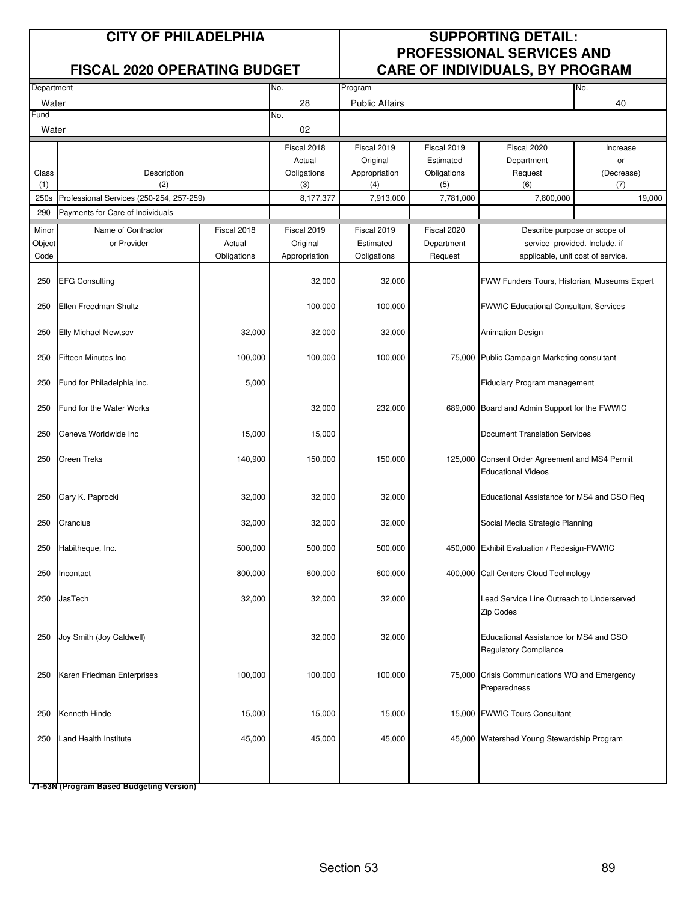## CITY OF PHILADELPHIA

## FISCAL 2020 OPERATING BUDGET

## SUPPORTING DETAIL: PROFESSIONAL SERVICES AND CARE OF INDIVIDUALS, BY PROGRAM

| Department | No. | Program | No. |
|---|---|---|---|
| Water | 28 | Public Affairs | 40 |
| **Fund** | **No.** | | |
| Water | 02 | | |

| Class (1) | Description (2) | Fiscal 2018 Actual Obligations (3) | Fiscal 2019 Original Appropriation (4) | Fiscal 2019 Estimated Obligations (5) | Fiscal 2020 Department Request (6) | Increase or (Decrease) (7) |
|---|---|---|---|---|---|---|
| 250s | Professional Services (250-254, 257-259) | 8,177,377 | 7,913,000 | 7,781,000 | 7,800,000 | 19,000 |
| 290 | Payments for Care of Individuals | | | | | |

| Minor Object Code | Name of Contractor or Provider | Fiscal 2018 Actual Obligations | Fiscal 2019 Original Appropriation | Fiscal 2019 Estimated Obligations | Fiscal 2020 Department Request | Describe purpose or scope of service provided. Include, if applicable, unit cost of service. |
|---|---|---|---|---|---|---|
| 250 | EFG Consulting | | 32,000 | 32,000 | | FWW Funders Tours, Historian, Museums Expert |
| 250 | Ellen Freedman Shultz | | 100,000 | 100,000 | | FWWIC Educational Consultant Services |
| 250 | Elly Michael Newtsov | 32,000 | 32,000 | 32,000 | | Animation Design |
| 250 | Fifteen Minutes Inc | 100,000 | 100,000 | 100,000 | 75,000 | Public Campaign Marketing consultant |
| 250 | Fund for Philadelphia Inc. | 5,000 | | | | Fiduciary Program management |
| 250 | Fund for the Water Works | | 32,000 | 232,000 | 689,000 | Board and Admin Support for the FWWIC |
| 250 | Geneva Worldwide Inc | 15,000 | 15,000 | | | Document Translation Services |
| 250 | Green Treks | 140,900 | 150,000 | 150,000 | 125,000 | Consent Order Agreement and MS4 Permit Educational Videos |
| 250 | Gary K. Paprocki | 32,000 | 32,000 | 32,000 | | Educational Assistance for MS4 and CSO Req |
| 250 | Grancius | 32,000 | 32,000 | 32,000 | | Social Media Strategic Planning |
| 250 | Habitheque, Inc. | 500,000 | 500,000 | 500,000 | 450,000 | Exhibit Evaluation / Redesign-FWWIC |
| 250 | Incontact | 800,000 | 600,000 | 600,000 | 400,000 | Call Centers Cloud Technology |
| 250 | JasTech | 32,000 | 32,000 | 32,000 | | Lead Service Line Outreach to Underserved Zip Codes |
| 250 | Joy Smith (Joy Caldwell) | | 32,000 | 32,000 | | Educational Assistance for MS4 and CSO Regulatory Compliance |
| 250 | Karen Friedman Enterprises | 100,000 | 100,000 | 100,000 | 75,000 | Crisis Communications WQ and Emergency Preparedness |
| 250 | Kenneth Hinde | 15,000 | 15,000 | 15,000 | 15,000 | FWWIC Tours Consultant |
| 250 | Land Health Institute | 45,000 | 45,000 | 45,000 | 45,000 | Watershed Young Stewardship Program |

**71-53N (Program Based Budgeting Version)**

Section 53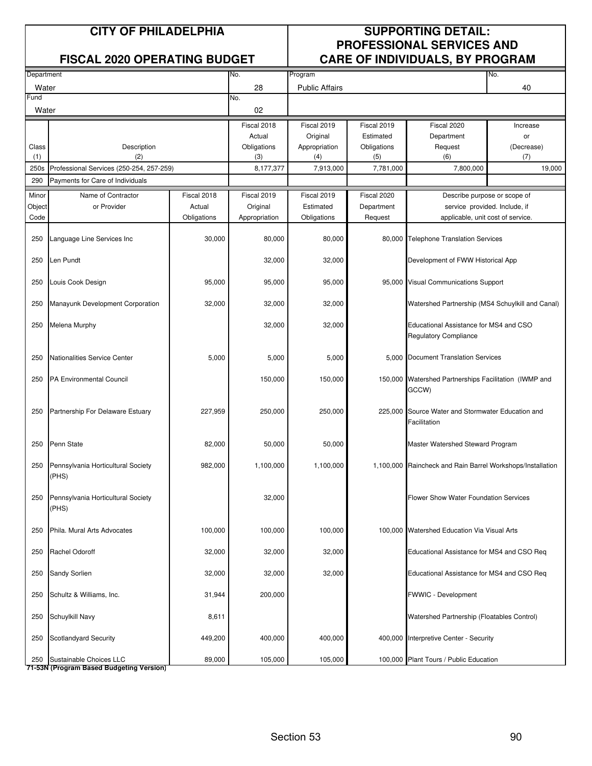# CITY OF PHILADELPHIA

## FISCAL 2020 OPERATING BUDGET

## SUPPORTING DETAIL: PROFESSIONAL SERVICES AND CARE OF INDIVIDUALS, BY PROGRAM

| Department | No. | Program | No. |
|---|---|---|---|
| Water | 28 | Public Affairs | 40 |
| **Fund** | **No.** | | |
| Water | 02 | | |

| Class (1) | Description (2) | Fiscal 2018 Actual Obligations (3) | Fiscal 2019 Original Appropriation (4) | Fiscal 2019 Estimated Obligations (5) | Fiscal 2020 Department Request (6) | Increase or (Decrease) (7) |
|---|---|---|---|---|---|---|
| 250s | Professional Services (250-254, 257-259) | 8,177,377 | 7,913,000 | 7,781,000 | 7,800,000 | 19,000 |
| 290 | Payments for Care of Individuals | | | | | |

| Minor Object Code | Name of Contractor or Provider | Fiscal 2018 Actual Obligations | Fiscal 2019 Original Appropriation | Fiscal 2019 Estimated Obligations | Fiscal 2020 Department Request | Describe purpose or scope of service provided. Include, if applicable, unit cost of service. |
|---|---|---|---|---|---|---|
| 250 | Language Line Services Inc | 30,000 | 80,000 | 80,000 | 80,000 | Telephone Translation Services |
| 250 | Len Pundt | | 32,000 | 32,000 | | Development of FWW Historical App |
| 250 | Louis Cook Design | 95,000 | 95,000 | 95,000 | 95,000 | Visual Communications Support |
| 250 | Manayunk Development Corporation | 32,000 | 32,000 | 32,000 | | Watershed Partnership (MS4 Schuylkill and Canal) |
| 250 | Melena Murphy | | 32,000 | 32,000 | | Educational Assistance for MS4 and CSO Regulatory Compliance |
| 250 | Nationalities Service Center | 5,000 | 5,000 | 5,000 | 5,000 | Document Translation Services |
| 250 | PA Environmental Council | | 150,000 | 150,000 | 150,000 | Watershed Partnerships Facilitation (IWMP and GCCW) |
| 250 | Partnership For Delaware Estuary | 227,959 | 250,000 | 250,000 | 225,000 | Source Water and Stormwater Education and Facilitation |
| 250 | Penn State | 82,000 | 50,000 | 50,000 | | Master Watershed Steward Program |
| 250 | Pennsylvania Horticultural Society (PHS) | 982,000 | 1,100,000 | 1,100,000 | 1,100,000 | Raincheck and Rain Barrel Workshops/Installation |
| 250 | Pennsylvania Horticultural Society (PHS) | | 32,000 | | | Flower Show Water Foundation Services |
| 250 | Phila. Mural Arts Advocates | 100,000 | 100,000 | 100,000 | 100,000 | Watershed Education Via Visual Arts |
| 250 | Rachel Odoroff | 32,000 | 32,000 | 32,000 | | Educational Assistance for MS4 and CSO Req |
| 250 | Sandy Sorlien | 32,000 | 32,000 | 32,000 | | Educational Assistance for MS4 and CSO Req |
| 250 | Schultz & Williams, Inc. | 31,944 | 200,000 | | | FWWIC - Development |
| 250 | Schuylkill Navy | 8,611 | | | | Watershed Partnership (Floatables Control) |
| 250 | Scotlandyard Security | 449,200 | 400,000 | 400,000 | 400,000 | Interpretive Center - Security |
| 250 | Sustainable Choices LLC | 89,000 | 105,000 | 105,000 | 100,000 | Plant Tours / Public Education |

**71-53N (Program Based Budgeting Version)**

Section 53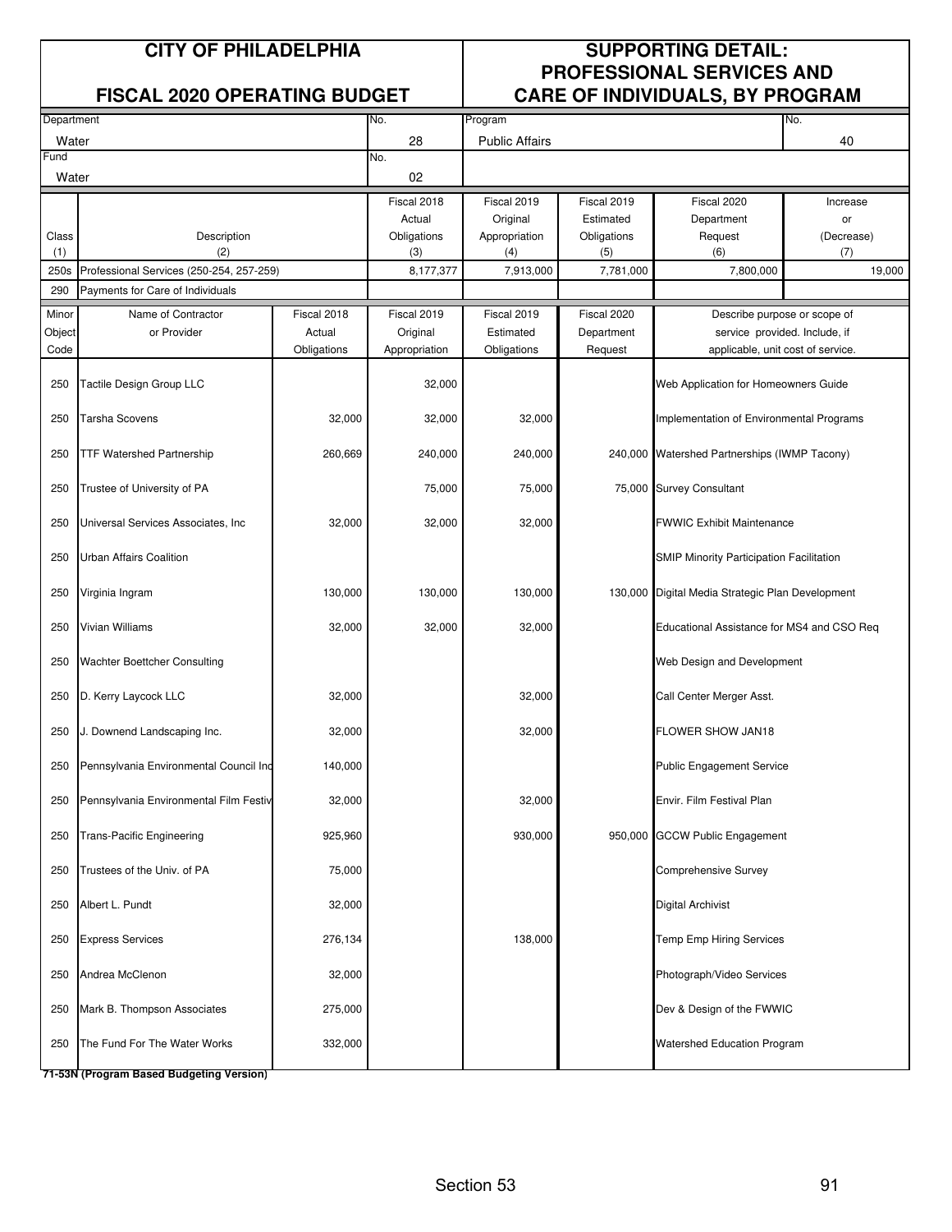| CITY OF PHILADELPHIA | SUPPORTING DETAIL: |
|---|---|
| FISCAL 2020 OPERATING BUDGET | PROFESSIONAL SERVICES AND CARE OF INDIVIDUALS, BY PROGRAM |

| Department | No. | Program | No. |
|---|---|---|---|
| Water | 28 | Public Affairs | 40 |
| Fund | No. | | |
| Water | 02 | | |

| Class (1) | Description (2) | Fiscal 2018 Actual Obligations (3) | Fiscal 2019 Original Appropriation (4) | Fiscal 2019 Estimated Obligations (5) | Fiscal 2020 Department Request (6) | Increase or (Decrease) (7) |
|---|---|---|---|---|---|---|
| 250s | Professional Services (250-254, 257-259) | 8,177,377 | 7,913,000 | 7,781,000 | 7,800,000 | 19,000 |
| 290 | Payments for Care of Individuals | | | | | |

| Minor Object Code | Name of Contractor or Provider | Fiscal 2018 Actual Obligations | Fiscal 2019 Original Appropriation | Fiscal 2019 Estimated Obligations | Fiscal 2020 Department Request | Describe purpose or scope of service provided. Include, if applicable, unit cost of service. |
|---|---|---|---|---|---|---|
| 250 | Tactile Design Group LLC | | 32,000 | | | Web Application for Homeowners Guide |
| 250 | Tarsha Scovens | 32,000 | 32,000 | 32,000 | | Implementation of Environmental Programs |
| 250 | TTF Watershed Partnership | 260,669 | 240,000 | 240,000 | 240,000 | Watershed Partnerships (IWMP Tacony) |
| 250 | Trustee of University of PA | | 75,000 | 75,000 | 75,000 | Survey Consultant |
| 250 | Universal Services Associates, Inc | 32,000 | 32,000 | 32,000 | | FWWIC Exhibit Maintenance |
| 250 | Urban Affairs Coalition | | | | | SMIP Minority Participation Facilitation |
| 250 | Virginia Ingram | 130,000 | 130,000 | 130,000 | 130,000 | Digital Media Strategic Plan Development |
| 250 | Vivian Williams | 32,000 | 32,000 | 32,000 | | Educational Assistance for MS4 and CSO Req |
| 250 | Wachter Boettcher Consulting | | | | | Web Design and Development |
| 250 | D. Kerry Laycock LLC | 32,000 | | 32,000 | | Call Center Merger Asst. |
| 250 | J. Downend Landscaping Inc. | 32,000 | | 32,000 | | FLOWER SHOW JAN18 |
| 250 | Pennsylvania Environmental Council Inc | 140,000 | | | | Public Engagement Service |
| 250 | Pennsylvania Environmental Film Festiv | 32,000 | | 32,000 | | Envir. Film Festival Plan |
| 250 | Trans-Pacific Engineering | 925,960 | | 930,000 | 950,000 | GCCW Public Engagement |
| 250 | Trustees of the Univ. of PA | 75,000 | | | | Comprehensive Survey |
| 250 | Albert L. Pundt | 32,000 | | | | Digital Archivist |
| 250 | Express Services | 276,134 | | 138,000 | | Temp Emp Hiring Services |
| 250 | Andrea McClenon | 32,000 | | | | Photograph/Video Services |
| 250 | Mark B. Thompson Associates | 275,000 | | | | Dev & Design of the FWWIC |
| 250 | The Fund For The Water Works | 332,000 | | | | Watershed Education Program |

**71-53N (Program Based Budgeting Version)**

Section 53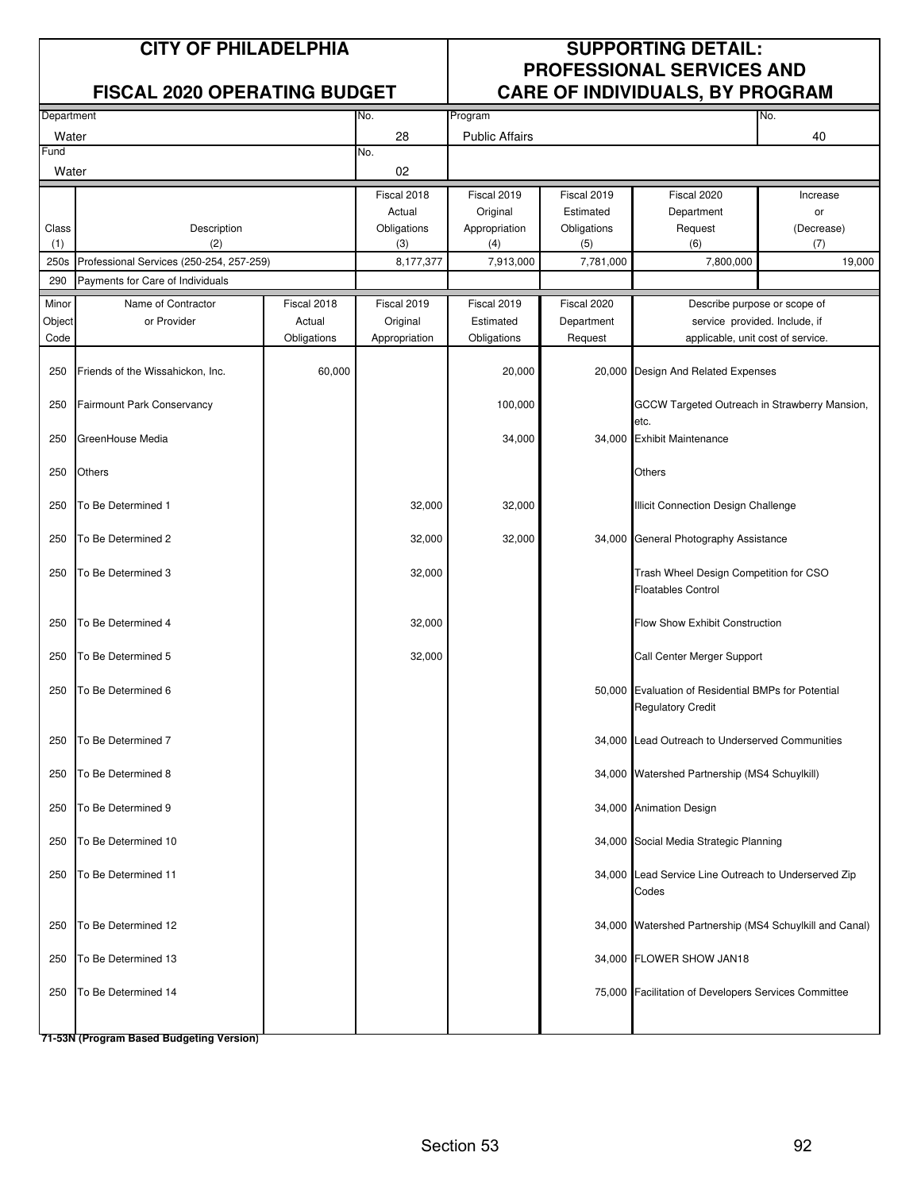# CITY OF PHILADELPHIA

## FISCAL 2020 OPERATING BUDGET

# SUPPORTING DETAIL: PROFESSIONAL SERVICES AND CARE OF INDIVIDUALS, BY PROGRAM

| Department | No. | Program | No. |
|---|---|---|---|
| Water | 28 | Public Affairs | 40 |
| Fund | No. | | |
| Water | 02 | | |

| Class (1) | Description (2) | Fiscal 2018 Actual Obligations (3) | Fiscal 2019 Original Appropriation (4) | Fiscal 2019 Estimated Obligations (5) | Fiscal 2020 Department Request (6) | Increase or (Decrease) (7) |
|---|---|---|---|---|---|---|
| 250s | Professional Services (250-254, 257-259) | 8,177,377 | 7,913,000 | 7,781,000 | 7,800,000 | 19,000 |
| 290 | Payments for Care of Individuals | | | | | |

| Minor Object Code | Name of Contractor or Provider | Fiscal 2018 Actual Obligations | Fiscal 2019 Original Appropriation | Fiscal 2019 Estimated Obligations | Fiscal 2020 Department Request | Describe purpose or scope of service provided. Include, if applicable, unit cost of service. |
|---|---|---|---|---|---|---|
| 250 | Friends of the Wissahickon, Inc. | 60,000 | | 20,000 | 20,000 | Design And Related Expenses |
| 250 | Fairmount Park Conservancy | | | 100,000 | | GCCW Targeted Outreach in Strawberry Mansion, etc. |
| 250 | GreenHouse Media | | | 34,000 | 34,000 | Exhibit Maintenance |
| 250 | Others | | | | | Others |
| 250 | To Be Determined 1 | | 32,000 | 32,000 | | Illicit Connection Design Challenge |
| 250 | To Be Determined 2 | | 32,000 | 32,000 | 34,000 | General Photography Assistance |
| 250 | To Be Determined 3 | | 32,000 | | | Trash Wheel Design Competition for CSO Floatables Control |
| 250 | To Be Determined 4 | | 32,000 | | | Flow Show Exhibit Construction |
| 250 | To Be Determined 5 | | 32,000 | | | Call Center Merger Support |
| 250 | To Be Determined 6 | | | | 50,000 | Evaluation of Residential BMPs for Potential Regulatory Credit |
| 250 | To Be Determined 7 | | | | 34,000 | Lead Outreach to Underserved Communities |
| 250 | To Be Determined 8 | | | | 34,000 | Watershed Partnership (MS4 Schuylkill) |
| 250 | To Be Determined 9 | | | | 34,000 | Animation Design |
| 250 | To Be Determined 10 | | | | 34,000 | Social Media Strategic Planning |
| 250 | To Be Determined 11 | | | | 34,000 | Lead Service Line Outreach to Underserved Zip Codes |
| 250 | To Be Determined 12 | | | | 34,000 | Watershed Partnership (MS4 Schuylkill and Canal) |
| 250 | To Be Determined 13 | | | | 34,000 | FLOWER SHOW JAN18 |
| 250 | To Be Determined 14 | | | | 75,000 | Facilitation of Developers Services Committee |

**71-53N (Program Based Budgeting Version)**

Section 53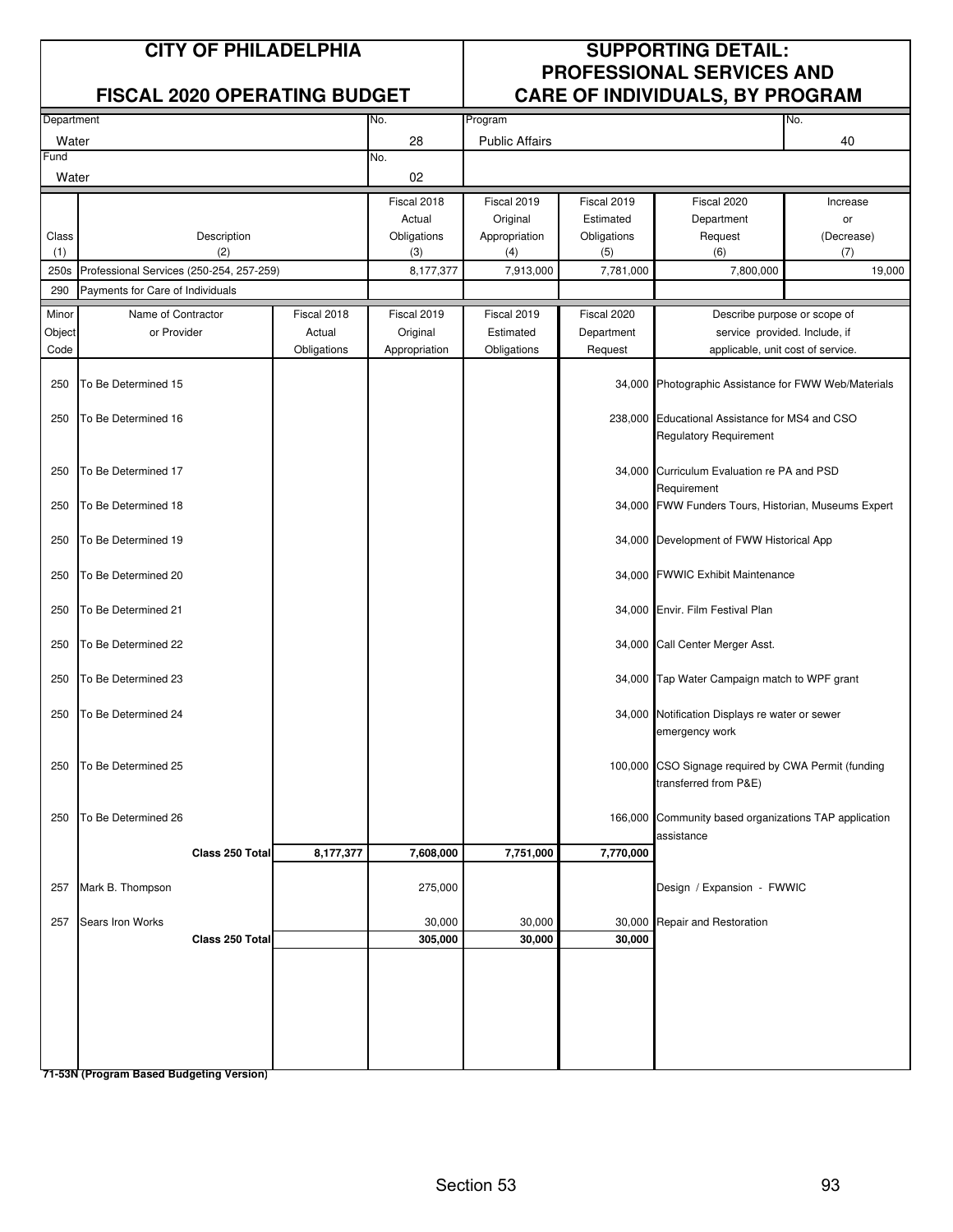# CITY OF PHILADELPHIA

## FISCAL 2020 OPERATING BUDGET

## SUPPORTING DETAIL: PROFESSIONAL SERVICES AND CARE OF INDIVIDUALS, BY PROGRAM

| Department | No. | Program | No. |
|---|---|---|---|
| Water | 28 | Public Affairs | 40 |
| **Fund** | **No.** | | |
| Water | 02 | | |

| Class (1) | Description (2) | Fiscal 2018 Actual Obligations (3) | Fiscal 2019 Original Appropriation (4) | Fiscal 2019 Estimated Obligations (5) | Fiscal 2020 Department Request (6) | Increase or (Decrease) (7) |
|---|---|---|---|---|---|---|
| 250s | Professional Services (250-254, 257-259) | 8,177,377 | 7,913,000 | 7,781,000 | 7,800,000 | 19,000 |
| 290 | Payments for Care of Individuals | | | | | |

| Minor Object Code | Name of Contractor or Provider | Fiscal 2018 Actual Obligations | Fiscal 2019 Original Appropriation | Fiscal 2019 Estimated Obligations | Fiscal 2020 Department Request | Describe purpose or scope of service provided. Include, if applicable, unit cost of service. |
|---|---|---|---|---|---|---|
| 250 | To Be Determined 15 | | | | 34,000 | Photographic Assistance for FWW Web/Materials |
| 250 | To Be Determined 16 | | | | 238,000 | Educational Assistance for MS4 and CSO Regulatory Requirement |
| 250 | To Be Determined 17 | | | | 34,000 | Curriculum Evaluation re PA and PSD Requirement |
| 250 | To Be Determined 18 | | | | 34,000 | FWW Funders Tours, Historian, Museums Expert |
| 250 | To Be Determined 19 | | | | 34,000 | Development of FWW Historical App |
| 250 | To Be Determined 20 | | | | 34,000 | FWWIC Exhibit Maintenance |
| 250 | To Be Determined 21 | | | | 34,000 | Envir. Film Festival Plan |
| 250 | To Be Determined 22 | | | | 34,000 | Call Center Merger Asst. |
| 250 | To Be Determined 23 | | | | 34,000 | Tap Water Campaign match to WPF grant |
| 250 | To Be Determined 24 | | | | 34,000 | Notification Displays re water or sewer emergency work |
| 250 | To Be Determined 25 | | | | 100,000 | CSO Signage required by CWA Permit (funding transferred from P&E) |
| 250 | To Be Determined 26 | | | | 166,000 | Community based organizations TAP application assistance |
| | **Class 250 Total** | **8,177,377** | **7,608,000** | **7,751,000** | **7,770,000** | |
| 257 | Mark B. Thompson | | 275,000 | | | Design / Expansion - FWWIC |
| 257 | Sears Iron Works | | 30,000 | 30,000 | 30,000 | Repair and Restoration |
| | **Class 250 Total** | | **305,000** | **30,000** | **30,000** | |

**71-53N (Program Based Budgeting Version)**

Section 53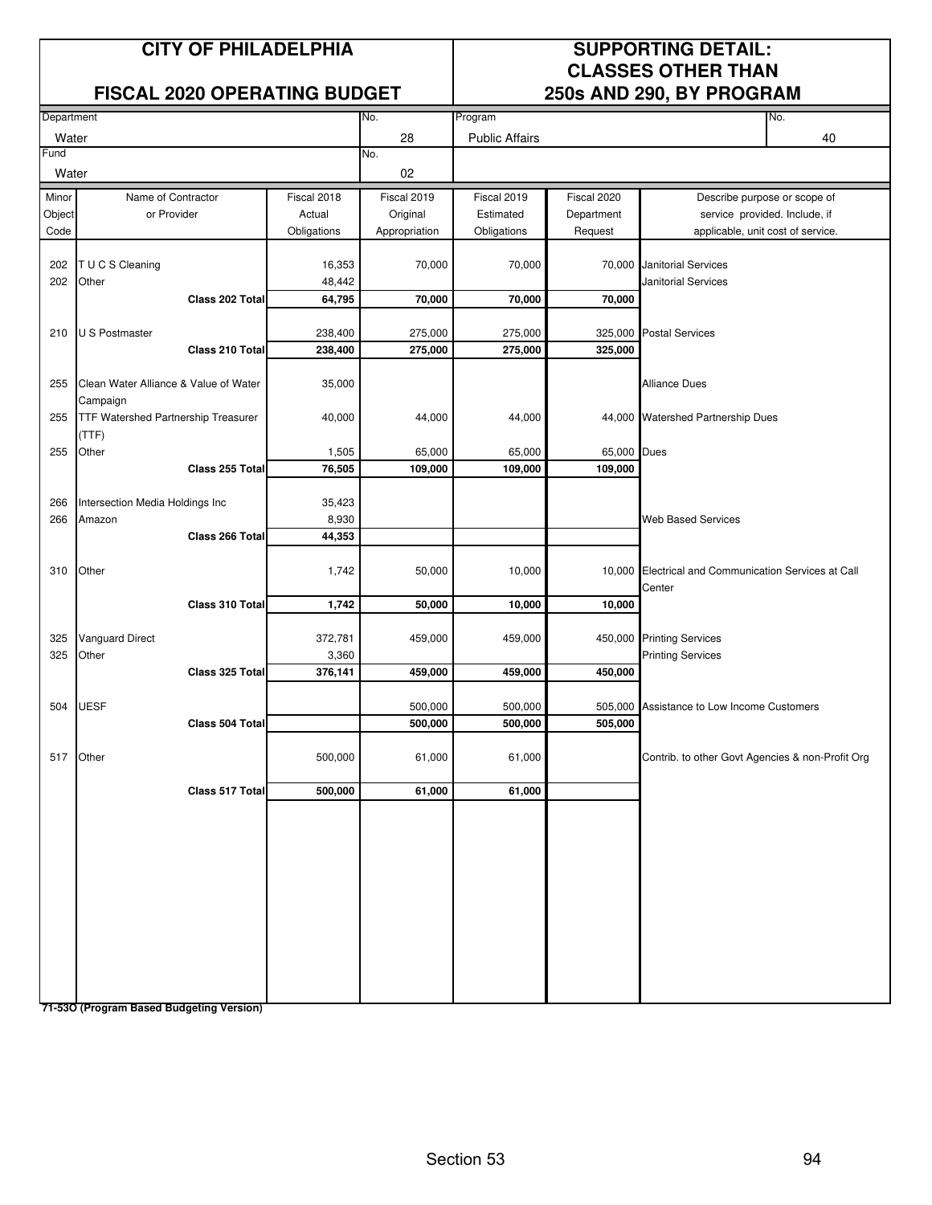# CITY OF PHILADELPHIA

## FISCAL 2020 OPERATING BUDGET

## SUPPORTING DETAIL: CLASSES OTHER THAN 250s AND 290, BY PROGRAM

| Department | No. | Program | No. |
|---|---|---|---|
| Water | 28 | Public Affairs | 40 |
| **Fund** | **No.** | | |
| Water | 02 | | |

| Minor Object Code | Name of Contractor or Provider | Fiscal 2018 Actual Obligations | Fiscal 2019 Original Appropriation | Fiscal 2019 Estimated Obligations | Fiscal 2020 Department Request | Describe purpose or scope of service provided. Include, if applicable, unit cost of service. |
|---|---|---|---|---|---|---|
| 202 | T U C S Cleaning | 16,353 | 70,000 | 70,000 | 70,000 | Janitorial Services |
| 202 | Other | 48,442 | | | | Janitorial Services |
| | **Class 202 Total** | **64,795** | **70,000** | **70,000** | **70,000** | |
| 210 | U S Postmaster | 238,400 | 275,000 | 275,000 | 325,000 | Postal Services |
| | **Class 210 Total** | **238,400** | **275,000** | **275,000** | **325,000** | |
| 255 | Clean Water Alliance & Value of Water Campaign | 35,000 | | | | Alliance Dues |
| 255 | TTF Watershed Partnership Treasurer (TTF) | 40,000 | 44,000 | 44,000 | 44,000 | Watershed Partnership Dues |
| 255 | Other | 1,505 | 65,000 | 65,000 | 65,000 | Dues |
| | **Class 255 Total** | **76,505** | **109,000** | **109,000** | **109,000** | |
| 266 | Intersection Media Holdings Inc | 35,423 | | | | |
| 266 | Amazon | 8,930 | | | | Web Based Services |
| | **Class 266 Total** | **44,353** | | | | |
| 310 | Other | 1,742 | 50,000 | 10,000 | 10,000 | Electrical and Communication Services at Call Center |
| | **Class 310 Total** | **1,742** | **50,000** | **10,000** | **10,000** | |
| 325 | Vanguard Direct | 372,781 | 459,000 | 459,000 | 450,000 | Printing Services |
| 325 | Other | 3,360 | | | | Printing Services |
| | **Class 325 Total** | **376,141** | **459,000** | **459,000** | **450,000** | |
| 504 | UESF | | 500,000 | 500,000 | 505,000 | Assistance to Low Income Customers |
| | **Class 504 Total** | | **500,000** | **500,000** | **505,000** | |
| 517 | Other | 500,000 | 61,000 | 61,000 | | Contrib. to other Govt Agencies & non-Profit Org |
| | **Class 517 Total** | **500,000** | **61,000** | **61,000** | | |

**71-53O (Program Based Budgeting Version)**

Section 53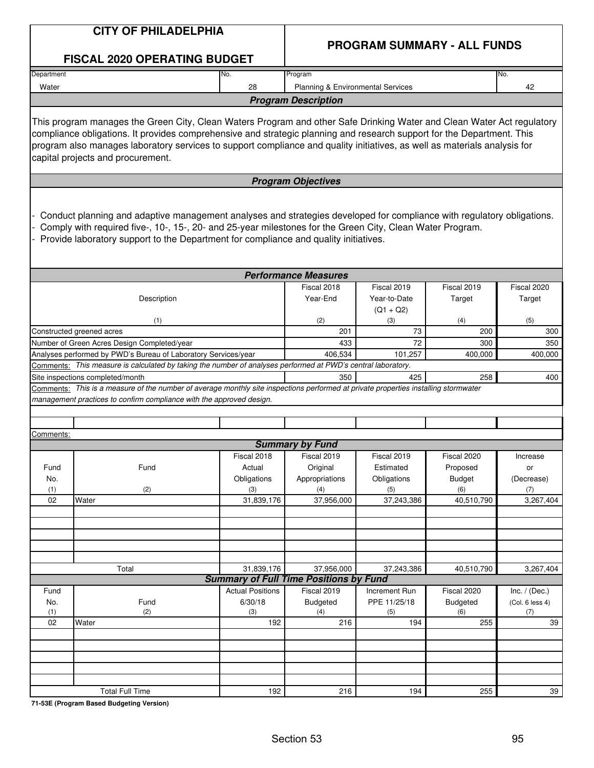# CITY OF PHILADELPHIA

## FISCAL 2020 OPERATING BUDGET

## PROGRAM SUMMARY - ALL FUNDS

| Department | No. | Program | No. |
|---|---|---|---|
| Water | 28 | Planning & Environmental Services | 42 |

### Program Description

This program manages the Green City, Clean Waters Program and other Safe Drinking Water and Clean Water Act regulatory compliance obligations. It provides comprehensive and strategic planning and research support for the Department. This program also manages laboratory services to support compliance and quality initiatives, as well as materials analysis for capital projects and procurement.

### Program Objectives

- Conduct planning and adaptive management analyses and strategies developed for compliance with regulatory obligations.
- Comply with required five-, 10-, 15-, 20- and 25-year milestones for the Green City, Clean Water Program.
- Provide laboratory support to the Department for compliance and quality initiatives.

### Performance Measures

| Description (1) | Fiscal 2018 Year-End (2) | Fiscal 2019 Year-to-Date (Q1 + Q2) (3) | Fiscal 2019 Target (4) | Fiscal 2020 Target (5) |
|---|---|---|---|---|
| Constructed greened acres | 201 | 73 | 200 | 300 |
| Number of Green Acres Design Completed/year | 433 | 72 | 300 | 350 |
| Analyses performed by PWD's Bureau of Laboratory Services/year | 406,534 | 101,257 | 400,000 | 400,000 |
| Comments: *This measure is calculated by taking the number of analyses performed at PWD's central laboratory.* | | | | |
| Site inspections completed/month | 350 | 425 | 258 | 400 |
| Comments: *This is a measure of the number of average monthly site inspections performed at private properties installing stormwater management practices to confirm compliance with the approved design.* | | | | |

Comments:

### Summary by Fund

| Fund No. (1) | Fund (2) | Fiscal 2018 Actual Obligations (3) | Fiscal 2019 Original Appropriations (4) | Fiscal 2019 Estimated Obligations (5) | Fiscal 2020 Proposed Budget (6) | Increase or (Decrease) (7) |
|---|---|---|---|---|---|---|
| 02 | Water | 31,839,176 | 37,956,000 | 37,243,386 | 40,510,790 | 3,267,404 |
| | Total | 31,839,176 | 37,956,000 | 37,243,386 | 40,510,790 | 3,267,404 |

### Summary of Full Time Positions by Fund

| Fund No. (1) | Fund (2) | Actual Positions 6/30/18 (3) | Fiscal 2019 Budgeted (4) | Increment Run PPE 11/25/18 (5) | Fiscal 2020 Budgeted (6) | Inc. / (Dec.) (Col. 6 less 4) (7) |
|---|---|---|---|---|---|---|
| 02 | Water | 192 | 216 | 194 | 255 | 39 |
| | Total Full Time | 192 | 216 | 194 | 255 | 39 |

**71-53E (Program Based Budgeting Version)**

Section 53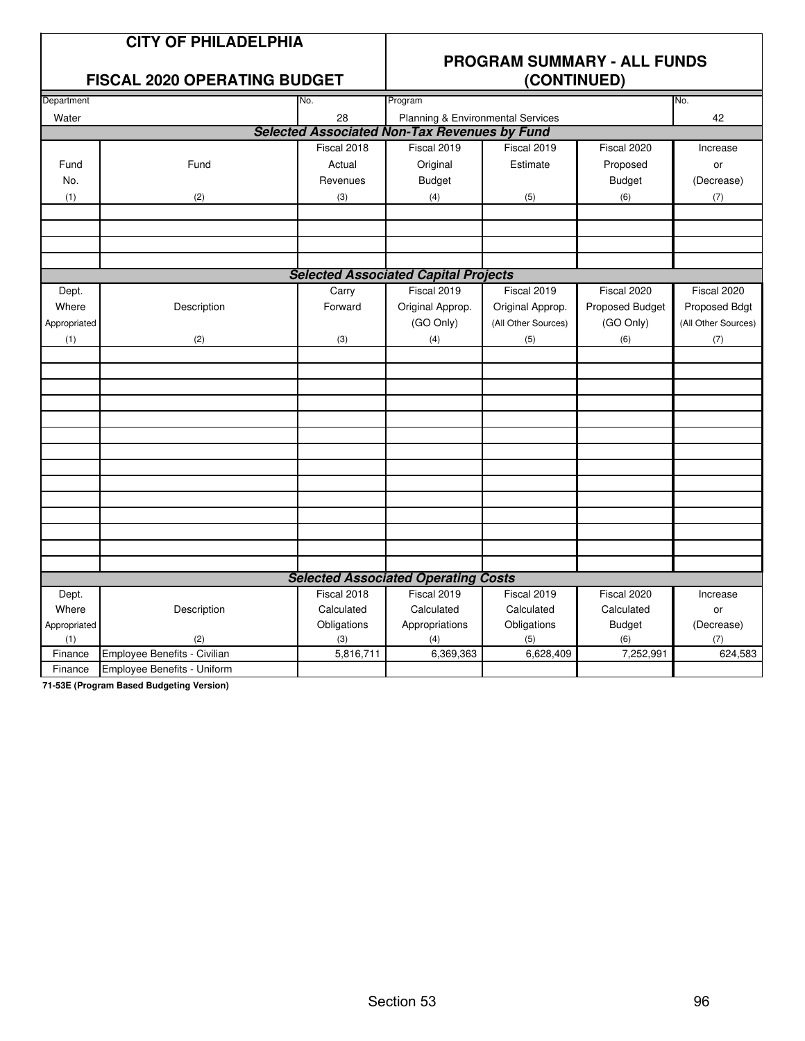**CITY OF PHILADELPHIA**

**FISCAL 2020 OPERATING BUDGET**

**PROGRAM SUMMARY - ALL FUNDS (CONTINUED)**

| Department | No. | Program | No. |
|---|---|---|---|
| Water | 28 | Planning & Environmental Services | 42 |

***Selected Associated Non-Tax Revenues by Fund***

| Fund No. | Fund | Fiscal 2018 Actual Revenues | Fiscal 2019 Original Budget | Fiscal 2019 Estimate | Fiscal 2020 Proposed Budget | Increase or (Decrease) |
|---|---|---|---|---|---|---|
| (1) | (2) | (3) | (4) | (5) | (6) | (7) |
| | | | | | | |
| | | | | | | |
| | | | | | | |
| | | | | | | |

***Selected Associated Capital Projects***

| Dept. Where Appropriated | Description | Carry Forward | Fiscal 2019 Original Approp. (GO Only) | Fiscal 2019 Original Approp. (All Other Sources) | Fiscal 2020 Proposed Budget (GO Only) | Fiscal 2020 Proposed Bdgt (All Other Sources) |
|---|---|---|---|---|---|---|
| (1) | (2) | (3) | (4) | (5) | (6) | (7) |
| | | | | | | |
| | | | | | | |
| | | | | | | |
| | | | | | | |
| | | | | | | |
| | | | | | | |
| | | | | | | |
| | | | | | | |
| | | | | | | |
| | | | | | | |
| | | | | | | |
| | | | | | | |
| | | | | | | |
| | | | | | | |

***Selected Associated Operating Costs***

| Dept. Where Appropriated | Description | Fiscal 2018 Calculated Obligations | Fiscal 2019 Calculated Appropriations | Fiscal 2019 Calculated Obligations | Fiscal 2020 Calculated Budget | Increase or (Decrease) |
|---|---|---|---|---|---|---|
| (1) | (2) | (3) | (4) | (5) | (6) | (7) |
| Finance | Employee Benefits - Civilian | 5,816,711 | 6,369,363 | 6,628,409 | 7,252,991 | 624,583 |
| Finance | Employee Benefits - Uniform | | | | | |

**71-53E (Program Based Budgeting Version)**

Section 53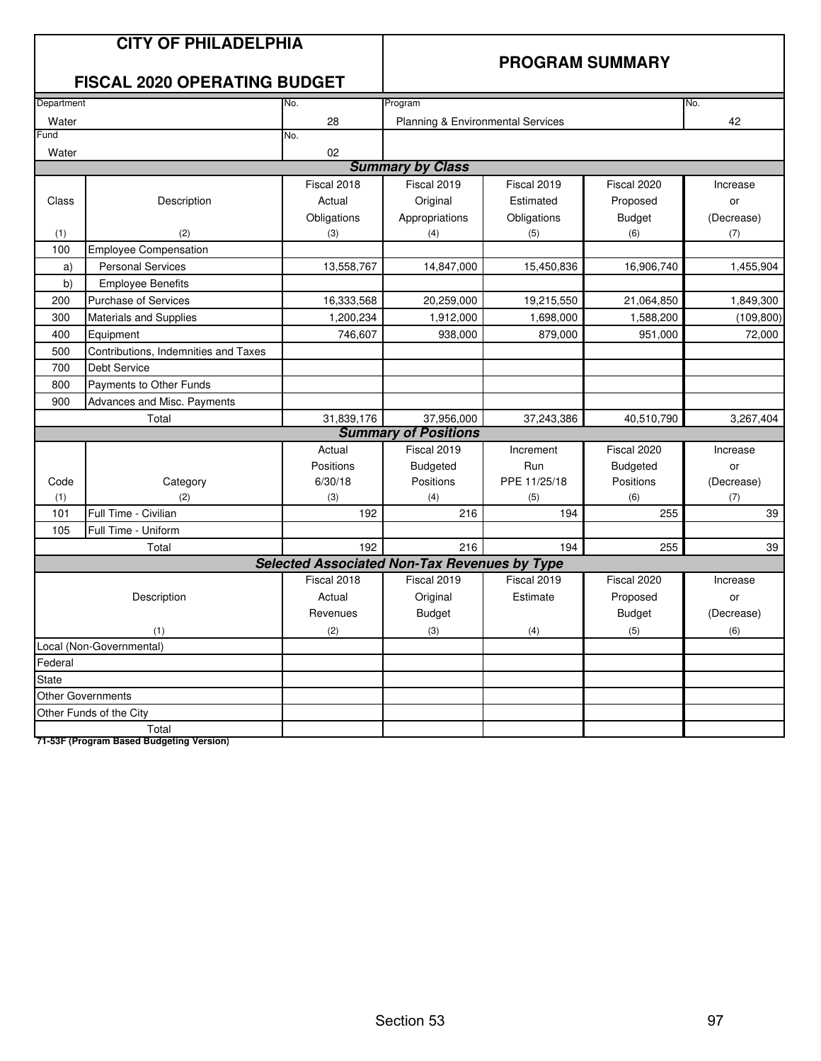# CITY OF PHILADELPHIA

## FISCAL 2020 OPERATING BUDGET

## PROGRAM SUMMARY

| Department | No. | Program | No. |
|---|---|---|---|
| Water | 28 | Planning & Environmental Services | 42 |
| Fund | No. | | |
| Water | 02 | | |

### *Summary by Class*

| Class (1) | Description (2) | Fiscal 2018 Actual Obligations (3) | Fiscal 2019 Original Appropriations (4) | Fiscal 2019 Estimated Obligations (5) | Fiscal 2020 Proposed Budget (6) | Increase or (Decrease) (7) |
|---|---|---|---|---|---|---|
| 100 | Employee Compensation | | | | | |
| a) | Personal Services | 13,558,767 | 14,847,000 | 15,450,836 | 16,906,740 | 1,455,904 |
| b) | Employee Benefits | | | | | |
| 200 | Purchase of Services | 16,333,568 | 20,259,000 | 19,215,550 | 21,064,850 | 1,849,300 |
| 300 | Materials and Supplies | 1,200,234 | 1,912,000 | 1,698,000 | 1,588,200 | (109,800) |
| 400 | Equipment | 746,607 | 938,000 | 879,000 | 951,000 | 72,000 |
| 500 | Contributions, Indemnities and Taxes | | | | | |
| 700 | Debt Service | | | | | |
| 800 | Payments to Other Funds | | | | | |
| 900 | Advances and Misc. Payments | | | | | |
| | Total | 31,839,176 | 37,956,000 | 37,243,386 | 40,510,790 | 3,267,404 |

### *Summary of Positions*

| Code (1) | Category (2) | Actual Positions 6/30/18 (3) | Fiscal 2019 Budgeted Positions (4) | Increment Run PPE 11/25/18 (5) | Fiscal 2020 Budgeted Positions (6) | Increase or (Decrease) (7) |
|---|---|---|---|---|---|---|
| 101 | Full Time - Civilian | 192 | 216 | 194 | 255 | 39 |
| 105 | Full Time - Uniform | | | | | |
| | Total | 192 | 216 | 194 | 255 | 39 |

### *Selected Associated Non-Tax Revenues by Type*

| Description (1) | Fiscal 2018 Actual Revenues (2) | Fiscal 2019 Original Budget (3) | Fiscal 2019 Estimate (4) | Fiscal 2020 Proposed Budget (5) | Increase or (Decrease) (6) |
|---|---|---|---|---|---|
| Local (Non-Governmental) | | | | | |
| Federal | | | | | |
| State | | | | | |
| Other Governments | | | | | |
| Other Funds of the City | | | | | |
| Total | | | | | |

**71-53F (Program Based Budgeting Version)**

Section 53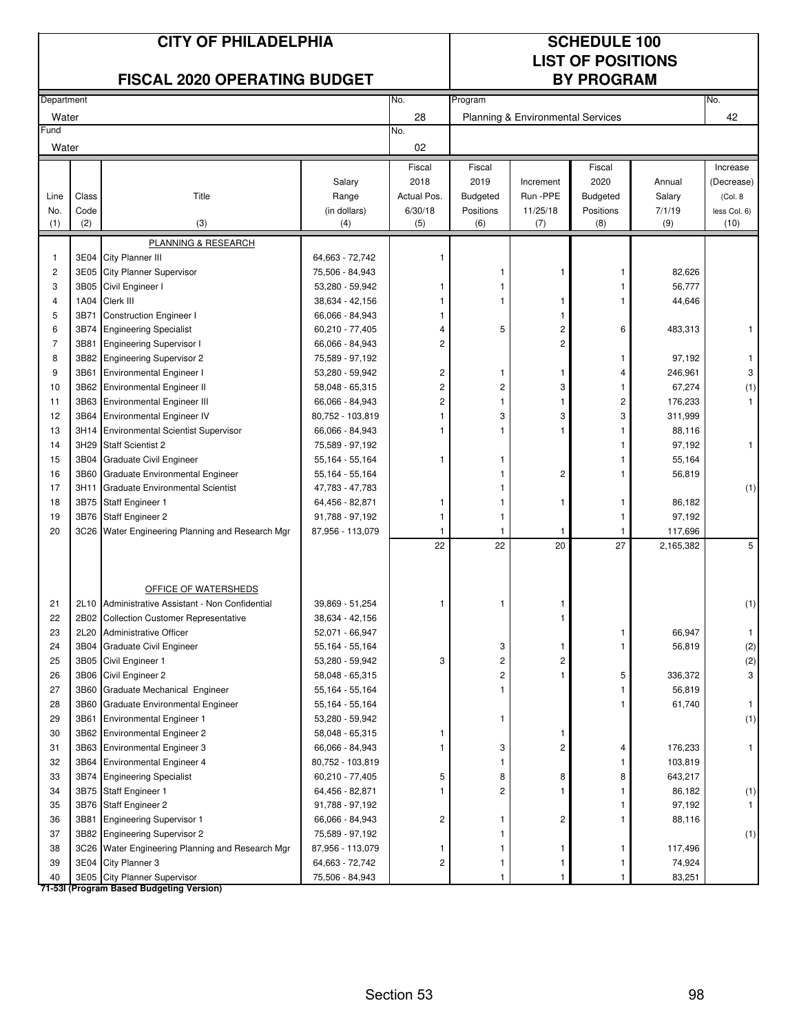# CITY OF PHILADELPHIA

## FISCAL 2020 OPERATING BUDGET

## SCHEDULE 100
## LIST OF POSITIONS
## BY PROGRAM

| Department | No. | Program | No. |
|---|---|---|---|
| Water | 28 | Planning & Environmental Services | 42 |
| **Fund** | **No.** | | |
| Water | 02 | | |

| Line No. (1) | Class Code (2) | Title (3) | Salary Range (in dollars) (4) | Fiscal 2018 Actual Pos. 6/30/18 (5) | Fiscal 2019 Budgeted Positions (6) | Increment Run -PPE 11/25/18 (7) | Fiscal 2020 Budgeted Positions (8) | Annual Salary 7/1/19 (9) | Increase (Decrease) (Col. 8 less Col. 6) (10) |
|---|---|---|---|---|---|---|---|---|---|
| | | PLANNING & RESEARCH | | | | | | | |
| 1 | 3E04 | City Planner III | 64,663 - 72,742 | 1 | | | | | |
| 2 | 3E05 | City Planner Supervisor | 75,506 - 84,943 | | 1 | 1 | 1 | 82,626 | |
| 3 | 3B05 | Civil Engineer I | 53,280 - 59,942 | 1 | 1 | | 1 | 56,777 | |
| 4 | 1A04 | Clerk III | 38,634 - 42,156 | 1 | 1 | 1 | 1 | 44,646 | |
| 5 | 3B71 | Construction Engineer I | 66,066 - 84,943 | 1 | | 1 | | | |
| 6 | 3B74 | Engineering Specialist | 60,210 - 77,405 | 4 | 5 | 2 | 6 | 483,313 | 1 |
| 7 | 3B81 | Engineering Supervisor I | 66,066 - 84,943 | 2 | | 2 | | | |
| 8 | 3B82 | Engineering Supervisor 2 | 75,589 - 97,192 | | | | 1 | 97,192 | 1 |
| 9 | 3B61 | Environmental Engineer I | 53,280 - 59,942 | 2 | 1 | 1 | 4 | 246,961 | 3 |
| 10 | 3B62 | Environmental Engineer II | 58,048 - 65,315 | 2 | 2 | 3 | 1 | 67,274 | (1) |
| 11 | 3B63 | Environmental Engineer III | 66,066 - 84,943 | 2 | 1 | 1 | 2 | 176,233 | 1 |
| 12 | 3B64 | Environmental Engineer IV | 80,752 - 103,819 | 1 | 3 | 3 | 3 | 311,999 | |
| 13 | 3H14 | Environmental Scientist Supervisor | 66,066 - 84,943 | 1 | 1 | 1 | 1 | 88,116 | |
| 14 | 3H29 | Staff Scientist 2 | 75,589 - 97,192 | | | | 1 | 97,192 | 1 |
| 15 | 3B04 | Graduate Civil Engineer | 55,164 - 55,164 | 1 | 1 | | 1 | 55,164 | |
| 16 | 3B60 | Graduate Environmental Engineer | 55,164 - 55,164 | | 1 | 2 | 1 | 56,819 | |
| 17 | 3H11 | Graduate Environmental Scientist | 47,783 - 47,783 | | 1 | | | | (1) |
| 18 | 3B75 | Staff Engineer 1 | 64,456 - 82,871 | 1 | 1 | 1 | 1 | 86,182 | |
| 19 | 3B76 | Staff Engineer 2 | 91,788 - 97,192 | 1 | 1 | | 1 | 97,192 | |
| 20 | 3C26 | Water Engineering Planning and Research Mgr | 87,956 - 113,079 | 1 | 1 | 1 | 1 | 117,696 | |
| | | | | 22 | 22 | 20 | 27 | 2,165,382 | 5 |
| | | OFFICE OF WATERSHEDS | | | | | | | |
| 21 | 2L10 | Administrative Assistant - Non Confidential | 39,869 - 51,254 | 1 | 1 | 1 | | | (1) |
| 22 | 2B02 | Collection Customer Representative | 38,634 - 42,156 | | | 1 | | | |
| 23 | 2L20 | Administrative Officer | 52,071 - 66,947 | | | | 1 | 66,947 | 1 |
| 24 | 3B04 | Graduate Civil Engineer | 55,164 - 55,164 | | 3 | 1 | 1 | 56,819 | (2) |
| 25 | 3B05 | Civil Engineer 1 | 53,280 - 59,942 | 3 | 2 | 2 | | | (2) |
| 26 | 3B06 | Civil Engineer 2 | 58,048 - 65,315 | | 2 | 1 | 5 | 336,372 | 3 |
| 27 | 3B60 | Graduate Mechanical Engineer | 55,164 - 55,164 | | 1 | | 1 | 56,819 | |
| 28 | 3B60 | Graduate Environmental Engineer | 55,164 - 55,164 | | | | 1 | 61,740 | 1 |
| 29 | 3B61 | Environmental Engineer 1 | 53,280 - 59,942 | | 1 | | | | (1) |
| 30 | 3B62 | Environmental Engineer 2 | 58,048 - 65,315 | 1 | | 1 | | | |
| 31 | 3B63 | Environmental Engineer 3 | 66,066 - 84,943 | 1 | 3 | 2 | 4 | 176,233 | 1 |
| 32 | 3B64 | Environmental Engineer 4 | 80,752 - 103,819 | | 1 | | 1 | 103,819 | |
| 33 | 3B74 | Engineering Specialist | 60,210 - 77,405 | 5 | 8 | 8 | 8 | 643,217 | |
| 34 | 3B75 | Staff Engineer 1 | 64,456 - 82,871 | 1 | 2 | 1 | 1 | 86,182 | (1) |
| 35 | 3B76 | Staff Engineer 2 | 91,788 - 97,192 | | | | 1 | 97,192 | 1 |
| 36 | 3B81 | Engineering Supervisor 1 | 66,066 - 84,943 | 2 | 1 | 2 | 1 | 88,116 | |
| 37 | 3B82 | Engineering Supervisor 2 | 75,589 - 97,192 | | 1 | | | | (1) |
| 38 | 3C26 | Water Engineering Planning and Research Mgr | 87,956 - 113,079 | 1 | 1 | 1 | 1 | 117,496 | |
| 39 | 3E04 | City Planner 3 | 64,663 - 72,742 | 2 | 1 | 1 | 1 | 74,924 | |
| 40 | 3E05 | City Planner Supervisor | 75,506 - 84,943 | | 1 | 1 | 1 | 83,251 | |

**71-53I (Program Based Budgeting Version)**

Section 53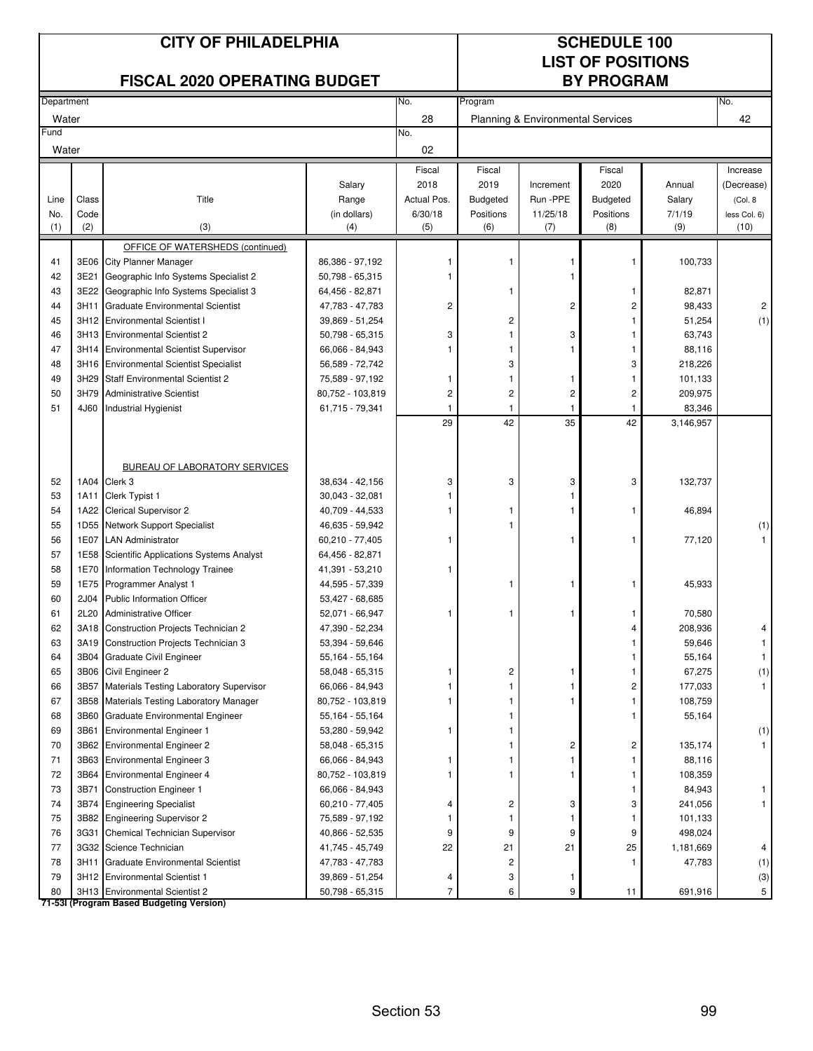# CITY OF PHILADELPHIA

## FISCAL 2020 OPERATING BUDGET

## SCHEDULE 100 LIST OF POSITIONS BY PROGRAM

| Department | No. | Program | No. |
|---|---|---|---|
| Water | 28 | Planning & Environmental Services | 42 |
| Fund | No. | | |
| Water | 02 | | |

| Line No. (1) | Class Code (2) | Title (3) | Salary Range (in dollars) (4) | Fiscal 2018 Actual Pos. 6/30/18 (5) | Fiscal 2019 Budgeted Positions (6) | Increment Run -PPE 11/25/18 (7) | Fiscal 2020 Budgeted Positions (8) | Annual Salary 7/1/19 (9) | Increase (Decrease) (Col. 8 less Col. 6) (10) |
|---|---|---|---|---|---|---|---|---|---|
| | | OFFICE OF WATERSHEDS (continued) | | | | | | | |
| 41 | 3E06 | City Planner Manager | 86,386 - 97,192 | 1 | 1 | 1 | 1 | 100,733 | |
| 42 | 3E21 | Geographic Info Systems Specialist 2 | 50,798 - 65,315 | 1 | | 1 | | | |
| 43 | 3E22 | Geographic Info Systems Specialist 3 | 64,456 - 82,871 | | 1 | | 1 | 82,871 | |
| 44 | 3H11 | Graduate Environmental Scientist | 47,783 - 47,783 | 2 | | 2 | 2 | 98,433 | 2 |
| 45 | 3H12 | Environmental Scientist I | 39,869 - 51,254 | | 2 | | 1 | 51,254 | (1) |
| 46 | 3H13 | Environmental Scientist 2 | 50,798 - 65,315 | 3 | 1 | 3 | 1 | 63,743 | |
| 47 | 3H14 | Environmental Scientist Supervisor | 66,066 - 84,943 | 1 | 1 | 1 | 1 | 88,116 | |
| 48 | 3H16 | Environmental Scientist Specialist | 56,589 - 72,742 | | 3 | | 3 | 218,226 | |
| 49 | 3H29 | Staff Environmental Scientist 2 | 75,589 - 97,192 | 1 | 1 | 1 | 1 | 101,133 | |
| 50 | 3H79 | Administrative Scientist | 80,752 - 103,819 | 2 | 2 | 2 | 2 | 209,975 | |
| 51 | 4J60 | Industrial Hygienist | 61,715 - 79,341 | 1 | 1 | 1 | 1 | 83,346 | |
| | | | | 29 | 42 | 35 | 42 | 3,146,957 | |
| | | BUREAU OF LABORATORY SERVICES | | | | | | | |
| 52 | 1A04 | Clerk 3 | 38,634 - 42,156 | 3 | 3 | 3 | 3 | 132,737 | |
| 53 | 1A11 | Clerk Typist 1 | 30,043 - 32,081 | 1 | | 1 | | | |
| 54 | 1A22 | Clerical Supervisor 2 | 40,709 - 44,533 | 1 | 1 | 1 | 1 | 46,894 | |
| 55 | 1D55 | Network Support Specialist | 46,635 - 59,942 | | 1 | | | | (1) |
| 56 | 1E07 | LAN Administrator | 60,210 - 77,405 | 1 | | 1 | 1 | 77,120 | 1 |
| 57 | 1E58 | Scientific Applications Systems Analyst | 64,456 - 82,871 | | | | | | |
| 58 | 1E70 | Information Technology Trainee | 41,391 - 53,210 | 1 | | | | | |
| 59 | 1E75 | Programmer Analyst 1 | 44,595 - 57,339 | | 1 | 1 | 1 | 45,933 | |
| 60 | 2J04 | Public Information Officer | 53,427 - 68,685 | | | | | | |
| 61 | 2L20 | Administrative Officer | 52,071 - 66,947 | 1 | 1 | 1 | 1 | 70,580 | |
| 62 | 3A18 | Construction Projects Technician 2 | 47,390 - 52,234 | | | | 4 | 208,936 | 4 |
| 63 | 3A19 | Construction Projects Technician 3 | 53,394 - 59,646 | | | | 1 | 59,646 | 1 |
| 64 | 3B04 | Graduate Civil Engineer | 55,164 - 55,164 | | | | 1 | 55,164 | 1 |
| 65 | 3B06 | Civil Engineer 2 | 58,048 - 65,315 | 1 | 2 | 1 | 1 | 67,275 | (1) |
| 66 | 3B57 | Materials Testing Laboratory Supervisor | 66,066 - 84,943 | 1 | 1 | 1 | 2 | 177,033 | 1 |
| 67 | 3B58 | Materials Testing Laboratory Manager | 80,752 - 103,819 | 1 | 1 | 1 | 1 | 108,759 | |
| 68 | 3B60 | Graduate Environmental Engineer | 55,164 - 55,164 | | 1 | | 1 | 55,164 | |
| 69 | 3B61 | Environmental Engineer 1 | 53,280 - 59,942 | 1 | 1 | | | | (1) |
| 70 | 3B62 | Environmental Engineer 2 | 58,048 - 65,315 | | 1 | 2 | 2 | 135,174 | 1 |
| 71 | 3B63 | Environmental Engineer 3 | 66,066 - 84,943 | 1 | 1 | 1 | 1 | 88,116 | |
| 72 | 3B64 | Environmental Engineer 4 | 80,752 - 103,819 | 1 | 1 | 1 | 1 | 108,359 | |
| 73 | 3B71 | Construction Engineer 1 | 66,066 - 84,943 | | | | 1 | 84,943 | 1 |
| 74 | 3B74 | Engineering Specialist | 60,210 - 77,405 | 4 | 2 | 3 | 3 | 241,056 | 1 |
| 75 | 3B82 | Engineering Supervisor 2 | 75,589 - 97,192 | 1 | 1 | 1 | 1 | 101,133 | |
| 76 | 3G31 | Chemical Technician Supervisor | 40,866 - 52,535 | 9 | 9 | 9 | 9 | 498,024 | |
| 77 | 3G32 | Science Technician | 41,745 - 45,749 | 22 | 21 | 21 | 25 | 1,181,669 | 4 |
| 78 | 3H11 | Graduate Environmental Scientist | 47,783 - 47,783 | | 2 | | 1 | 47,783 | (1) |
| 79 | 3H12 | Environmental Scientist 1 | 39,869 - 51,254 | 4 | 3 | 1 | | | (3) |
| 80 | 3H13 | Environmental Scientist 2 | 50,798 - 65,315 | 7 | 6 | 9 | 11 | 691,916 | 5 |

**71-53I (Program Based Budgeting Version)**

Section 53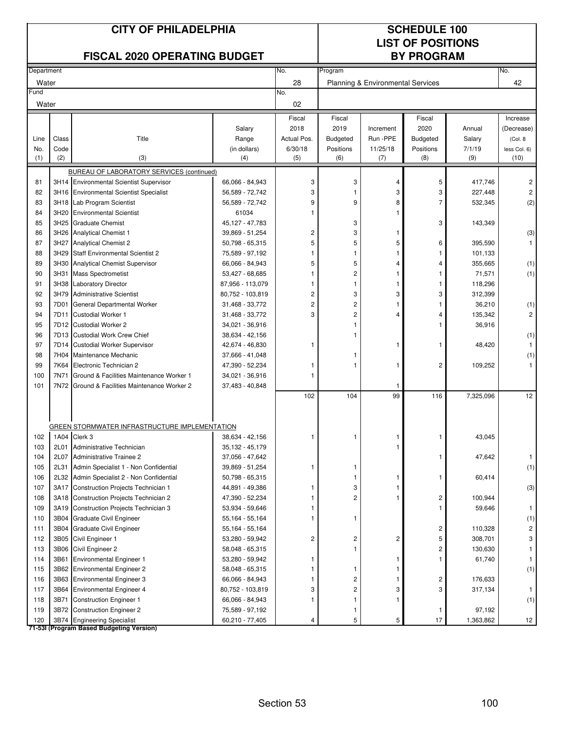# CITY OF PHILADELPHIA

## FISCAL 2020 OPERATING BUDGET

## SCHEDULE 100 LIST OF POSITIONS BY PROGRAM

| Department | No. | Program | No. |
|---|---|---|---|
| Water | 28 | Planning & Environmental Services | 42 |
| Fund | No. | | |
| Water | 02 | | |

| Line No. (1) | Class Code (2) | Title (3) | Salary Range (in dollars) (4) | Fiscal 2018 Actual Pos. 6/30/18 (5) | Fiscal 2019 Budgeted Positions (6) | Increment Run -PPE 11/25/18 (7) | Fiscal 2020 Budgeted Positions (8) | Annual Salary 7/1/19 (9) | Increase (Decrease) (Col. 8 less Col. 6) (10) |
|---|---|---|---|---|---|---|---|---|---|
| | | BUREAU OF LABORATORY SERVICES (continued) | | | | | | | |
| 81 | 3H14 | Environmental Scientist Supervisor | 66,066 - 84,943 | 3 | 3 | 4 | 5 | 417,746 | 2 |
| 82 | 3H16 | Environmental Scientist Specialist | 56,589 - 72,742 | 3 | 1 | 3 | 3 | 227,448 | 2 |
| 83 | 3H18 | Lab Program Scientist | 56,589 - 72,742 | 9 | 9 | 8 | 7 | 532,345 | (2) |
| 84 | 3H20 | Environmental Scientist | 61034 | 1 | | 1 | | | |
| 85 | 3H25 | Graduate Chemist | 45,127 - 47,783 | | 3 | | 3 | 143,349 | |
| 86 | 3H26 | Analytical Chemist 1 | 39,869 - 51,254 | 2 | 3 | 1 | | | (3) |
| 87 | 3H27 | Analytical Chemist 2 | 50,798 - 65,315 | 5 | 5 | 5 | 6 | 395,590 | 1 |
| 88 | 3H29 | Staff Environmental Scientist 2 | 75,589 - 97,192 | 1 | 1 | 1 | 1 | 101,133 | |
| 89 | 3H30 | Analytical Chemist Supervisor | 66,066 - 84,943 | 5 | 5 | 4 | 4 | 355,665 | (1) |
| 90 | 3H31 | Mass Spectrometist | 53,427 - 68,685 | 1 | 2 | 1 | 1 | 71,571 | (1) |
| 91 | 3H38 | Laboratory Director | 87,956 - 113,079 | 1 | 1 | 1 | 1 | 118,296 | |
| 92 | 3H79 | Administrative Scientist | 80,752 - 103,819 | 2 | 3 | 3 | 3 | 312,399 | |
| 93 | 7D01 | General Departmental Worker | 31,468 - 33,772 | 2 | 2 | 1 | 1 | 36,210 | (1) |
| 94 | 7D11 | Custodial Worker 1 | 31,468 - 33,772 | 3 | 2 | 4 | 4 | 135,342 | 2 |
| 95 | 7D12 | Custodial Worker 2 | 34,021 - 36,916 | | 1 | | 1 | 36,916 | |
| 96 | 7D13 | Custodial Work Crew Chief | 38,634 - 42,156 | | 1 | | | | (1) |
| 97 | 7D14 | Custodial Worker Supervisor | 42,674 - 46,830 | 1 | | 1 | 1 | 48,420 | 1 |
| 98 | 7H04 | Maintenance Mechanic | 37,666 - 41,048 | | 1 | | | | (1) |
| 99 | 7K64 | Electronic Technician 2 | 47,390 - 52,234 | 1 | 1 | 1 | 2 | 109,252 | 1 |
| 100 | 7N71 | Ground & Facilities Maintenance Worker 1 | 34,021 - 36,916 | 1 | | | | | |
| 101 | 7N72 | Ground & Facilities Maintenance Worker 2 | 37,483 - 40,848 | | | 1 | | | |
| | | | | 102 | 104 | 99 | 116 | 7,325,096 | 12 |
| | | GREEN STORMWATER INFRASTRUCTURE IMPLEMENTATION | | | | | | | |
| 102 | 1A04 | Clerk 3 | 38,634 - 42,156 | 1 | 1 | 1 | 1 | 43,045 | |
| 103 | 2L01 | Administrative Technician | 35,132 - 45,179 | | | 1 | | | |
| 104 | 2L07 | Administrative Trainee 2 | 37,056 - 47,642 | | | | 1 | 47,642 | 1 |
| 105 | 2L31 | Admin Specialist 1 - Non Confidential | 39,869 - 51,254 | 1 | 1 | | | | (1) |
| 106 | 2L32 | Admin Specialist 2 - Non Confidential | 50,798 - 65,315 | | 1 | 1 | 1 | 60,414 | |
| 107 | 3A17 | Construction Projects Technician 1 | 44,891 - 49,386 | 1 | 3 | 1 | | | (3) |
| 108 | 3A18 | Construction Projects Technician 2 | 47,390 - 52,234 | 1 | 2 | 1 | 2 | 100,944 | |
| 109 | 3A19 | Construction Projects Technician 3 | 53,934 - 59,646 | 1 | | | 1 | 59,646 | 1 |
| 110 | 3B04 | Graduate Civil Engineer | 55,164 - 55,164 | 1 | 1 | | | | (1) |
| 111 | 3B04 | Graduate Civil Engineer | 55,164 - 55,164 | | | | 2 | 110,328 | 2 |
| 112 | 3B05 | Civil Engineer 1 | 53,280 - 59,942 | 2 | 2 | 2 | 5 | 308,701 | 3 |
| 113 | 3B06 | Civil Engineer 2 | 58,048 - 65,315 | | 1 | | 2 | 130,630 | 1 |
| 114 | 3B61 | Environmental Engineer 1 | 53,280 - 59,942 | 1 | | 1 | 1 | 61,740 | 1 |
| 115 | 3B62 | Environmental Engineer 2 | 58,048 - 65,315 | 1 | 1 | 1 | | | (1) |
| 116 | 3B63 | Environmental Engineer 3 | 66,066 - 84,943 | 1 | 2 | 1 | 2 | 176,633 | |
| 117 | 3B64 | Environmental Engineer 4 | 80,752 - 103,819 | 3 | 2 | 3 | 3 | 317,134 | 1 |
| 118 | 3B71 | Construction Engineer 1 | 66,066 - 84,943 | 1 | 1 | 1 | | | (1) |
| 119 | 3B72 | Construction Engineer 2 | 75,589 - 97,192 | | 1 | | 1 | 97,192 | |
| 120 | 3B74 | Engineering Specialist | 60,210 - 77,405 | 4 | 5 | 5 | 17 | 1,363,862 | 12 |

**71-53I (Program Based Budgeting Version)**

Section 53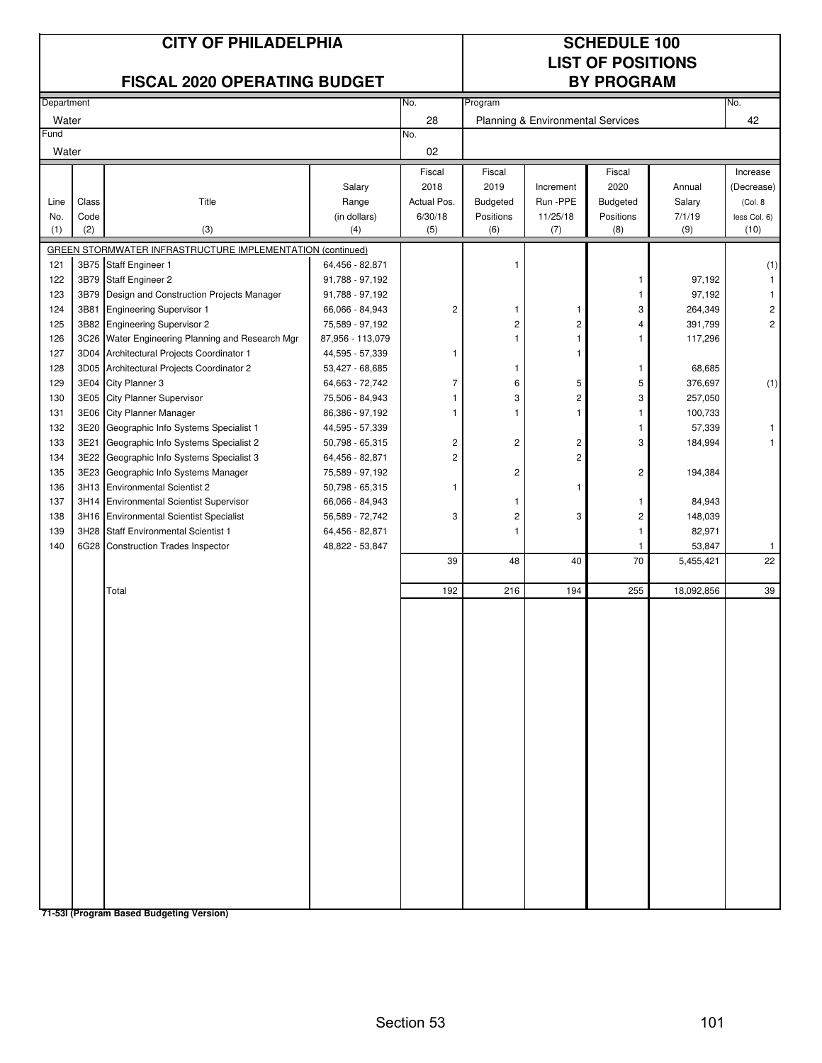# CITY OF PHILADELPHIA

## FISCAL 2020 OPERATING BUDGET

## SCHEDULE 100 LIST OF POSITIONS BY PROGRAM

| Department | No. | Program | No. |
|---|---|---|---|
| Water | 28 | Planning & Environmental Services | 42 |
| **Fund** | **No.** | | |
| Water | 02 | | |

| Line No. (1) | Class Code (2) | Title (3) | Salary Range (in dollars) (4) | Fiscal 2018 Actual Pos. 6/30/18 (5) | Fiscal 2019 Budgeted Positions (6) | Increment Run -PPE 11/25/18 (7) | Fiscal 2020 Budgeted Positions (8) | Annual Salary 7/1/19 (9) | Increase (Decrease) (Col. 8 less Col. 6) (10) |
|---|---|---|---|---|---|---|---|---|---|
| | | GREEN STORMWATER INFRASTRUCTURE IMPLEMENTATION (continued) | | | | | | | |
| 121 | 3B75 | Staff Engineer 1 | 64,456 - 82,871 | | 1 | | | | (1) |
| 122 | 3B79 | Staff Engineer 2 | 91,788 - 97,192 | | | | 1 | 97,192 | 1 |
| 123 | 3B79 | Design and Construction Projects Manager | 91,788 - 97,192 | | | | 1 | 97,192 | 1 |
| 124 | 3B81 | Engineering Supervisor 1 | 66,066 - 84,943 | 2 | 1 | 1 | 3 | 264,349 | 2 |
| 125 | 3B82 | Engineering Supervisor 2 | 75,589 - 97,192 | | 2 | 2 | 4 | 391,799 | 2 |
| 126 | 3C26 | Water Engineering Planning and Research Mgr | 87,956 - 113,079 | | 1 | 1 | 1 | 117,296 | |
| 127 | 3D04 | Architectural Projects Coordinator 1 | 44,595 - 57,339 | 1 | | 1 | | | |
| 128 | 3D05 | Architectural Projects Coordinator 2 | 53,427 - 68,685 | | 1 | | 1 | 68,685 | |
| 129 | 3E04 | City Planner 3 | 64,663 - 72,742 | 7 | 6 | 5 | 5 | 376,697 | (1) |
| 130 | 3E05 | City Planner Supervisor | 75,506 - 84,943 | 1 | 3 | 2 | 3 | 257,050 | |
| 131 | 3E06 | City Planner Manager | 86,386 - 97,192 | 1 | 1 | 1 | 1 | 100,733 | |
| 132 | 3E20 | Geographic Info Systems Specialist 1 | 44,595 - 57,339 | | | | 1 | 57,339 | 1 |
| 133 | 3E21 | Geographic Info Systems Specialist 2 | 50,798 - 65,315 | 2 | 2 | 2 | 3 | 184,994 | 1 |
| 134 | 3E22 | Geographic Info Systems Specialist 3 | 64,456 - 82,871 | 2 | | 2 | | | |
| 135 | 3E23 | Geographic Info Systems Manager | 75,589 - 97,192 | | 2 | | 2 | 194,384 | |
| 136 | 3H13 | Environmental Scientist 2 | 50,798 - 65,315 | 1 | | 1 | | | |
| 137 | 3H14 | Environmental Scientist Supervisor | 66,066 - 84,943 | | 1 | | 1 | 84,943 | |
| 138 | 3H16 | Environmental Scientist Specialist | 56,589 - 72,742 | 3 | 2 | 3 | 2 | 148,039 | |
| 139 | 3H28 | Staff Environmental Scientist 1 | 64,456 - 82,871 | | 1 | | 1 | 82,971 | |
| 140 | 6G28 | Construction Trades Inspector | 48,822 - 53,847 | | | | 1 | 53,847 | 1 |
| | | | | 39 | 48 | 40 | 70 | 5,455,421 | 22 |
| | | Total | | 192 | 216 | 194 | 255 | 18,092,856 | 39 |

**71-53I (Program Based Budgeting Version)**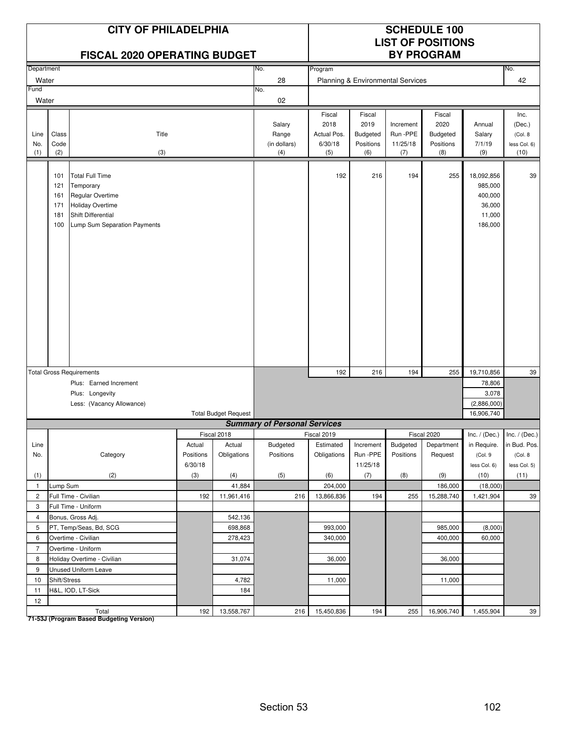# CITY OF PHILADELPHIA

## FISCAL 2020 OPERATING BUDGET

## SCHEDULE 100 LIST OF POSITIONS BY PROGRAM

| Department | No. | Program | No. |
|---|---|---|---|
| Water | 28 | Planning & Environmental Services | 42 |
| Fund | No. | | |
| Water | 02 | | |

| Line No. (1) | Class Code (2) | Title (3) | Salary Range (in dollars) (4) | Fiscal 2018 Actual Pos. 6/30/18 (5) | Fiscal 2019 Budgeted Positions (6) | Increment Run -PPE 11/25/18 (7) | Fiscal 2020 Budgeted Positions (8) | Annual Salary 7/1/19 (9) | Inc. (Dec.) (Col. 8 less Col. 6) (10) |
|---|---|---|---|---|---|---|---|---|---|
| | 101 | Total Full Time | | 192 | 216 | 194 | 255 | 18,092,856 | 39 |
| | 121 | Temporary | | | | | | 985,000 | |
| | 161 | Regular Overtime | | | | | | 400,000 | |
| | 171 | Holiday Overtime | | | | | | 36,000 | |
| | 181 | Shift Differential | | | | | | 11,000 | |
| | 100 | Lump Sum Separation Payments | | | | | | 186,000 | |
| Total Gross Requirements | | | | 192 | 216 | 194 | 255 | 19,710,856 | 39 |
| | | Plus: Earned Increment | | | | | | 78,806 | |
| | | Plus: Longevity | | | | | | 3,078 | |
| | | Less: (Vacancy Allowance) | | | | | | (2,886,000) | |
| | | Total Budget Request | | | | | | 16,906,740 | |

### Summary of Personal Services

| Line No. (1) | Category (2) | Fiscal 2018 Actual Positions 6/30/18 (3) | Fiscal 2018 Actual Obligations (4) | Fiscal 2019 Budgeted Positions (5) | Fiscal 2019 Estimated Obligations (6) | Increment Run -PPE 11/25/18 (7) | Fiscal 2020 Budgeted Positions (8) | Fiscal 2020 Department Request (9) | Inc. / (Dec.) in Require. (Col. 9 less Col. 6) (10) | Inc. / (Dec.) in Bud. Pos. (Col. 8 less Col. 5) (11) |
|---|---|---|---|---|---|---|---|---|---|---|
| 1 | Lump Sum | | 41,884 | | 204,000 | | | 186,000 | (18,000) | |
| 2 | Full Time - Civilian | 192 | 11,961,416 | 216 | 13,866,836 | 194 | 255 | 15,288,740 | 1,421,904 | 39 |
| 3 | Full Time - Uniform | | | | | | | | | |
| 4 | Bonus, Gross Adj. | | 542,136 | | | | | | | |
| 5 | PT, Temp/Seas, Bd, SCG | | 698,868 | | 993,000 | | | 985,000 | (8,000) | |
| 6 | Overtime - Civilian | | 278,423 | | 340,000 | | | 400,000 | 60,000 | |
| 7 | Overtime - Uniform | | | | | | | | | |
| 8 | Holiday Overtime - Civilian | | 31,074 | | 36,000 | | | 36,000 | | |
| 9 | Unused Uniform Leave | | | | | | | | | |
| 10 | Shift/Stress | | 4,782 | | 11,000 | | | 11,000 | | |
| 11 | H&L, IOD, LT-Sick | | 184 | | | | | | | |
| 12 | | | | | | | | | | |
| | Total | 192 | 13,558,767 | 216 | 15,450,836 | 194 | 255 | 16,906,740 | 1,455,904 | 39 |

**71-53J (Program Based Budgeting Version)**

Section 53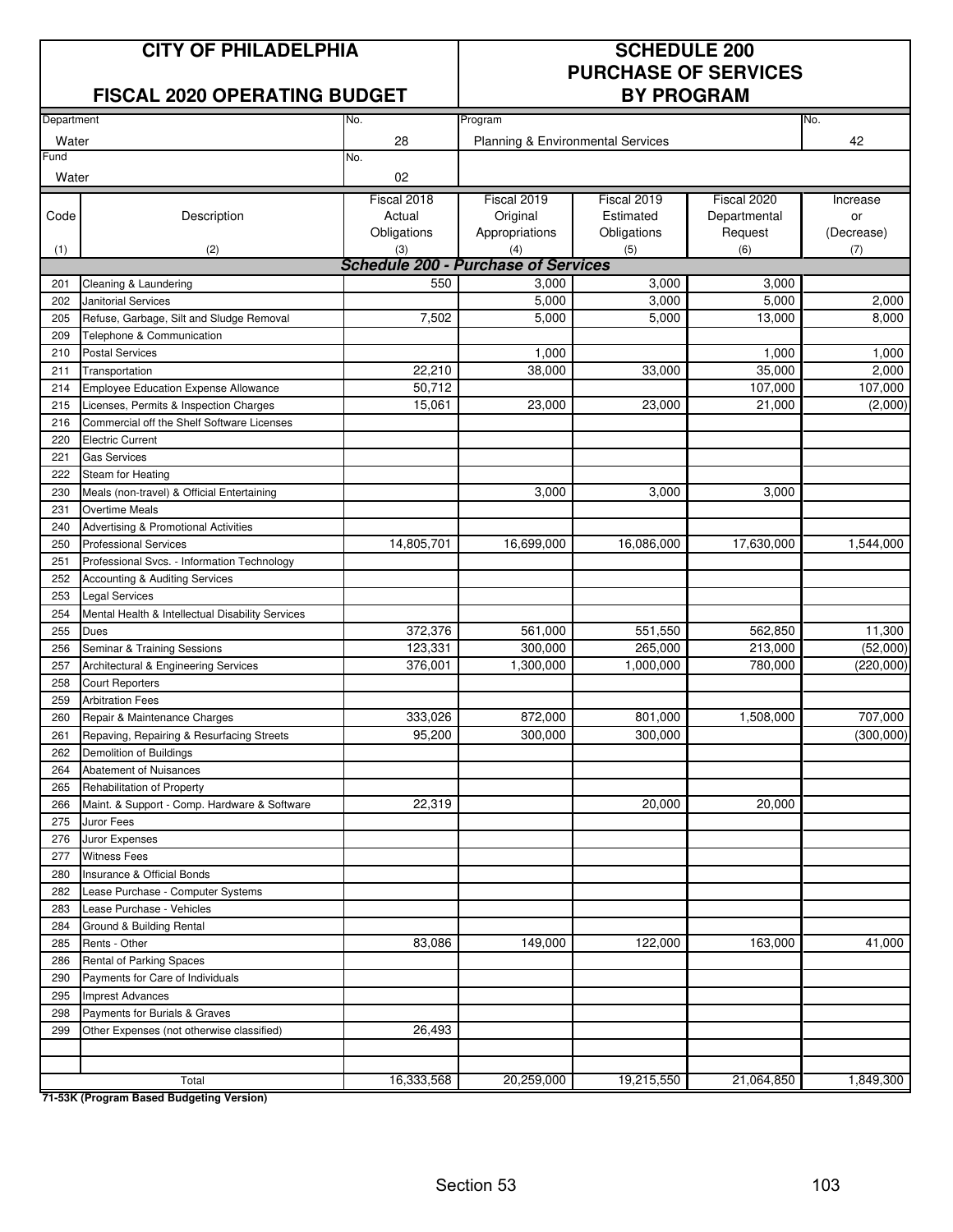| CITY OF PHILADELPHIA | | SCHEDULE 200 | | | | |
|---|---|---|---|---|---|---|
| FISCAL 2020 OPERATING BUDGET | | PURCHASE OF SERVICES BY PROGRAM | | | | |
| Department: Water | No. 28 | Program: Planning & Environmental Services | | | | No. 42 |
| Fund: Water | No. 02 | | | | | |

| Code (1) | Description (2) | Fiscal 2018 Actual Obligations (3) | Fiscal 2019 Original Appropriations (4) | Fiscal 2019 Estimated Obligations (5) | Fiscal 2020 Departmental Request (6) | Increase or (Decrease) (7) |
|---|---|---|---|---|---|---|
| | ***Schedule 200 - Purchase of Services*** | | | | | |
| 201 | Cleaning & Laundering | 550 | 3,000 | 3,000 | 3,000 | |
| 202 | Janitorial Services | | 5,000 | 3,000 | 5,000 | 2,000 |
| 205 | Refuse, Garbage, Silt and Sludge Removal | 7,502 | 5,000 | 5,000 | 13,000 | 8,000 |
| 209 | Telephone & Communication | | | | | |
| 210 | Postal Services | | 1,000 | | 1,000 | 1,000 |
| 211 | Transportation | 22,210 | 38,000 | 33,000 | 35,000 | 2,000 |
| 214 | Employee Education Expense Allowance | 50,712 | | | 107,000 | 107,000 |
| 215 | Licenses, Permits & Inspection Charges | 15,061 | 23,000 | 23,000 | 21,000 | (2,000) |
| 216 | Commercial off the Shelf Software Licenses | | | | | |
| 220 | Electric Current | | | | | |
| 221 | Gas Services | | | | | |
| 222 | Steam for Heating | | | | | |
| 230 | Meals (non-travel) & Official Entertaining | | 3,000 | 3,000 | 3,000 | |
| 231 | Overtime Meals | | | | | |
| 240 | Advertising & Promotional Activities | | | | | |
| 250 | Professional Services | 14,805,701 | 16,699,000 | 16,086,000 | 17,630,000 | 1,544,000 |
| 251 | Professional Svcs. - Information Technology | | | | | |
| 252 | Accounting & Auditing Services | | | | | |
| 253 | Legal Services | | | | | |
| 254 | Mental Health & Intellectual Disability Services | | | | | |
| 255 | Dues | 372,376 | 561,000 | 551,550 | 562,850 | 11,300 |
| 256 | Seminar & Training Sessions | 123,331 | 300,000 | 265,000 | 213,000 | (52,000) |
| 257 | Architectural & Engineering Services | 376,001 | 1,300,000 | 1,000,000 | 780,000 | (220,000) |
| 258 | Court Reporters | | | | | |
| 259 | Arbitration Fees | | | | | |
| 260 | Repair & Maintenance Charges | 333,026 | 872,000 | 801,000 | 1,508,000 | 707,000 |
| 261 | Repaving, Repairing & Resurfacing Streets | 95,200 | 300,000 | 300,000 | | (300,000) |
| 262 | Demolition of Buildings | | | | | |
| 264 | Abatement of Nuisances | | | | | |
| 265 | Rehabilitation of Property | | | | | |
| 266 | Maint. & Support - Comp. Hardware & Software | 22,319 | | 20,000 | 20,000 | |
| 275 | Juror Fees | | | | | |
| 276 | Juror Expenses | | | | | |
| 277 | Witness Fees | | | | | |
| 280 | Insurance & Official Bonds | | | | | |
| 282 | Lease Purchase - Computer Systems | | | | | |
| 283 | Lease Purchase - Vehicles | | | | | |
| 284 | Ground & Building Rental | | | | | |
| 285 | Rents - Other | 83,086 | 149,000 | 122,000 | 163,000 | 41,000 |
| 286 | Rental of Parking Spaces | | | | | |
| 290 | Payments for Care of Individuals | | | | | |
| 295 | Imprest Advances | | | | | |
| 298 | Payments for Burials & Graves | | | | | |
| 299 | Other Expenses (not otherwise classified) | 26,493 | | | | |
| | | | | | | |
| | | | | | | |
| | Total | 16,333,568 | 20,259,000 | 19,215,550 | 21,064,850 | 1,849,300 |

**71-53K (Program Based Budgeting Version)**

Section 53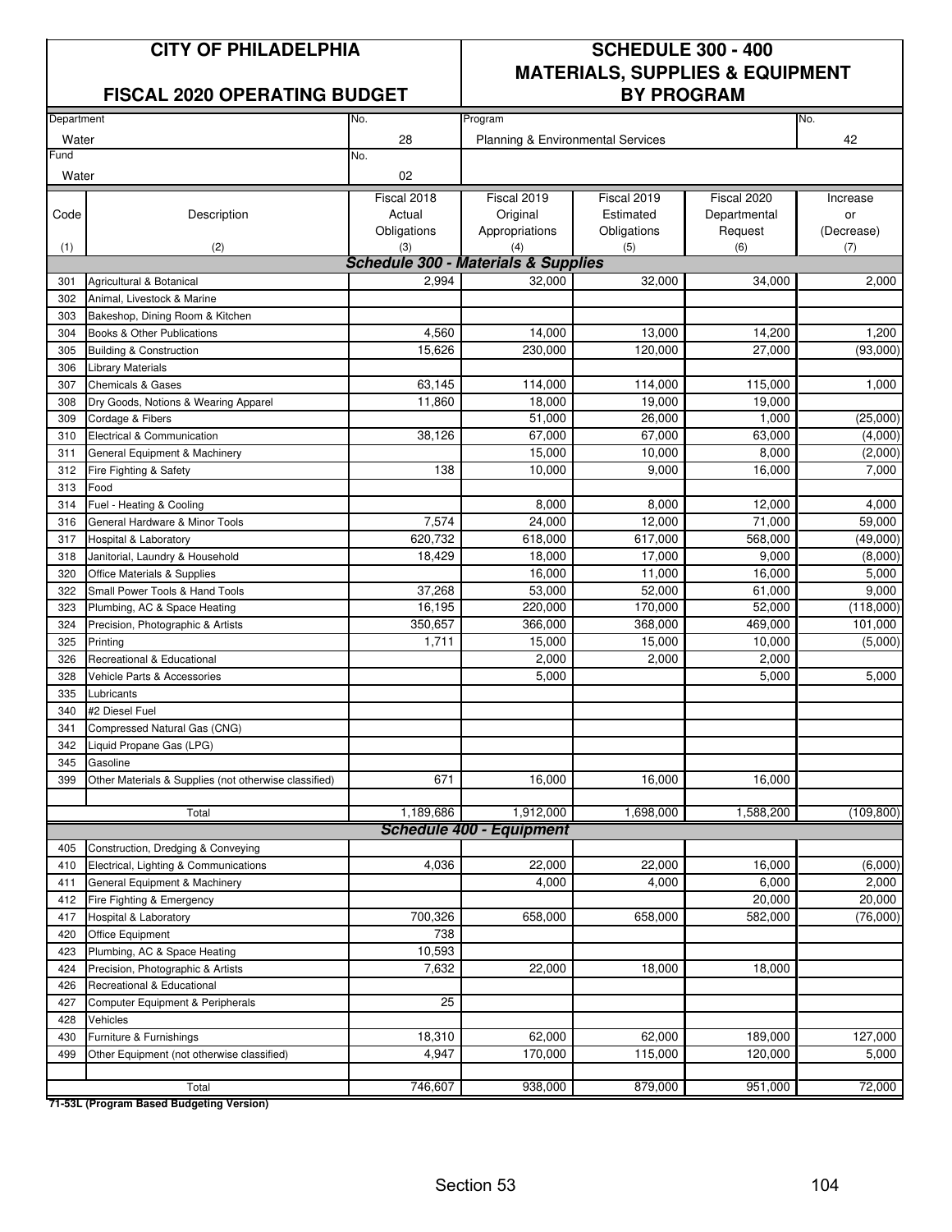# CITY OF PHILADELPHIA

## FISCAL 2020 OPERATING BUDGET

## SCHEDULE 300 - 400 MATERIALS, SUPPLIES & EQUIPMENT BY PROGRAM

| Department | No. | Program | No. |
|---|---|---|---|
| Water | 28 | Planning & Environmental Services | 42 |
| **Fund** | **No.** | | |
| Water | 02 | | |

| Code (1) | Description (2) | Fiscal 2018 Actual Obligations (3) | Fiscal 2019 Original Appropriations (4) | Fiscal 2019 Estimated Obligations (5) | Fiscal 2020 Departmental Request (6) | Increase or (Decrease) (7) |
|---|---|---|---|---|---|---|
| | ***Schedule 300 - Materials & Supplies*** | | | | | |
| 301 | Agricultural & Botanical | 2,994 | 32,000 | 32,000 | 34,000 | 2,000 |
| 302 | Animal, Livestock & Marine | | | | | |
| 303 | Bakeshop, Dining Room & Kitchen | | | | | |
| 304 | Books & Other Publications | 4,560 | 14,000 | 13,000 | 14,200 | 1,200 |
| 305 | Building & Construction | 15,626 | 230,000 | 120,000 | 27,000 | (93,000) |
| 306 | Library Materials | | | | | |
| 307 | Chemicals & Gases | 63,145 | 114,000 | 114,000 | 115,000 | 1,000 |
| 308 | Dry Goods, Notions & Wearing Apparel | 11,860 | 18,000 | 19,000 | 19,000 | |
| 309 | Cordage & Fibers | | 51,000 | 26,000 | 1,000 | (25,000) |
| 310 | Electrical & Communication | 38,126 | 67,000 | 67,000 | 63,000 | (4,000) |
| 311 | General Equipment & Machinery | | 15,000 | 10,000 | 8,000 | (2,000) |
| 312 | Fire Fighting & Safety | 138 | 10,000 | 9,000 | 16,000 | 7,000 |
| 313 | Food | | | | | |
| 314 | Fuel - Heating & Cooling | | 8,000 | 8,000 | 12,000 | 4,000 |
| 316 | General Hardware & Minor Tools | 7,574 | 24,000 | 12,000 | 71,000 | 59,000 |
| 317 | Hospital & Laboratory | 620,732 | 618,000 | 617,000 | 568,000 | (49,000) |
| 318 | Janitorial, Laundry & Household | 18,429 | 18,000 | 17,000 | 9,000 | (8,000) |
| 320 | Office Materials & Supplies | | 16,000 | 11,000 | 16,000 | 5,000 |
| 322 | Small Power Tools & Hand Tools | 37,268 | 53,000 | 52,000 | 61,000 | 9,000 |
| 323 | Plumbing, AC & Space Heating | 16,195 | 220,000 | 170,000 | 52,000 | (118,000) |
| 324 | Precision, Photographic & Artists | 350,657 | 366,000 | 368,000 | 469,000 | 101,000 |
| 325 | Printing | 1,711 | 15,000 | 15,000 | 10,000 | (5,000) |
| 326 | Recreational & Educational | | 2,000 | 2,000 | 2,000 | |
| 328 | Vehicle Parts & Accessories | | 5,000 | | 5,000 | 5,000 |
| 335 | Lubricants | | | | | |
| 340 | #2 Diesel Fuel | | | | | |
| 341 | Compressed Natural Gas (CNG) | | | | | |
| 342 | Liquid Propane Gas (LPG) | | | | | |
| 345 | Gasoline | | | | | |
| 399 | Other Materials & Supplies (not otherwise classified) | 671 | 16,000 | 16,000 | 16,000 | |
| | Total | 1,189,686 | 1,912,000 | 1,698,000 | 1,588,200 | (109,800) |
| | ***Schedule 400 - Equipment*** | | | | | |
| 405 | Construction, Dredging & Conveying | | | | | |
| 410 | Electrical, Lighting & Communications | 4,036 | 22,000 | 22,000 | 16,000 | (6,000) |
| 411 | General Equipment & Machinery | | 4,000 | 4,000 | 6,000 | 2,000 |
| 412 | Fire Fighting & Emergency | | | | 20,000 | 20,000 |
| 417 | Hospital & Laboratory | 700,326 | 658,000 | 658,000 | 582,000 | (76,000) |
| 420 | Office Equipment | 738 | | | | |
| 423 | Plumbing, AC & Space Heating | 10,593 | | | | |
| 424 | Precision, Photographic & Artists | 7,632 | 22,000 | 18,000 | 18,000 | |
| 426 | Recreational & Educational | | | | | |
| 427 | Computer Equipment & Peripherals | 25 | | | | |
| 428 | Vehicles | | | | | |
| 430 | Furniture & Furnishings | 18,310 | 62,000 | 62,000 | 189,000 | 127,000 |
| 499 | Other Equipment (not otherwise classified) | 4,947 | 170,000 | 115,000 | 120,000 | 5,000 |
| | Total | 746,607 | 938,000 | 879,000 | 951,000 | 72,000 |

**71-53L (Program Based Budgeting Version)**

Section 53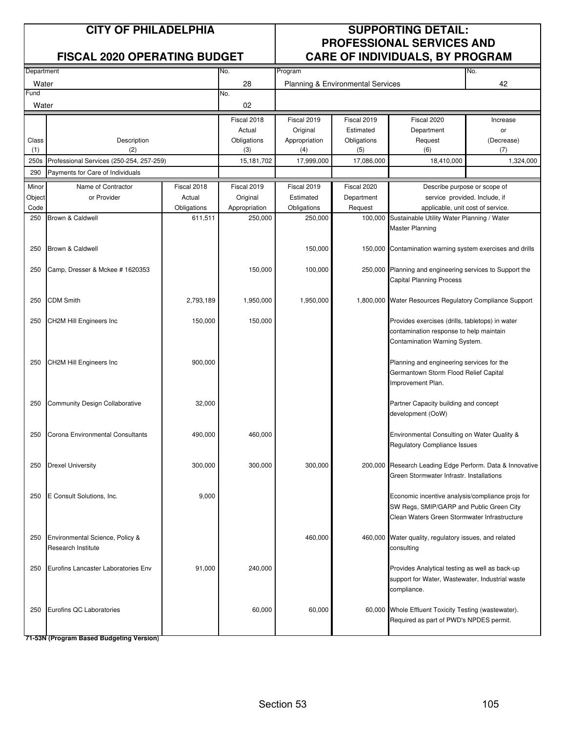# CITY OF PHILADELPHIA

## FISCAL 2020 OPERATING BUDGET

# SUPPORTING DETAIL: PROFESSIONAL SERVICES AND CARE OF INDIVIDUALS, BY PROGRAM

| Department | No. | Program | No. |
|---|---|---|---|
| Water | 28 | Planning & Environmental Services | 42 |
| **Fund** | **No.** | | |
| Water | 02 | | |

| Class (1) | Description (2) | Fiscal 2018 Actual Obligations (3) | Fiscal 2019 Original Appropriation (4) | Fiscal 2019 Estimated Obligations (5) | Fiscal 2020 Department Request (6) | Increase or (Decrease) (7) |
|---|---|---|---|---|---|---|
| 250s | Professional Services (250-254, 257-259) | 15,181,702 | 17,999,000 | 17,086,000 | 18,410,000 | 1,324,000 |
| 290 | Payments for Care of Individuals | | | | | |

| Minor Object Code | Name of Contractor or Provider | Fiscal 2018 Actual Obligations | Fiscal 2019 Original Appropriation | Fiscal 2019 Estimated Obligations | Fiscal 2020 Department Request | Describe purpose or scope of service provided. Include, if applicable, unit cost of service. |
|---|---|---|---|---|---|---|
| 250 | Brown & Caldwell | 611,511 | 250,000 | 250,000 | 100,000 | Sustainable Utility Water Planning / Water Master Planning |
| 250 | Brown & Caldwell | | | 150,000 | 150,000 | Contamination warning system exercises and drills |
| 250 | Camp, Dresser & Mckee # 1620353 | | 150,000 | 100,000 | 250,000 | Planning and engineering services to Support the Capital Planning Process |
| 250 | CDM Smith | 2,793,189 | 1,950,000 | 1,950,000 | 1,800,000 | Water Resources Regulatory Compliance Support |
| 250 | CH2M Hill Engineers Inc | 150,000 | 150,000 | | | Provides exercises (drills, tabletops) in water contamination response to help maintain Contamination Warning System. |
| 250 | CH2M Hill Engineers Inc | 900,000 | | | | Planning and engineering services for the Germantown Storm Flood Relief Capital Improvement Plan. |
| 250 | Community Design Collaborative | 32,000 | | | | Partner Capacity building and concept development (OoW) |
| 250 | Corona Environmental Consultants | 490,000 | 460,000 | | | Environmental Consulting on Water Quality & Regulatory Compliance Issues |
| 250 | Drexel University | 300,000 | 300,000 | 300,000 | 200,000 | Research Leading Edge Perform. Data & Innovative Green Stormwater Infrastr. Installations |
| 250 | E Consult Solutions, Inc. | 9,000 | | | | Economic incentive analysis/compliance projs for SW Regs, SMIP/GARP and Public Green City Clean Waters Green Stormwater Infrastructure |
| 250 | Environmental Science, Policy & Research Institute | | | 460,000 | 460,000 | Water quality, regulatory issues, and related consulting |
| 250 | Eurofins Lancaster Laboratories Env | 91,000 | 240,000 | | | Provides Analytical testing as well as back-up support for Water, Wastewater, Industrial waste compliance. |
| 250 | Eurofins QC Laboratories | | 60,000 | 60,000 | 60,000 | Whole Effluent Toxicity Testing (wastewater). Required as part of PWD's NPDES permit. |

**71-53N (Program Based Budgeting Version)**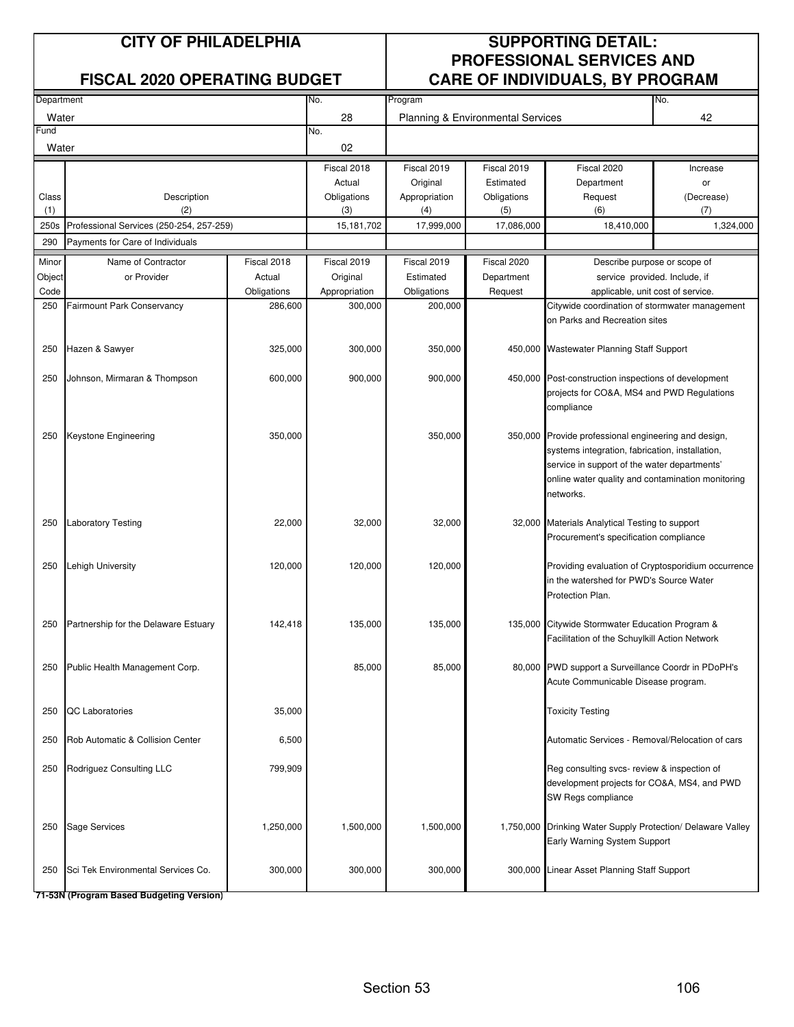# CITY OF PHILADELPHIA

## FISCAL 2020 OPERATING BUDGET

## SUPPORTING DETAIL: PROFESSIONAL SERVICES AND CARE OF INDIVIDUALS, BY PROGRAM

| Department | No. | Program | No. |
|---|---|---|---|
| Water | 28 | Planning & Environmental Services | 42 |
| Fund | No. | | |
| Water | 02 | | |

| Class (1) | Description (2) | Fiscal 2018 Actual Obligations (3) | Fiscal 2019 Original Appropriation (4) | Fiscal 2019 Estimated Obligations (5) | Fiscal 2020 Department Request (6) | Increase or (Decrease) (7) |
|---|---|---|---|---|---|---|
| 250s | Professional Services (250-254, 257-259) | 15,181,702 | 17,999,000 | 17,086,000 | 18,410,000 | 1,324,000 |
| 290 | Payments for Care of Individuals | | | | | |

| Minor Object Code | Name of Contractor or Provider | Fiscal 2018 Actual Obligations | Fiscal 2019 Original Appropriation | Fiscal 2019 Estimated Obligations | Fiscal 2020 Department Request | Describe purpose or scope of service provided. Include, if applicable, unit cost of service. |
|---|---|---|---|---|---|---|
| 250 | Fairmount Park Conservancy | 286,600 | 300,000 | 200,000 | | Citywide coordination of stormwater management on Parks and Recreation sites |
| 250 | Hazen & Sawyer | 325,000 | 300,000 | 350,000 | 450,000 | Wastewater Planning Staff Support |
| 250 | Johnson, Mirmaran & Thompson | 600,000 | 900,000 | 900,000 | 450,000 | Post-construction inspections of development projects for CO&A, MS4 and PWD Regulations compliance |
| 250 | Keystone Engineering | 350,000 | | 350,000 | 350,000 | Provide professional engineering and design, systems integration, fabrication, installation, service in support of the water departments' online water quality and contamination monitoring networks. |
| 250 | Laboratory Testing | 22,000 | 32,000 | 32,000 | 32,000 | Materials Analytical Testing to support Procurement's specification compliance |
| 250 | Lehigh University | 120,000 | 120,000 | 120,000 | | Providing evaluation of Cryptosporidium occurrence in the watershed for PWD's Source Water Protection Plan. |
| 250 | Partnership for the Delaware Estuary | 142,418 | 135,000 | 135,000 | 135,000 | Citywide Stormwater Education Program & Facilitation of the Schuylkill Action Network |
| 250 | Public Health Management Corp. | | 85,000 | 85,000 | 80,000 | PWD support a Surveillance Coordr in PDoPH's Acute Communicable Disease program. |
| 250 | QC Laboratories | 35,000 | | | | Toxicity Testing |
| 250 | Rob Automatic & Collision Center | 6,500 | | | | Automatic Services - Removal/Relocation of cars |
| 250 | Rodriguez Consulting LLC | 799,909 | | | | Reg consulting svcs- review & inspection of development projects for CO&A, MS4, and PWD SW Regs compliance |
| 250 | Sage Services | 1,250,000 | 1,500,000 | 1,500,000 | 1,750,000 | Drinking Water Supply Protection/ Delaware Valley Early Warning System Support |
| 250 | Sci Tek Environmental Services Co. | 300,000 | 300,000 | 300,000 | 300,000 | Linear Asset Planning Staff Support |

**71-53N (Program Based Budgeting Version)**

Section 53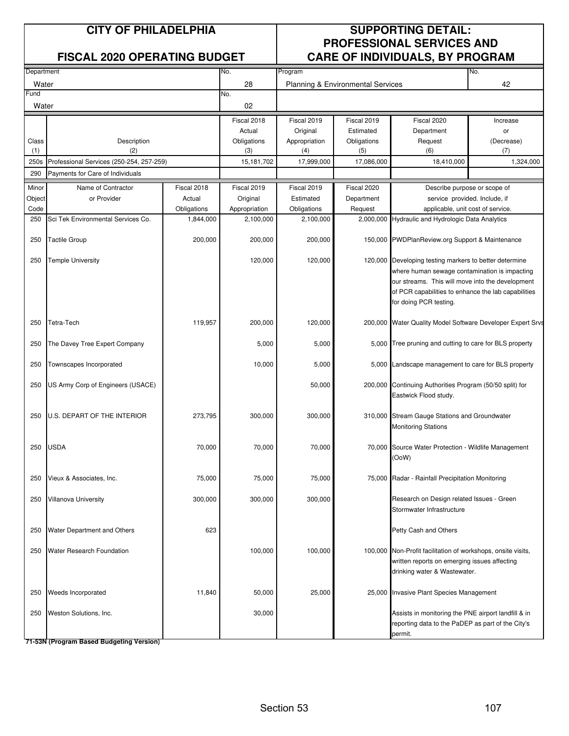# CITY OF PHILADELPHIA

## FISCAL 2020 OPERATING BUDGET

# SUPPORTING DETAIL: PROFESSIONAL SERVICES AND CARE OF INDIVIDUALS, BY PROGRAM

| Department | No. | Program | No. |
|---|---|---|---|
| Water | 28 | Planning & Environmental Services | 42 |
| Fund | No. | | |
| Water | 02 | | |

| Class (1) | Description (2) | Fiscal 2018 Actual Obligations (3) | Fiscal 2019 Original Appropriation (4) | Fiscal 2019 Estimated Obligations (5) | Fiscal 2020 Department Request (6) | Increase or (Decrease) (7) |
|---|---|---|---|---|---|---|
| 250s | Professional Services (250-254, 257-259) | 15,181,702 | 17,999,000 | 17,086,000 | 18,410,000 | 1,324,000 |
| 290 | Payments for Care of Individuals | | | | | |

| Minor Object Code | Name of Contractor or Provider | Fiscal 2018 Actual Obligations | Fiscal 2019 Original Appropriation | Fiscal 2019 Estimated Obligations | Fiscal 2020 Department Request | Describe purpose or scope of service provided. Include, if applicable, unit cost of service. |
|---|---|---|---|---|---|---|
| 250 | Sci Tek Environmental Services Co. | 1,844,000 | 2,100,000 | 2,100,000 | 2,000,000 | Hydraulic and Hydrologic Data Analytics |
| 250 | Tactile Group | 200,000 | 200,000 | 200,000 | 150,000 | PWDPlanReview.org Support & Maintenance |
| 250 | Temple University | | 120,000 | 120,000 | 120,000 | Developing testing markers to better determine where human sewage contamination is impacting our streams. This will move into the development of PCR capabilities to enhance the lab capabilities for doing PCR testing. |
| 250 | Tetra-Tech | 119,957 | 200,000 | 120,000 | 200,000 | Water Quality Model Software Developer Expert Srvs |
| 250 | The Davey Tree Expert Company | | 5,000 | 5,000 | 5,000 | Tree pruning and cutting to care for BLS property |
| 250 | Townscapes Incorporated | | 10,000 | 5,000 | 5,000 | Landscape management to care for BLS property |
| 250 | US Army Corp of Engineers (USACE) | | | 50,000 | 200,000 | Continuing Authorities Program (50/50 split) for Eastwick Flood study. |
| 250 | U.S. DEPART OF THE INTERIOR | 273,795 | 300,000 | 300,000 | 310,000 | Stream Gauge Stations and Groundwater Monitoring Stations |
| 250 | USDA | 70,000 | 70,000 | 70,000 | 70,000 | Source Water Protection - Wildlife Management (OoW) |
| 250 | Vieux & Associates, Inc. | 75,000 | 75,000 | 75,000 | 75,000 | Radar - Rainfall Precipitation Monitoring |
| 250 | Villanova University | 300,000 | 300,000 | 300,000 | | Research on Design related Issues - Green Stormwater Infrastructure |
| 250 | Water Department and Others | 623 | | | | Petty Cash and Others |
| 250 | Water Research Foundation | | 100,000 | 100,000 | 100,000 | Non-Profit facilitation of workshops, onsite visits, written reports on emerging issues affecting drinking water & Wastewater. |
| 250 | Weeds Incorporated | 11,840 | 50,000 | 25,000 | 25,000 | Invasive Plant Species Management |
| 250 | Weston Solutions, Inc. | | 30,000 | | | Assists in monitoring the PNE airport landfill & in reporting data to the PaDEP as part of the City's permit. |

**71-53N (Program Based Budgeting Version)**

Section 53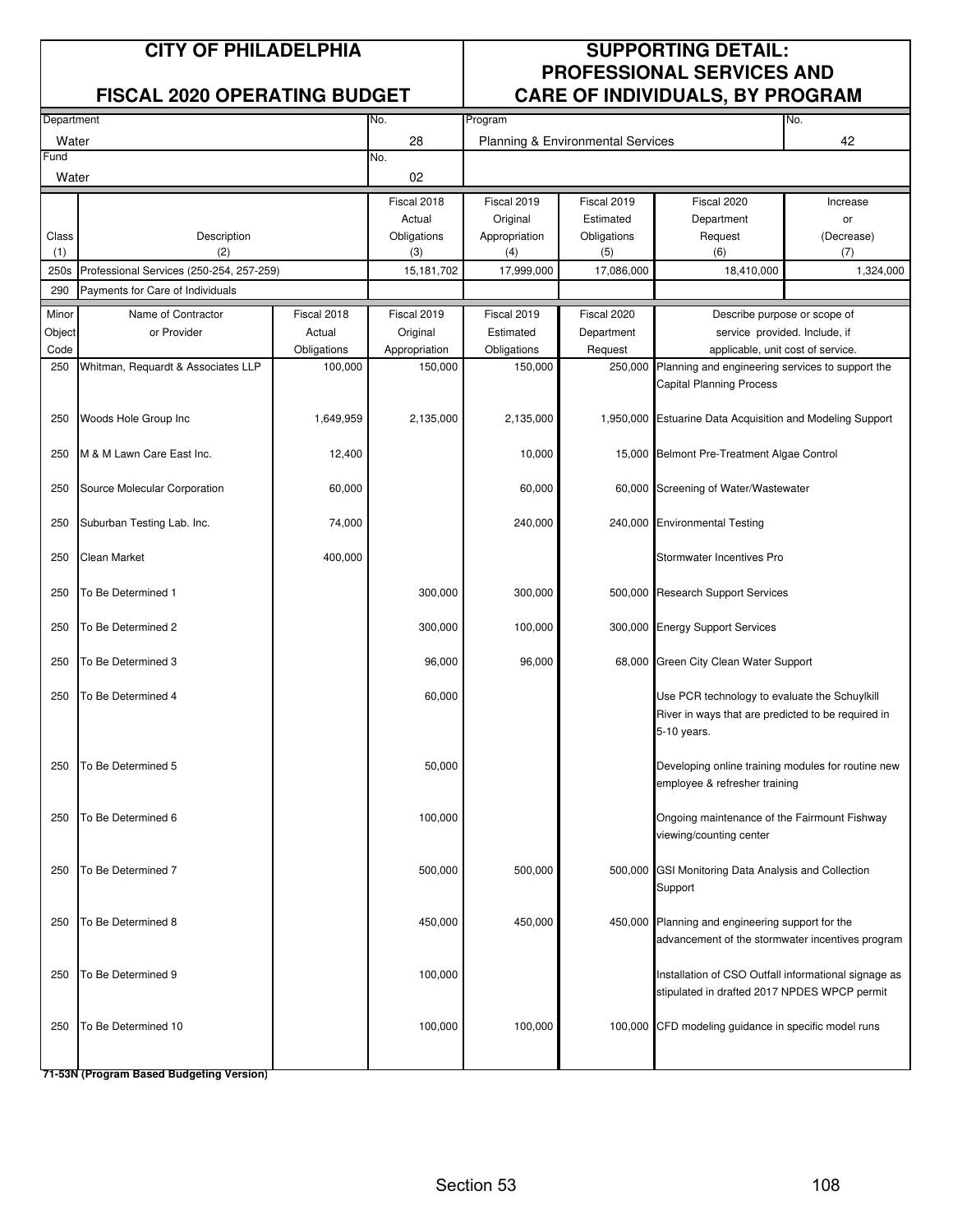# CITY OF PHILADELPHIA

## FISCAL 2020 OPERATING BUDGET

# SUPPORTING DETAIL: PROFESSIONAL SERVICES AND CARE OF INDIVIDUALS, BY PROGRAM

| Department | No. | Program | No. |
|---|---|---|---|
| Water | 28 | Planning & Environmental Services | 42 |
| **Fund** | **No.** | | |
| Water | 02 | | |

| Class (1) | Description (2) | Fiscal 2018 Actual Obligations (3) | Fiscal 2019 Original Appropriation (4) | Fiscal 2019 Estimated Obligations (5) | Fiscal 2020 Department Request (6) | Increase or (Decrease) (7) |
|---|---|---|---|---|---|---|
| 250s | Professional Services (250-254, 257-259) | 15,181,702 | 17,999,000 | 17,086,000 | 18,410,000 | 1,324,000 |
| 290 | Payments for Care of Individuals | | | | | |

| Minor Object Code | Name of Contractor or Provider | Fiscal 2018 Actual Obligations | Fiscal 2019 Original Appropriation | Fiscal 2019 Estimated Obligations | Fiscal 2020 Department Request | Describe purpose or scope of service provided. Include, if applicable, unit cost of service. |
|---|---|---|---|---|---|---|
| 250 | Whitman, Requardt & Associates LLP | 100,000 | 150,000 | 150,000 | 250,000 | Planning and engineering services to support the Capital Planning Process |
| 250 | Woods Hole Group Inc | 1,649,959 | 2,135,000 | 2,135,000 | 1,950,000 | Estuarine Data Acquisition and Modeling Support |
| 250 | M & M Lawn Care East Inc. | 12,400 | | 10,000 | 15,000 | Belmont Pre-Treatment Algae Control |
| 250 | Source Molecular Corporation | 60,000 | | 60,000 | 60,000 | Screening of Water/Wastewater |
| 250 | Suburban Testing Lab. Inc. | 74,000 | | 240,000 | 240,000 | Environmental Testing |
| 250 | Clean Market | 400,000 | | | | Stormwater Incentives Pro |
| 250 | To Be Determined 1 | | 300,000 | 300,000 | 500,000 | Research Support Services |
| 250 | To Be Determined 2 | | 300,000 | 100,000 | 300,000 | Energy Support Services |
| 250 | To Be Determined 3 | | 96,000 | 96,000 | 68,000 | Green City Clean Water Support |
| 250 | To Be Determined 4 | | 60,000 | | | Use PCR technology to evaluate the Schuylkill River in ways that are predicted to be required in 5-10 years. |
| 250 | To Be Determined 5 | | 50,000 | | | Developing online training modules for routine new employee & refresher training |
| 250 | To Be Determined 6 | | 100,000 | | | Ongoing maintenance of the Fairmount Fishway viewing/counting center |
| 250 | To Be Determined 7 | | 500,000 | 500,000 | 500,000 | GSI Monitoring Data Analysis and Collection Support |
| 250 | To Be Determined 8 | | 450,000 | 450,000 | 450,000 | Planning and engineering support for the advancement of the stormwater incentives program |
| 250 | To Be Determined 9 | | 100,000 | | | Installation of CSO Outfall informational signage as stipulated in drafted 2017 NPDES WPCP permit |
| 250 | To Be Determined 10 | | 100,000 | 100,000 | 100,000 | CFD modeling guidance in specific model runs |

**71-53N (Program Based Budgeting Version)**

Section 53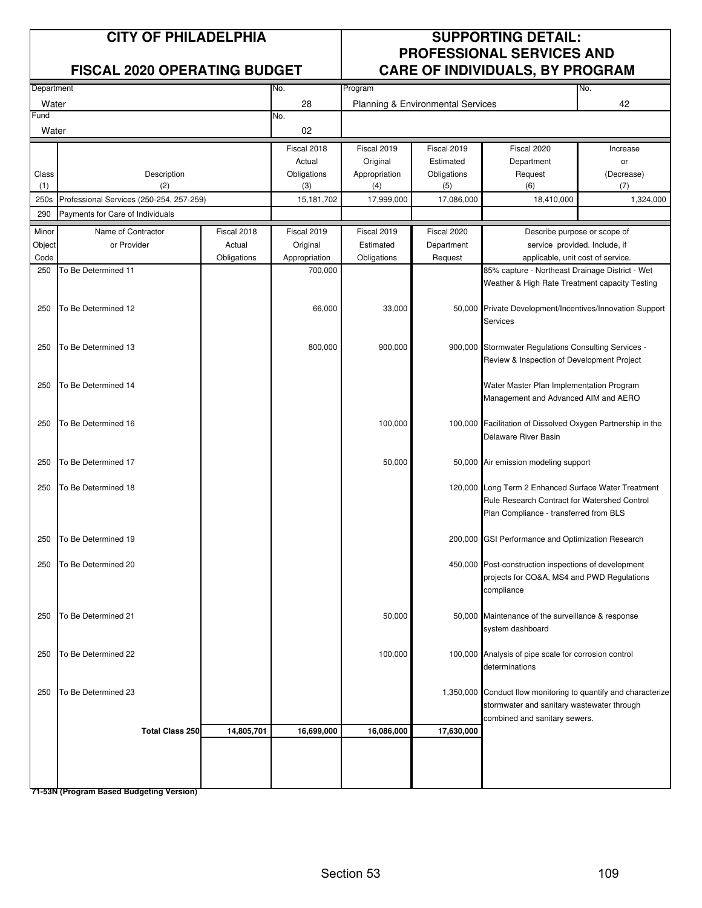# CITY OF PHILADELPHIA

## FISCAL 2020 OPERATING BUDGET

## SUPPORTING DETAIL: PROFESSIONAL SERVICES AND CARE OF INDIVIDUALS, BY PROGRAM

| Department | No. | Program | No. |
|---|---|---|---|
| Water | 28 | Planning & Environmental Services | 42 |
| **Fund** | **No.** | | |
| Water | 02 | | |

| Class (1) | Description (2) | Fiscal 2018 Actual Obligations (3) | Fiscal 2019 Original Appropriation (4) | Fiscal 2019 Estimated Obligations (5) | Fiscal 2020 Department Request (6) | Increase or (Decrease) (7) |
|---|---|---|---|---|---|---|
| 250s | Professional Services (250-254, 257-259) | 15,181,702 | 17,999,000 | 17,086,000 | 18,410,000 | 1,324,000 |
| 290 | Payments for Care of Individuals | | | | | |

| Minor Object Code | Name of Contractor or Provider | Fiscal 2018 Actual Obligations | Fiscal 2019 Original Appropriation | Fiscal 2019 Estimated Obligations | Fiscal 2020 Department Request | Describe purpose or scope of service provided. Include, if applicable, unit cost of service. |
|---|---|---|---|---|---|---|
| 250 | To Be Determined 11 | | 700,000 | | | 85% capture - Northeast Drainage District - Wet Weather & High Rate Treatment capacity Testing |
| 250 | To Be Determined 12 | | 66,000 | 33,000 | 50,000 | Private Development/Incentives/Innovation Support Services |
| 250 | To Be Determined 13 | | 800,000 | 900,000 | 900,000 | Stormwater Regulations Consulting Services - Review & Inspection of Development Project |
| 250 | To Be Determined 14 | | | | | Water Master Plan Implementation Program Management and Advanced AIM and AERO |
| 250 | To Be Determined 16 | | | 100,000 | 100,000 | Facilitation of Dissolved Oxygen Partnership in the Delaware River Basin |
| 250 | To Be Determined 17 | | | 50,000 | 50,000 | Air emission modeling support |
| 250 | To Be Determined 18 | | | | 120,000 | Long Term 2 Enhanced Surface Water Treatment Rule Research Contract for Watershed Control Plan Compliance - transferred from BLS |
| 250 | To Be Determined 19 | | | | 200,000 | GSI Performance and Optimization Research |
| 250 | To Be Determined 20 | | | | 450,000 | Post-construction inspections of development projects for CO&A, MS4 and PWD Regulations compliance |
| 250 | To Be Determined 21 | | | 50,000 | 50,000 | Maintenance of the surveillance & response system dashboard |
| 250 | To Be Determined 22 | | | 100,000 | 100,000 | Analysis of pipe scale for corrosion control determinations |
| 250 | To Be Determined 23 | | | | 1,350,000 | Conduct flow monitoring to quantify and characterize stormwater and sanitary wastewater through combined and sanitary sewers. |
| | **Total Class 250** | **14,805,701** | **16,699,000** | **16,086,000** | **17,630,000** | |

**71-53N (Program Based Budgeting Version)**

Section 53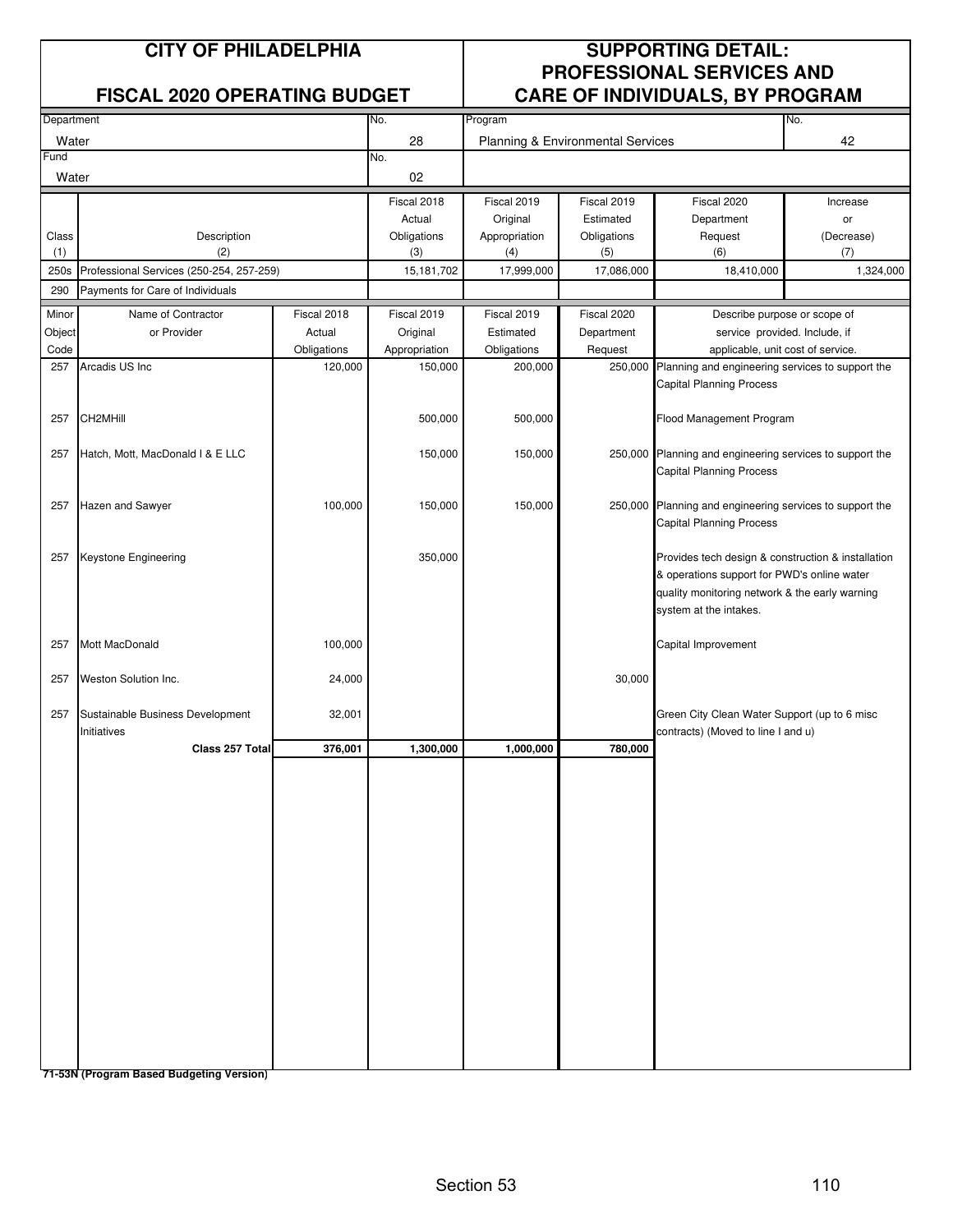# CITY OF PHILADELPHIA

## FISCAL 2020 OPERATING BUDGET

## SUPPORTING DETAIL: PROFESSIONAL SERVICES AND CARE OF INDIVIDUALS, BY PROGRAM

| Department | No. | Program | No. |
|---|---|---|---|
| Water | 28 | Planning & Environmental Services | 42 |
| **Fund** | **No.** | | |
| Water | 02 | | |

| Class (1) | Description (2) | Fiscal 2018 Actual Obligations (3) | Fiscal 2019 Original Appropriation (4) | Fiscal 2019 Estimated Obligations (5) | Fiscal 2020 Department Request (6) | Increase or (Decrease) (7) |
|---|---|---|---|---|---|---|
| 250s | Professional Services (250-254, 257-259) | 15,181,702 | 17,999,000 | 17,086,000 | 18,410,000 | 1,324,000 |
| 290 | Payments for Care of Individuals | | | | | |

| Minor Object Code | Name of Contractor or Provider | Fiscal 2018 Actual Obligations | Fiscal 2019 Original Appropriation | Fiscal 2019 Estimated Obligations | Fiscal 2020 Department Request | Describe purpose or scope of service provided. Include, if applicable, unit cost of service. |
|---|---|---|---|---|---|---|
| 257 | Arcadis US Inc | 120,000 | 150,000 | 200,000 | 250,000 | Planning and engineering services to support the Capital Planning Process |
| 257 | CH2MHill | | 500,000 | 500,000 | | Flood Management Program |
| 257 | Hatch, Mott, MacDonald I & E LLC | | 150,000 | 150,000 | 250,000 | Planning and engineering services to support the Capital Planning Process |
| 257 | Hazen and Sawyer | 100,000 | 150,000 | 150,000 | 250,000 | Planning and engineering services to support the Capital Planning Process |
| 257 | Keystone Engineering | | 350,000 | | | Provides tech design & construction & installation & operations support for PWD's online water quality monitoring network & the early warning system at the intakes. |
| 257 | Mott MacDonald | 100,000 | | | | Capital Improvement |
| 257 | Weston Solution Inc. | 24,000 | | | 30,000 | |
| 257 | Sustainable Business Development Initiatives | 32,001 | | | | Green City Clean Water Support (up to 6 misc contracts) (Moved to line I and u) |
| | **Class 257 Total** | **376,001** | **1,300,000** | **1,000,000** | **780,000** | |

**71-53N (Program Based Budgeting Version)**

Section 53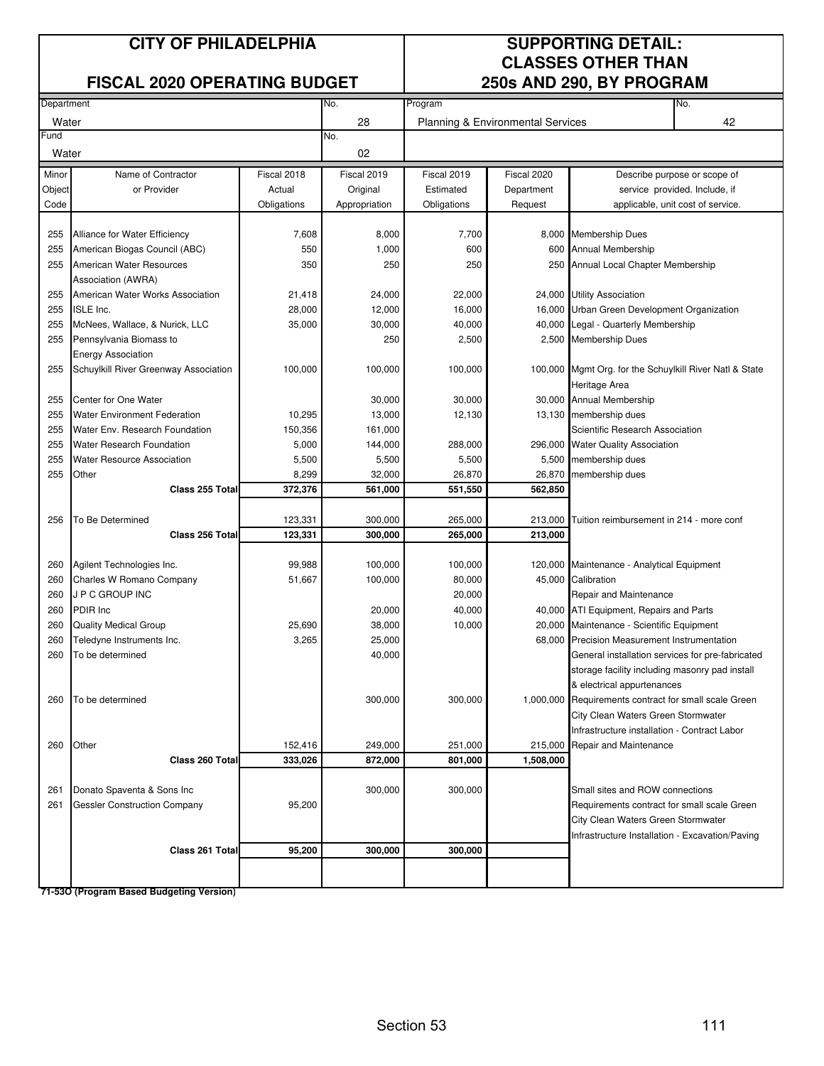# CITY OF PHILADELPHIA

## FISCAL 2020 OPERATING BUDGET

## SUPPORTING DETAIL: CLASSES OTHER THAN 250s AND 290, BY PROGRAM

| Department | No. | Program | No. |
|---|---|---|---|
| Water | 28 | Planning & Environmental Services | 42 |
| **Fund** | **No.** | | |
| Water | 02 | | |

| Minor Object Code | Name of Contractor or Provider | Fiscal 2018 Actual Obligations | Fiscal 2019 Original Appropriation | Fiscal 2019 Estimated Obligations | Fiscal 2020 Department Request | Describe purpose or scope of service provided. Include, if applicable, unit cost of service. |
|---|---|---|---|---|---|---|
| 255 | Alliance for Water Efficiency | 7,608 | 8,000 | 7,700 | 8,000 | Membership Dues |
| 255 | American Biogas Council (ABC) | 550 | 1,000 | 600 | 600 | Annual Membership |
| 255 | American Water Resources Association (AWRA) | 350 | 250 | 250 | 250 | Annual Local Chapter Membership |
| 255 | American Water Works Association | 21,418 | 24,000 | 22,000 | 24,000 | Utility Association |
| 255 | ISLE Inc. | 28,000 | 12,000 | 16,000 | 16,000 | Urban Green Development Organization |
| 255 | McNees, Wallace, & Nurick, LLC | 35,000 | 30,000 | 40,000 | 40,000 | Legal - Quarterly Membership |
| 255 | Pennsylvania Biomass to Energy Association | | 250 | 2,500 | 2,500 | Membership Dues |
| 255 | Schuylkill River Greenway Association | 100,000 | 100,000 | 100,000 | 100,000 | Mgmt Org. for the Schuylkill River Natl & State Heritage Area |
| 255 | Center for One Water | | 30,000 | 30,000 | 30,000 | Annual Membership |
| 255 | Water Environment Federation | 10,295 | 13,000 | 12,130 | 13,130 | membership dues |
| 255 | Water Env. Research Foundation | 150,356 | 161,000 | | | Scientific Research Association |
| 255 | Water Research Foundation | 5,000 | 144,000 | 288,000 | 296,000 | Water Quality Association |
| 255 | Water Resource Association | 5,500 | 5,500 | 5,500 | 5,500 | membership dues |
| 255 | Other | 8,299 | 32,000 | 26,870 | 26,870 | membership dues |
| | **Class 255 Total** | **372,376** | **561,000** | **551,550** | **562,850** | |
| 256 | To Be Determined | 123,331 | 300,000 | 265,000 | 213,000 | Tuition reimbursement in 214 - more conf |
| | **Class 256 Total** | **123,331** | **300,000** | **265,000** | **213,000** | |
| 260 | Agilent Technologies Inc. | 99,988 | 100,000 | 100,000 | 120,000 | Maintenance - Analytical Equipment |
| 260 | Charles W Romano Company | 51,667 | 100,000 | 80,000 | 45,000 | Calibration |
| 260 | J P C GROUP INC | | | 20,000 | | Repair and Maintenance |
| 260 | PDIR Inc | | 20,000 | 40,000 | 40,000 | ATI Equipment, Repairs and Parts |
| 260 | Quality Medical Group | 25,690 | 38,000 | 10,000 | 20,000 | Maintenance - Scientific Equipment |
| 260 | Teledyne Instruments Inc. | 3,265 | 25,000 | | 68,000 | Precision Measurement Instrumentation |
| 260 | To be determined | | 40,000 | | | General installation services for pre-fabricated storage facility including masonry pad install & electrical appurtenances |
| 260 | To be determined | | 300,000 | 300,000 | 1,000,000 | Requirements contract for small scale Green City Clean Waters Green Stormwater Infrastructure installation - Contract Labor |
| 260 | Other | 152,416 | 249,000 | 251,000 | 215,000 | Repair and Maintenance |
| | **Class 260 Total** | **333,026** | **872,000** | **801,000** | **1,508,000** | |
| 261 | Donato Spaventa & Sons Inc | | 300,000 | 300,000 | | Small sites and ROW connections |
| 261 | Gessler Construction Company | 95,200 | | | | Requirements contract for small scale Green City Clean Waters Green Stormwater Infrastructure Installation - Excavation/Paving |
| | **Class 261 Total** | **95,200** | **300,000** | **300,000** | | |

**71-53O (Program Based Budgeting Version)**

Section 53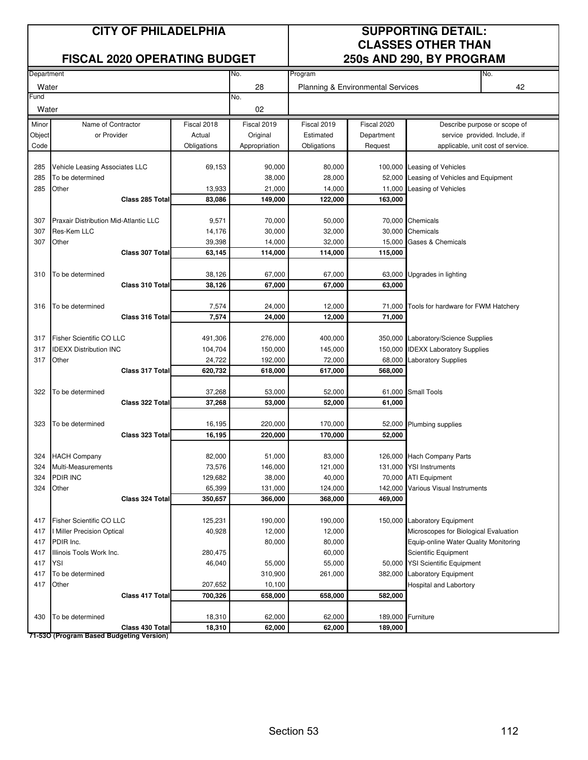# CITY OF PHILADELPHIA

## FISCAL 2020 OPERATING BUDGET

## SUPPORTING DETAIL: CLASSES OTHER THAN 250s AND 290, BY PROGRAM

| Department | No. | Program | No. |
|---|---|---|---|
| Water | 28 | Planning & Environmental Services | 42 |
| **Fund** | **No.** | | |
| Water | 02 | | |

| Minor Object Code | Name of Contractor or Provider | Fiscal 2018 Actual Obligations | Fiscal 2019 Original Appropriation | Fiscal 2019 Estimated Obligations | Fiscal 2020 Department Request | Describe purpose or scope of service provided. Include, if applicable, unit cost of service. |
|---|---|---|---|---|---|---|
| 285 | Vehicle Leasing Associates LLC | 69,153 | 90,000 | 80,000 | 100,000 | Leasing of Vehicles |
| 285 | To be determined | | 38,000 | 28,000 | 52,000 | Leasing of Vehicles and Equipment |
| 285 | Other | 13,933 | 21,000 | 14,000 | 11,000 | Leasing of Vehicles |
| | **Class 285 Total** | **83,086** | **149,000** | **122,000** | **163,000** | |
| 307 | Praxair Distribution Mid-Atlantic LLC | 9,571 | 70,000 | 50,000 | 70,000 | Chemicals |
| 307 | Res-Kem LLC | 14,176 | 30,000 | 32,000 | 30,000 | Chemicals |
| 307 | Other | 39,398 | 14,000 | 32,000 | 15,000 | Gases & Chemicals |
| | **Class 307 Total** | **63,145** | **114,000** | **114,000** | **115,000** | |
| 310 | To be determined | 38,126 | 67,000 | 67,000 | 63,000 | Upgrades in lighting |
| | **Class 310 Total** | **38,126** | **67,000** | **67,000** | **63,000** | |
| 316 | To be determined | 7,574 | 24,000 | 12,000 | 71,000 | Tools for hardware for FWM Hatchery |
| | **Class 316 Total** | **7,574** | **24,000** | **12,000** | **71,000** | |
| 317 | Fisher Scientific CO LLC | 491,306 | 276,000 | 400,000 | 350,000 | Laboratory/Science Supplies |
| 317 | IDEXX Distribution INC | 104,704 | 150,000 | 145,000 | 150,000 | IDEXX Laboratory Supplies |
| 317 | Other | 24,722 | 192,000 | 72,000 | 68,000 | Laboratory Supplies |
| | **Class 317 Total** | **620,732** | **618,000** | **617,000** | **568,000** | |
| 322 | To be determined | 37,268 | 53,000 | 52,000 | 61,000 | Small Tools |
| | **Class 322 Total** | **37,268** | **53,000** | **52,000** | **61,000** | |
| 323 | To be determined | 16,195 | 220,000 | 170,000 | 52,000 | Plumbing supplies |
| | **Class 323 Total** | **16,195** | **220,000** | **170,000** | **52,000** | |
| 324 | HACH Company | 82,000 | 51,000 | 83,000 | 126,000 | Hach Company Parts |
| 324 | Multi-Measurements | 73,576 | 146,000 | 121,000 | 131,000 | YSI Instruments |
| 324 | PDIR INC | 129,682 | 38,000 | 40,000 | 70,000 | ATI Equipment |
| 324 | Other | 65,399 | 131,000 | 124,000 | 142,000 | Various Visual Instruments |
| | **Class 324 Total** | **350,657** | **366,000** | **368,000** | **469,000** | |
| 417 | Fisher Scientific CO LLC | 125,231 | 190,000 | 190,000 | 150,000 | Laboratory Equipment |
| 417 | I Miller Precision Optical | 40,928 | 12,000 | 12,000 | | Microscopes for Biological Evaluation |
| 417 | PDIR Inc. | | 80,000 | 80,000 | | Equip-online Water Quality Monitoring |
| 417 | Illinois Tools Work Inc. | 280,475 | | 60,000 | | Scientific Equipment |
| 417 | YSI | 46,040 | 55,000 | 55,000 | 50,000 | YSI Scientific Equipment |
| 417 | To be determined | | 310,900 | 261,000 | 382,000 | Laboratory Equipment |
| 417 | Other | 207,652 | 10,100 | | | Hospital and Labortory |
| | **Class 417 Total** | **700,326** | **658,000** | **658,000** | **582,000** | |
| 430 | To be determined | 18,310 | 62,000 | 62,000 | 189,000 | Furniture |
| | **Class 430 Total** | **18,310** | **62,000** | **62,000** | **189,000** | |

**71-53O (Program Based Budgeting Version)**

Section 53